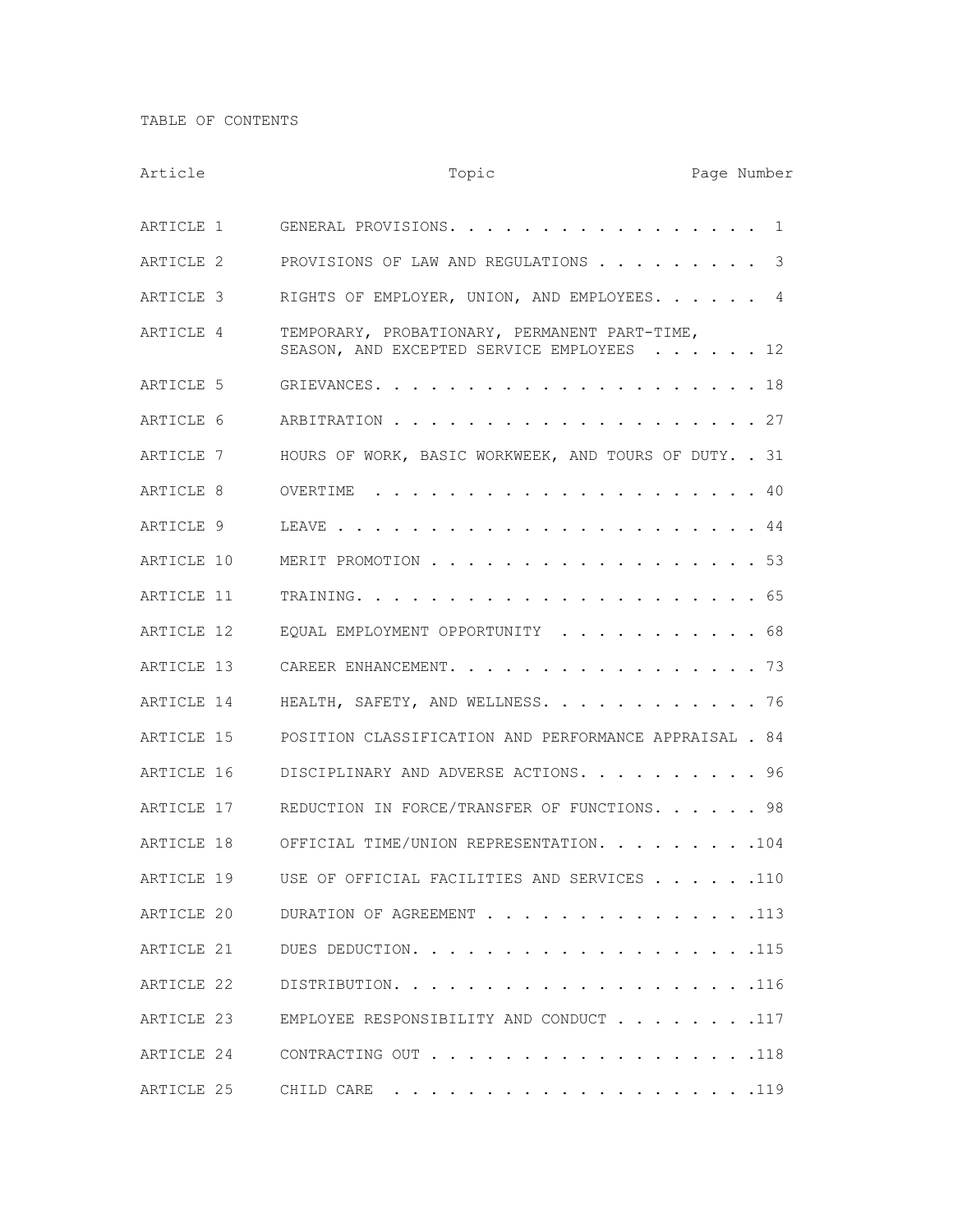# TABLE OF CONTENTS

| Article | Topic | Page Number |
| --- | --- | --- |
| ARTICLE 1 | GENERAL PROVISIONS | 1 |
| ARTICLE 2 | PROVISIONS OF LAW AND REGULATIONS | 3 |
| ARTICLE 3 | RIGHTS OF EMPLOYER, UNION, AND EMPLOYEES | 4 |
| ARTICLE 4 | TEMPORARY, PROBATIONARY, PERMANENT PART-TIME, SEASON, AND EXCEPTED SERVICE EMPLOYEES | 12 |
| ARTICLE 5 | GRIEVANCES | 18 |
| ARTICLE 6 | ARBITRATION | 27 |
| ARTICLE 7 | HOURS OF WORK, BASIC WORKWEEK, AND TOURS OF DUTY | 31 |
| ARTICLE 8 | OVERTIME | 40 |
| ARTICLE 9 | LEAVE | 44 |
| ARTICLE 10 | MERIT PROMOTION | 53 |
| ARTICLE 11 | TRAINING | 65 |
| ARTICLE 12 | EQUAL EMPLOYMENT OPPORTUNITY | 68 |
| ARTICLE 13 | CAREER ENHANCEMENT | 73 |
| ARTICLE 14 | HEALTH, SAFETY, AND WELLNESS | 76 |
| ARTICLE 15 | POSITION CLASSIFICATION AND PERFORMANCE APPRAISAL | 84 |
| ARTICLE 16 | DISCIPLINARY AND ADVERSE ACTIONS | 96 |
| ARTICLE 17 | REDUCTION IN FORCE/TRANSFER OF FUNCTIONS | 98 |
| ARTICLE 18 | OFFICIAL TIME/UNION REPRESENTATION | 104 |
| ARTICLE 19 | USE OF OFFICIAL FACILITIES AND SERVICES | 110 |
| ARTICLE 20 | DURATION OF AGREEMENT | 113 |
| ARTICLE 21 | DUES DEDUCTION | 115 |
| ARTICLE 22 | DISTRIBUTION | 116 |
| ARTICLE 23 | EMPLOYEE RESPONSIBILITY AND CONDUCT | 117 |
| ARTICLE 24 | CONTRACTING OUT | 118 |
| ARTICLE 25 | CHILD CARE | 119 |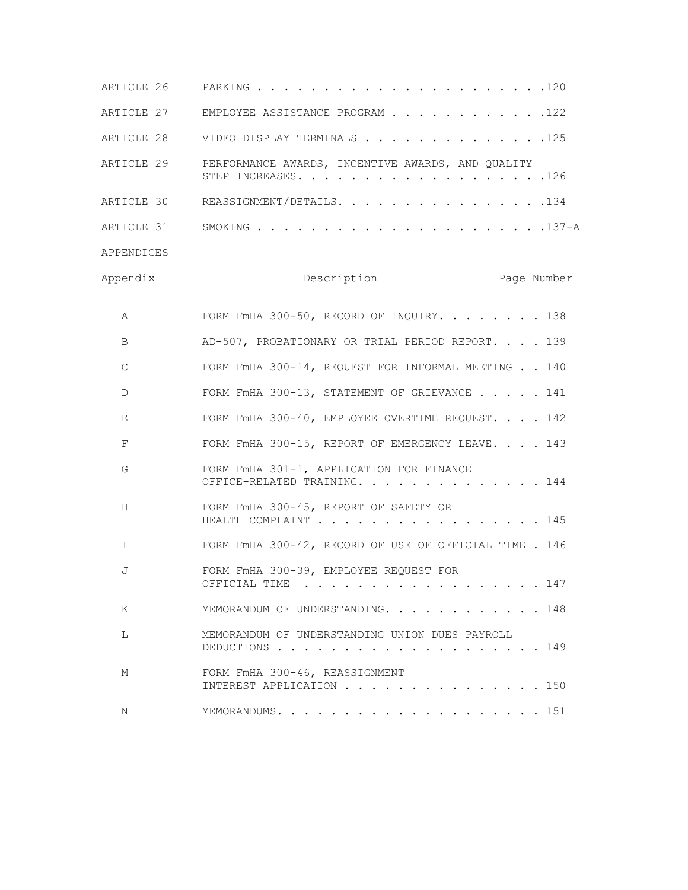| | | |
|---|---|---|
| ARTICLE 26 | PARKING | 120 |
| ARTICLE 27 | EMPLOYEE ASSISTANCE PROGRAM | 122 |
| ARTICLE 28 | VIDEO DISPLAY TERMINALS | 125 |
| ARTICLE 29 | PERFORMANCE AWARDS, INCENTIVE AWARDS, AND QUALITY STEP INCREASES. | 126 |
| ARTICLE 30 | REASSIGNMENT/DETAILS. | 134 |
| ARTICLE 31 | SMOKING | 137-A |

APPENDICES

| Appendix | Description | Page Number |
|---|---|---|
| A | FORM FmHA 300-50, RECORD OF INQUIRY. | 138 |
| B | AD-507, PROBATIONARY OR TRIAL PERIOD REPORT. | 139 |
| C | FORM FmHA 300-14, REQUEST FOR INFORMAL MEETING | 140 |
| D | FORM FmHA 300-13, STATEMENT OF GRIEVANCE | 141 |
| E | FORM FmHA 300-40, EMPLOYEE OVERTIME REQUEST. | 142 |
| F | FORM FmHA 300-15, REPORT OF EMERGENCY LEAVE. | 143 |
| G | FORM FmHA 301-1, APPLICATION FOR FINANCE OFFICE-RELATED TRAINING. | 144 |
| H | FORM FmHA 300-45, REPORT OF SAFETY OR HEALTH COMPLAINT | 145 |
| I | FORM FmHA 300-42, RECORD OF USE OF OFFICIAL TIME | 146 |
| J | FORM FmHA 300-39, EMPLOYEE REQUEST FOR OFFICIAL TIME | 147 |
| K | MEMORANDUM OF UNDERSTANDING. | 148 |
| L | MEMORANDUM OF UNDERSTANDING UNION DUES PAYROLL DEDUCTIONS | 149 |
| M | FORM FmHA 300-46, REASSIGNMENT INTEREST APPLICATION | 150 |
| N | MEMORANDUMS. | 151 |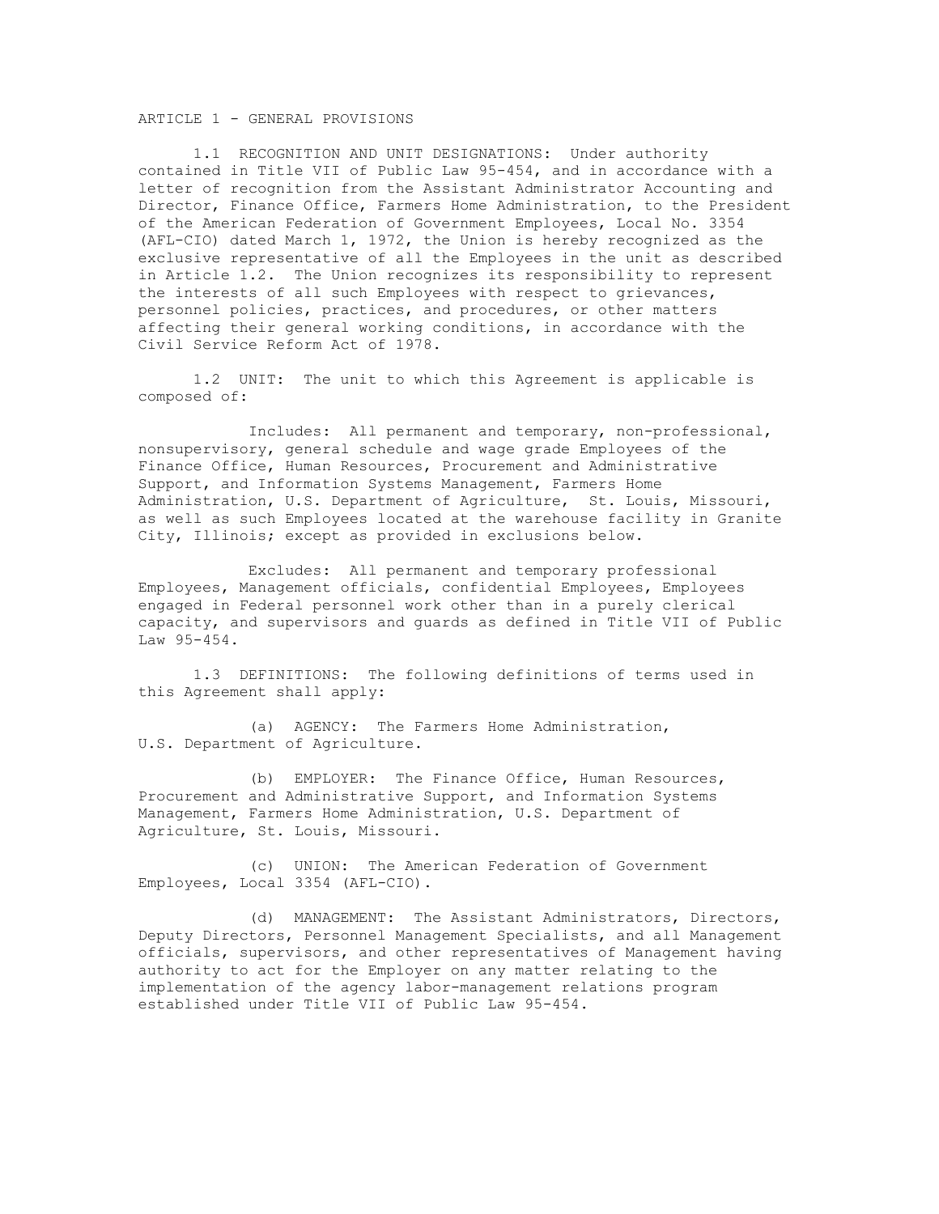# ARTICLE 1 - GENERAL PROVISIONS

1.1 RECOGNITION AND UNIT DESIGNATIONS: Under authority contained in Title VII of Public Law 95-454, and in accordance with a letter of recognition from the Assistant Administrator Accounting and Director, Finance Office, Farmers Home Administration, to the President of the American Federation of Government Employees, Local No. 3354 (AFL-CIO) dated March 1, 1972, the Union is hereby recognized as the exclusive representative of all the Employees in the unit as described in Article 1.2. The Union recognizes its responsibility to represent the interests of all such Employees with respect to grievances, personnel policies, practices, and procedures, or other matters affecting their general working conditions, in accordance with the Civil Service Reform Act of 1978.

1.2 UNIT: The unit to which this Agreement is applicable is composed of:

Includes: All permanent and temporary, non-professional, nonsupervisory, general schedule and wage grade Employees of the Finance Office, Human Resources, Procurement and Administrative Support, and Information Systems Management, Farmers Home Administration, U.S. Department of Agriculture, St. Louis, Missouri, as well as such Employees located at the warehouse facility in Granite City, Illinois; except as provided in exclusions below.

Excludes: All permanent and temporary professional Employees, Management officials, confidential Employees, Employees engaged in Federal personnel work other than in a purely clerical capacity, and supervisors and guards as defined in Title VII of Public Law 95-454.

1.3 DEFINITIONS: The following definitions of terms used in this Agreement shall apply:

(a) AGENCY: The Farmers Home Administration, U.S. Department of Agriculture.

(b) EMPLOYER: The Finance Office, Human Resources, Procurement and Administrative Support, and Information Systems Management, Farmers Home Administration, U.S. Department of Agriculture, St. Louis, Missouri.

(c) UNION: The American Federation of Government Employees, Local 3354 (AFL-CIO).

(d) MANAGEMENT: The Assistant Administrators, Directors, Deputy Directors, Personnel Management Specialists, and all Management officials, supervisors, and other representatives of Management having authority to act for the Employer on any matter relating to the implementation of the agency labor-management relations program established under Title VII of Public Law 95-454.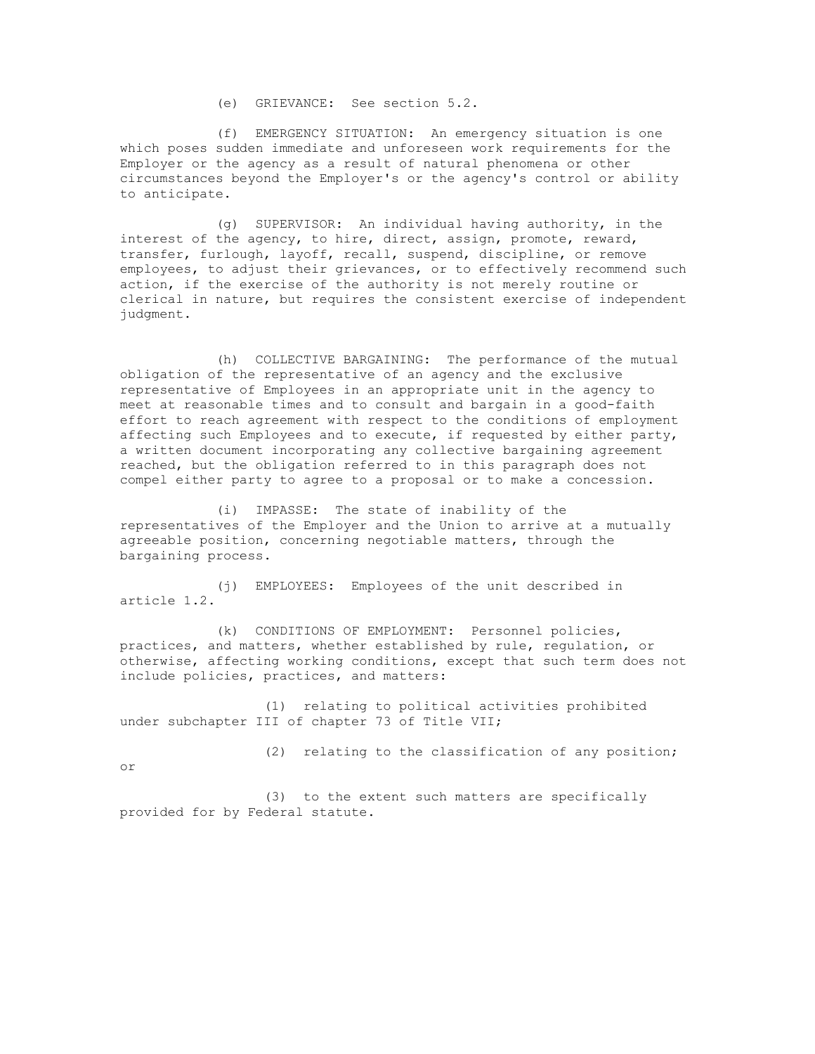(e) GRIEVANCE: See section 5.2.

(f) EMERGENCY SITUATION: An emergency situation is one which poses sudden immediate and unforeseen work requirements for the Employer or the agency as a result of natural phenomena or other circumstances beyond the Employer's or the agency's control or ability to anticipate.

(g) SUPERVISOR: An individual having authority, in the interest of the agency, to hire, direct, assign, promote, reward, transfer, furlough, layoff, recall, suspend, discipline, or remove employees, to adjust their grievances, or to effectively recommend such action, if the exercise of the authority is not merely routine or clerical in nature, but requires the consistent exercise of independent judgment.

(h) COLLECTIVE BARGAINING: The performance of the mutual obligation of the representative of an agency and the exclusive representative of Employees in an appropriate unit in the agency to meet at reasonable times and to consult and bargain in a good-faith effort to reach agreement with respect to the conditions of employment affecting such Employees and to execute, if requested by either party, a written document incorporating any collective bargaining agreement reached, but the obligation referred to in this paragraph does not compel either party to agree to a proposal or to make a concession.

(i) IMPASSE: The state of inability of the representatives of the Employer and the Union to arrive at a mutually agreeable position, concerning negotiable matters, through the bargaining process.

(j) EMPLOYEES: Employees of the unit described in article 1.2.

(k) CONDITIONS OF EMPLOYMENT: Personnel policies, practices, and matters, whether established by rule, regulation, or otherwise, affecting working conditions, except that such term does not include policies, practices, and matters:

(1) relating to political activities prohibited under subchapter III of chapter 73 of Title VII;

(2) relating to the classification of any position; or

(3) to the extent such matters are specifically provided for by Federal statute.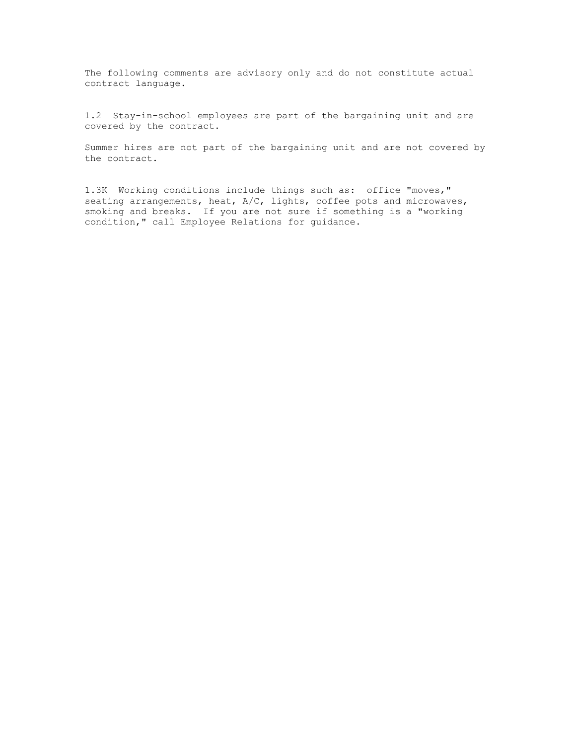The following comments are advisory only and do not constitute actual contract language.

1.2 Stay-in-school employees are part of the bargaining unit and are covered by the contract.

Summer hires are not part of the bargaining unit and are not covered by the contract.

1.3K Working conditions include things such as: office "moves," seating arrangements, heat, A/C, lights, coffee pots and microwaves, smoking and breaks. If you are not sure if something is a "working condition," call Employee Relations for guidance.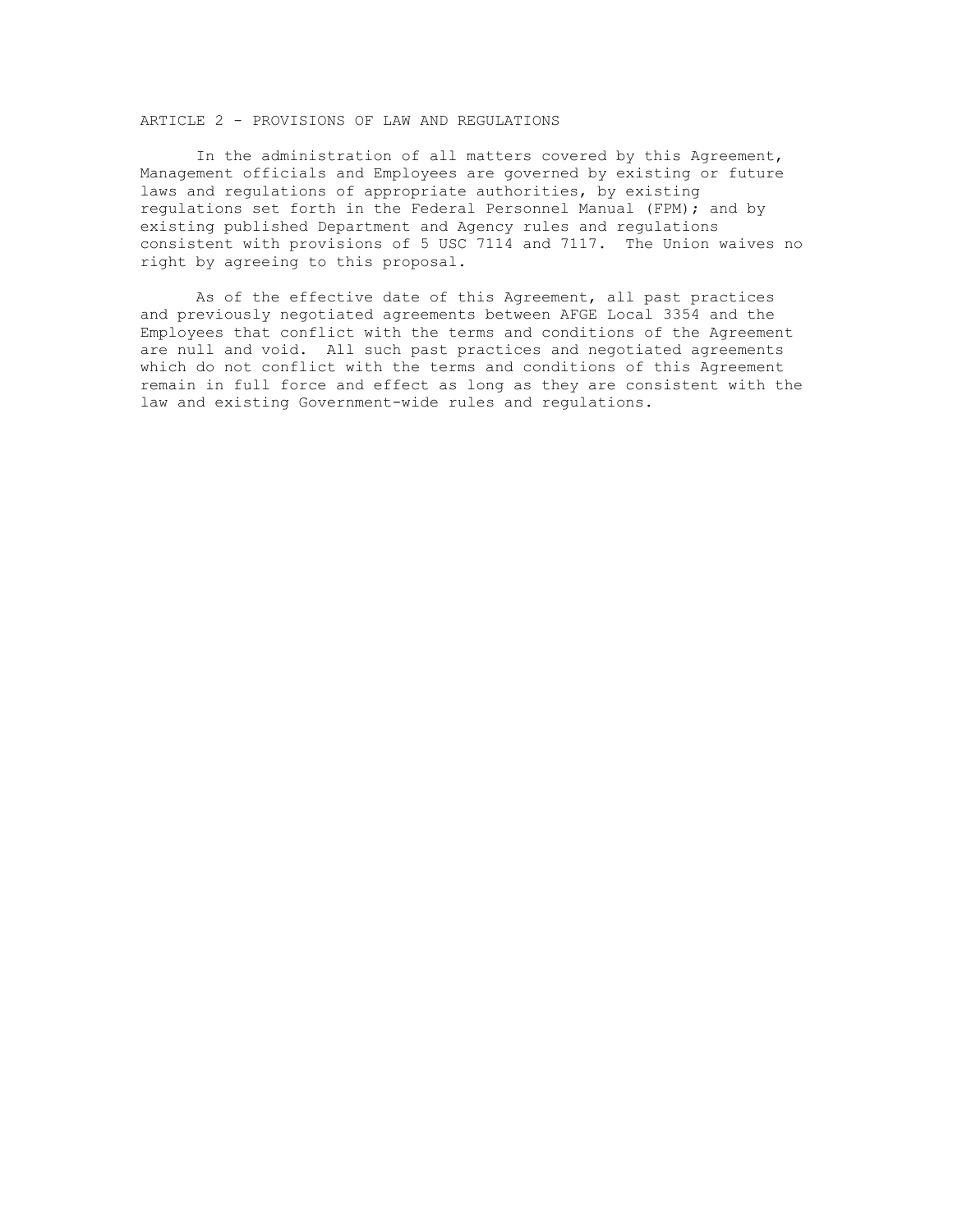## ARTICLE 2 - PROVISIONS OF LAW AND REGULATIONS

In the administration of all matters covered by this Agreement, Management officials and Employees are governed by existing or future laws and regulations of appropriate authorities, by existing regulations set forth in the Federal Personnel Manual (FPM); and by existing published Department and Agency rules and regulations consistent with provisions of 5 USC 7114 and 7117. The Union waives no right by agreeing to this proposal.

As of the effective date of this Agreement, all past practices and previously negotiated agreements between AFGE Local 3354 and the Employees that conflict with the terms and conditions of the Agreement are null and void. All such past practices and negotiated agreements which do not conflict with the terms and conditions of this Agreement remain in full force and effect as long as they are consistent with the law and existing Government-wide rules and regulations.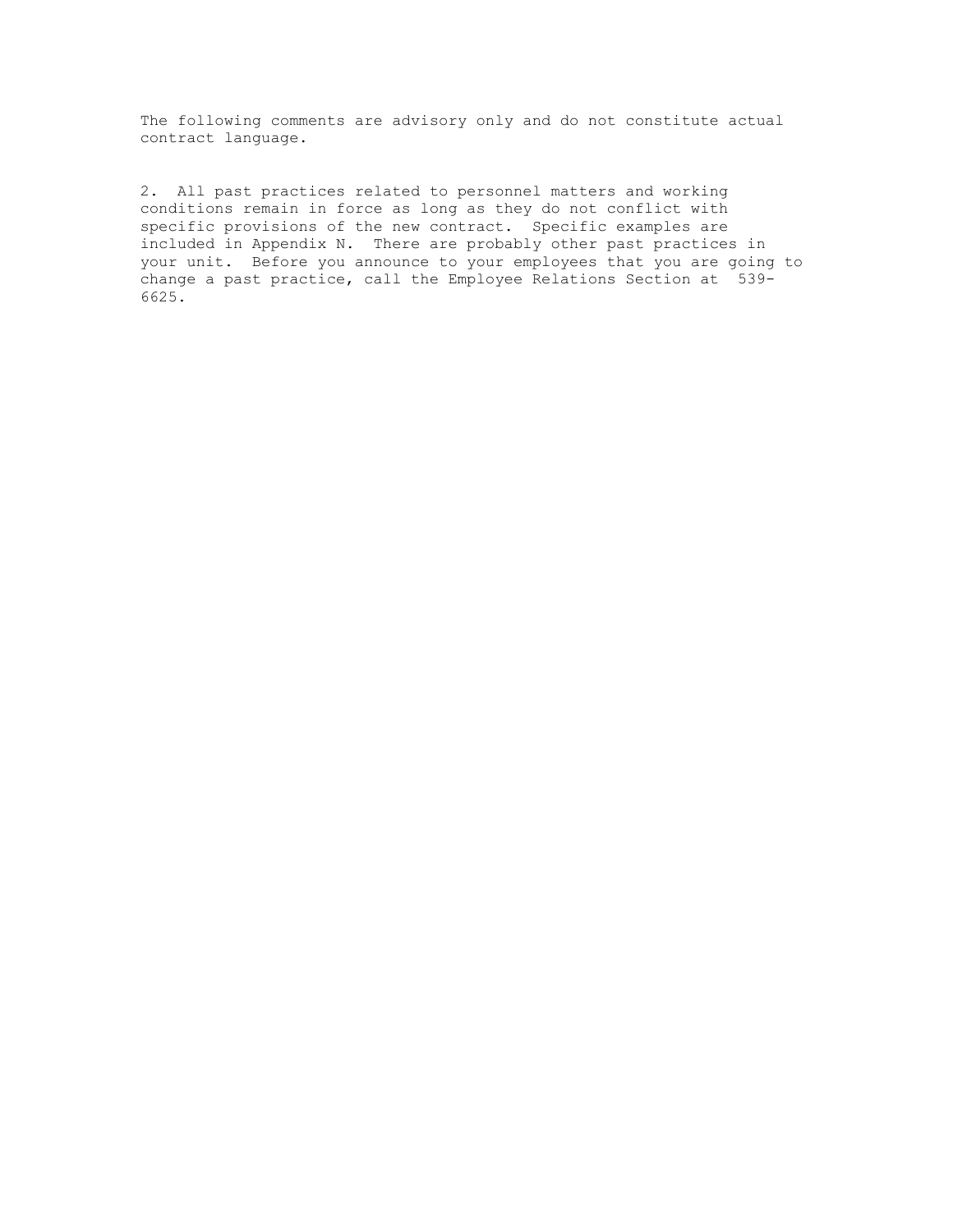The following comments are advisory only and do not constitute actual contract language.

2. All past practices related to personnel matters and working conditions remain in force as long as they do not conflict with specific provisions of the new contract. Specific examples are included in Appendix N. There are probably other past practices in your unit. Before you announce to your employees that you are going to change a past practice, call the Employee Relations Section at 539-6625.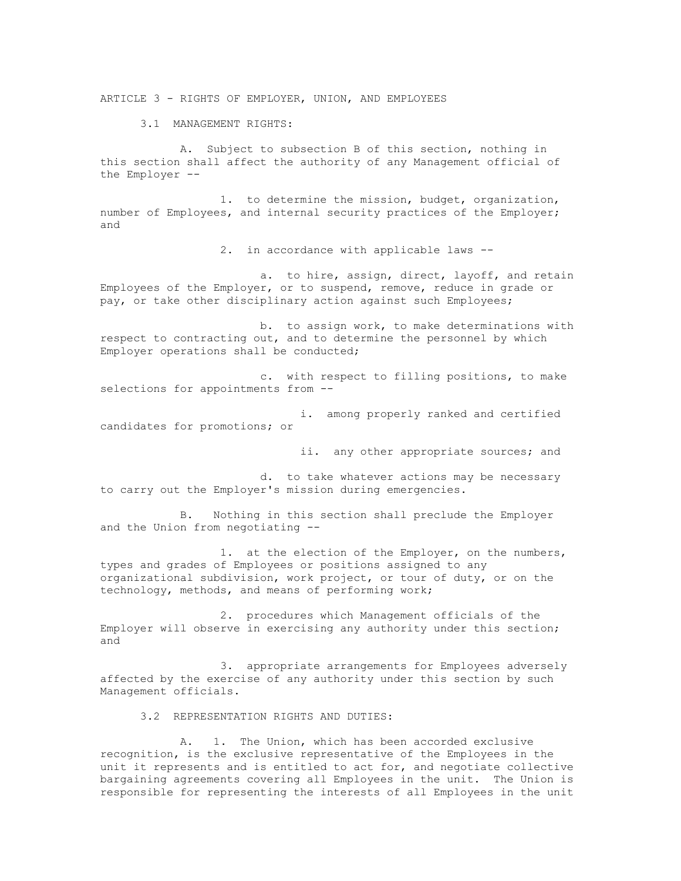## ARTICLE 3 - RIGHTS OF EMPLOYER, UNION, AND EMPLOYEES

### 3.1 MANAGEMENT RIGHTS:

A. Subject to subsection B of this section, nothing in this section shall affect the authority of any Management official of the Employer --

1. to determine the mission, budget, organization, number of Employees, and internal security practices of the Employer; and

2. in accordance with applicable laws --

a. to hire, assign, direct, layoff, and retain Employees of the Employer, or to suspend, remove, reduce in grade or pay, or take other disciplinary action against such Employees;

b. to assign work, to make determinations with respect to contracting out, and to determine the personnel by which Employer operations shall be conducted;

c. with respect to filling positions, to make selections for appointments from --

i. among properly ranked and certified candidates for promotions; or

ii. any other appropriate sources; and

d. to take whatever actions may be necessary to carry out the Employer's mission during emergencies.

B. Nothing in this section shall preclude the Employer and the Union from negotiating --

1. at the election of the Employer, on the numbers, types and grades of Employees or positions assigned to any organizational subdivision, work project, or tour of duty, or on the technology, methods, and means of performing work;

2. procedures which Management officials of the Employer will observe in exercising any authority under this section; and

3. appropriate arrangements for Employees adversely affected by the exercise of any authority under this section by such Management officials.

### 3.2 REPRESENTATION RIGHTS AND DUTIES:

A. 1. The Union, which has been accorded exclusive recognition, is the exclusive representative of the Employees in the unit it represents and is entitled to act for, and negotiate collective bargaining agreements covering all Employees in the unit. The Union is responsible for representing the interests of all Employees in the unit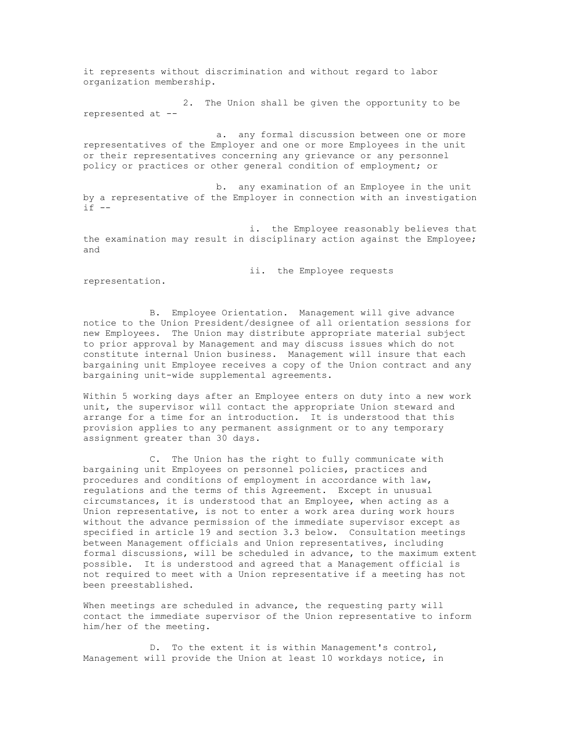it represents without discrimination and without regard to labor organization membership.

2. The Union shall be given the opportunity to be represented at --

a. any formal discussion between one or more representatives of the Employer and one or more Employees in the unit or their representatives concerning any grievance or any personnel policy or practices or other general condition of employment; or

b. any examination of an Employee in the unit by a representative of the Employer in connection with an investigation if --

i. the Employee reasonably believes that the examination may result in disciplinary action against the Employee; and

ii. the Employee requests representation.

B. Employee Orientation. Management will give advance notice to the Union President/designee of all orientation sessions for new Employees. The Union may distribute appropriate material subject to prior approval by Management and may discuss issues which do not constitute internal Union business. Management will insure that each bargaining unit Employee receives a copy of the Union contract and any bargaining unit-wide supplemental agreements.

Within 5 working days after an Employee enters on duty into a new work unit, the supervisor will contact the appropriate Union steward and arrange for a time for an introduction. It is understood that this provision applies to any permanent assignment or to any temporary assignment greater than 30 days.

C. The Union has the right to fully communicate with bargaining unit Employees on personnel policies, practices and procedures and conditions of employment in accordance with law, regulations and the terms of this Agreement. Except in unusual circumstances, it is understood that an Employee, when acting as a Union representative, is not to enter a work area during work hours without the advance permission of the immediate supervisor except as specified in article 19 and section 3.3 below. Consultation meetings between Management officials and Union representatives, including formal discussions, will be scheduled in advance, to the maximum extent possible. It is understood and agreed that a Management official is not required to meet with a Union representative if a meeting has not been preestablished.

When meetings are scheduled in advance, the requesting party will contact the immediate supervisor of the Union representative to inform him/her of the meeting.

D. To the extent it is within Management's control, Management will provide the Union at least 10 workdays notice, in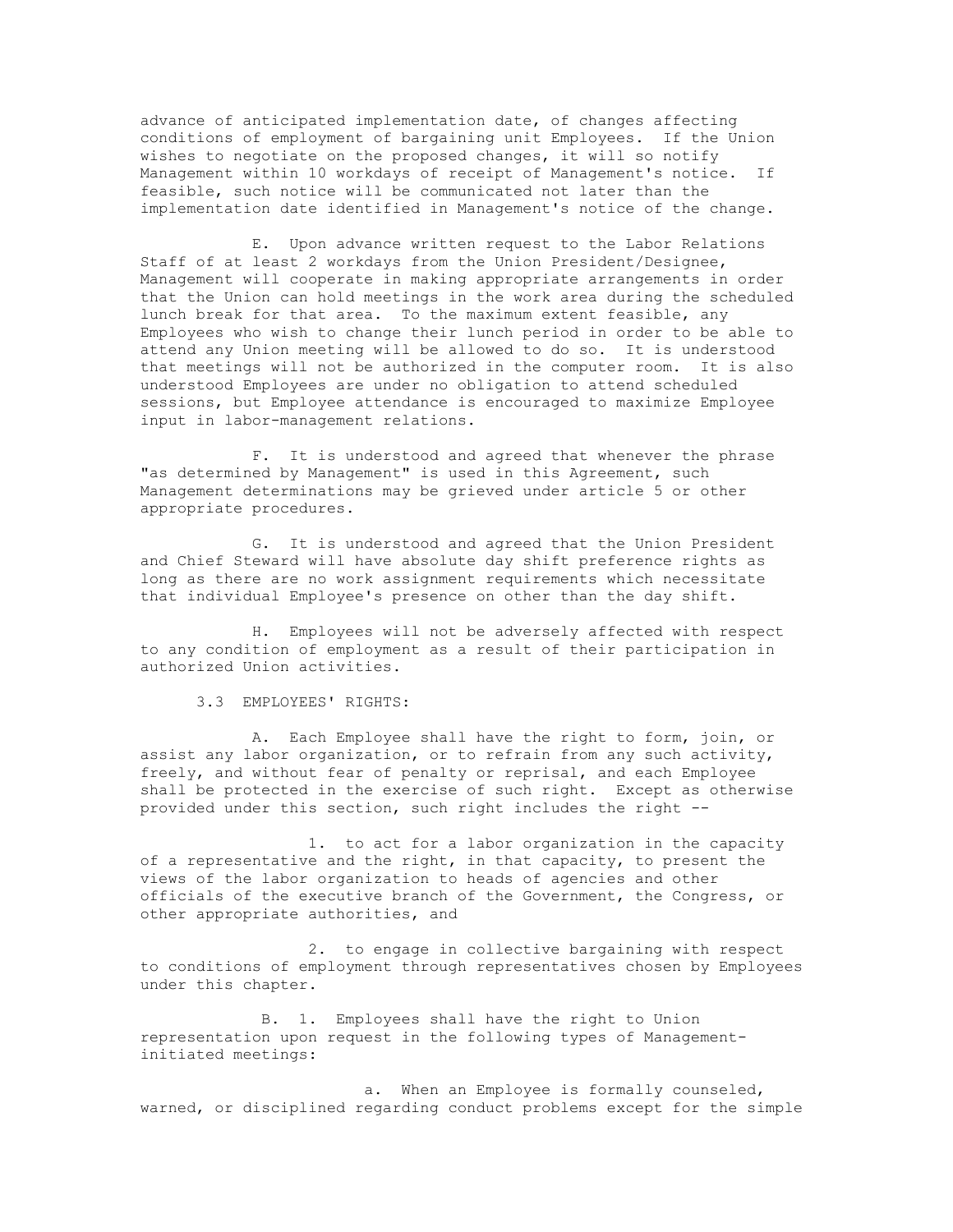advance of anticipated implementation date, of changes affecting conditions of employment of bargaining unit Employees. If the Union wishes to negotiate on the proposed changes, it will so notify Management within 10 workdays of receipt of Management's notice. If feasible, such notice will be communicated not later than the implementation date identified in Management's notice of the change.

E. Upon advance written request to the Labor Relations Staff of at least 2 workdays from the Union President/Designee, Management will cooperate in making appropriate arrangements in order that the Union can hold meetings in the work area during the scheduled lunch break for that area. To the maximum extent feasible, any Employees who wish to change their lunch period in order to be able to attend any Union meeting will be allowed to do so. It is understood that meetings will not be authorized in the computer room. It is also understood Employees are under no obligation to attend scheduled sessions, but Employee attendance is encouraged to maximize Employee input in labor-management relations.

F. It is understood and agreed that whenever the phrase "as determined by Management" is used in this Agreement, such Management determinations may be grieved under article 5 or other appropriate procedures.

G. It is understood and agreed that the Union President and Chief Steward will have absolute day shift preference rights as long as there are no work assignment requirements which necessitate that individual Employee's presence on other than the day shift.

H. Employees will not be adversely affected with respect to any condition of employment as a result of their participation in authorized Union activities.

3.3 EMPLOYEES' RIGHTS:

A. Each Employee shall have the right to form, join, or assist any labor organization, or to refrain from any such activity, freely, and without fear of penalty or reprisal, and each Employee shall be protected in the exercise of such right. Except as otherwise provided under this section, such right includes the right --

1. to act for a labor organization in the capacity of a representative and the right, in that capacity, to present the views of the labor organization to heads of agencies and other officials of the executive branch of the Government, the Congress, or other appropriate authorities, and

2. to engage in collective bargaining with respect to conditions of employment through representatives chosen by Employees under this chapter.

B. 1. Employees shall have the right to Union representation upon request in the following types of Management-initiated meetings:

a. When an Employee is formally counseled, warned, or disciplined regarding conduct problems except for the simple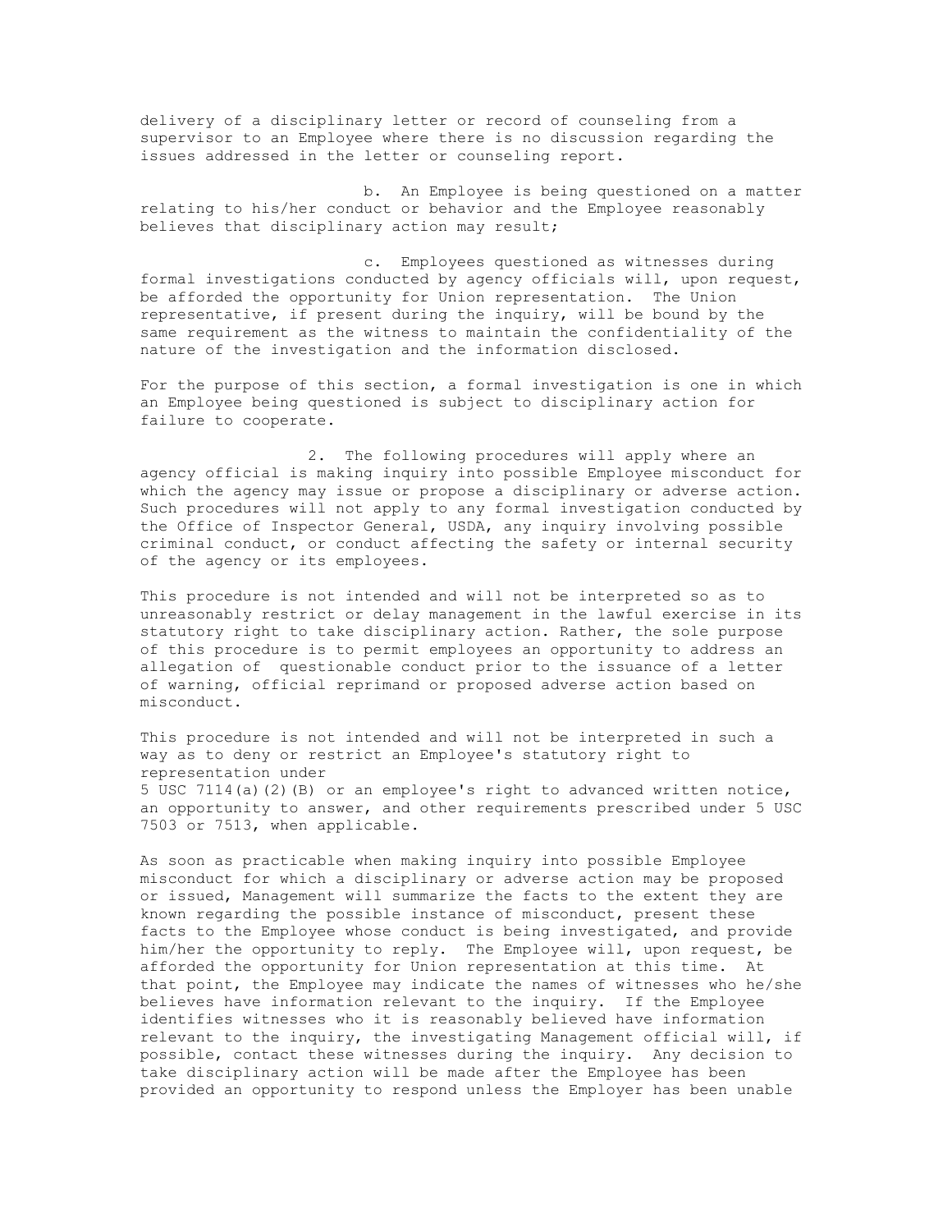delivery of a disciplinary letter or record of counseling from a supervisor to an Employee where there is no discussion regarding the issues addressed in the letter or counseling report.

b. An Employee is being questioned on a matter relating to his/her conduct or behavior and the Employee reasonably believes that disciplinary action may result;

c. Employees questioned as witnesses during formal investigations conducted by agency officials will, upon request, be afforded the opportunity for Union representation. The Union representative, if present during the inquiry, will be bound by the same requirement as the witness to maintain the confidentiality of the nature of the investigation and the information disclosed.

For the purpose of this section, a formal investigation is one in which an Employee being questioned is subject to disciplinary action for failure to cooperate.

2. The following procedures will apply where an agency official is making inquiry into possible Employee misconduct for which the agency may issue or propose a disciplinary or adverse action. Such procedures will not apply to any formal investigation conducted by the Office of Inspector General, USDA, any inquiry involving possible criminal conduct, or conduct affecting the safety or internal security of the agency or its employees.

This procedure is not intended and will not be interpreted so as to unreasonably restrict or delay management in the lawful exercise in its statutory right to take disciplinary action. Rather, the sole purpose of this procedure is to permit employees an opportunity to address an allegation of questionable conduct prior to the issuance of a letter of warning, official reprimand or proposed adverse action based on misconduct.

This procedure is not intended and will not be interpreted in such a way as to deny or restrict an Employee's statutory right to representation under 5 USC 7114(a)(2)(B) or an employee's right to advanced written notice, an opportunity to answer, and other requirements prescribed under 5 USC 7503 or 7513, when applicable.

As soon as practicable when making inquiry into possible Employee misconduct for which a disciplinary or adverse action may be proposed or issued, Management will summarize the facts to the extent they are known regarding the possible instance of misconduct, present these facts to the Employee whose conduct is being investigated, and provide him/her the opportunity to reply. The Employee will, upon request, be afforded the opportunity for Union representation at this time. At that point, the Employee may indicate the names of witnesses who he/she believes have information relevant to the inquiry. If the Employee identifies witnesses who it is reasonably believed have information relevant to the inquiry, the investigating Management official will, if possible, contact these witnesses during the inquiry. Any decision to take disciplinary action will be made after the Employee has been provided an opportunity to respond unless the Employer has been unable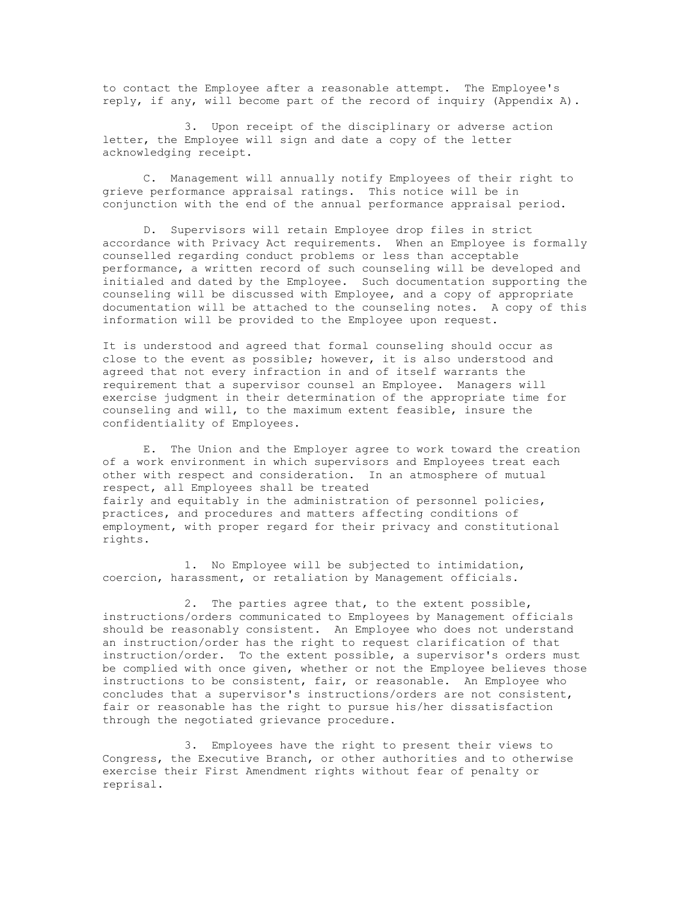to contact the Employee after a reasonable attempt. The Employee's reply, if any, will become part of the record of inquiry (Appendix A).

3. Upon receipt of the disciplinary or adverse action letter, the Employee will sign and date a copy of the letter acknowledging receipt.

C. Management will annually notify Employees of their right to grieve performance appraisal ratings. This notice will be in conjunction with the end of the annual performance appraisal period.

D. Supervisors will retain Employee drop files in strict accordance with Privacy Act requirements. When an Employee is formally counselled regarding conduct problems or less than acceptable performance, a written record of such counseling will be developed and initialed and dated by the Employee. Such documentation supporting the counseling will be discussed with Employee, and a copy of appropriate documentation will be attached to the counseling notes. A copy of this information will be provided to the Employee upon request.

It is understood and agreed that formal counseling should occur as close to the event as possible; however, it is also understood and agreed that not every infraction in and of itself warrants the requirement that a supervisor counsel an Employee. Managers will exercise judgment in their determination of the appropriate time for counseling and will, to the maximum extent feasible, insure the confidentiality of Employees.

E. The Union and the Employer agree to work toward the creation of a work environment in which supervisors and Employees treat each other with respect and consideration. In an atmosphere of mutual respect, all Employees shall be treated fairly and equitably in the administration of personnel policies, practices, and procedures and matters affecting conditions of employment, with proper regard for their privacy and constitutional rights.

1. No Employee will be subjected to intimidation, coercion, harassment, or retaliation by Management officials.

2. The parties agree that, to the extent possible, instructions/orders communicated to Employees by Management officials should be reasonably consistent. An Employee who does not understand an instruction/order has the right to request clarification of that instruction/order. To the extent possible, a supervisor's orders must be complied with once given, whether or not the Employee believes those instructions to be consistent, fair, or reasonable. An Employee who concludes that a supervisor's instructions/orders are not consistent, fair or reasonable has the right to pursue his/her dissatisfaction through the negotiated grievance procedure.

3. Employees have the right to present their views to Congress, the Executive Branch, or other authorities and to otherwise exercise their First Amendment rights without fear of penalty or reprisal.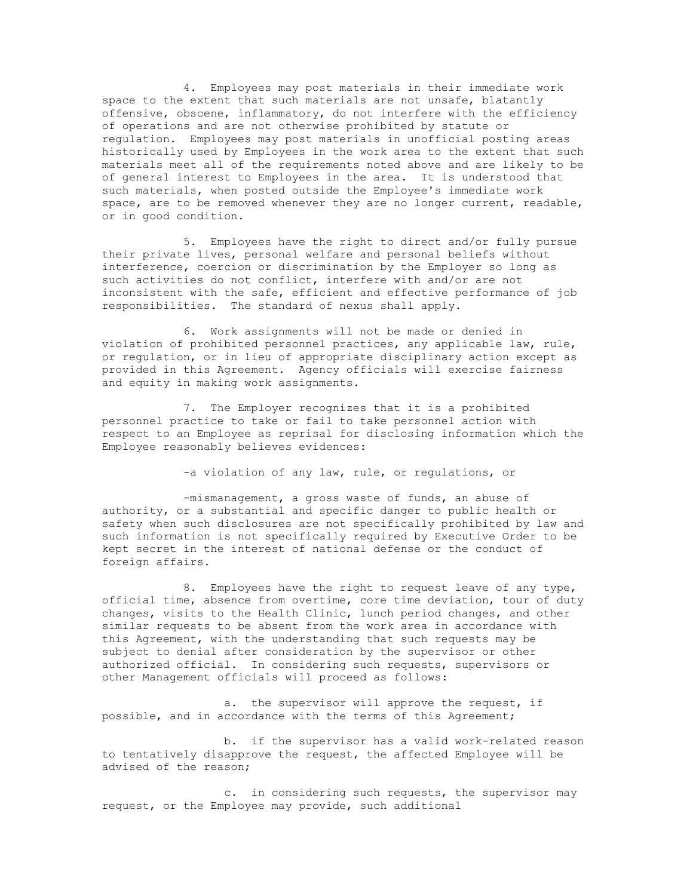4. Employees may post materials in their immediate work space to the extent that such materials are not unsafe, blatantly offensive, obscene, inflammatory, do not interfere with the efficiency of operations and are not otherwise prohibited by statute or regulation. Employees may post materials in unofficial posting areas historically used by Employees in the work area to the extent that such materials meet all of the requirements noted above and are likely to be of general interest to Employees in the area. It is understood that such materials, when posted outside the Employee's immediate work space, are to be removed whenever they are no longer current, readable, or in good condition.

5. Employees have the right to direct and/or fully pursue their private lives, personal welfare and personal beliefs without interference, coercion or discrimination by the Employer so long as such activities do not conflict, interfere with and/or are not inconsistent with the safe, efficient and effective performance of job responsibilities. The standard of nexus shall apply.

6. Work assignments will not be made or denied in violation of prohibited personnel practices, any applicable law, rule, or regulation, or in lieu of appropriate disciplinary action except as provided in this Agreement. Agency officials will exercise fairness and equity in making work assignments.

7. The Employer recognizes that it is a prohibited personnel practice to take or fail to take personnel action with respect to an Employee as reprisal for disclosing information which the Employee reasonably believes evidences:

-a violation of any law, rule, or regulations, or

-mismanagement, a gross waste of funds, an abuse of authority, or a substantial and specific danger to public health or safety when such disclosures are not specifically prohibited by law and such information is not specifically required by Executive Order to be kept secret in the interest of national defense or the conduct of foreign affairs.

8. Employees have the right to request leave of any type, official time, absence from overtime, core time deviation, tour of duty changes, visits to the Health Clinic, lunch period changes, and other similar requests to be absent from the work area in accordance with this Agreement, with the understanding that such requests may be subject to denial after consideration by the supervisor or other authorized official. In considering such requests, supervisors or other Management officials will proceed as follows:

a. the supervisor will approve the request, if possible, and in accordance with the terms of this Agreement;

b. if the supervisor has a valid work-related reason to tentatively disapprove the request, the affected Employee will be advised of the reason;

c. in considering such requests, the supervisor may request, or the Employee may provide, such additional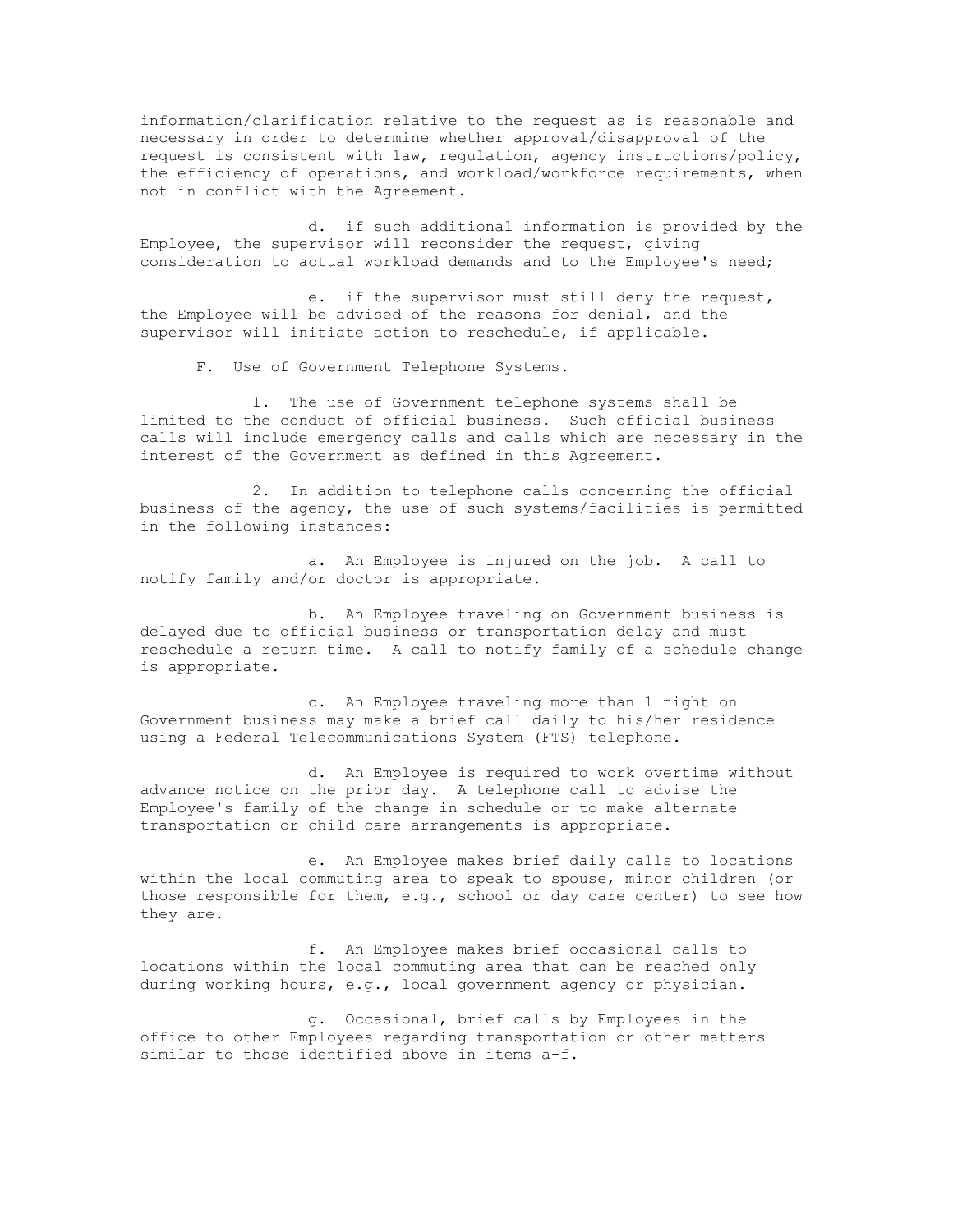information/clarification relative to the request as is reasonable and necessary in order to determine whether approval/disapproval of the request is consistent with law, regulation, agency instructions/policy, the efficiency of operations, and workload/workforce requirements, when not in conflict with the Agreement.

d. if such additional information is provided by the Employee, the supervisor will reconsider the request, giving consideration to actual workload demands and to the Employee's need;

e. if the supervisor must still deny the request, the Employee will be advised of the reasons for denial, and the supervisor will initiate action to reschedule, if applicable.

F. Use of Government Telephone Systems.

1. The use of Government telephone systems shall be limited to the conduct of official business. Such official business calls will include emergency calls and calls which are necessary in the interest of the Government as defined in this Agreement.

2. In addition to telephone calls concerning the official business of the agency, the use of such systems/facilities is permitted in the following instances:

a. An Employee is injured on the job. A call to notify family and/or doctor is appropriate.

b. An Employee traveling on Government business is delayed due to official business or transportation delay and must reschedule a return time. A call to notify family of a schedule change is appropriate.

c. An Employee traveling more than 1 night on Government business may make a brief call daily to his/her residence using a Federal Telecommunications System (FTS) telephone.

d. An Employee is required to work overtime without advance notice on the prior day. A telephone call to advise the Employee's family of the change in schedule or to make alternate transportation or child care arrangements is appropriate.

e. An Employee makes brief daily calls to locations within the local commuting area to speak to spouse, minor children (or those responsible for them, e.g., school or day care center) to see how they are.

f. An Employee makes brief occasional calls to locations within the local commuting area that can be reached only during working hours, e.g., local government agency or physician.

g. Occasional, brief calls by Employees in the office to other Employees regarding transportation or other matters similar to those identified above in items a-f.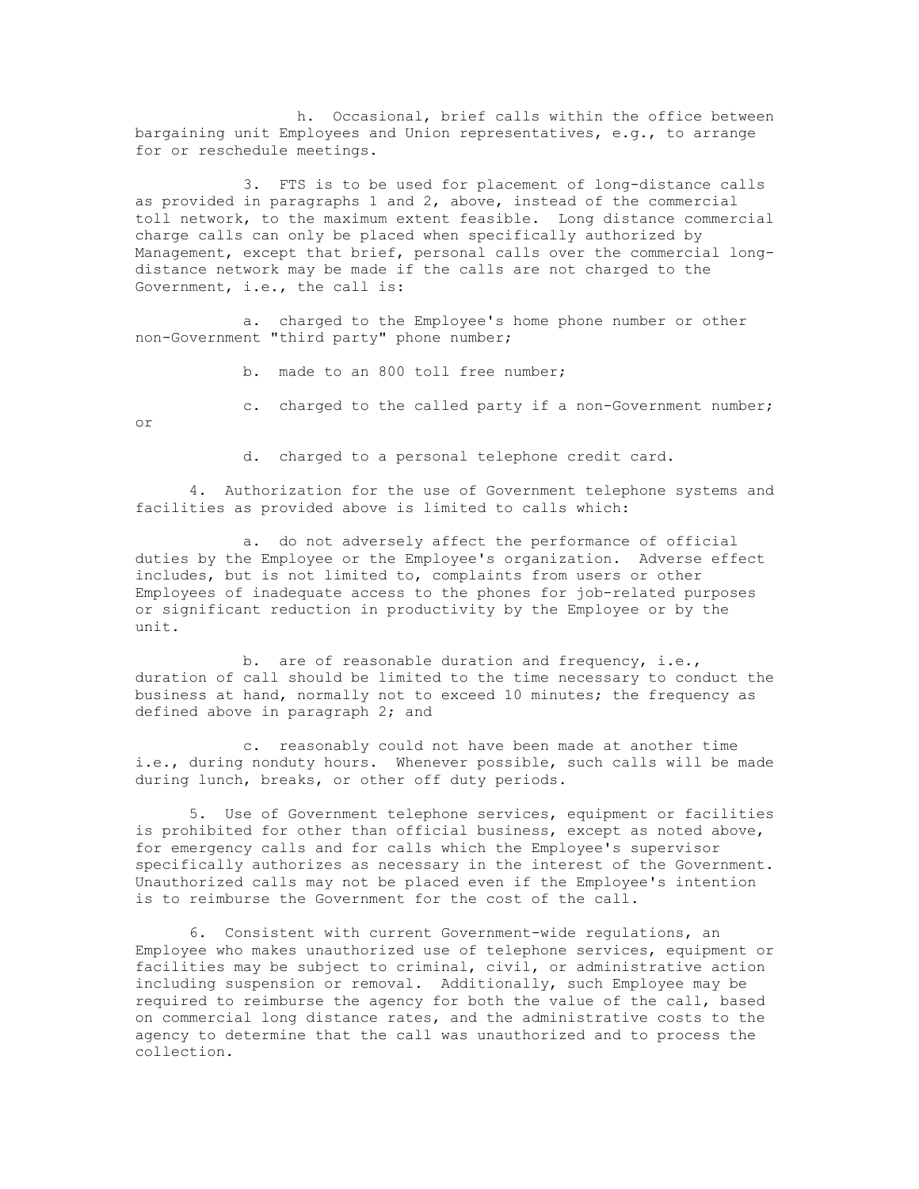h. Occasional, brief calls within the office between bargaining unit Employees and Union representatives, e.g., to arrange for or reschedule meetings.

3. FTS is to be used for placement of long-distance calls as provided in paragraphs 1 and 2, above, instead of the commercial toll network, to the maximum extent feasible. Long distance commercial charge calls can only be placed when specifically authorized by Management, except that brief, personal calls over the commercial long-distance network may be made if the calls are not charged to the Government, i.e., the call is:

a. charged to the Employee's home phone number or other non-Government "third party" phone number;

b. made to an 800 toll free number;

c. charged to the called party if a non-Government number; or

d. charged to a personal telephone credit card.

4. Authorization for the use of Government telephone systems and facilities as provided above is limited to calls which:

a. do not adversely affect the performance of official duties by the Employee or the Employee's organization. Adverse effect includes, but is not limited to, complaints from users or other Employees of inadequate access to the phones for job-related purposes or significant reduction in productivity by the Employee or by the unit.

b. are of reasonable duration and frequency, i.e., duration of call should be limited to the time necessary to conduct the business at hand, normally not to exceed 10 minutes; the frequency as defined above in paragraph 2; and

c. reasonably could not have been made at another time i.e., during nonduty hours. Whenever possible, such calls will be made during lunch, breaks, or other off duty periods.

5. Use of Government telephone services, equipment or facilities is prohibited for other than official business, except as noted above, for emergency calls and for calls which the Employee's supervisor specifically authorizes as necessary in the interest of the Government. Unauthorized calls may not be placed even if the Employee's intention is to reimburse the Government for the cost of the call.

6. Consistent with current Government-wide regulations, an Employee who makes unauthorized use of telephone services, equipment or facilities may be subject to criminal, civil, or administrative action including suspension or removal. Additionally, such Employee may be required to reimburse the agency for both the value of the call, based on commercial long distance rates, and the administrative costs to the agency to determine that the call was unauthorized and to process the collection.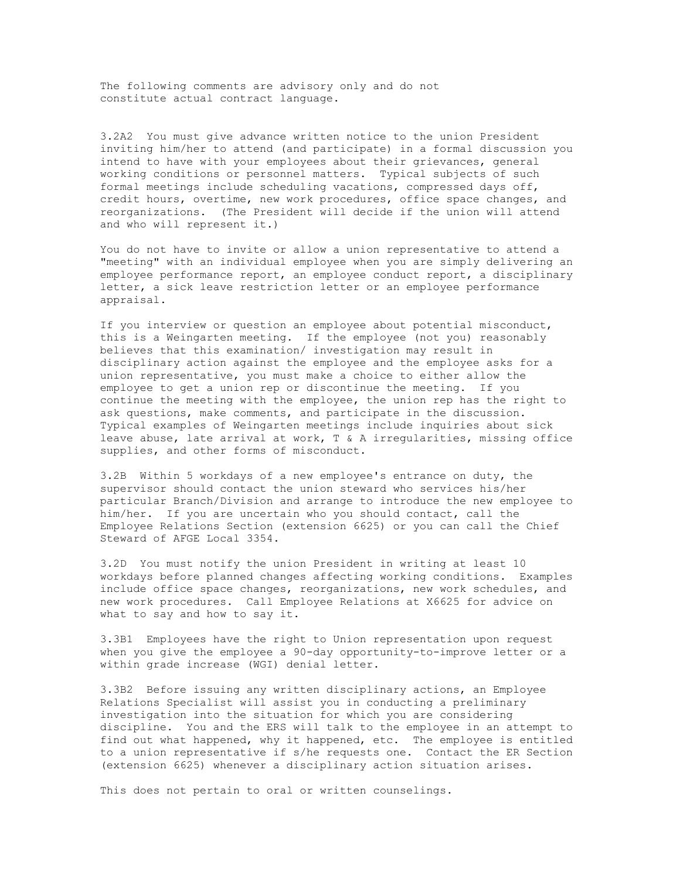The following comments are advisory only and do not constitute actual contract language.

3.2A2 You must give advance written notice to the union President inviting him/her to attend (and participate) in a formal discussion you intend to have with your employees about their grievances, general working conditions or personnel matters. Typical subjects of such formal meetings include scheduling vacations, compressed days off, credit hours, overtime, new work procedures, office space changes, and reorganizations. (The President will decide if the union will attend and who will represent it.)

You do not have to invite or allow a union representative to attend a "meeting" with an individual employee when you are simply delivering an employee performance report, an employee conduct report, a disciplinary letter, a sick leave restriction letter or an employee performance appraisal.

If you interview or question an employee about potential misconduct, this is a Weingarten meeting. If the employee (not you) reasonably believes that this examination/ investigation may result in disciplinary action against the employee and the employee asks for a union representative, you must make a choice to either allow the employee to get a union rep or discontinue the meeting. If you continue the meeting with the employee, the union rep has the right to ask questions, make comments, and participate in the discussion. Typical examples of Weingarten meetings include inquiries about sick leave abuse, late arrival at work, T & A irregularities, missing office supplies, and other forms of misconduct.

3.2B Within 5 workdays of a new employee's entrance on duty, the supervisor should contact the union steward who services his/her particular Branch/Division and arrange to introduce the new employee to him/her. If you are uncertain who you should contact, call the Employee Relations Section (extension 6625) or you can call the Chief Steward of AFGE Local 3354.

3.2D You must notify the union President in writing at least 10 workdays before planned changes affecting working conditions. Examples include office space changes, reorganizations, new work schedules, and new work procedures. Call Employee Relations at X6625 for advice on what to say and how to say it.

3.3B1 Employees have the right to Union representation upon request when you give the employee a 90-day opportunity-to-improve letter or a within grade increase (WGI) denial letter.

3.3B2 Before issuing any written disciplinary actions, an Employee Relations Specialist will assist you in conducting a preliminary investigation into the situation for which you are considering discipline. You and the ERS will talk to the employee in an attempt to find out what happened, why it happened, etc. The employee is entitled to a union representative if s/he requests one. Contact the ER Section (extension 6625) whenever a disciplinary action situation arises.

This does not pertain to oral or written counselings.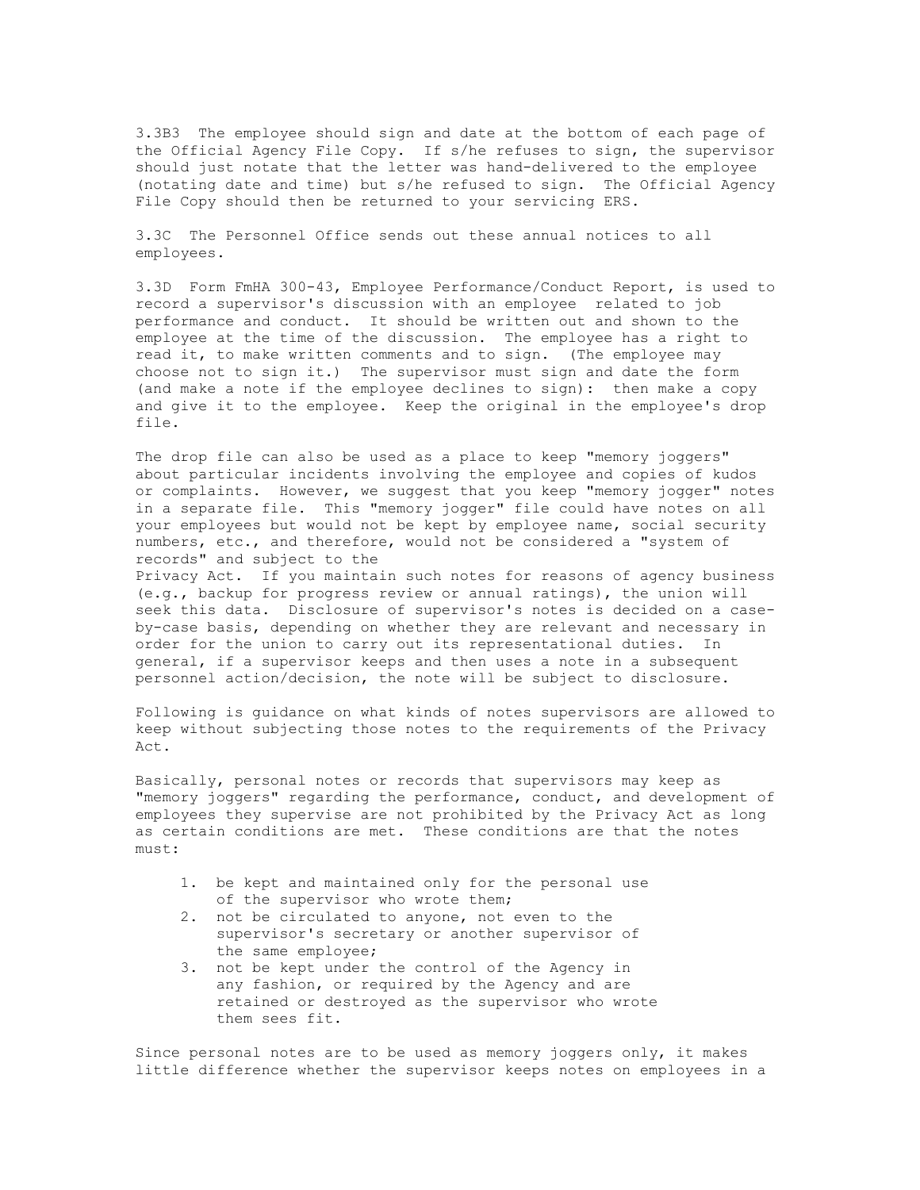3.3B3 The employee should sign and date at the bottom of each page of the Official Agency File Copy. If s/he refuses to sign, the supervisor should just notate that the letter was hand-delivered to the employee (notating date and time) but s/he refused to sign. The Official Agency File Copy should then be returned to your servicing ERS.

3.3C The Personnel Office sends out these annual notices to all employees.

3.3D Form FmHA 300-43, Employee Performance/Conduct Report, is used to record a supervisor's discussion with an employee related to job performance and conduct. It should be written out and shown to the employee at the time of the discussion. The employee has a right to read it, to make written comments and to sign. (The employee may choose not to sign it.) The supervisor must sign and date the form (and make a note if the employee declines to sign): then make a copy and give it to the employee. Keep the original in the employee's drop file.

The drop file can also be used as a place to keep "memory joggers" about particular incidents involving the employee and copies of kudos or complaints. However, we suggest that you keep "memory jogger" notes in a separate file. This "memory jogger" file could have notes on all your employees but would not be kept by employee name, social security numbers, etc., and therefore, would not be considered a "system of records" and subject to the Privacy Act. If you maintain such notes for reasons of agency business (e.g., backup for progress review or annual ratings), the union will seek this data. Disclosure of supervisor's notes is decided on a case-by-case basis, depending on whether they are relevant and necessary in order for the union to carry out its representational duties. In general, if a supervisor keeps and then uses a note in a subsequent personnel action/decision, the note will be subject to disclosure.

Following is guidance on what kinds of notes supervisors are allowed to keep without subjecting those notes to the requirements of the Privacy Act.

Basically, personal notes or records that supervisors may keep as "memory joggers" regarding the performance, conduct, and development of employees they supervise are not prohibited by the Privacy Act as long as certain conditions are met. These conditions are that the notes must:

1. be kept and maintained only for the personal use of the supervisor who wrote them;
2. not be circulated to anyone, not even to the supervisor's secretary or another supervisor of the same employee;
3. not be kept under the control of the Agency in any fashion, or required by the Agency and are retained or destroyed as the supervisor who wrote them sees fit.

Since personal notes are to be used as memory joggers only, it makes little difference whether the supervisor keeps notes on employees in a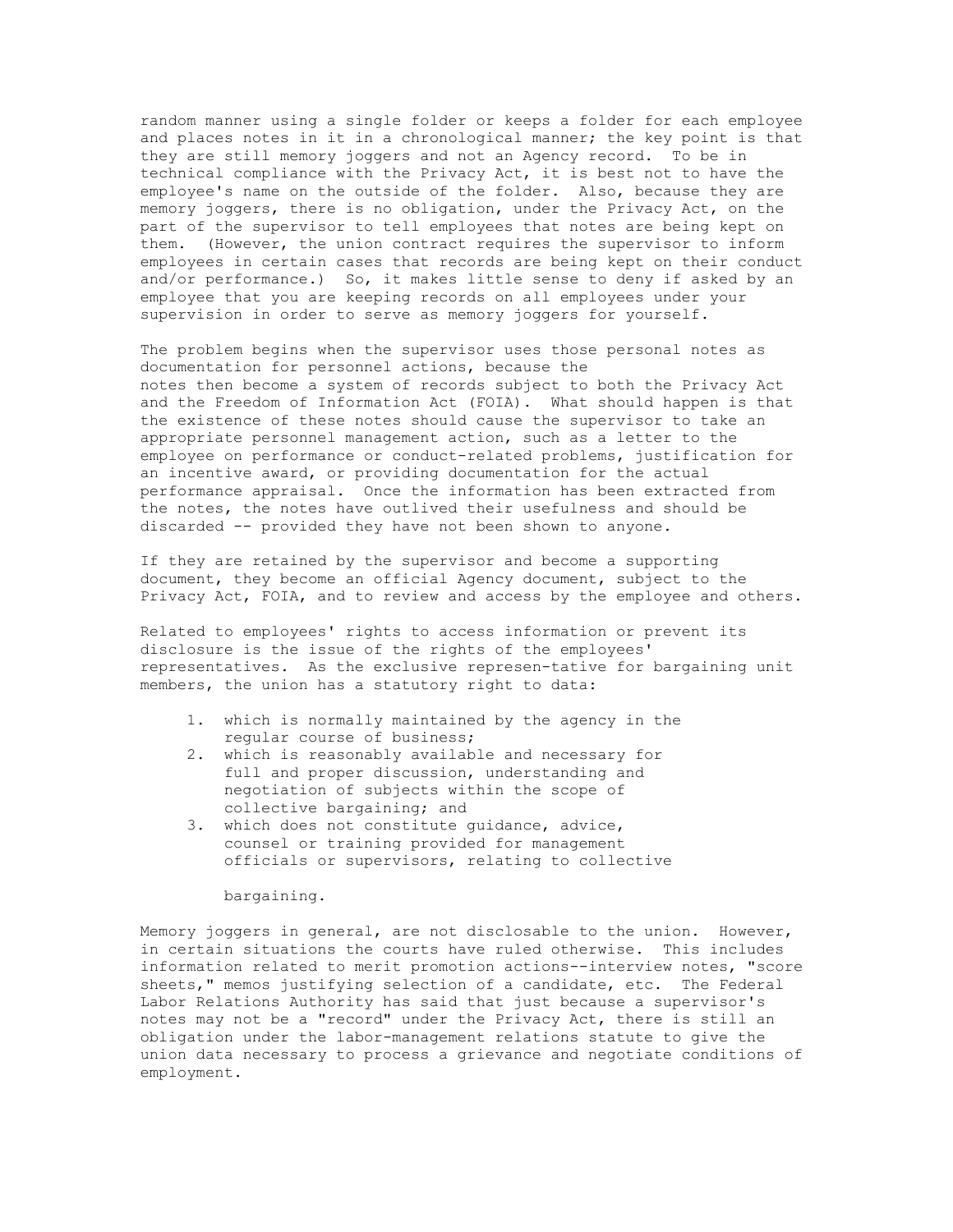random manner using a single folder or keeps a folder for each employee and places notes in it in a chronological manner; the key point is that they are still memory joggers and not an Agency record. To be in technical compliance with the Privacy Act, it is best not to have the employee's name on the outside of the folder. Also, because they are memory joggers, there is no obligation, under the Privacy Act, on the part of the supervisor to tell employees that notes are being kept on them. (However, the union contract requires the supervisor to inform employees in certain cases that records are being kept on their conduct and/or performance.) So, it makes little sense to deny if asked by an employee that you are keeping records on all employees under your supervision in order to serve as memory joggers for yourself.

The problem begins when the supervisor uses those personal notes as documentation for personnel actions, because the notes then become a system of records subject to both the Privacy Act and the Freedom of Information Act (FOIA). What should happen is that the existence of these notes should cause the supervisor to take an appropriate personnel management action, such as a letter to the employee on performance or conduct-related problems, justification for an incentive award, or providing documentation for the actual performance appraisal. Once the information has been extracted from the notes, the notes have outlived their usefulness and should be discarded -- provided they have not been shown to anyone.

If they are retained by the supervisor and become a supporting document, they become an official Agency document, subject to the Privacy Act, FOIA, and to review and access by the employee and others.

Related to employees' rights to access information or prevent its disclosure is the issue of the rights of the employees' representatives. As the exclusive represen-tative for bargaining unit members, the union has a statutory right to data:

1. which is normally maintained by the agency in the regular course of business;
2. which is reasonably available and necessary for full and proper discussion, understanding and negotiation of subjects within the scope of collective bargaining; and
3. which does not constitute guidance, advice, counsel or training provided for management officials or supervisors, relating to collective bargaining.

Memory joggers in general, are not disclosable to the union. However, in certain situations the courts have ruled otherwise. This includes information related to merit promotion actions--interview notes, "score sheets," memos justifying selection of a candidate, etc. The Federal Labor Relations Authority has said that just because a supervisor's notes may not be a "record" under the Privacy Act, there is still an obligation under the labor-management relations statute to give the union data necessary to process a grievance and negotiate conditions of employment.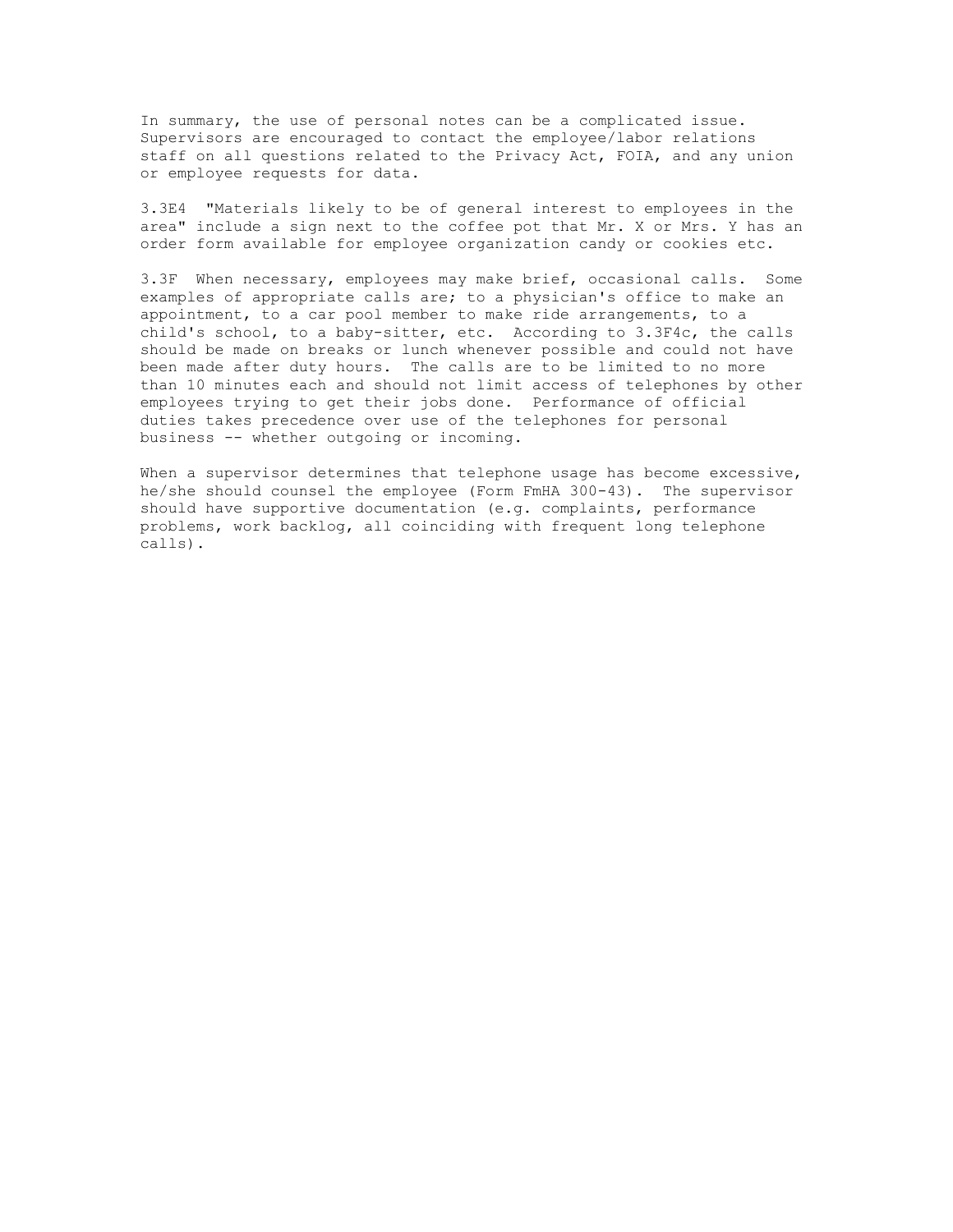In summary, the use of personal notes can be a complicated issue. Supervisors are encouraged to contact the employee/labor relations staff on all questions related to the Privacy Act, FOIA, and any union or employee requests for data.

3.3E4 "Materials likely to be of general interest to employees in the area" include a sign next to the coffee pot that Mr. X or Mrs. Y has an order form available for employee organization candy or cookies etc.

3.3F When necessary, employees may make brief, occasional calls. Some examples of appropriate calls are; to a physician's office to make an appointment, to a car pool member to make ride arrangements, to a child's school, to a baby-sitter, etc. According to 3.3F4c, the calls should be made on breaks or lunch whenever possible and could not have been made after duty hours. The calls are to be limited to no more than 10 minutes each and should not limit access of telephones by other employees trying to get their jobs done. Performance of official duties takes precedence over use of the telephones for personal business -- whether outgoing or incoming.

When a supervisor determines that telephone usage has become excessive, he/she should counsel the employee (Form FmHA 300-43). The supervisor should have supportive documentation (e.g. complaints, performance problems, work backlog, all coinciding with frequent long telephone calls).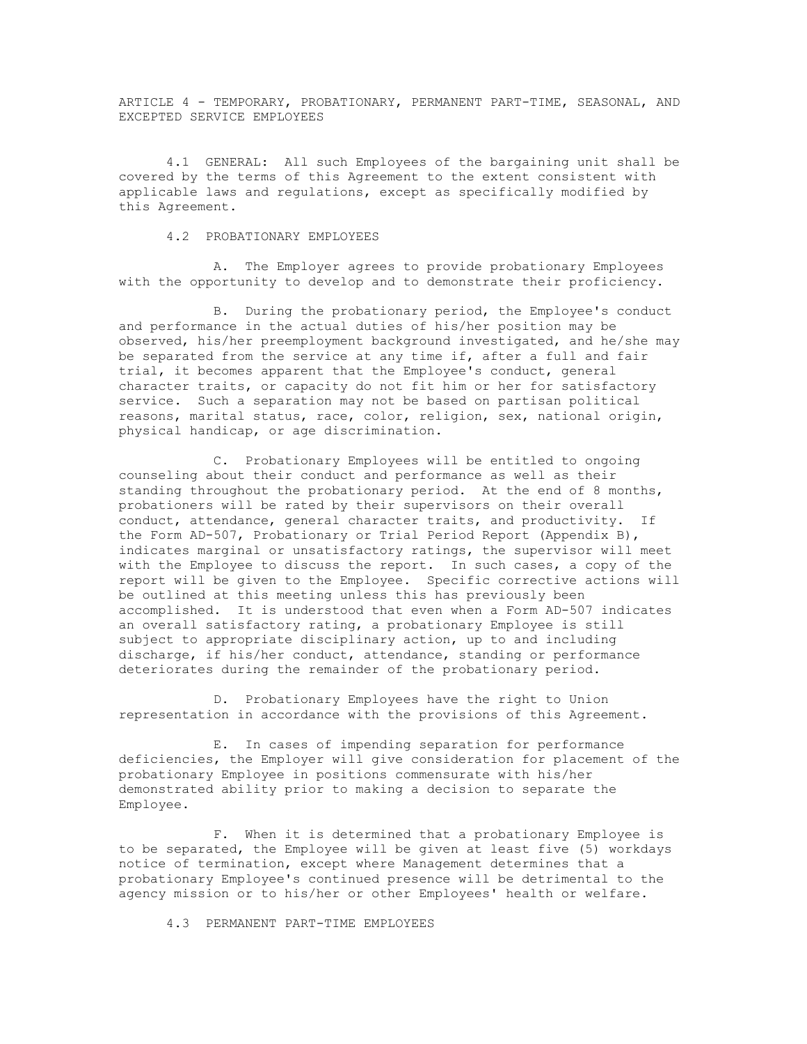## ARTICLE 4 - TEMPORARY, PROBATIONARY, PERMANENT PART-TIME, SEASONAL, AND EXCEPTED SERVICE EMPLOYEES

4.1 GENERAL: All such Employees of the bargaining unit shall be covered by the terms of this Agreement to the extent consistent with applicable laws and regulations, except as specifically modified by this Agreement.

### 4.2 PROBATIONARY EMPLOYEES

A. The Employer agrees to provide probationary Employees with the opportunity to develop and to demonstrate their proficiency.

B. During the probationary period, the Employee's conduct and performance in the actual duties of his/her position may be observed, his/her preemployment background investigated, and he/she may be separated from the service at any time if, after a full and fair trial, it becomes apparent that the Employee's conduct, general character traits, or capacity do not fit him or her for satisfactory service. Such a separation may not be based on partisan political reasons, marital status, race, color, religion, sex, national origin, physical handicap, or age discrimination.

C. Probationary Employees will be entitled to ongoing counseling about their conduct and performance as well as their standing throughout the probationary period. At the end of 8 months, probationers will be rated by their supervisors on their overall conduct, attendance, general character traits, and productivity. If the Form AD-507, Probationary or Trial Period Report (Appendix B), indicates marginal or unsatisfactory ratings, the supervisor will meet with the Employee to discuss the report. In such cases, a copy of the report will be given to the Employee. Specific corrective actions will be outlined at this meeting unless this has previously been accomplished. It is understood that even when a Form AD-507 indicates an overall satisfactory rating, a probationary Employee is still subject to appropriate disciplinary action, up to and including discharge, if his/her conduct, attendance, standing or performance deteriorates during the remainder of the probationary period.

D. Probationary Employees have the right to Union representation in accordance with the provisions of this Agreement.

E. In cases of impending separation for performance deficiencies, the Employer will give consideration for placement of the probationary Employee in positions commensurate with his/her demonstrated ability prior to making a decision to separate the Employee.

F. When it is determined that a probationary Employee is to be separated, the Employee will be given at least five (5) workdays notice of termination, except where Management determines that a probationary Employee's continued presence will be detrimental to the agency mission or to his/her or other Employees' health or welfare.

### 4.3 PERMANENT PART-TIME EMPLOYEES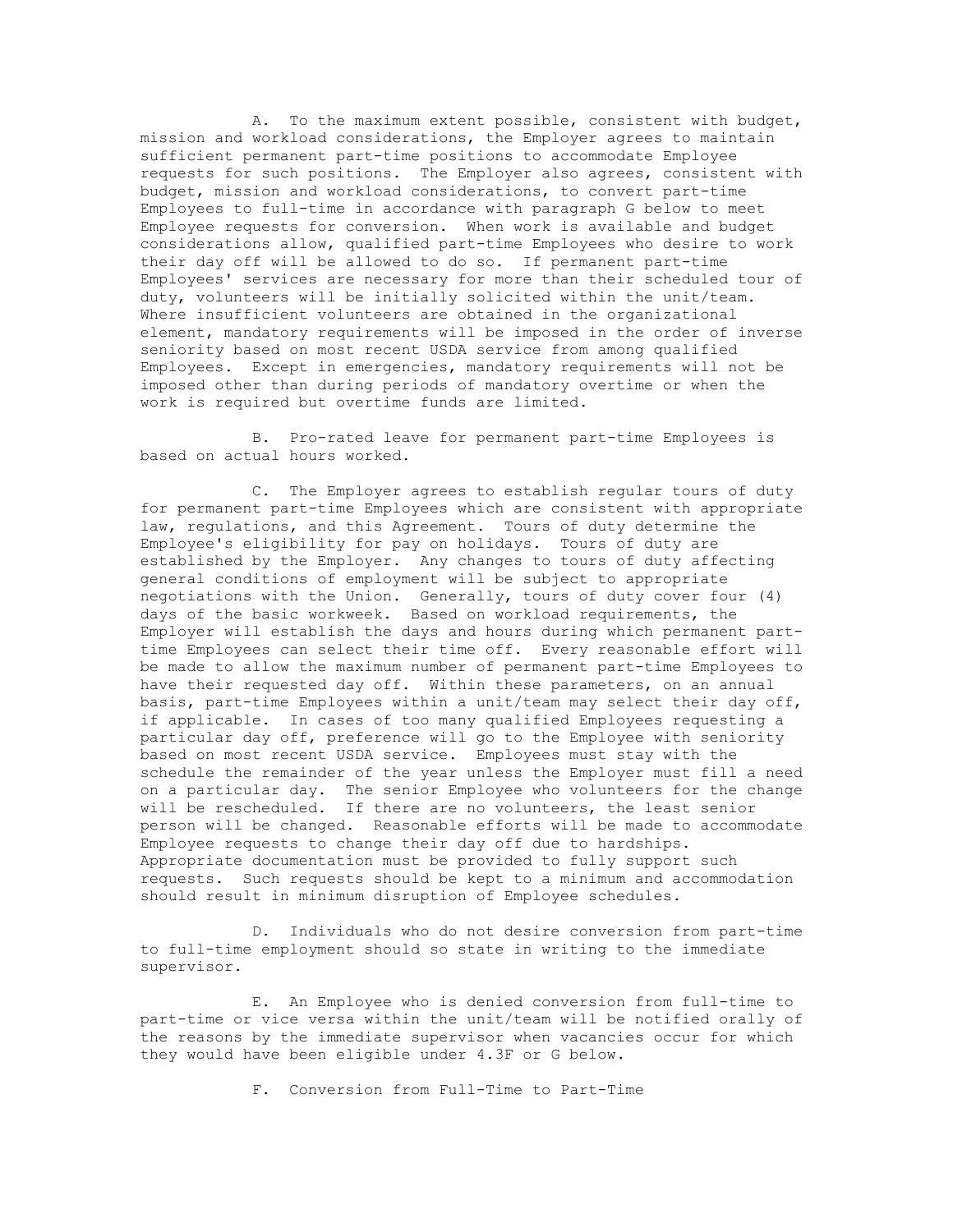A. To the maximum extent possible, consistent with budget, mission and workload considerations, the Employer agrees to maintain sufficient permanent part-time positions to accommodate Employee requests for such positions. The Employer also agrees, consistent with budget, mission and workload considerations, to convert part-time Employees to full-time in accordance with paragraph G below to meet Employee requests for conversion. When work is available and budget considerations allow, qualified part-time Employees who desire to work their day off will be allowed to do so. If permanent part-time Employees' services are necessary for more than their scheduled tour of duty, volunteers will be initially solicited within the unit/team. Where insufficient volunteers are obtained in the organizational element, mandatory requirements will be imposed in the order of inverse seniority based on most recent USDA service from among qualified Employees. Except in emergencies, mandatory requirements will not be imposed other than during periods of mandatory overtime or when the work is required but overtime funds are limited.

B. Pro-rated leave for permanent part-time Employees is based on actual hours worked.

C. The Employer agrees to establish regular tours of duty for permanent part-time Employees which are consistent with appropriate law, regulations, and this Agreement. Tours of duty determine the Employee's eligibility for pay on holidays. Tours of duty are established by the Employer. Any changes to tours of duty affecting general conditions of employment will be subject to appropriate negotiations with the Union. Generally, tours of duty cover four (4) days of the basic workweek. Based on workload requirements, the Employer will establish the days and hours during which permanent part-time Employees can select their time off. Every reasonable effort will be made to allow the maximum number of permanent part-time Employees to have their requested day off. Within these parameters, on an annual basis, part-time Employees within a unit/team may select their day off, if applicable. In cases of too many qualified Employees requesting a particular day off, preference will go to the Employee with seniority based on most recent USDA service. Employees must stay with the schedule the remainder of the year unless the Employer must fill a need on a particular day. The senior Employee who volunteers for the change will be rescheduled. If there are no volunteers, the least senior person will be changed. Reasonable efforts will be made to accommodate Employee requests to change their day off due to hardships. Appropriate documentation must be provided to fully support such requests. Such requests should be kept to a minimum and accommodation should result in minimum disruption of Employee schedules.

D. Individuals who do not desire conversion from part-time to full-time employment should so state in writing to the immediate supervisor.

E. An Employee who is denied conversion from full-time to part-time or vice versa within the unit/team will be notified orally of the reasons by the immediate supervisor when vacancies occur for which they would have been eligible under 4.3F or G below.

F. Conversion from Full-Time to Part-Time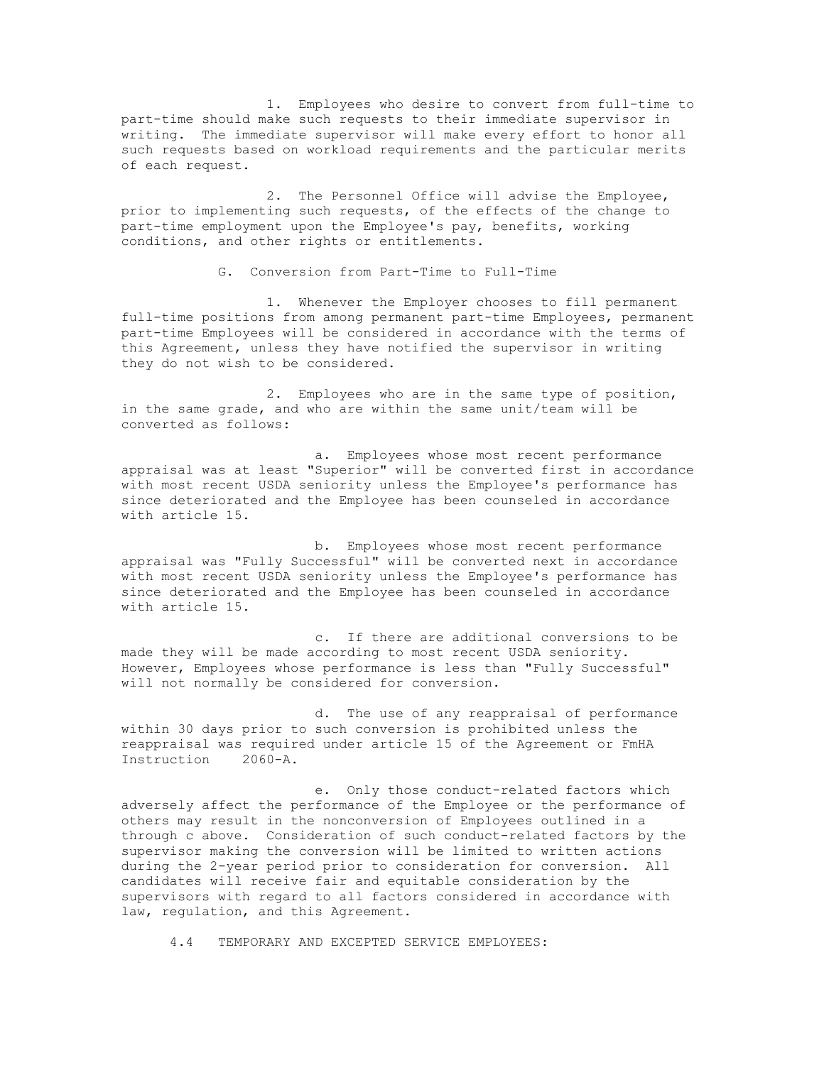1. Employees who desire to convert from full-time to part-time should make such requests to their immediate supervisor in writing. The immediate supervisor will make every effort to honor all such requests based on workload requirements and the particular merits of each request.

2. The Personnel Office will advise the Employee, prior to implementing such requests, of the effects of the change to part-time employment upon the Employee's pay, benefits, working conditions, and other rights or entitlements.

G. Conversion from Part-Time to Full-Time

1. Whenever the Employer chooses to fill permanent full-time positions from among permanent part-time Employees, permanent part-time Employees will be considered in accordance with the terms of this Agreement, unless they have notified the supervisor in writing they do not wish to be considered.

2. Employees who are in the same type of position, in the same grade, and who are within the same unit/team will be converted as follows:

a. Employees whose most recent performance appraisal was at least "Superior" will be converted first in accordance with most recent USDA seniority unless the Employee's performance has since deteriorated and the Employee has been counseled in accordance with article 15.

b. Employees whose most recent performance appraisal was "Fully Successful" will be converted next in accordance with most recent USDA seniority unless the Employee's performance has since deteriorated and the Employee has been counseled in accordance with article 15.

c. If there are additional conversions to be made they will be made according to most recent USDA seniority. However, Employees whose performance is less than "Fully Successful" will not normally be considered for conversion.

d. The use of any reappraisal of performance within 30 days prior to such conversion is prohibited unless the reappraisal was required under article 15 of the Agreement or FmHA Instruction 2060-A.

e. Only those conduct-related factors which adversely affect the performance of the Employee or the performance of others may result in the nonconversion of Employees outlined in a through c above. Consideration of such conduct-related factors by the supervisor making the conversion will be limited to written actions during the 2-year period prior to consideration for conversion. All candidates will receive fair and equitable consideration by the supervisors with regard to all factors considered in accordance with law, regulation, and this Agreement.

4.4 TEMPORARY AND EXCEPTED SERVICE EMPLOYEES: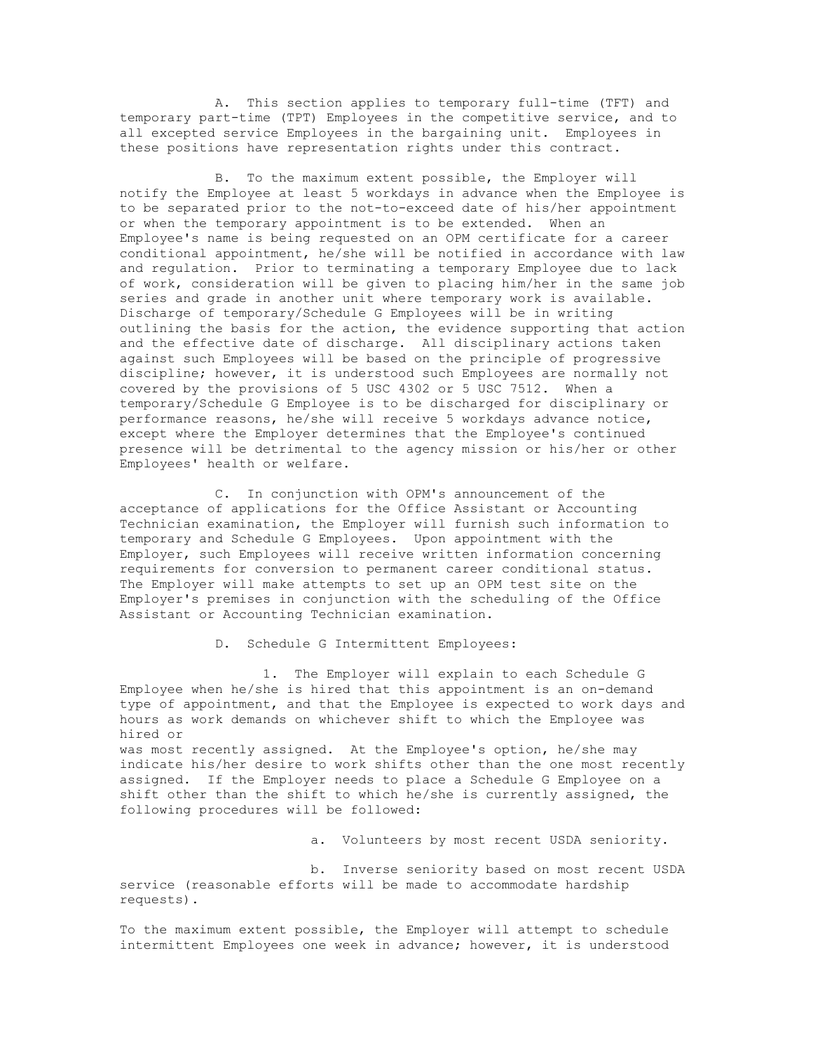A. This section applies to temporary full-time (TFT) and temporary part-time (TPT) Employees in the competitive service, and to all excepted service Employees in the bargaining unit. Employees in these positions have representation rights under this contract.

B. To the maximum extent possible, the Employer will notify the Employee at least 5 workdays in advance when the Employee is to be separated prior to the not-to-exceed date of his/her appointment or when the temporary appointment is to be extended. When an Employee's name is being requested on an OPM certificate for a career conditional appointment, he/she will be notified in accordance with law and regulation. Prior to terminating a temporary Employee due to lack of work, consideration will be given to placing him/her in the same job series and grade in another unit where temporary work is available. Discharge of temporary/Schedule G Employees will be in writing outlining the basis for the action, the evidence supporting that action and the effective date of discharge. All disciplinary actions taken against such Employees will be based on the principle of progressive discipline; however, it is understood such Employees are normally not covered by the provisions of 5 USC 4302 or 5 USC 7512. When a temporary/Schedule G Employee is to be discharged for disciplinary or performance reasons, he/she will receive 5 workdays advance notice, except where the Employer determines that the Employee's continued presence will be detrimental to the agency mission or his/her or other Employees' health or welfare.

C. In conjunction with OPM's announcement of the acceptance of applications for the Office Assistant or Accounting Technician examination, the Employer will furnish such information to temporary and Schedule G Employees. Upon appointment with the Employer, such Employees will receive written information concerning requirements for conversion to permanent career conditional status. The Employer will make attempts to set up an OPM test site on the Employer's premises in conjunction with the scheduling of the Office Assistant or Accounting Technician examination.

D. Schedule G Intermittent Employees:

1. The Employer will explain to each Schedule G Employee when he/she is hired that this appointment is an on-demand type of appointment, and that the Employee is expected to work days and hours as work demands on whichever shift to which the Employee was hired or was most recently assigned. At the Employee's option, he/she may indicate his/her desire to work shifts other than the one most recently assigned. If the Employer needs to place a Schedule G Employee on a shift other than the shift to which he/she is currently assigned, the following procedures will be followed:

a. Volunteers by most recent USDA seniority.

b. Inverse seniority based on most recent USDA service (reasonable efforts will be made to accommodate hardship requests).

To the maximum extent possible, the Employer will attempt to schedule intermittent Employees one week in advance; however, it is understood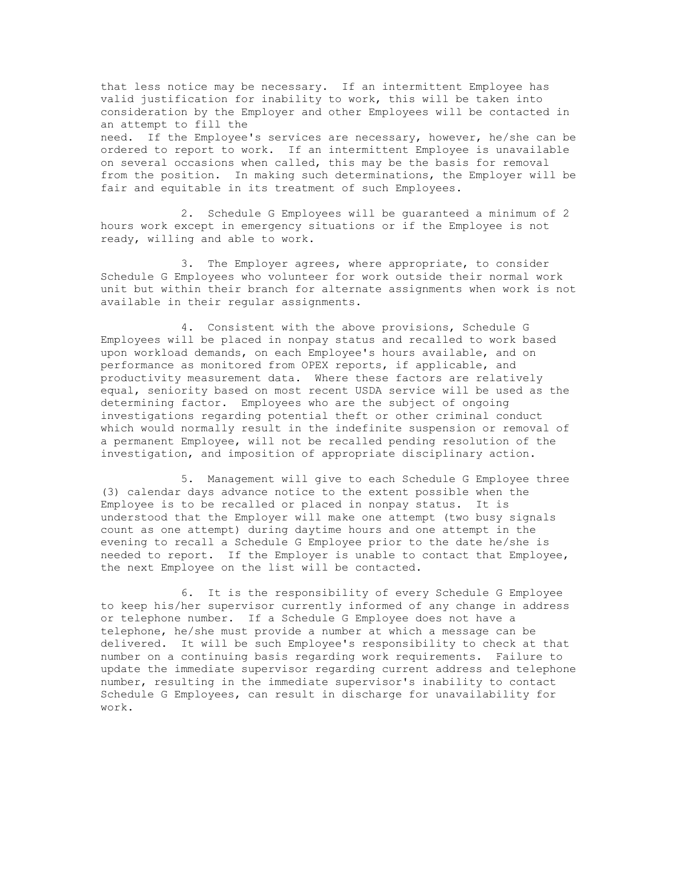that less notice may be necessary. If an intermittent Employee has valid justification for inability to work, this will be taken into consideration by the Employer and other Employees will be contacted in an attempt to fill the need. If the Employee's services are necessary, however, he/she can be ordered to report to work. If an intermittent Employee is unavailable on several occasions when called, this may be the basis for removal from the position. In making such determinations, the Employer will be fair and equitable in its treatment of such Employees.

2. Schedule G Employees will be guaranteed a minimum of 2 hours work except in emergency situations or if the Employee is not ready, willing and able to work.

3. The Employer agrees, where appropriate, to consider Schedule G Employees who volunteer for work outside their normal work unit but within their branch for alternate assignments when work is not available in their regular assignments.

4. Consistent with the above provisions, Schedule G Employees will be placed in nonpay status and recalled to work based upon workload demands, on each Employee's hours available, and on performance as monitored from OPEX reports, if applicable, and productivity measurement data. Where these factors are relatively equal, seniority based on most recent USDA service will be used as the determining factor. Employees who are the subject of ongoing investigations regarding potential theft or other criminal conduct which would normally result in the indefinite suspension or removal of a permanent Employee, will not be recalled pending resolution of the investigation, and imposition of appropriate disciplinary action.

5. Management will give to each Schedule G Employee three (3) calendar days advance notice to the extent possible when the Employee is to be recalled or placed in nonpay status. It is understood that the Employer will make one attempt (two busy signals count as one attempt) during daytime hours and one attempt in the evening to recall a Schedule G Employee prior to the date he/she is needed to report. If the Employer is unable to contact that Employee, the next Employee on the list will be contacted.

6. It is the responsibility of every Schedule G Employee to keep his/her supervisor currently informed of any change in address or telephone number. If a Schedule G Employee does not have a telephone, he/she must provide a number at which a message can be delivered. It will be such Employee's responsibility to check at that number on a continuing basis regarding work requirements. Failure to update the immediate supervisor regarding current address and telephone number, resulting in the immediate supervisor's inability to contact Schedule G Employees, can result in discharge for unavailability for work.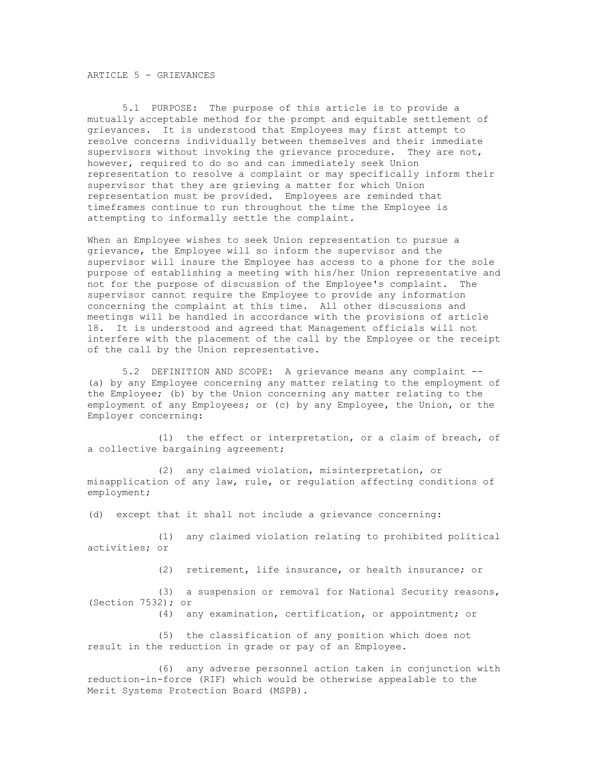# ARTICLE 5 - GRIEVANCES

5.1 PURPOSE: The purpose of this article is to provide a mutually acceptable method for the prompt and equitable settlement of grievances. It is understood that Employees may first attempt to resolve concerns individually between themselves and their immediate supervisors without invoking the grievance procedure. They are not, however, required to do so and can immediately seek Union representation to resolve a complaint or may specifically inform their supervisor that they are grieving a matter for which Union representation must be provided. Employees are reminded that timeframes continue to run throughout the time the Employee is attempting to informally settle the complaint.

When an Employee wishes to seek Union representation to pursue a grievance, the Employee will so inform the supervisor and the supervisor will insure the Employee has access to a phone for the sole purpose of establishing a meeting with his/her Union representative and not for the purpose of discussion of the Employee's complaint. The supervisor cannot require the Employee to provide any information concerning the complaint at this time. All other discussions and meetings will be handled in accordance with the provisions of article 18. It is understood and agreed that Management officials will not interfere with the placement of the call by the Employee or the receipt of the call by the Union representative.

5.2 DEFINITION AND SCOPE: A grievance means any complaint -- (a) by any Employee concerning any matter relating to the employment of the Employee; (b) by the Union concerning any matter relating to the employment of any Employees; or (c) by any Employee, the Union, or the Employer concerning:

(1) the effect or interpretation, or a claim of breach, of a collective bargaining agreement;

(2) any claimed violation, misinterpretation, or misapplication of any law, rule, or regulation affecting conditions of employment;

(d) except that it shall not include a grievance concerning:

(1) any claimed violation relating to prohibited political activities; or

(2) retirement, life insurance, or health insurance; or

(3) a suspension or removal for National Security reasons, (Section 7532); or

(4) any examination, certification, or appointment; or

(5) the classification of any position which does not result in the reduction in grade or pay of an Employee.

(6) any adverse personnel action taken in conjunction with reduction-in-force (RIF) which would be otherwise appealable to the Merit Systems Protection Board (MSPB).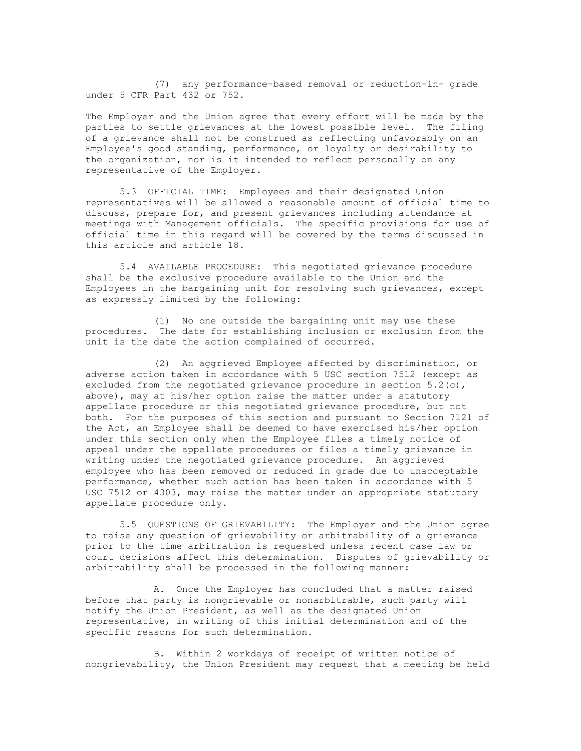(7) any performance-based removal or reduction-in- grade under 5 CFR Part 432 or 752.

The Employer and the Union agree that every effort will be made by the parties to settle grievances at the lowest possible level. The filing of a grievance shall not be construed as reflecting unfavorably on an Employee's good standing, performance, or loyalty or desirability to the organization, nor is it intended to reflect personally on any representative of the Employer.

5.3 OFFICIAL TIME: Employees and their designated Union representatives will be allowed a reasonable amount of official time to discuss, prepare for, and present grievances including attendance at meetings with Management officials. The specific provisions for use of official time in this regard will be covered by the terms discussed in this article and article 18.

5.4 AVAILABLE PROCEDURE: This negotiated grievance procedure shall be the exclusive procedure available to the Union and the Employees in the bargaining unit for resolving such grievances, except as expressly limited by the following:

(1) No one outside the bargaining unit may use these procedures. The date for establishing inclusion or exclusion from the unit is the date the action complained of occurred.

(2) An aggrieved Employee affected by discrimination, or adverse action taken in accordance with 5 USC section 7512 (except as excluded from the negotiated grievance procedure in section 5.2(c), above), may at his/her option raise the matter under a statutory appellate procedure or this negotiated grievance procedure, but not both. For the purposes of this section and pursuant to Section 7121 of the Act, an Employee shall be deemed to have exercised his/her option under this section only when the Employee files a timely notice of appeal under the appellate procedures or files a timely grievance in writing under the negotiated grievance procedure. An aggrieved employee who has been removed or reduced in grade due to unacceptable performance, whether such action has been taken in accordance with 5 USC 7512 or 4303, may raise the matter under an appropriate statutory appellate procedure only.

5.5 QUESTIONS OF GRIEVABILITY: The Employer and the Union agree to raise any question of grievability or arbitrability of a grievance prior to the time arbitration is requested unless recent case law or court decisions affect this determination. Disputes of grievability or arbitrability shall be processed in the following manner:

A. Once the Employer has concluded that a matter raised before that party is nongrievable or nonarbitrable, such party will notify the Union President, as well as the designated Union representative, in writing of this initial determination and of the specific reasons for such determination.

B. Within 2 workdays of receipt of written notice of nongrievability, the Union President may request that a meeting be held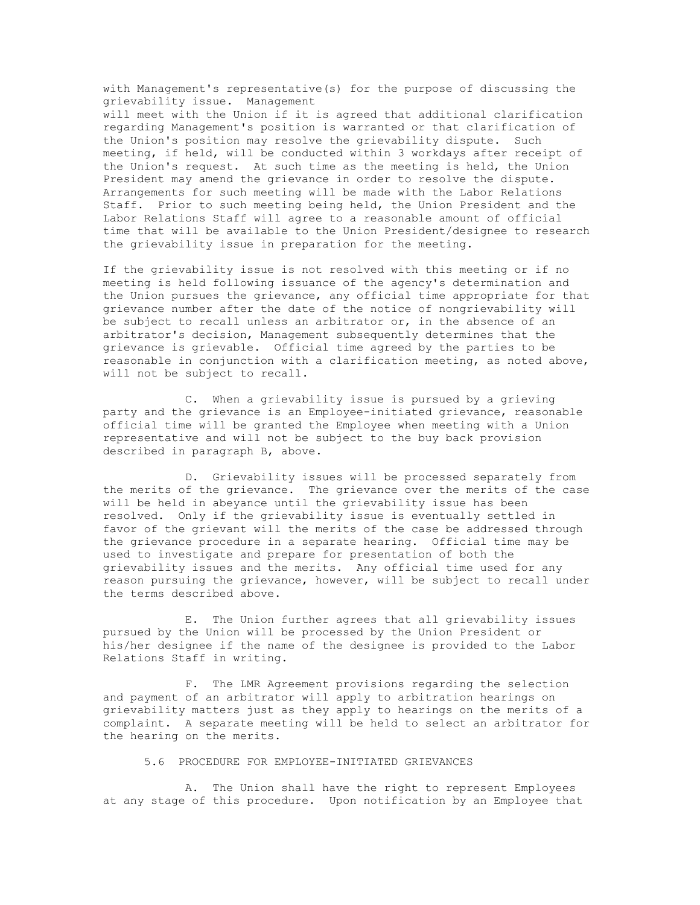with Management's representative(s) for the purpose of discussing the grievability issue. Management will meet with the Union if it is agreed that additional clarification regarding Management's position is warranted or that clarification of the Union's position may resolve the grievability dispute. Such meeting, if held, will be conducted within 3 workdays after receipt of the Union's request. At such time as the meeting is held, the Union President may amend the grievance in order to resolve the dispute. Arrangements for such meeting will be made with the Labor Relations Staff. Prior to such meeting being held, the Union President and the Labor Relations Staff will agree to a reasonable amount of official time that will be available to the Union President/designee to research the grievability issue in preparation for the meeting.

If the grievability issue is not resolved with this meeting or if no meeting is held following issuance of the agency's determination and the Union pursues the grievance, any official time appropriate for that grievance number after the date of the notice of nongrievability will be subject to recall unless an arbitrator or, in the absence of an arbitrator's decision, Management subsequently determines that the grievance is grievable. Official time agreed by the parties to be reasonable in conjunction with a clarification meeting, as noted above, will not be subject to recall.

C. When a grievability issue is pursued by a grieving party and the grievance is an Employee-initiated grievance, reasonable official time will be granted the Employee when meeting with a Union representative and will not be subject to the buy back provision described in paragraph B, above.

D. Grievability issues will be processed separately from the merits of the grievance. The grievance over the merits of the case will be held in abeyance until the grievability issue has been resolved. Only if the grievability issue is eventually settled in favor of the grievant will the merits of the case be addressed through the grievance procedure in a separate hearing. Official time may be used to investigate and prepare for presentation of both the grievability issues and the merits. Any official time used for any reason pursuing the grievance, however, will be subject to recall under the terms described above.

E. The Union further agrees that all grievability issues pursued by the Union will be processed by the Union President or his/her designee if the name of the designee is provided to the Labor Relations Staff in writing.

F. The LMR Agreement provisions regarding the selection and payment of an arbitrator will apply to arbitration hearings on grievability matters just as they apply to hearings on the merits of a complaint. A separate meeting will be held to select an arbitrator for the hearing on the merits.

5.6 PROCEDURE FOR EMPLOYEE-INITIATED GRIEVANCES

A. The Union shall have the right to represent Employees at any stage of this procedure. Upon notification by an Employee that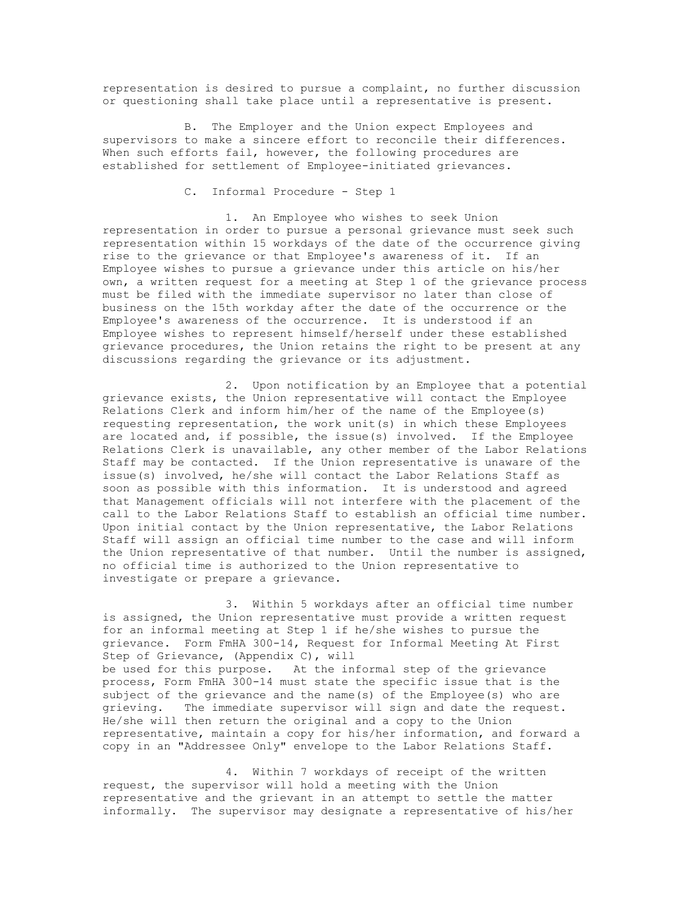representation is desired to pursue a complaint, no further discussion or questioning shall take place until a representative is present.

B. The Employer and the Union expect Employees and supervisors to make a sincere effort to reconcile their differences. When such efforts fail, however, the following procedures are established for settlement of Employee-initiated grievances.

C. Informal Procedure - Step 1

1. An Employee who wishes to seek Union representation in order to pursue a personal grievance must seek such representation within 15 workdays of the date of the occurrence giving rise to the grievance or that Employee's awareness of it. If an Employee wishes to pursue a grievance under this article on his/her own, a written request for a meeting at Step 1 of the grievance process must be filed with the immediate supervisor no later than close of business on the 15th workday after the date of the occurrence or the Employee's awareness of the occurrence. It is understood if an Employee wishes to represent himself/herself under these established grievance procedures, the Union retains the right to be present at any discussions regarding the grievance or its adjustment.

2. Upon notification by an Employee that a potential grievance exists, the Union representative will contact the Employee Relations Clerk and inform him/her of the name of the Employee(s) requesting representation, the work unit(s) in which these Employees are located and, if possible, the issue(s) involved. If the Employee Relations Clerk is unavailable, any other member of the Labor Relations Staff may be contacted. If the Union representative is unaware of the issue(s) involved, he/she will contact the Labor Relations Staff as soon as possible with this information. It is understood and agreed that Management officials will not interfere with the placement of the call to the Labor Relations Staff to establish an official time number. Upon initial contact by the Union representative, the Labor Relations Staff will assign an official time number to the case and will inform the Union representative of that number. Until the number is assigned, no official time is authorized to the Union representative to investigate or prepare a grievance.

3. Within 5 workdays after an official time number is assigned, the Union representative must provide a written request for an informal meeting at Step 1 if he/she wishes to pursue the grievance. Form FmHA 300-14, Request for Informal Meeting At First Step of Grievance, (Appendix C), will be used for this purpose. At the informal step of the grievance process, Form FmHA 300-14 must state the specific issue that is the subject of the grievance and the name(s) of the Employee(s) who are grieving. The immediate supervisor will sign and date the request. He/she will then return the original and a copy to the Union representative, maintain a copy for his/her information, and forward a copy in an "Addressee Only" envelope to the Labor Relations Staff.

4. Within 7 workdays of receipt of the written request, the supervisor will hold a meeting with the Union representative and the grievant in an attempt to settle the matter informally. The supervisor may designate a representative of his/her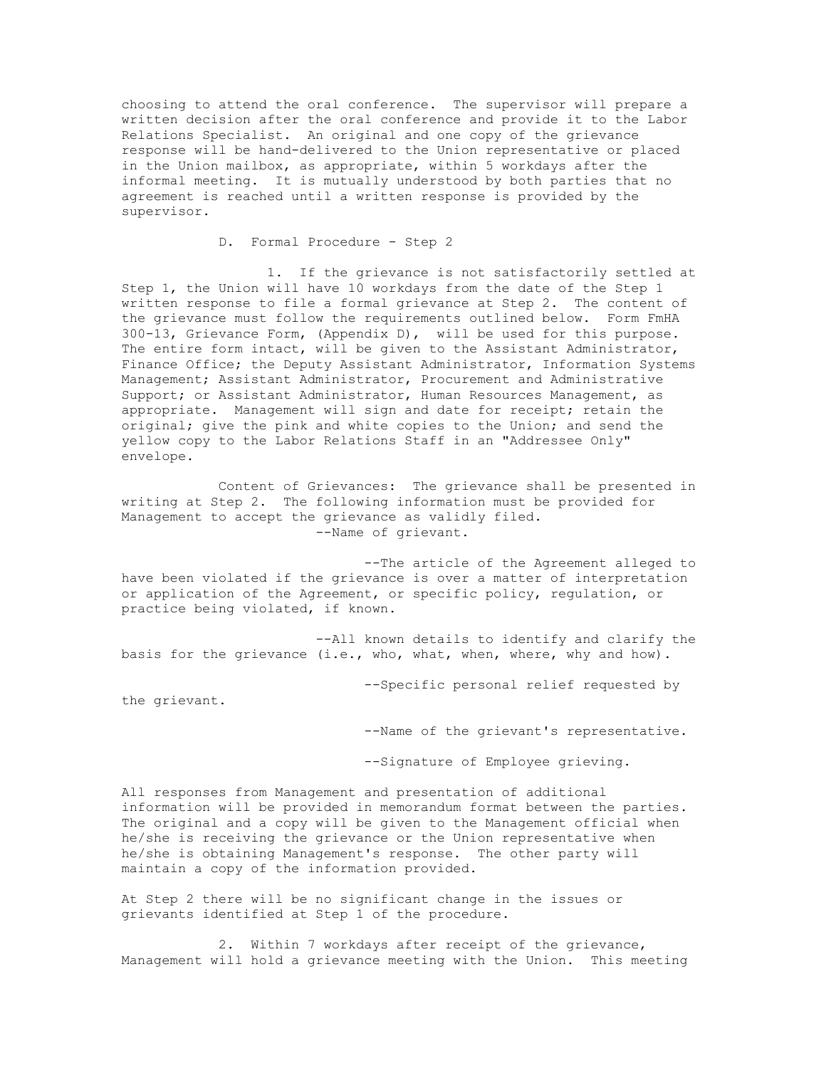choosing to attend the oral conference. The supervisor will prepare a written decision after the oral conference and provide it to the Labor Relations Specialist. An original and one copy of the grievance response will be hand-delivered to the Union representative or placed in the Union mailbox, as appropriate, within 5 workdays after the informal meeting. It is mutually understood by both parties that no agreement is reached until a written response is provided by the supervisor.

D. Formal Procedure - Step 2

1. If the grievance is not satisfactorily settled at Step 1, the Union will have 10 workdays from the date of the Step 1 written response to file a formal grievance at Step 2. The content of the grievance must follow the requirements outlined below. Form FmHA 300-13, Grievance Form, (Appendix D), will be used for this purpose. The entire form intact, will be given to the Assistant Administrator, Finance Office; the Deputy Assistant Administrator, Information Systems Management; Assistant Administrator, Procurement and Administrative Support; or Assistant Administrator, Human Resources Management, as appropriate. Management will sign and date for receipt; retain the original; give the pink and white copies to the Union; and send the yellow copy to the Labor Relations Staff in an "Addressee Only" envelope.

Content of Grievances: The grievance shall be presented in writing at Step 2. The following information must be provided for Management to accept the grievance as validly filed.

--Name of grievant.

--The article of the Agreement alleged to have been violated if the grievance is over a matter of interpretation or application of the Agreement, or specific policy, regulation, or practice being violated, if known.

--All known details to identify and clarify the basis for the grievance (i.e., who, what, when, where, why and how).

--Specific personal relief requested by the grievant.

--Name of the grievant's representative.

--Signature of Employee grieving.

All responses from Management and presentation of additional information will be provided in memorandum format between the parties. The original and a copy will be given to the Management official when he/she is receiving the grievance or the Union representative when he/she is obtaining Management's response. The other party will maintain a copy of the information provided.

At Step 2 there will be no significant change in the issues or grievants identified at Step 1 of the procedure.

2. Within 7 workdays after receipt of the grievance, Management will hold a grievance meeting with the Union. This meeting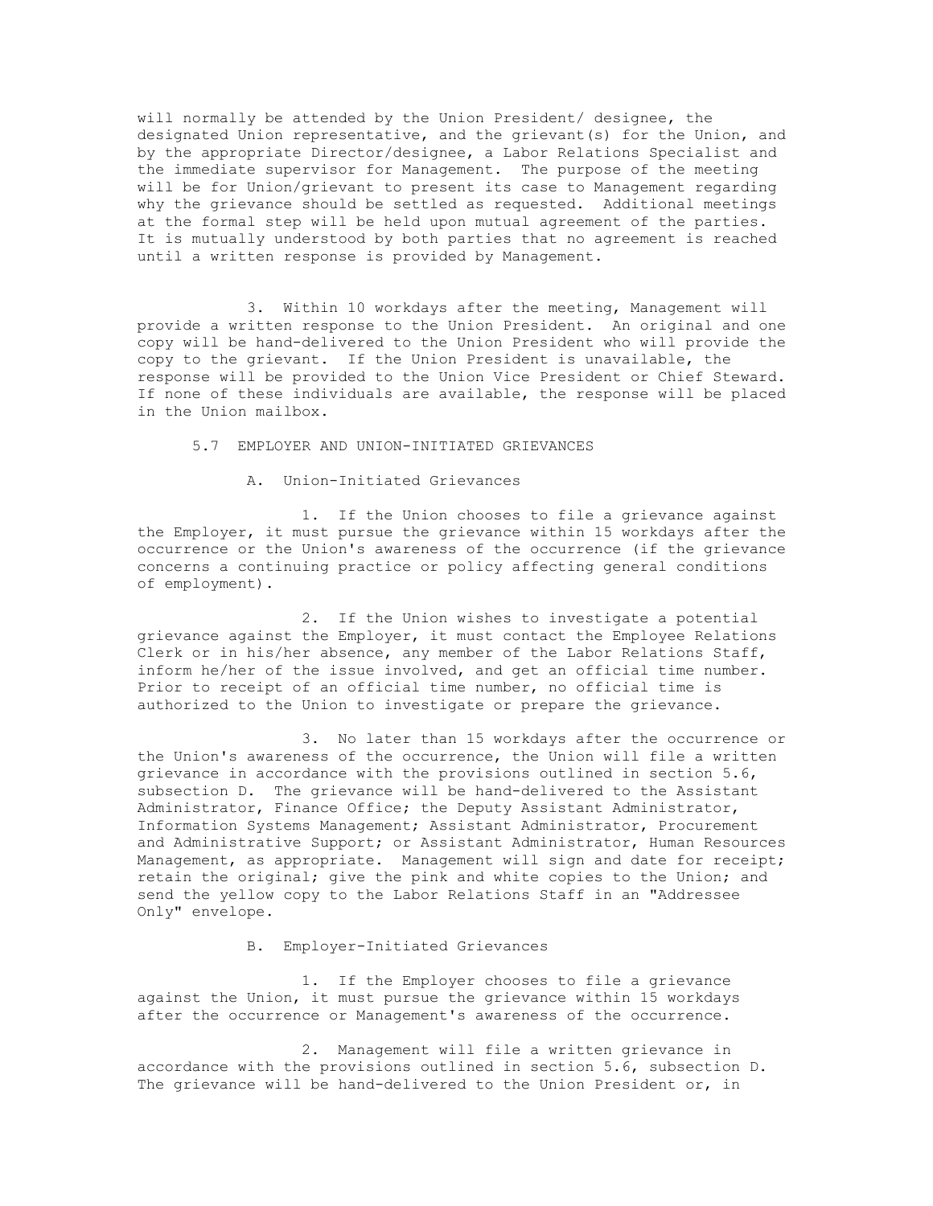will normally be attended by the Union President/ designee, the designated Union representative, and the grievant(s) for the Union, and by the appropriate Director/designee, a Labor Relations Specialist and the immediate supervisor for Management. The purpose of the meeting will be for Union/grievant to present its case to Management regarding why the grievance should be settled as requested. Additional meetings at the formal step will be held upon mutual agreement of the parties. It is mutually understood by both parties that no agreement is reached until a written response is provided by Management.

3. Within 10 workdays after the meeting, Management will provide a written response to the Union President. An original and one copy will be hand-delivered to the Union President who will provide the copy to the grievant. If the Union President is unavailable, the response will be provided to the Union Vice President or Chief Steward. If none of these individuals are available, the response will be placed in the Union mailbox.

5.7 EMPLOYER AND UNION-INITIATED GRIEVANCES

A. Union-Initiated Grievances

1. If the Union chooses to file a grievance against the Employer, it must pursue the grievance within 15 workdays after the occurrence or the Union's awareness of the occurrence (if the grievance concerns a continuing practice or policy affecting general conditions of employment).

2. If the Union wishes to investigate a potential grievance against the Employer, it must contact the Employee Relations Clerk or in his/her absence, any member of the Labor Relations Staff, inform he/her of the issue involved, and get an official time number. Prior to receipt of an official time number, no official time is authorized to the Union to investigate or prepare the grievance.

3. No later than 15 workdays after the occurrence or the Union's awareness of the occurrence, the Union will file a written grievance in accordance with the provisions outlined in section 5.6, subsection D. The grievance will be hand-delivered to the Assistant Administrator, Finance Office; the Deputy Assistant Administrator, Information Systems Management; Assistant Administrator, Procurement and Administrative Support; or Assistant Administrator, Human Resources Management, as appropriate. Management will sign and date for receipt; retain the original; give the pink and white copies to the Union; and send the yellow copy to the Labor Relations Staff in an "Addressee Only" envelope.

B. Employer-Initiated Grievances

1. If the Employer chooses to file a grievance against the Union, it must pursue the grievance within 15 workdays after the occurrence or Management's awareness of the occurrence.

2. Management will file a written grievance in accordance with the provisions outlined in section 5.6, subsection D. The grievance will be hand-delivered to the Union President or, in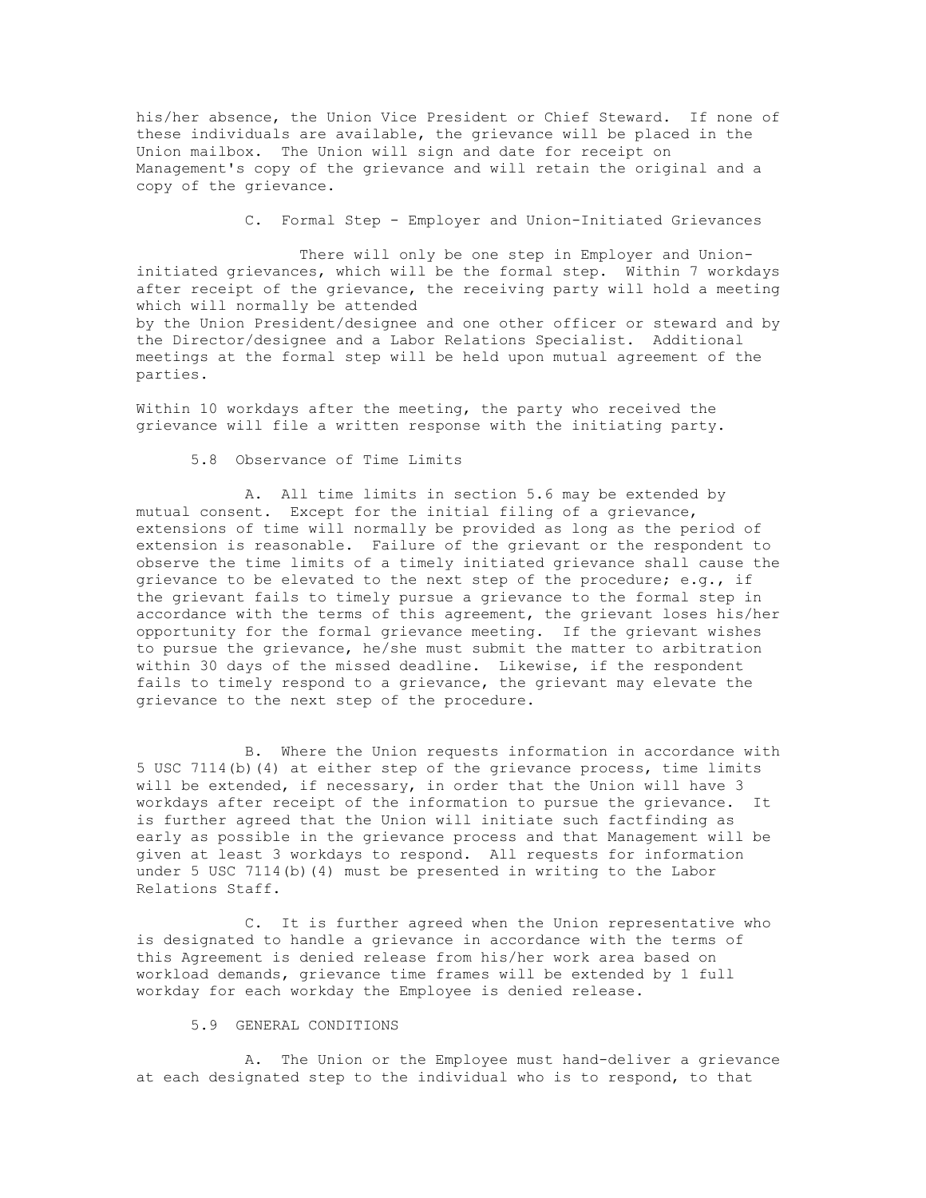his/her absence, the Union Vice President or Chief Steward. If none of these individuals are available, the grievance will be placed in the Union mailbox. The Union will sign and date for receipt on Management's copy of the grievance and will retain the original and a copy of the grievance.

C. Formal Step - Employer and Union-Initiated Grievances

There will only be one step in Employer and Union-initiated grievances, which will be the formal step. Within 7 workdays after receipt of the grievance, the receiving party will hold a meeting which will normally be attended by the Union President/designee and one other officer or steward and by the Director/designee and a Labor Relations Specialist. Additional meetings at the formal step will be held upon mutual agreement of the parties.

Within 10 workdays after the meeting, the party who received the grievance will file a written response with the initiating party.

5.8 Observance of Time Limits

A. All time limits in section 5.6 may be extended by mutual consent. Except for the initial filing of a grievance, extensions of time will normally be provided as long as the period of extension is reasonable. Failure of the grievant or the respondent to observe the time limits of a timely initiated grievance shall cause the grievance to be elevated to the next step of the procedure; e.g., if the grievant fails to timely pursue a grievance to the formal step in accordance with the terms of this agreement, the grievant loses his/her opportunity for the formal grievance meeting. If the grievant wishes to pursue the grievance, he/she must submit the matter to arbitration within 30 days of the missed deadline. Likewise, if the respondent fails to timely respond to a grievance, the grievant may elevate the grievance to the next step of the procedure.

B. Where the Union requests information in accordance with 5 USC 7114(b)(4) at either step of the grievance process, time limits will be extended, if necessary, in order that the Union will have 3 workdays after receipt of the information to pursue the grievance. It is further agreed that the Union will initiate such factfinding as early as possible in the grievance process and that Management will be given at least 3 workdays to respond. All requests for information under 5 USC 7114(b)(4) must be presented in writing to the Labor Relations Staff.

C. It is further agreed when the Union representative who is designated to handle a grievance in accordance with the terms of this Agreement is denied release from his/her work area based on workload demands, grievance time frames will be extended by 1 full workday for each workday the Employee is denied release.

5.9 GENERAL CONDITIONS

A. The Union or the Employee must hand-deliver a grievance at each designated step to the individual who is to respond, to that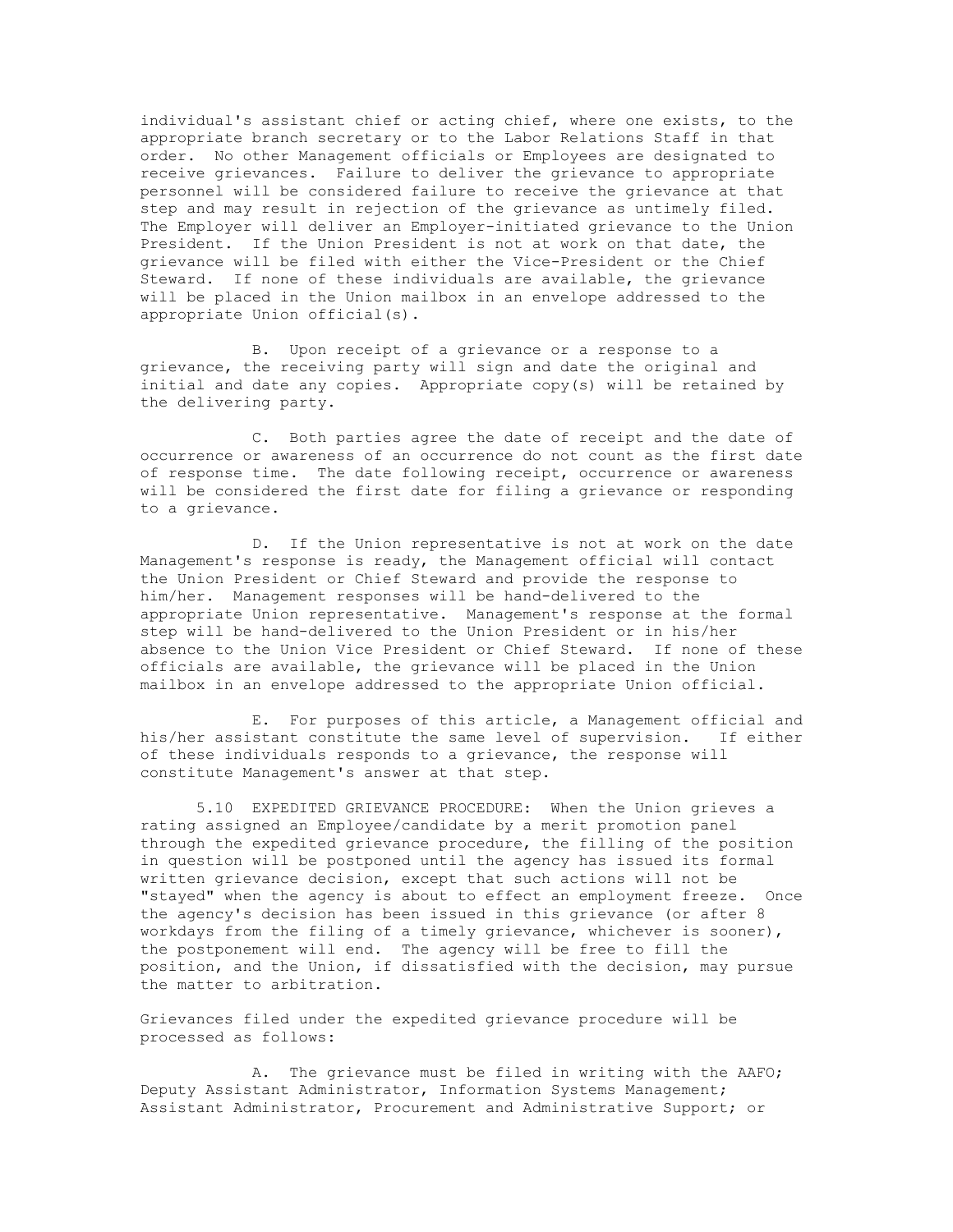individual's assistant chief or acting chief, where one exists, to the appropriate branch secretary or to the Labor Relations Staff in that order. No other Management officials or Employees are designated to receive grievances. Failure to deliver the grievance to appropriate personnel will be considered failure to receive the grievance at that step and may result in rejection of the grievance as untimely filed. The Employer will deliver an Employer-initiated grievance to the Union President. If the Union President is not at work on that date, the grievance will be filed with either the Vice-President or the Chief Steward. If none of these individuals are available, the grievance will be placed in the Union mailbox in an envelope addressed to the appropriate Union official(s).

B. Upon receipt of a grievance or a response to a grievance, the receiving party will sign and date the original and initial and date any copies. Appropriate copy(s) will be retained by the delivering party.

C. Both parties agree the date of receipt and the date of occurrence or awareness of an occurrence do not count as the first date of response time. The date following receipt, occurrence or awareness will be considered the first date for filing a grievance or responding to a grievance.

D. If the Union representative is not at work on the date Management's response is ready, the Management official will contact the Union President or Chief Steward and provide the response to him/her. Management responses will be hand-delivered to the appropriate Union representative. Management's response at the formal step will be hand-delivered to the Union President or in his/her absence to the Union Vice President or Chief Steward. If none of these officials are available, the grievance will be placed in the Union mailbox in an envelope addressed to the appropriate Union official.

E. For purposes of this article, a Management official and his/her assistant constitute the same level of supervision. If either of these individuals responds to a grievance, the response will constitute Management's answer at that step.

5.10 EXPEDITED GRIEVANCE PROCEDURE: When the Union grieves a rating assigned an Employee/candidate by a merit promotion panel through the expedited grievance procedure, the filling of the position in question will be postponed until the agency has issued its formal written grievance decision, except that such actions will not be "stayed" when the agency is about to effect an employment freeze. Once the agency's decision has been issued in this grievance (or after 8 workdays from the filing of a timely grievance, whichever is sooner), the postponement will end. The agency will be free to fill the position, and the Union, if dissatisfied with the decision, may pursue the matter to arbitration.

Grievances filed under the expedited grievance procedure will be processed as follows:

A. The grievance must be filed in writing with the AAFO; Deputy Assistant Administrator, Information Systems Management; Assistant Administrator, Procurement and Administrative Support; or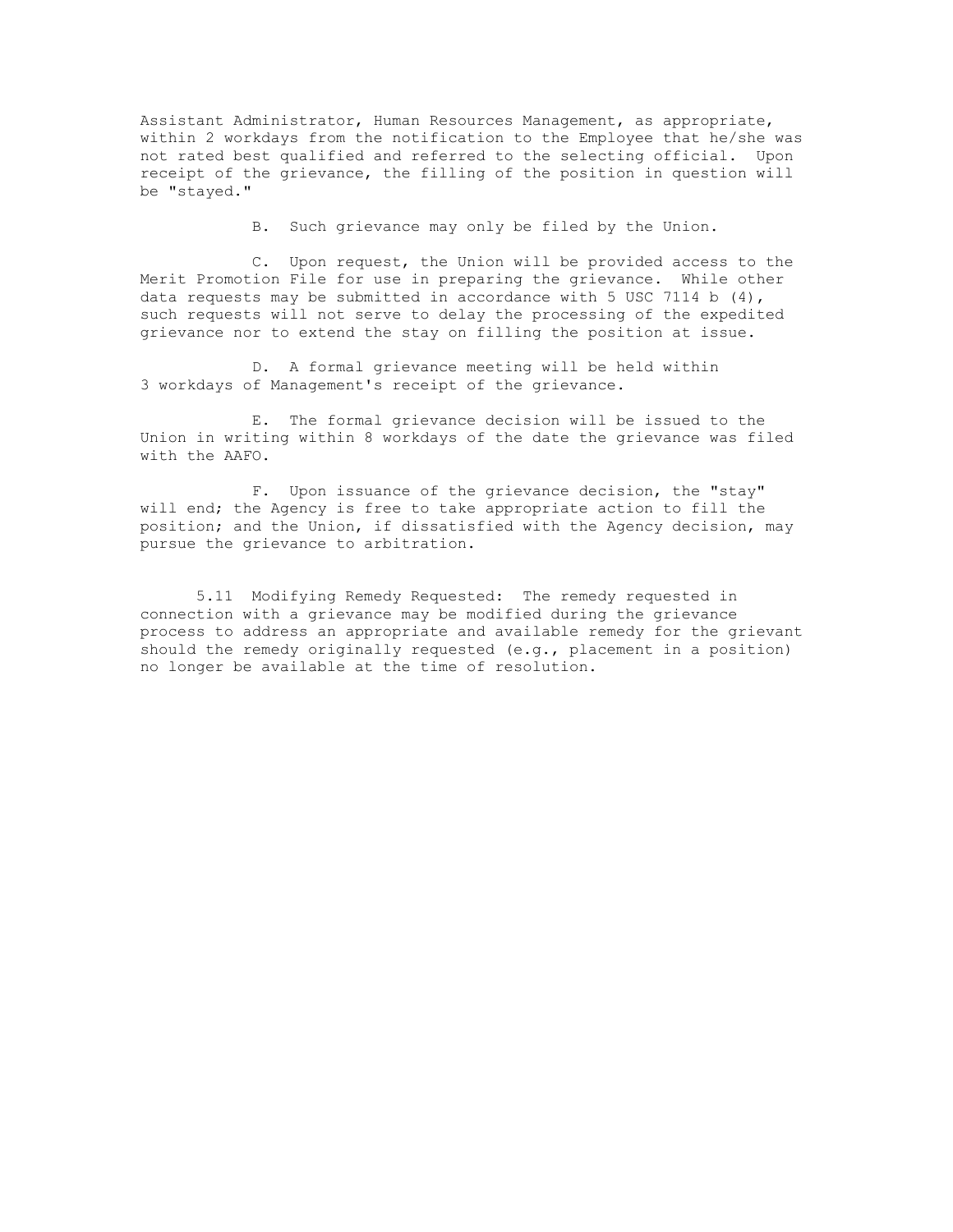Assistant Administrator, Human Resources Management, as appropriate, within 2 workdays from the notification to the Employee that he/she was not rated best qualified and referred to the selecting official. Upon receipt of the grievance, the filling of the position in question will be "stayed."

B. Such grievance may only be filed by the Union.

C. Upon request, the Union will be provided access to the Merit Promotion File for use in preparing the grievance. While other data requests may be submitted in accordance with 5 USC 7114 b (4), such requests will not serve to delay the processing of the expedited grievance nor to extend the stay on filling the position at issue.

D. A formal grievance meeting will be held within 3 workdays of Management's receipt of the grievance.

E. The formal grievance decision will be issued to the Union in writing within 8 workdays of the date the grievance was filed with the AAFO.

F. Upon issuance of the grievance decision, the "stay" will end; the Agency is free to take appropriate action to fill the position; and the Union, if dissatisfied with the Agency decision, may pursue the grievance to arbitration.

5.11 Modifying Remedy Requested: The remedy requested in connection with a grievance may be modified during the grievance process to address an appropriate and available remedy for the grievant should the remedy originally requested (e.g., placement in a position) no longer be available at the time of resolution.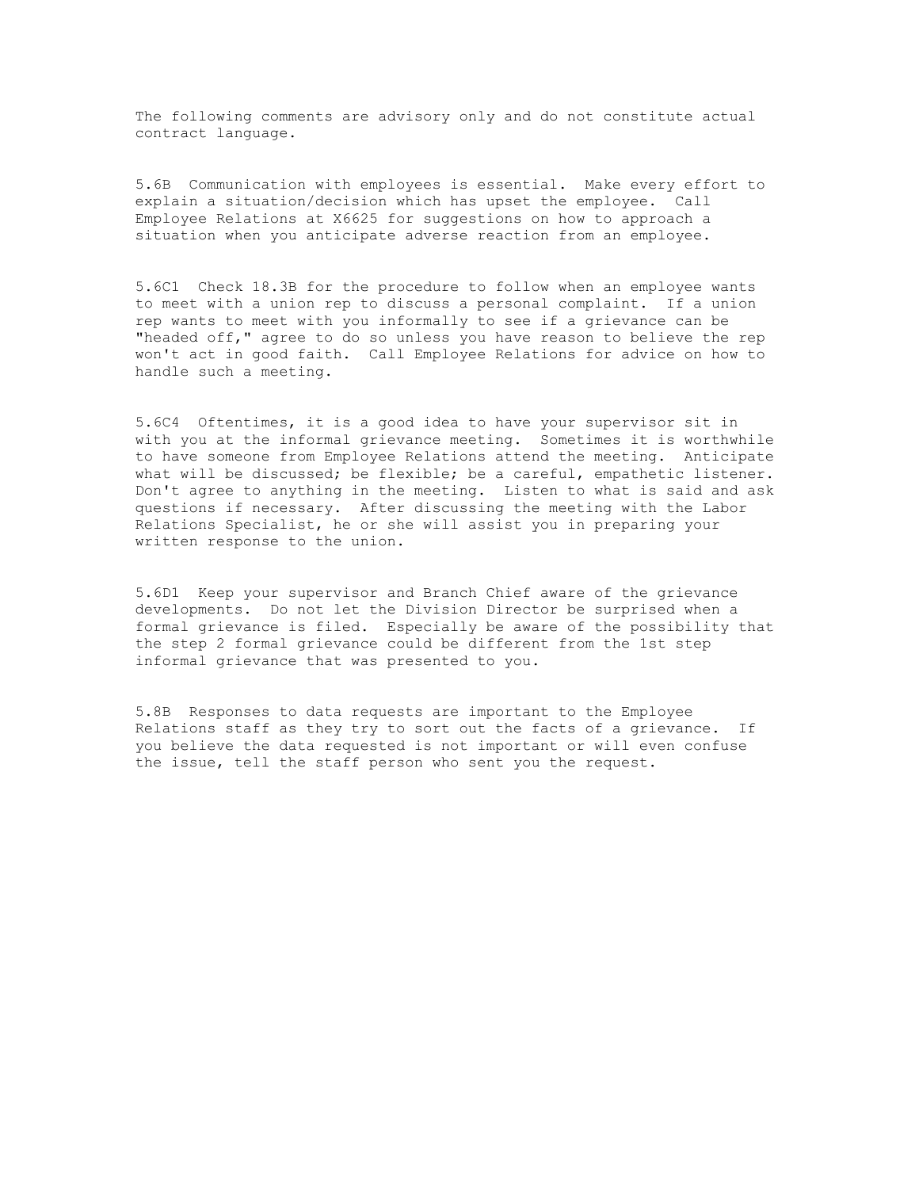The following comments are advisory only and do not constitute actual contract language.

5.6B Communication with employees is essential. Make every effort to explain a situation/decision which has upset the employee. Call Employee Relations at X6625 for suggestions on how to approach a situation when you anticipate adverse reaction from an employee.

5.6C1 Check 18.3B for the procedure to follow when an employee wants to meet with a union rep to discuss a personal complaint. If a union rep wants to meet with you informally to see if a grievance can be "headed off," agree to do so unless you have reason to believe the rep won't act in good faith. Call Employee Relations for advice on how to handle such a meeting.

5.6C4 Oftentimes, it is a good idea to have your supervisor sit in with you at the informal grievance meeting. Sometimes it is worthwhile to have someone from Employee Relations attend the meeting. Anticipate what will be discussed; be flexible; be a careful, empathetic listener. Don't agree to anything in the meeting. Listen to what is said and ask questions if necessary. After discussing the meeting with the Labor Relations Specialist, he or she will assist you in preparing your written response to the union.

5.6D1 Keep your supervisor and Branch Chief aware of the grievance developments. Do not let the Division Director be surprised when a formal grievance is filed. Especially be aware of the possibility that the step 2 formal grievance could be different from the 1st step informal grievance that was presented to you.

5.8B Responses to data requests are important to the Employee Relations staff as they try to sort out the facts of a grievance. If you believe the data requested is not important or will even confuse the issue, tell the staff person who sent you the request.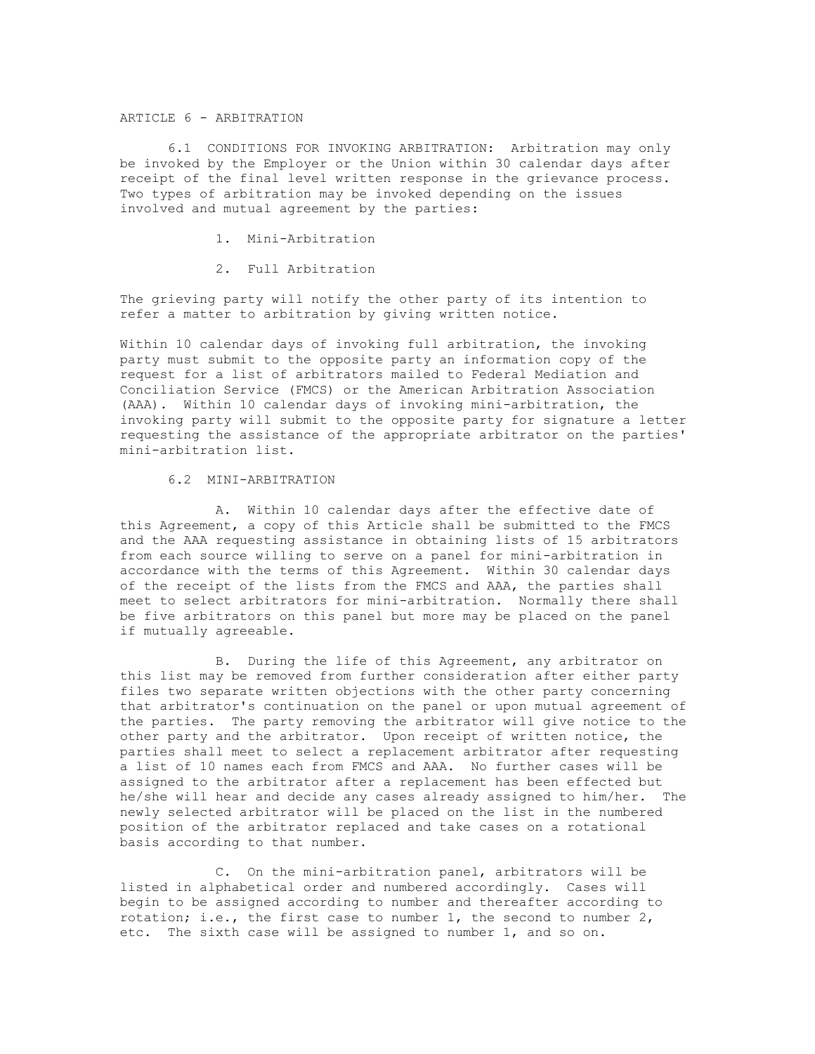## ARTICLE 6 - ARBITRATION

6.1 CONDITIONS FOR INVOKING ARBITRATION: Arbitration may only be invoked by the Employer or the Union within 30 calendar days after receipt of the final level written response in the grievance process. Two types of arbitration may be invoked depending on the issues involved and mutual agreement by the parties:

1. Mini-Arbitration
2. Full Arbitration

The grieving party will notify the other party of its intention to refer a matter to arbitration by giving written notice.

Within 10 calendar days of invoking full arbitration, the invoking party must submit to the opposite party an information copy of the request for a list of arbitrators mailed to Federal Mediation and Conciliation Service (FMCS) or the American Arbitration Association (AAA). Within 10 calendar days of invoking mini-arbitration, the invoking party will submit to the opposite party for signature a letter requesting the assistance of the appropriate arbitrator on the parties' mini-arbitration list.

6.2 MINI-ARBITRATION

A. Within 10 calendar days after the effective date of this Agreement, a copy of this Article shall be submitted to the FMCS and the AAA requesting assistance in obtaining lists of 15 arbitrators from each source willing to serve on a panel for mini-arbitration in accordance with the terms of this Agreement. Within 30 calendar days of the receipt of the lists from the FMCS and AAA, the parties shall meet to select arbitrators for mini-arbitration. Normally there shall be five arbitrators on this panel but more may be placed on the panel if mutually agreeable.

B. During the life of this Agreement, any arbitrator on this list may be removed from further consideration after either party files two separate written objections with the other party concerning that arbitrator's continuation on the panel or upon mutual agreement of the parties. The party removing the arbitrator will give notice to the other party and the arbitrator. Upon receipt of written notice, the parties shall meet to select a replacement arbitrator after requesting a list of 10 names each from FMCS and AAA. No further cases will be assigned to the arbitrator after a replacement has been effected but he/she will hear and decide any cases already assigned to him/her. The newly selected arbitrator will be placed on the list in the numbered position of the arbitrator replaced and take cases on a rotational basis according to that number.

C. On the mini-arbitration panel, arbitrators will be listed in alphabetical order and numbered accordingly. Cases will begin to be assigned according to number and thereafter according to rotation; i.e., the first case to number 1, the second to number 2, etc. The sixth case will be assigned to number 1, and so on.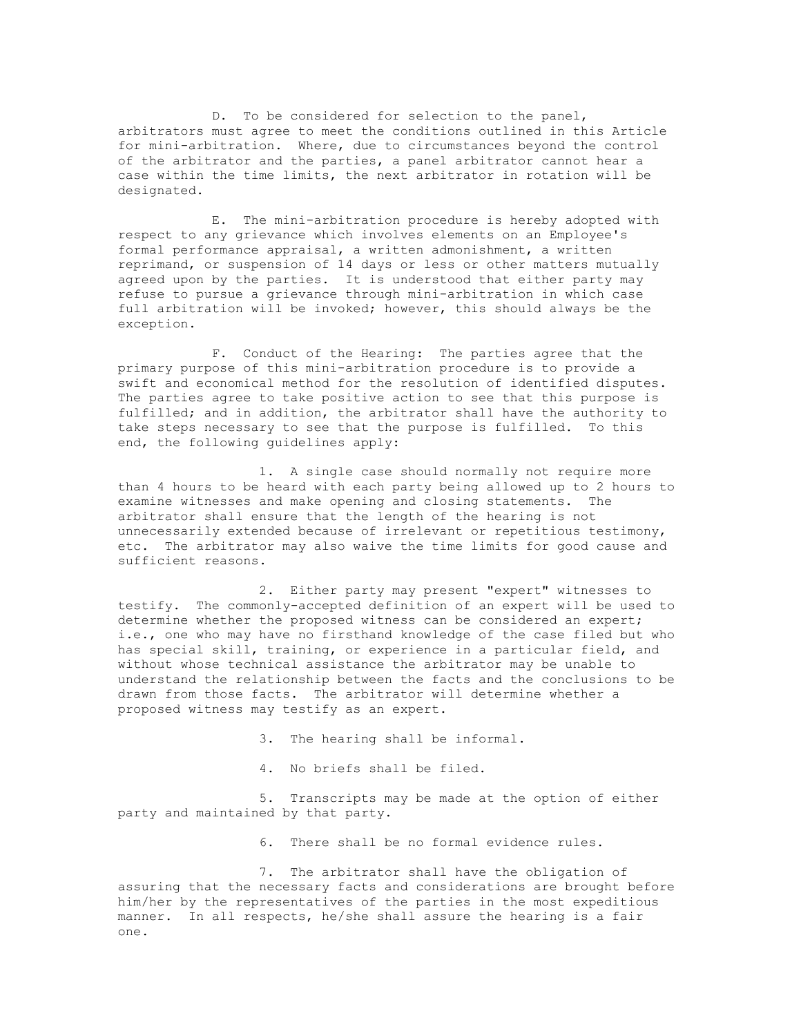D. To be considered for selection to the panel, arbitrators must agree to meet the conditions outlined in this Article for mini-arbitration. Where, due to circumstances beyond the control of the arbitrator and the parties, a panel arbitrator cannot hear a case within the time limits, the next arbitrator in rotation will be designated.

E. The mini-arbitration procedure is hereby adopted with respect to any grievance which involves elements on an Employee's formal performance appraisal, a written admonishment, a written reprimand, or suspension of 14 days or less or other matters mutually agreed upon by the parties. It is understood that either party may refuse to pursue a grievance through mini-arbitration in which case full arbitration will be invoked; however, this should always be the exception.

F. Conduct of the Hearing: The parties agree that the primary purpose of this mini-arbitration procedure is to provide a swift and economical method for the resolution of identified disputes. The parties agree to take positive action to see that this purpose is fulfilled; and in addition, the arbitrator shall have the authority to take steps necessary to see that the purpose is fulfilled. To this end, the following guidelines apply:

1. A single case should normally not require more than 4 hours to be heard with each party being allowed up to 2 hours to examine witnesses and make opening and closing statements. The arbitrator shall ensure that the length of the hearing is not unnecessarily extended because of irrelevant or repetitious testimony, etc. The arbitrator may also waive the time limits for good cause and sufficient reasons.

2. Either party may present "expert" witnesses to testify. The commonly-accepted definition of an expert will be used to determine whether the proposed witness can be considered an expert; i.e., one who may have no firsthand knowledge of the case filed but who has special skill, training, or experience in a particular field, and without whose technical assistance the arbitrator may be unable to understand the relationship between the facts and the conclusions to be drawn from those facts. The arbitrator will determine whether a proposed witness may testify as an expert.

3. The hearing shall be informal.

4. No briefs shall be filed.

5. Transcripts may be made at the option of either party and maintained by that party.

6. There shall be no formal evidence rules.

7. The arbitrator shall have the obligation of assuring that the necessary facts and considerations are brought before him/her by the representatives of the parties in the most expeditious manner. In all respects, he/she shall assure the hearing is a fair one.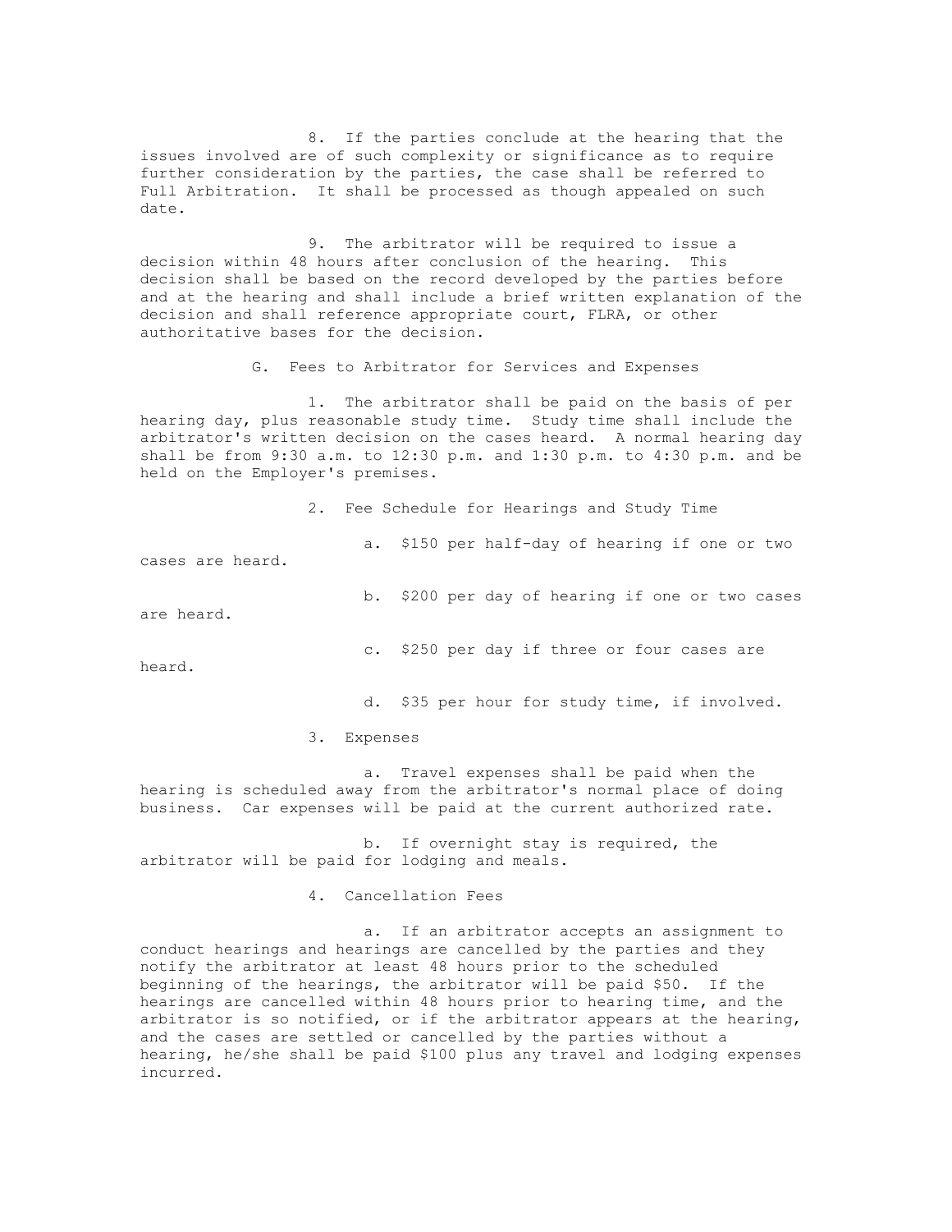8. If the parties conclude at the hearing that the issues involved are of such complexity or significance as to require further consideration by the parties, the case shall be referred to Full Arbitration. It shall be processed as though appealed on such date.

9. The arbitrator will be required to issue a decision within 48 hours after conclusion of the hearing. This decision shall be based on the record developed by the parties before and at the hearing and shall include a brief written explanation of the decision and shall reference appropriate court, FLRA, or other authoritative bases for the decision.

G. Fees to Arbitrator for Services and Expenses

1. The arbitrator shall be paid on the basis of per hearing day, plus reasonable study time. Study time shall include the arbitrator's written decision on the cases heard. A normal hearing day shall be from 9:30 a.m. to 12:30 p.m. and 1:30 p.m. to 4:30 p.m. and be held on the Employer's premises.

2. Fee Schedule for Hearings and Study Time

a. $150 per half-day of hearing if one or two cases are heard.

b. $200 per day of hearing if one or two cases are heard.

c. $250 per day if three or four cases are heard.

d. $35 per hour for study time, if involved.

3. Expenses

a. Travel expenses shall be paid when the hearing is scheduled away from the arbitrator's normal place of doing business. Car expenses will be paid at the current authorized rate.

b. If overnight stay is required, the arbitrator will be paid for lodging and meals.

4. Cancellation Fees

a. If an arbitrator accepts an assignment to conduct hearings and hearings are cancelled by the parties and they notify the arbitrator at least 48 hours prior to the scheduled beginning of the hearings, the arbitrator will be paid $50. If the hearings are cancelled within 48 hours prior to hearing time, and the arbitrator is so notified, or if the arbitrator appears at the hearing, and the cases are settled or cancelled by the parties without a hearing, he/she shall be paid $100 plus any travel and lodging expenses incurred.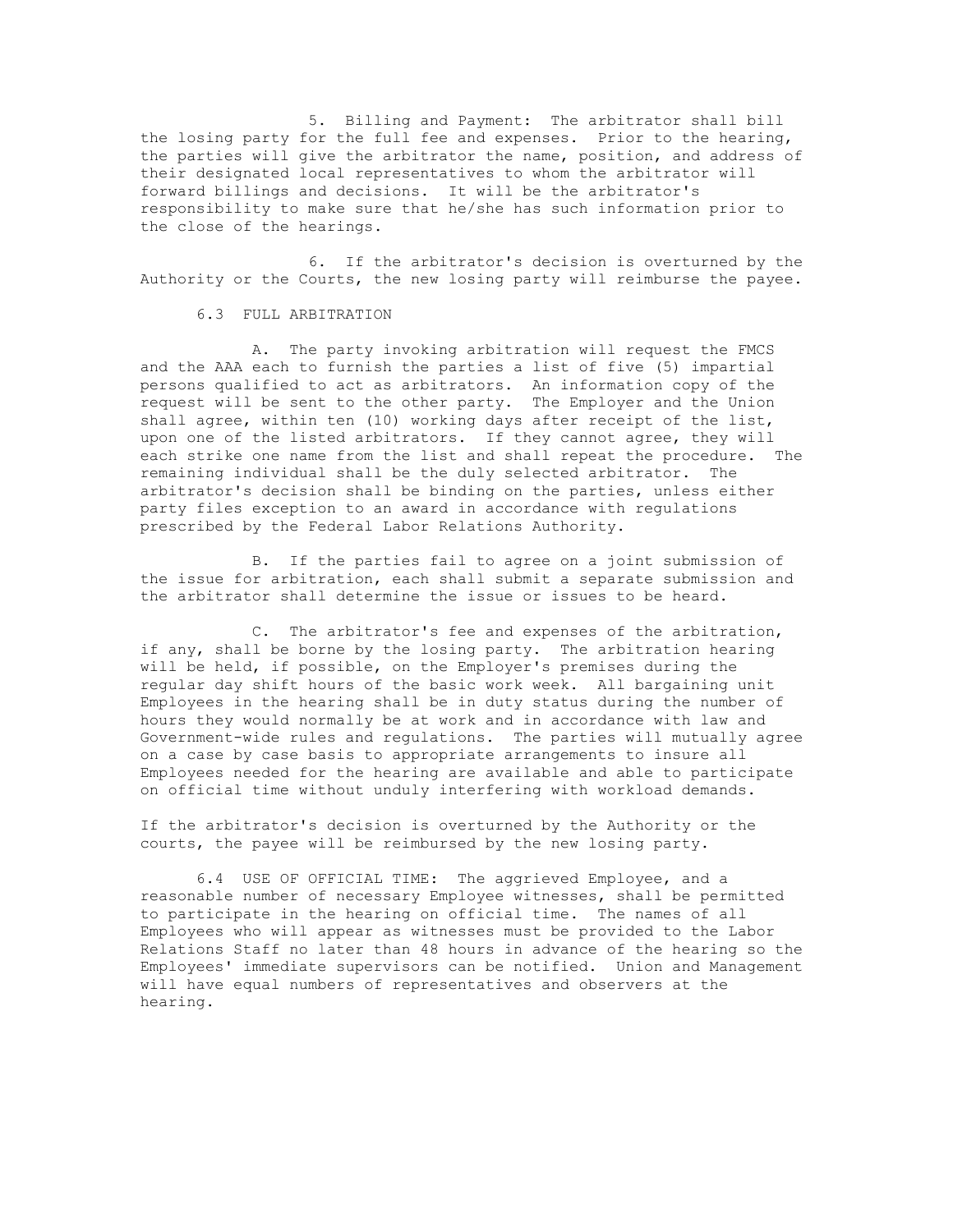5. Billing and Payment: The arbitrator shall bill the losing party for the full fee and expenses. Prior to the hearing, the parties will give the arbitrator the name, position, and address of their designated local representatives to whom the arbitrator will forward billings and decisions. It will be the arbitrator's responsibility to make sure that he/she has such information prior to the close of the hearings.

6. If the arbitrator's decision is overturned by the Authority or the Courts, the new losing party will reimburse the payee.

### 6.3 FULL ARBITRATION

A. The party invoking arbitration will request the FMCS and the AAA each to furnish the parties a list of five (5) impartial persons qualified to act as arbitrators. An information copy of the request will be sent to the other party. The Employer and the Union shall agree, within ten (10) working days after receipt of the list, upon one of the listed arbitrators. If they cannot agree, they will each strike one name from the list and shall repeat the procedure. The remaining individual shall be the duly selected arbitrator. The arbitrator's decision shall be binding on the parties, unless either party files exception to an award in accordance with regulations prescribed by the Federal Labor Relations Authority.

B. If the parties fail to agree on a joint submission of the issue for arbitration, each shall submit a separate submission and the arbitrator shall determine the issue or issues to be heard.

C. The arbitrator's fee and expenses of the arbitration, if any, shall be borne by the losing party. The arbitration hearing will be held, if possible, on the Employer's premises during the regular day shift hours of the basic work week. All bargaining unit Employees in the hearing shall be in duty status during the number of hours they would normally be at work and in accordance with law and Government-wide rules and regulations. The parties will mutually agree on a case by case basis to appropriate arrangements to insure all Employees needed for the hearing are available and able to participate on official time without unduly interfering with workload demands.

If the arbitrator's decision is overturned by the Authority or the courts, the payee will be reimbursed by the new losing party.

6.4 USE OF OFFICIAL TIME: The aggrieved Employee, and a reasonable number of necessary Employee witnesses, shall be permitted to participate in the hearing on official time. The names of all Employees who will appear as witnesses must be provided to the Labor Relations Staff no later than 48 hours in advance of the hearing so the Employees' immediate supervisors can be notified. Union and Management will have equal numbers of representatives and observers at the hearing.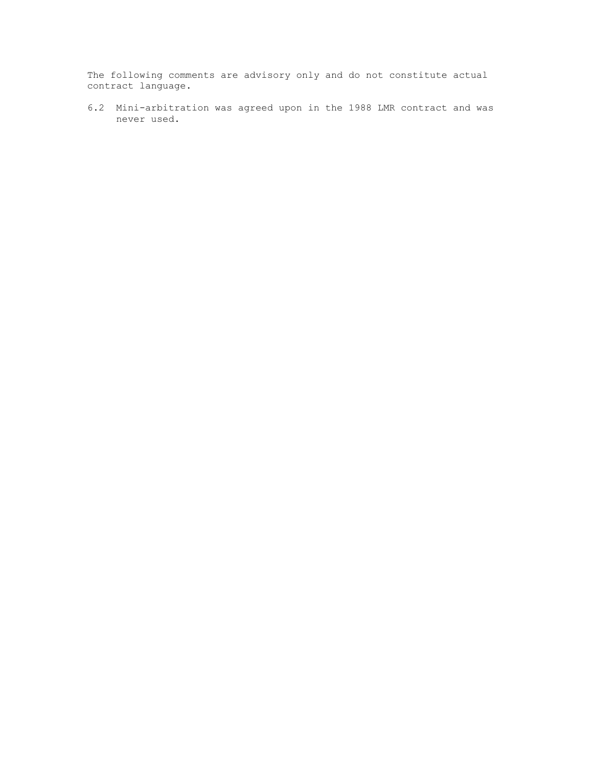The following comments are advisory only and do not constitute actual contract language.

6.2 Mini-arbitration was agreed upon in the 1988 LMR contract and was never used.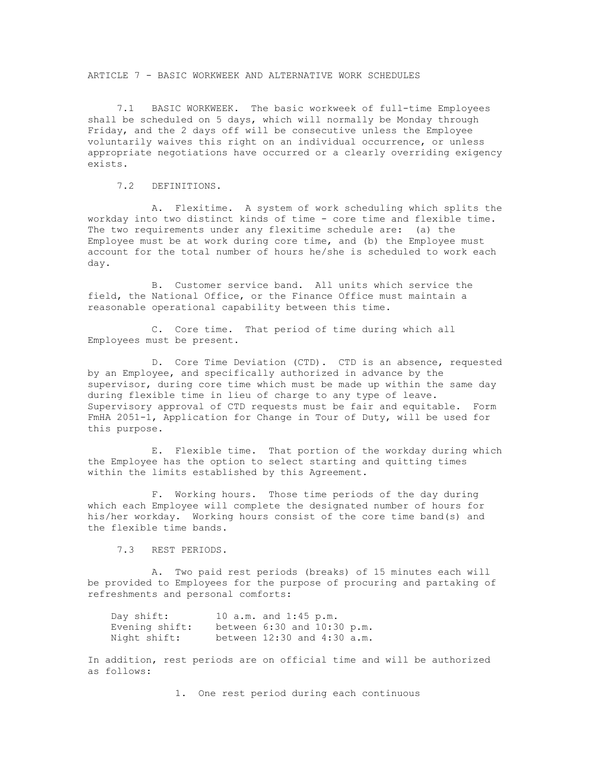# ARTICLE 7 - BASIC WORKWEEK AND ALTERNATIVE WORK SCHEDULES

7.1 BASIC WORKWEEK. The basic workweek of full-time Employees shall be scheduled on 5 days, which will normally be Monday through Friday, and the 2 days off will be consecutive unless the Employee voluntarily waives this right on an individual occurrence, or unless appropriate negotiations have occurred or a clearly overriding exigency exists.

7.2 DEFINITIONS.

A. Flexitime. A system of work scheduling which splits the workday into two distinct kinds of time - core time and flexible time. The two requirements under any flexitime schedule are: (a) the Employee must be at work during core time, and (b) the Employee must account for the total number of hours he/she is scheduled to work each day.

B. Customer service band. All units which service the field, the National Office, or the Finance Office must maintain a reasonable operational capability between this time.

C. Core time. That period of time during which all Employees must be present.

D. Core Time Deviation (CTD). CTD is an absence, requested by an Employee, and specifically authorized in advance by the supervisor, during core time which must be made up within the same day during flexible time in lieu of charge to any type of leave. Supervisory approval of CTD requests must be fair and equitable. Form FmHA 2051-1, Application for Change in Tour of Duty, will be used for this purpose.

E. Flexible time. That portion of the workday during which the Employee has the option to select starting and quitting times within the limits established by this Agreement.

F. Working hours. Those time periods of the day during which each Employee will complete the designated number of hours for his/her workday. Working hours consist of the core time band(s) and the flexible time bands.

7.3 REST PERIODS.

A. Two paid rest periods (breaks) of 15 minutes each will be provided to Employees for the purpose of procuring and partaking of refreshments and personal comforts:

| | |
|---|---|
| Day shift: | 10 a.m. and 1:45 p.m. |
| Evening shift: | between 6:30 and 10:30 p.m. |
| Night shift: | between 12:30 and 4:30 a.m. |

In addition, rest periods are on official time and will be authorized as follows:

1. One rest period during each continuous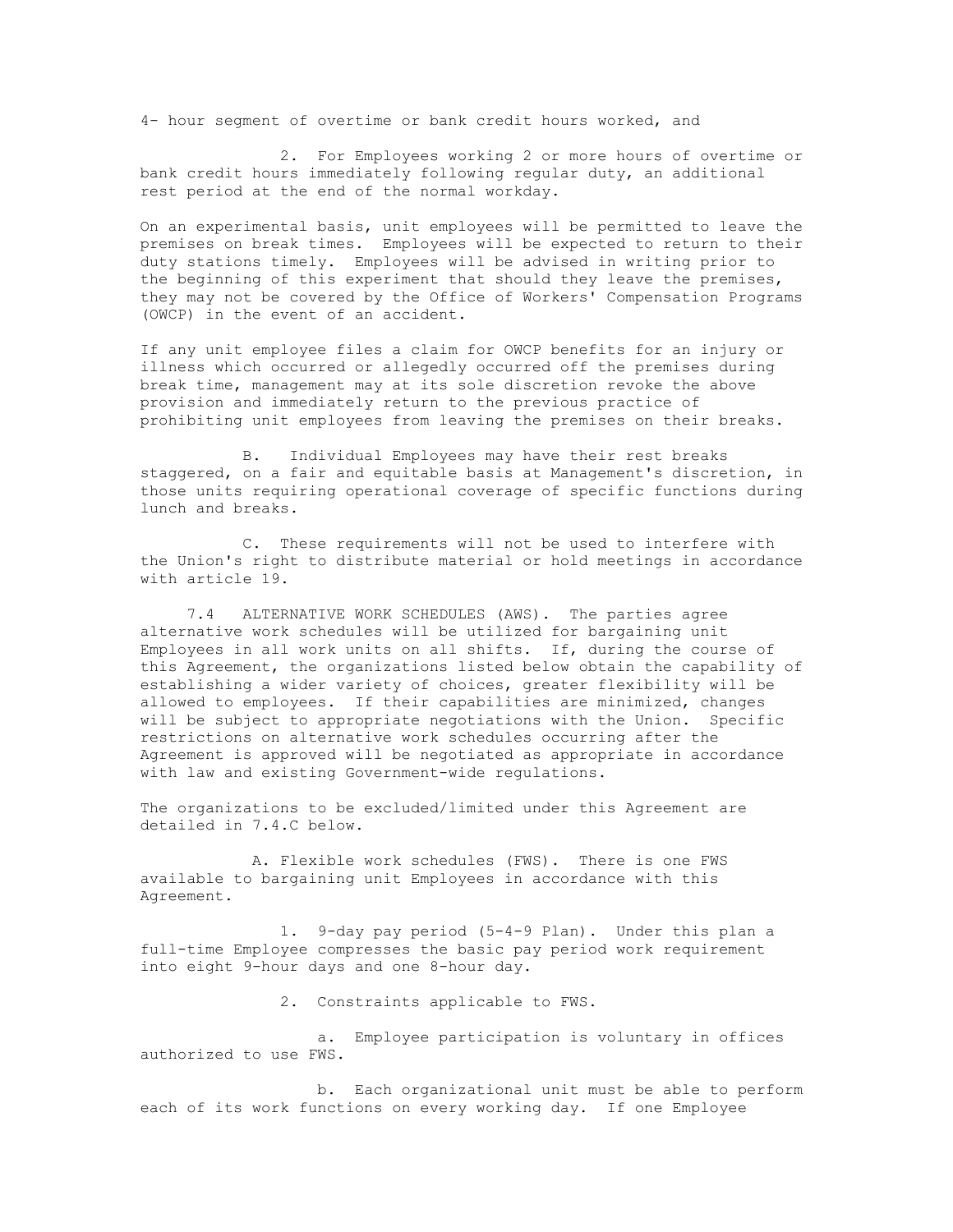4- hour segment of overtime or bank credit hours worked, and

2. For Employees working 2 or more hours of overtime or bank credit hours immediately following regular duty, an additional rest period at the end of the normal workday.

On an experimental basis, unit employees will be permitted to leave the premises on break times. Employees will be expected to return to their duty stations timely. Employees will be advised in writing prior to the beginning of this experiment that should they leave the premises, they may not be covered by the Office of Workers' Compensation Programs (OWCP) in the event of an accident.

If any unit employee files a claim for OWCP benefits for an injury or illness which occurred or allegedly occurred off the premises during break time, management may at its sole discretion revoke the above provision and immediately return to the previous practice of prohibiting unit employees from leaving the premises on their breaks.

B. Individual Employees may have their rest breaks staggered, on a fair and equitable basis at Management's discretion, in those units requiring operational coverage of specific functions during lunch and breaks.

C. These requirements will not be used to interfere with the Union's right to distribute material or hold meetings in accordance with article 19.

7.4 ALTERNATIVE WORK SCHEDULES (AWS). The parties agree alternative work schedules will be utilized for bargaining unit Employees in all work units on all shifts. If, during the course of this Agreement, the organizations listed below obtain the capability of establishing a wider variety of choices, greater flexibility will be allowed to employees. If their capabilities are minimized, changes will be subject to appropriate negotiations with the Union. Specific restrictions on alternative work schedules occurring after the Agreement is approved will be negotiated as appropriate in accordance with law and existing Government-wide regulations.

The organizations to be excluded/limited under this Agreement are detailed in 7.4.C below.

A. Flexible work schedules (FWS). There is one FWS available to bargaining unit Employees in accordance with this Agreement.

1. 9-day pay period (5-4-9 Plan). Under this plan a full-time Employee compresses the basic pay period work requirement into eight 9-hour days and one 8-hour day.

2. Constraints applicable to FWS.

a. Employee participation is voluntary in offices authorized to use FWS.

b. Each organizational unit must be able to perform each of its work functions on every working day. If one Employee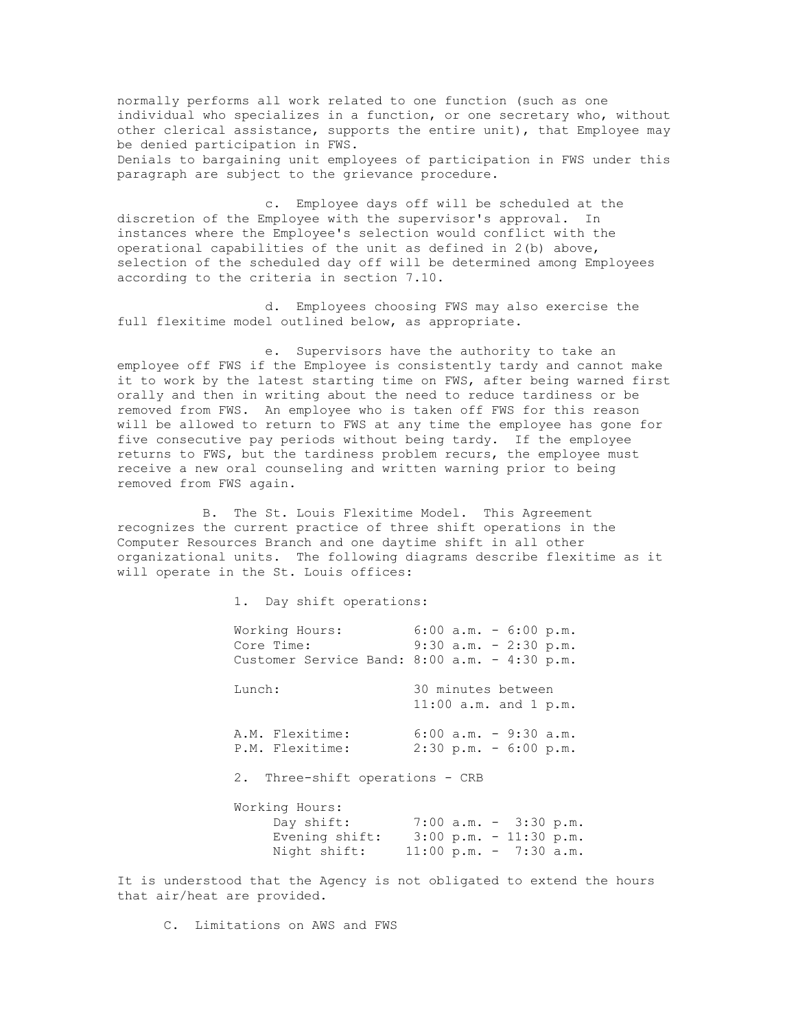normally performs all work related to one function (such as one individual who specializes in a function, or one secretary who, without other clerical assistance, supports the entire unit), that Employee may be denied participation in FWS.
Denials to bargaining unit employees of participation in FWS under this paragraph are subject to the grievance procedure.

c. Employee days off will be scheduled at the discretion of the Employee with the supervisor's approval. In instances where the Employee's selection would conflict with the operational capabilities of the unit as defined in 2(b) above, selection of the scheduled day off will be determined among Employees according to the criteria in section 7.10.

d. Employees choosing FWS may also exercise the full flexitime model outlined below, as appropriate.

e. Supervisors have the authority to take an employee off FWS if the Employee is consistently tardy and cannot make it to work by the latest starting time on FWS, after being warned first orally and then in writing about the need to reduce tardiness or be removed from FWS. An employee who is taken off FWS for this reason will be allowed to return to FWS at any time the employee has gone for five consecutive pay periods without being tardy. If the employee returns to FWS, but the tardiness problem recurs, the employee must receive a new oral counseling and written warning prior to being removed from FWS again.

B. The St. Louis Flexitime Model. This Agreement recognizes the current practice of three shift operations in the Computer Resources Branch and one daytime shift in all other organizational units. The following diagrams describe flexitime as it will operate in the St. Louis offices:

1. Day shift operations:

| | |
|---|---|
| Working Hours: | 6:00 a.m. - 6:00 p.m. |
| Core Time: | 9:30 a.m. - 2:30 p.m. |
| Customer Service Band: | 8:00 a.m. - 4:30 p.m. |
| Lunch: | 30 minutes between 11:00 a.m. and 1 p.m. |
| A.M. Flexitime: | 6:00 a.m. - 9:30 a.m. |
| P.M. Flexitime: | 2:30 p.m. - 6:00 p.m. |

2. Three-shift operations - CRB

Working Hours:

| | |
|---|---|
| Day shift: | 7:00 a.m. - 3:30 p.m. |
| Evening shift: | 3:00 p.m. - 11:30 p.m. |
| Night shift: | 11:00 p.m. - 7:30 a.m. |

It is understood that the Agency is not obligated to extend the hours that air/heat are provided.

C. Limitations on AWS and FWS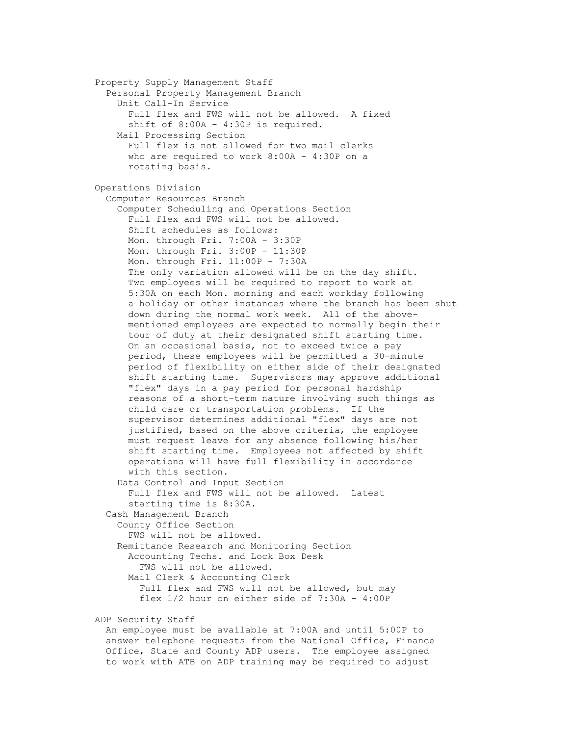Property Supply Management Staff

Personal Property Management Branch

Unit Call-In Service

Full flex and FWS will not be allowed. A fixed shift of 8:00A - 4:30P is required.

Mail Processing Section

Full flex is not allowed for two mail clerks who are required to work 8:00A - 4:30P on a rotating basis.

Operations Division

Computer Resources Branch

Computer Scheduling and Operations Section

Full flex and FWS will not be allowed.
Shift schedules as follows:
Mon. through Fri. 7:00A - 3:30P
Mon. through Fri. 3:00P - 11:30P
Mon. through Fri. 11:00P - 7:30A
The only variation allowed will be on the day shift. Two employees will be required to report to work at 5:30A on each Mon. morning and each workday following a holiday or other instances where the branch has been shut down during the normal work week. All of the above-mentioned employees are expected to normally begin their tour of duty at their designated shift starting time. On an occasional basis, not to exceed twice a pay period, these employees will be permitted a 30-minute period of flexibility on either side of their designated shift starting time. Supervisors may approve additional "flex" days in a pay period for personal hardship reasons of a short-term nature involving such things as child care or transportation problems. If the supervisor determines additional "flex" days are not justified, based on the above criteria, the employee must request leave for any absence following his/her shift starting time. Employees not affected by shift operations will have full flexibility in accordance with this section.

Data Control and Input Section

Full flex and FWS will not be allowed. Latest starting time is 8:30A.

Cash Management Branch

County Office Section

FWS will not be allowed.

Remittance Research and Monitoring Section

Accounting Techs. and Lock Box Desk

FWS will not be allowed.

Mail Clerk & Accounting Clerk

Full flex and FWS will not be allowed, but may flex 1/2 hour on either side of 7:30A - 4:00P

ADP Security Staff

An employee must be available at 7:00A and until 5:00P to answer telephone requests from the National Office, Finance Office, State and County ADP users. The employee assigned to work with ATB on ADP training may be required to adjust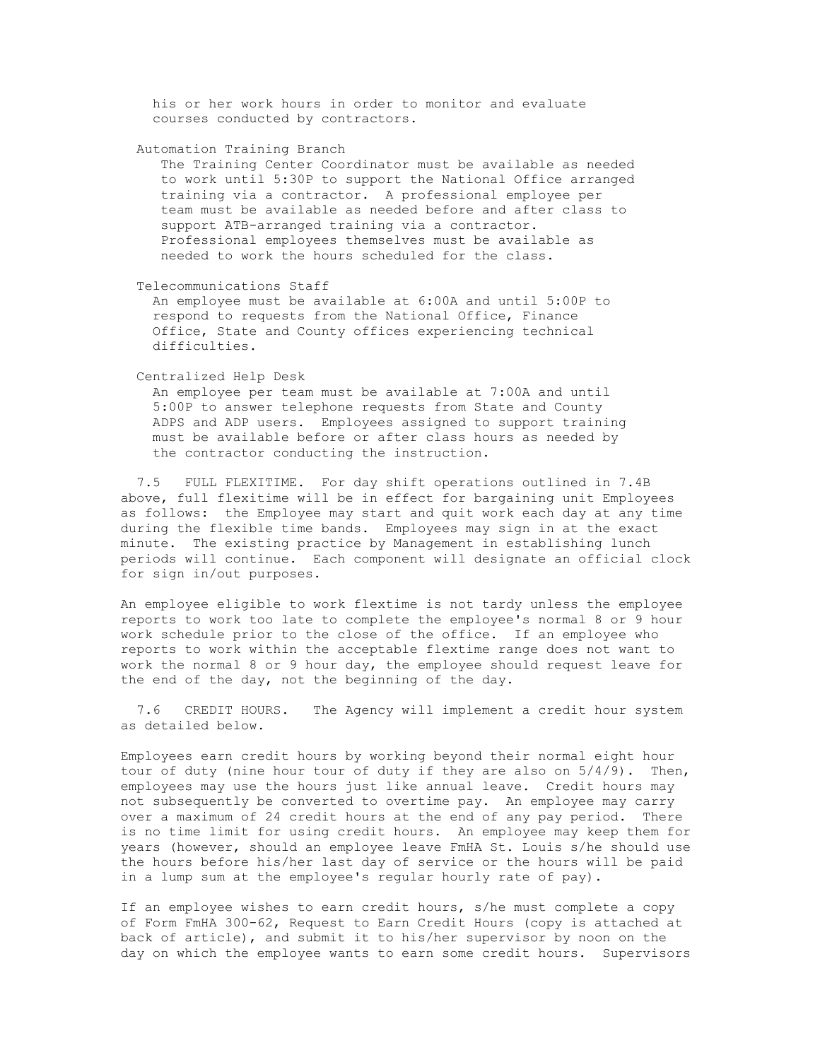his or her work hours in order to monitor and evaluate courses conducted by contractors.

Automation Training Branch

The Training Center Coordinator must be available as needed to work until 5:30P to support the National Office arranged training via a contractor. A professional employee per team must be available as needed before and after class to support ATB-arranged training via a contractor. Professional employees themselves must be available as needed to work the hours scheduled for the class.

Telecommunications Staff

An employee must be available at 6:00A and until 5:00P to respond to requests from the National Office, Finance Office, State and County offices experiencing technical difficulties.

Centralized Help Desk

An employee per team must be available at 7:00A and until 5:00P to answer telephone requests from State and County ADPS and ADP users. Employees assigned to support training must be available before or after class hours as needed by the contractor conducting the instruction.

7.5 FULL FLEXITIME. For day shift operations outlined in 7.4B above, full flexitime will be in effect for bargaining unit Employees as follows: the Employee may start and quit work each day at any time during the flexible time bands. Employees may sign in at the exact minute. The existing practice by Management in establishing lunch periods will continue. Each component will designate an official clock for sign in/out purposes.

An employee eligible to work flextime is not tardy unless the employee reports to work too late to complete the employee's normal 8 or 9 hour work schedule prior to the close of the office. If an employee who reports to work within the acceptable flextime range does not want to work the normal 8 or 9 hour day, the employee should request leave for the end of the day, not the beginning of the day.

7.6 CREDIT HOURS. The Agency will implement a credit hour system as detailed below.

Employees earn credit hours by working beyond their normal eight hour tour of duty (nine hour tour of duty if they are also on 5/4/9). Then, employees may use the hours just like annual leave. Credit hours may not subsequently be converted to overtime pay. An employee may carry over a maximum of 24 credit hours at the end of any pay period. There is no time limit for using credit hours. An employee may keep them for years (however, should an employee leave FmHA St. Louis s/he should use the hours before his/her last day of service or the hours will be paid in a lump sum at the employee's regular hourly rate of pay).

If an employee wishes to earn credit hours, s/he must complete a copy of Form FmHA 300-62, Request to Earn Credit Hours (copy is attached at back of article), and submit it to his/her supervisor by noon on the day on which the employee wants to earn some credit hours. Supervisors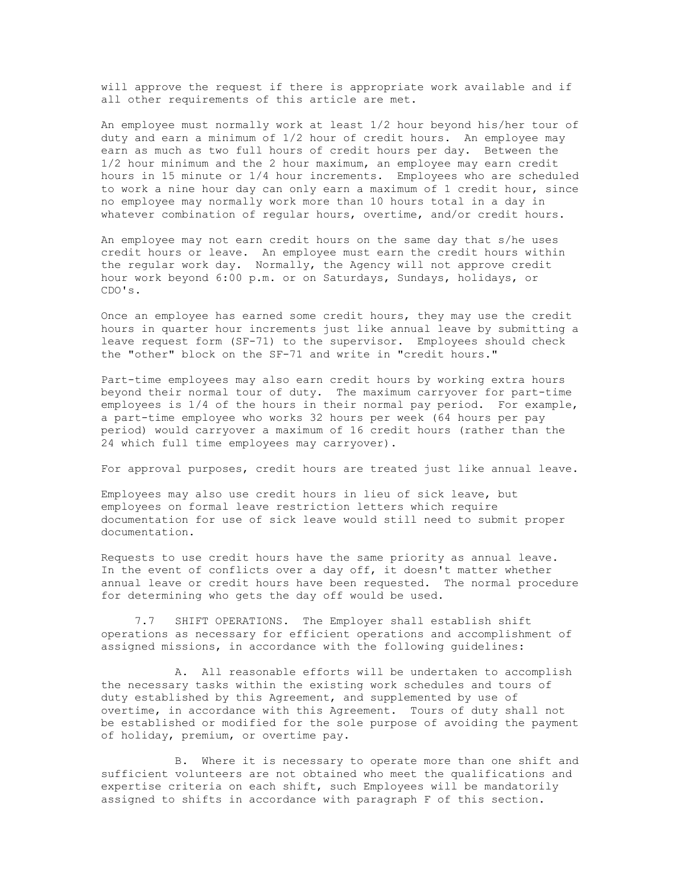will approve the request if there is appropriate work available and if all other requirements of this article are met.

An employee must normally work at least 1/2 hour beyond his/her tour of duty and earn a minimum of 1/2 hour of credit hours. An employee may earn as much as two full hours of credit hours per day. Between the 1/2 hour minimum and the 2 hour maximum, an employee may earn credit hours in 15 minute or 1/4 hour increments. Employees who are scheduled to work a nine hour day can only earn a maximum of 1 credit hour, since no employee may normally work more than 10 hours total in a day in whatever combination of regular hours, overtime, and/or credit hours.

An employee may not earn credit hours on the same day that s/he uses credit hours or leave. An employee must earn the credit hours within the regular work day. Normally, the Agency will not approve credit hour work beyond 6:00 p.m. or on Saturdays, Sundays, holidays, or CDO's.

Once an employee has earned some credit hours, they may use the credit hours in quarter hour increments just like annual leave by submitting a leave request form (SF-71) to the supervisor. Employees should check the "other" block on the SF-71 and write in "credit hours."

Part-time employees may also earn credit hours by working extra hours beyond their normal tour of duty. The maximum carryover for part-time employees is 1/4 of the hours in their normal pay period. For example, a part-time employee who works 32 hours per week (64 hours per pay period) would carryover a maximum of 16 credit hours (rather than the 24 which full time employees may carryover).

For approval purposes, credit hours are treated just like annual leave.

Employees may also use credit hours in lieu of sick leave, but employees on formal leave restriction letters which require documentation for use of sick leave would still need to submit proper documentation.

Requests to use credit hours have the same priority as annual leave. In the event of conflicts over a day off, it doesn't matter whether annual leave or credit hours have been requested. The normal procedure for determining who gets the day off would be used.

7.7 SHIFT OPERATIONS. The Employer shall establish shift operations as necessary for efficient operations and accomplishment of assigned missions, in accordance with the following guidelines:

A. All reasonable efforts will be undertaken to accomplish the necessary tasks within the existing work schedules and tours of duty established by this Agreement, and supplemented by use of overtime, in accordance with this Agreement. Tours of duty shall not be established or modified for the sole purpose of avoiding the payment of holiday, premium, or overtime pay.

B. Where it is necessary to operate more than one shift and sufficient volunteers are not obtained who meet the qualifications and expertise criteria on each shift, such Employees will be mandatorily assigned to shifts in accordance with paragraph F of this section.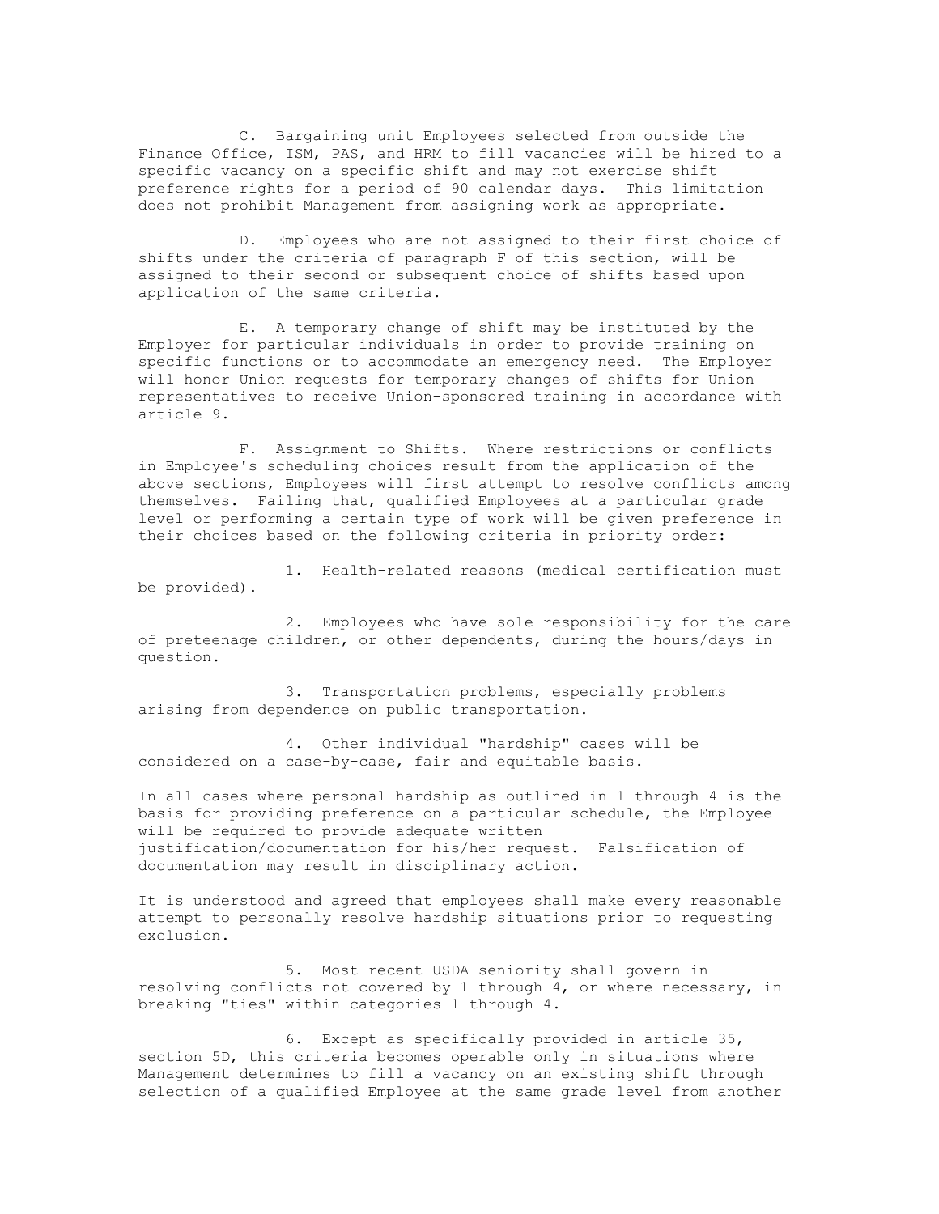C. Bargaining unit Employees selected from outside the Finance Office, ISM, PAS, and HRM to fill vacancies will be hired to a specific vacancy on a specific shift and may not exercise shift preference rights for a period of 90 calendar days. This limitation does not prohibit Management from assigning work as appropriate.

D. Employees who are not assigned to their first choice of shifts under the criteria of paragraph F of this section, will be assigned to their second or subsequent choice of shifts based upon application of the same criteria.

E. A temporary change of shift may be instituted by the Employer for particular individuals in order to provide training on specific functions or to accommodate an emergency need. The Employer will honor Union requests for temporary changes of shifts for Union representatives to receive Union-sponsored training in accordance with article 9.

F. Assignment to Shifts. Where restrictions or conflicts in Employee's scheduling choices result from the application of the above sections, Employees will first attempt to resolve conflicts among themselves. Failing that, qualified Employees at a particular grade level or performing a certain type of work will be given preference in their choices based on the following criteria in priority order:

1. Health-related reasons (medical certification must be provided).

2. Employees who have sole responsibility for the care of preteenage children, or other dependents, during the hours/days in question.

3. Transportation problems, especially problems arising from dependence on public transportation.

4. Other individual "hardship" cases will be considered on a case-by-case, fair and equitable basis.

In all cases where personal hardship as outlined in 1 through 4 is the basis for providing preference on a particular schedule, the Employee will be required to provide adequate written justification/documentation for his/her request. Falsification of documentation may result in disciplinary action.

It is understood and agreed that employees shall make every reasonable attempt to personally resolve hardship situations prior to requesting exclusion.

5. Most recent USDA seniority shall govern in resolving conflicts not covered by 1 through 4, or where necessary, in breaking "ties" within categories 1 through 4.

6. Except as specifically provided in article 35, section 5D, this criteria becomes operable only in situations where Management determines to fill a vacancy on an existing shift through selection of a qualified Employee at the same grade level from another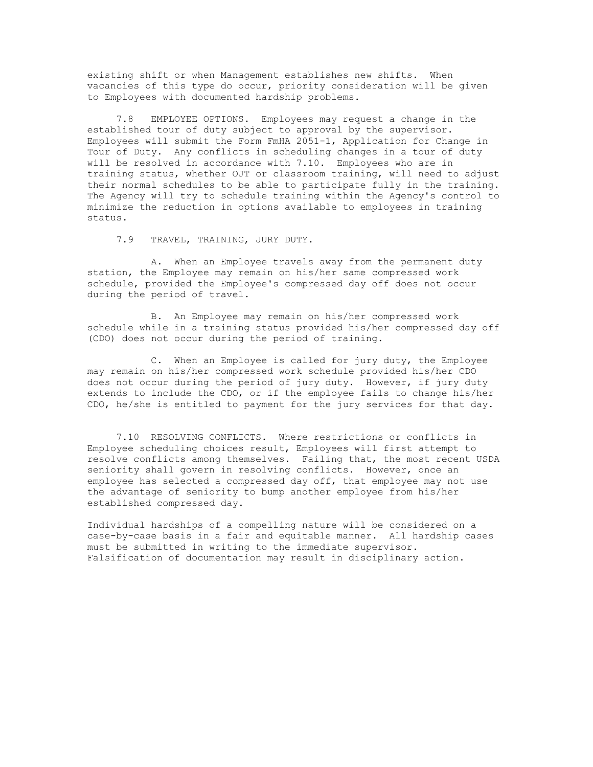existing shift or when Management establishes new shifts. When vacancies of this type do occur, priority consideration will be given to Employees with documented hardship problems.

7.8 EMPLOYEE OPTIONS. Employees may request a change in the established tour of duty subject to approval by the supervisor. Employees will submit the Form FmHA 2051-1, Application for Change in Tour of Duty. Any conflicts in scheduling changes in a tour of duty will be resolved in accordance with 7.10. Employees who are in training status, whether OJT or classroom training, will need to adjust their normal schedules to be able to participate fully in the training. The Agency will try to schedule training within the Agency's control to minimize the reduction in options available to employees in training status.

7.9 TRAVEL, TRAINING, JURY DUTY.

A. When an Employee travels away from the permanent duty station, the Employee may remain on his/her same compressed work schedule, provided the Employee's compressed day off does not occur during the period of travel.

B. An Employee may remain on his/her compressed work schedule while in a training status provided his/her compressed day off (CDO) does not occur during the period of training.

C. When an Employee is called for jury duty, the Employee may remain on his/her compressed work schedule provided his/her CDO does not occur during the period of jury duty. However, if jury duty extends to include the CDO, or if the employee fails to change his/her CDO, he/she is entitled to payment for the jury services for that day.

7.10 RESOLVING CONFLICTS. Where restrictions or conflicts in Employee scheduling choices result, Employees will first attempt to resolve conflicts among themselves. Failing that, the most recent USDA seniority shall govern in resolving conflicts. However, once an employee has selected a compressed day off, that employee may not use the advantage of seniority to bump another employee from his/her established compressed day.

Individual hardships of a compelling nature will be considered on a case-by-case basis in a fair and equitable manner. All hardship cases must be submitted in writing to the immediate supervisor. Falsification of documentation may result in disciplinary action.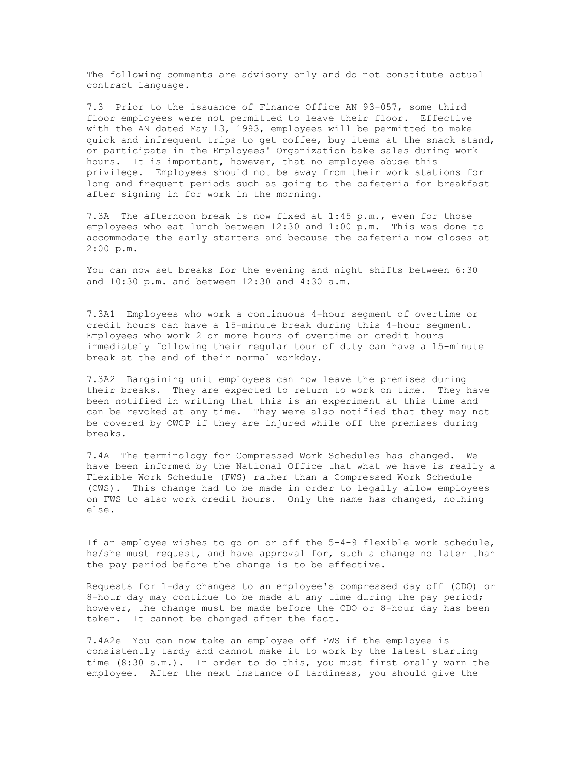The following comments are advisory only and do not constitute actual contract language.

7.3 Prior to the issuance of Finance Office AN 93-057, some third floor employees were not permitted to leave their floor. Effective with the AN dated May 13, 1993, employees will be permitted to make quick and infrequent trips to get coffee, buy items at the snack stand, or participate in the Employees' Organization bake sales during work hours. It is important, however, that no employee abuse this privilege. Employees should not be away from their work stations for long and frequent periods such as going to the cafeteria for breakfast after signing in for work in the morning.

7.3A The afternoon break is now fixed at 1:45 p.m., even for those employees who eat lunch between 12:30 and 1:00 p.m. This was done to accommodate the early starters and because the cafeteria now closes at 2:00 p.m.

You can now set breaks for the evening and night shifts between 6:30 and 10:30 p.m. and between 12:30 and 4:30 a.m.

7.3A1 Employees who work a continuous 4-hour segment of overtime or credit hours can have a 15-minute break during this 4-hour segment. Employees who work 2 or more hours of overtime or credit hours immediately following their regular tour of duty can have a 15-minute break at the end of their normal workday.

7.3A2 Bargaining unit employees can now leave the premises during their breaks. They are expected to return to work on time. They have been notified in writing that this is an experiment at this time and can be revoked at any time. They were also notified that they may not be covered by OWCP if they are injured while off the premises during breaks.

7.4A The terminology for Compressed Work Schedules has changed. We have been informed by the National Office that what we have is really a Flexible Work Schedule (FWS) rather than a Compressed Work Schedule (CWS). This change had to be made in order to legally allow employees on FWS to also work credit hours. Only the name has changed, nothing else.

If an employee wishes to go on or off the 5-4-9 flexible work schedule, he/she must request, and have approval for, such a change no later than the pay period before the change is to be effective.

Requests for 1-day changes to an employee's compressed day off (CDO) or 8-hour day may continue to be made at any time during the pay period; however, the change must be made before the CDO or 8-hour day has been taken. It cannot be changed after the fact.

7.4A2e You can now take an employee off FWS if the employee is consistently tardy and cannot make it to work by the latest starting time (8:30 a.m.). In order to do this, you must first orally warn the employee. After the next instance of tardiness, you should give the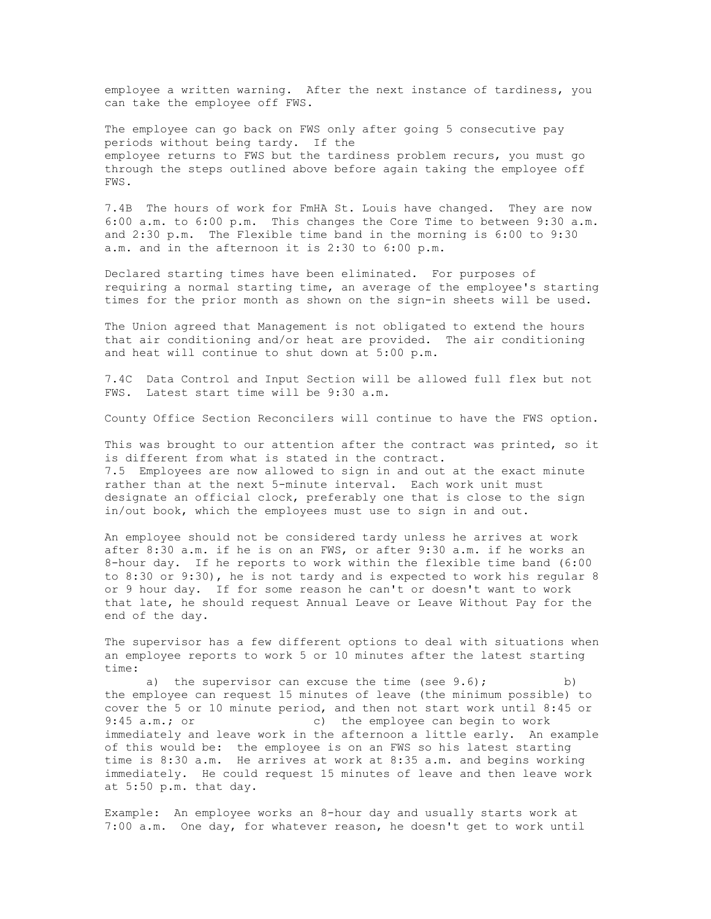employee a written warning. After the next instance of tardiness, you can take the employee off FWS.

The employee can go back on FWS only after going 5 consecutive pay periods without being tardy. If the employee returns to FWS but the tardiness problem recurs, you must go through the steps outlined above before again taking the employee off FWS.

7.4B The hours of work for FmHA St. Louis have changed. They are now 6:00 a.m. to 6:00 p.m. This changes the Core Time to between 9:30 a.m. and 2:30 p.m. The Flexible time band in the morning is 6:00 to 9:30 a.m. and in the afternoon it is 2:30 to 6:00 p.m.

Declared starting times have been eliminated. For purposes of requiring a normal starting time, an average of the employee's starting times for the prior month as shown on the sign-in sheets will be used.

The Union agreed that Management is not obligated to extend the hours that air conditioning and/or heat are provided. The air conditioning and heat will continue to shut down at 5:00 p.m.

7.4C Data Control and Input Section will be allowed full flex but not FWS. Latest start time will be 9:30 a.m.

County Office Section Reconcilers will continue to have the FWS option.

This was brought to our attention after the contract was printed, so it is different from what is stated in the contract.

7.5 Employees are now allowed to sign in and out at the exact minute rather than at the next 5-minute interval. Each work unit must designate an official clock, preferably one that is close to the sign in/out book, which the employees must use to sign in and out.

An employee should not be considered tardy unless he arrives at work after 8:30 a.m. if he is on an FWS, or after 9:30 a.m. if he works an 8-hour day. If he reports to work within the flexible time band (6:00 to 8:30 or 9:30), he is not tardy and is expected to work his regular 8 or 9 hour day. If for some reason he can't or doesn't want to work that late, he should request Annual Leave or Leave Without Pay for the end of the day.

The supervisor has a few different options to deal with situations when an employee reports to work 5 or 10 minutes after the latest starting time:

a) the supervisor can excuse the time (see 9.6); b) the employee can request 15 minutes of leave (the minimum possible) to cover the 5 or 10 minute period, and then not start work until 8:45 or 9:45 a.m.; or c) the employee can begin to work immediately and leave work in the afternoon a little early. An example of this would be: the employee is on an FWS so his latest starting time is 8:30 a.m. He arrives at work at 8:35 a.m. and begins working immediately. He could request 15 minutes of leave and then leave work at 5:50 p.m. that day.

Example: An employee works an 8-hour day and usually starts work at 7:00 a.m. One day, for whatever reason, he doesn't get to work until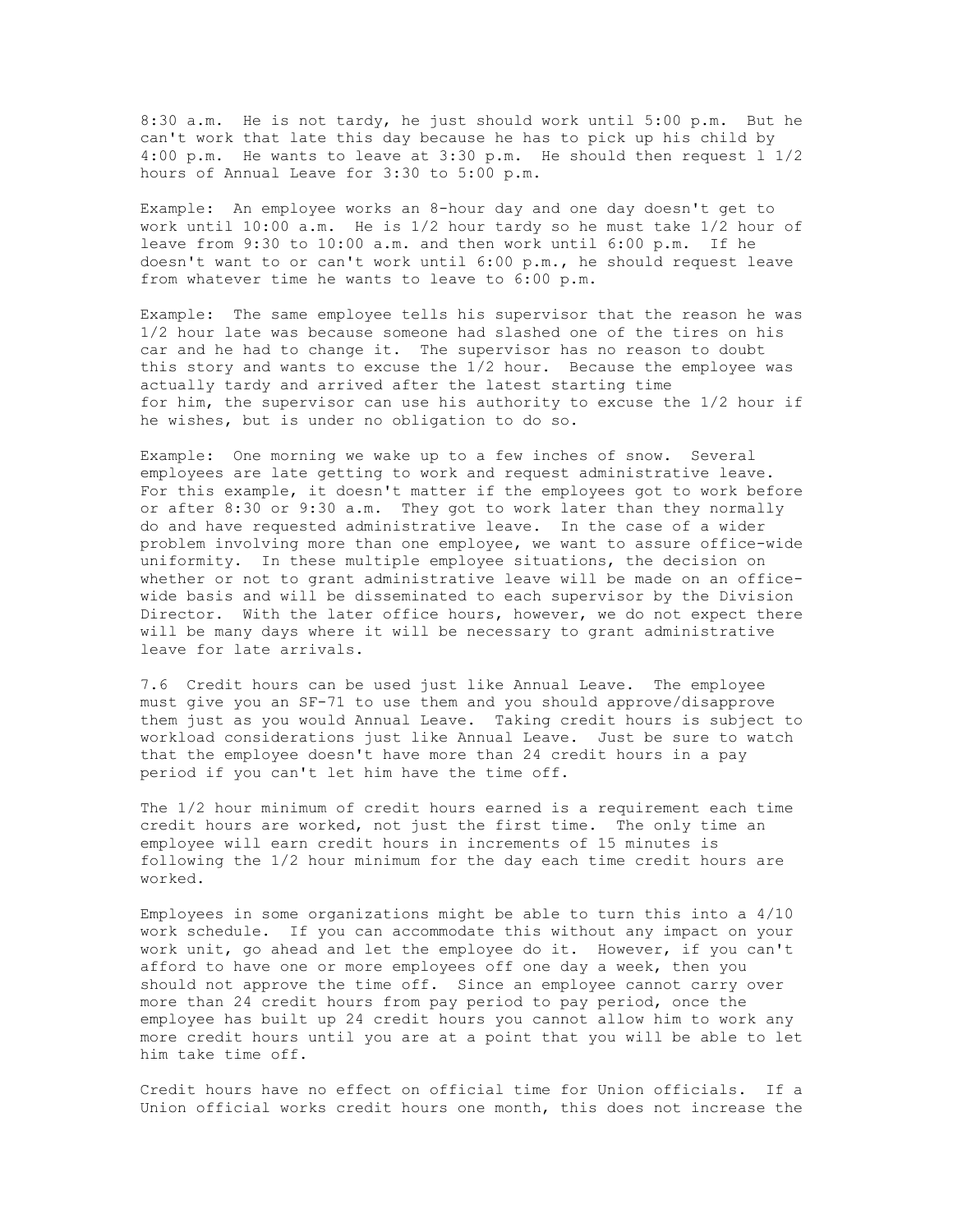8:30 a.m. He is not tardy, he just should work until 5:00 p.m. But he can't work that late this day because he has to pick up his child by 4:00 p.m. He wants to leave at 3:30 p.m. He should then request 1 1/2 hours of Annual Leave for 3:30 to 5:00 p.m.

Example: An employee works an 8-hour day and one day doesn't get to work until 10:00 a.m. He is 1/2 hour tardy so he must take 1/2 hour of leave from 9:30 to 10:00 a.m. and then work until 6:00 p.m. If he doesn't want to or can't work until 6:00 p.m., he should request leave from whatever time he wants to leave to 6:00 p.m.

Example: The same employee tells his supervisor that the reason he was 1/2 hour late was because someone had slashed one of the tires on his car and he had to change it. The supervisor has no reason to doubt this story and wants to excuse the 1/2 hour. Because the employee was actually tardy and arrived after the latest starting time for him, the supervisor can use his authority to excuse the 1/2 hour if he wishes, but is under no obligation to do so.

Example: One morning we wake up to a few inches of snow. Several employees are late getting to work and request administrative leave. For this example, it doesn't matter if the employees got to work before or after 8:30 or 9:30 a.m. They got to work later than they normally do and have requested administrative leave. In the case of a wider problem involving more than one employee, we want to assure office-wide uniformity. In these multiple employee situations, the decision on whether or not to grant administrative leave will be made on an office-wide basis and will be disseminated to each supervisor by the Division Director. With the later office hours, however, we do not expect there will be many days where it will be necessary to grant administrative leave for late arrivals.

7.6 Credit hours can be used just like Annual Leave. The employee must give you an SF-71 to use them and you should approve/disapprove them just as you would Annual Leave. Taking credit hours is subject to workload considerations just like Annual Leave. Just be sure to watch that the employee doesn't have more than 24 credit hours in a pay period if you can't let him have the time off.

The 1/2 hour minimum of credit hours earned is a requirement each time credit hours are worked, not just the first time. The only time an employee will earn credit hours in increments of 15 minutes is following the 1/2 hour minimum for the day each time credit hours are worked.

Employees in some organizations might be able to turn this into a 4/10 work schedule. If you can accommodate this without any impact on your work unit, go ahead and let the employee do it. However, if you can't afford to have one or more employees off one day a week, then you should not approve the time off. Since an employee cannot carry over more than 24 credit hours from pay period to pay period, once the employee has built up 24 credit hours you cannot allow him to work any more credit hours until you are at a point that you will be able to let him take time off.

Credit hours have no effect on official time for Union officials. If a Union official works credit hours one month, this does not increase the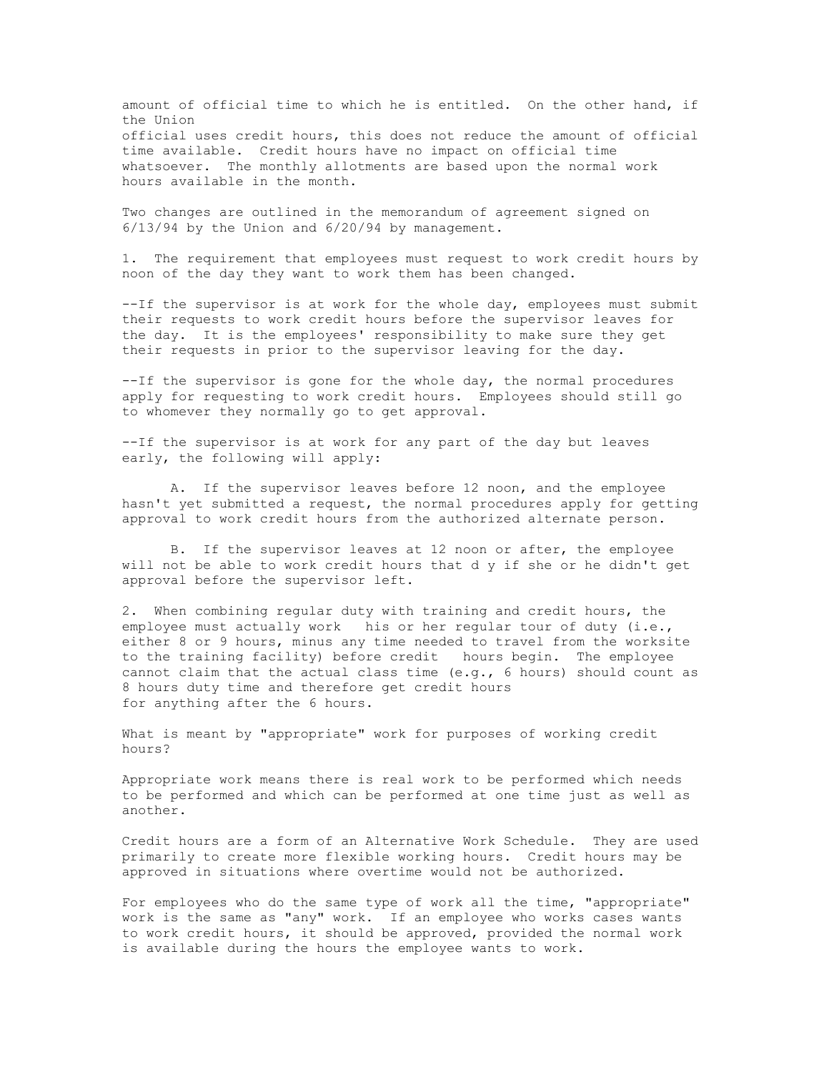amount of official time to which he is entitled. On the other hand, if the Union official uses credit hours, this does not reduce the amount of official time available. Credit hours have no impact on official time whatsoever. The monthly allotments are based upon the normal work hours available in the month.

Two changes are outlined in the memorandum of agreement signed on 6/13/94 by the Union and 6/20/94 by management.

1. The requirement that employees must request to work credit hours by noon of the day they want to work them has been changed.

--If the supervisor is at work for the whole day, employees must submit their requests to work credit hours before the supervisor leaves for the day. It is the employees' responsibility to make sure they get their requests in prior to the supervisor leaving for the day.

--If the supervisor is gone for the whole day, the normal procedures apply for requesting to work credit hours. Employees should still go to whomever they normally go to get approval.

--If the supervisor is at work for any part of the day but leaves early, the following will apply:

A. If the supervisor leaves before 12 noon, and the employee hasn't yet submitted a request, the normal procedures apply for getting approval to work credit hours from the authorized alternate person.

B. If the supervisor leaves at 12 noon or after, the employee will not be able to work credit hours that d y if she or he didn't get approval before the supervisor left.

2. When combining regular duty with training and credit hours, the employee must actually work his or her regular tour of duty (i.e., either 8 or 9 hours, minus any time needed to travel from the worksite to the training facility) before credit hours begin. The employee cannot claim that the actual class time (e.g., 6 hours) should count as 8 hours duty time and therefore get credit hours for anything after the 6 hours.

What is meant by "appropriate" work for purposes of working credit hours?

Appropriate work means there is real work to be performed which needs to be performed and which can be performed at one time just as well as another.

Credit hours are a form of an Alternative Work Schedule. They are used primarily to create more flexible working hours. Credit hours may be approved in situations where overtime would not be authorized.

For employees who do the same type of work all the time, "appropriate" work is the same as "any" work. If an employee who works cases wants to work credit hours, it should be approved, provided the normal work is available during the hours the employee wants to work.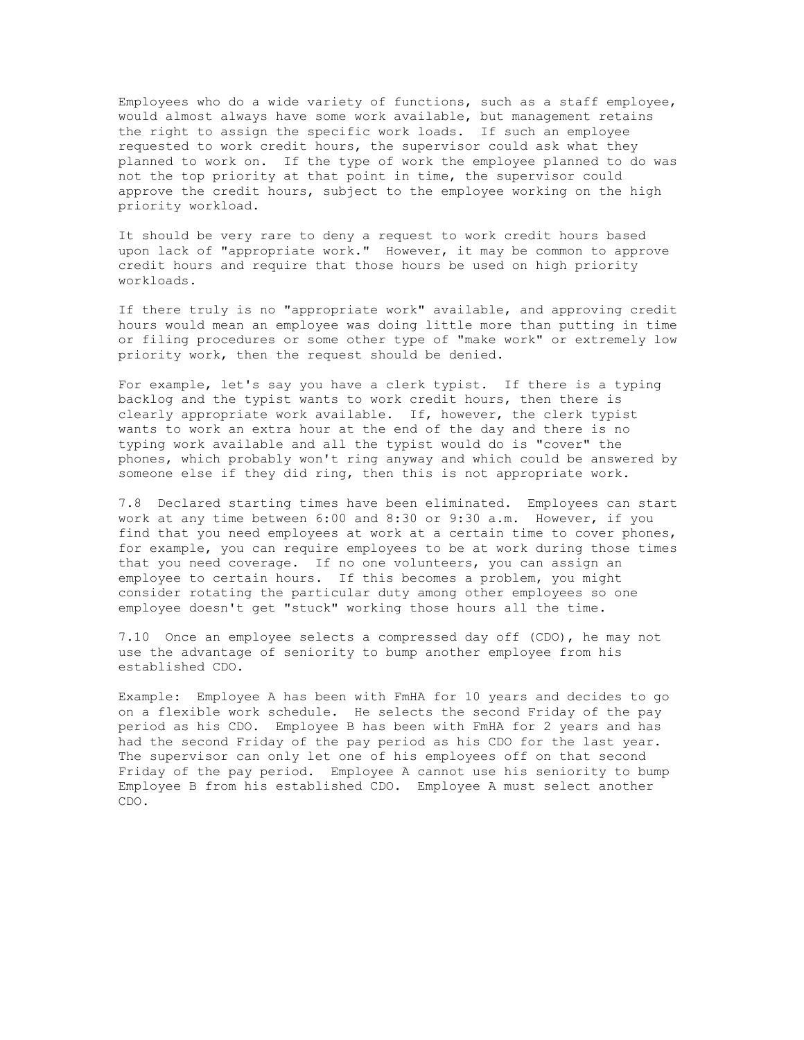Employees who do a wide variety of functions, such as a staff employee, would almost always have some work available, but management retains the right to assign the specific work loads. If such an employee requested to work credit hours, the supervisor could ask what they planned to work on. If the type of work the employee planned to do was not the top priority at that point in time, the supervisor could approve the credit hours, subject to the employee working on the high priority workload.

It should be very rare to deny a request to work credit hours based upon lack of "appropriate work." However, it may be common to approve credit hours and require that those hours be used on high priority workloads.

If there truly is no "appropriate work" available, and approving credit hours would mean an employee was doing little more than putting in time or filing procedures or some other type of "make work" or extremely low priority work, then the request should be denied.

For example, let's say you have a clerk typist. If there is a typing backlog and the typist wants to work credit hours, then there is clearly appropriate work available. If, however, the clerk typist wants to work an extra hour at the end of the day and there is no typing work available and all the typist would do is "cover" the phones, which probably won't ring anyway and which could be answered by someone else if they did ring, then this is not appropriate work.

7.8 Declared starting times have been eliminated. Employees can start work at any time between 6:00 and 8:30 or 9:30 a.m. However, if you find that you need employees at work at a certain time to cover phones, for example, you can require employees to be at work during those times that you need coverage. If no one volunteers, you can assign an employee to certain hours. If this becomes a problem, you might consider rotating the particular duty among other employees so one employee doesn't get "stuck" working those hours all the time.

7.10 Once an employee selects a compressed day off (CDO), he may not use the advantage of seniority to bump another employee from his established CDO.

Example: Employee A has been with FmHA for 10 years and decides to go on a flexible work schedule. He selects the second Friday of the pay period as his CDO. Employee B has been with FmHA for 2 years and has had the second Friday of the pay period as his CDO for the last year. The supervisor can only let one of his employees off on that second Friday of the pay period. Employee A cannot use his seniority to bump Employee B from his established CDO. Employee A must select another CDO.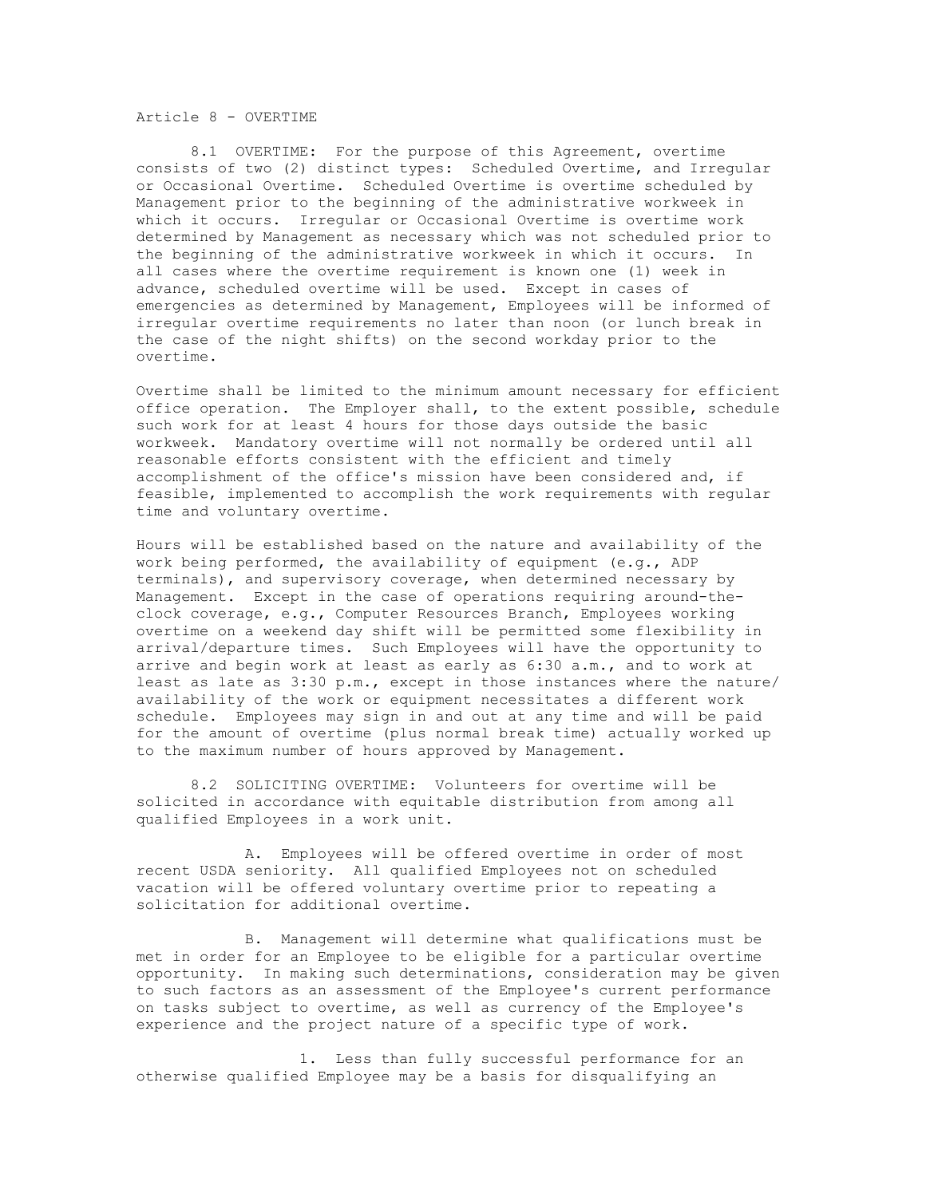## Article 8 - OVERTIME

8.1 OVERTIME: For the purpose of this Agreement, overtime consists of two (2) distinct types: Scheduled Overtime, and Irregular or Occasional Overtime. Scheduled Overtime is overtime scheduled by Management prior to the beginning of the administrative workweek in which it occurs. Irregular or Occasional Overtime is overtime work determined by Management as necessary which was not scheduled prior to the beginning of the administrative workweek in which it occurs. In all cases where the overtime requirement is known one (1) week in advance, scheduled overtime will be used. Except in cases of emergencies as determined by Management, Employees will be informed of irregular overtime requirements no later than noon (or lunch break in the case of the night shifts) on the second workday prior to the overtime.

Overtime shall be limited to the minimum amount necessary for efficient office operation. The Employer shall, to the extent possible, schedule such work for at least 4 hours for those days outside the basic workweek. Mandatory overtime will not normally be ordered until all reasonable efforts consistent with the efficient and timely accomplishment of the office's mission have been considered and, if feasible, implemented to accomplish the work requirements with regular time and voluntary overtime.

Hours will be established based on the nature and availability of the work being performed, the availability of equipment (e.g., ADP terminals), and supervisory coverage, when determined necessary by Management. Except in the case of operations requiring around-the-clock coverage, e.g., Computer Resources Branch, Employees working overtime on a weekend day shift will be permitted some flexibility in arrival/departure times. Such Employees will have the opportunity to arrive and begin work at least as early as 6:30 a.m., and to work at least as late as 3:30 p.m., except in those instances where the nature/availability of the work or equipment necessitates a different work schedule. Employees may sign in and out at any time and will be paid for the amount of overtime (plus normal break time) actually worked up to the maximum number of hours approved by Management.

8.2 SOLICITING OVERTIME: Volunteers for overtime will be solicited in accordance with equitable distribution from among all qualified Employees in a work unit.

A. Employees will be offered overtime in order of most recent USDA seniority. All qualified Employees not on scheduled vacation will be offered voluntary overtime prior to repeating a solicitation for additional overtime.

B. Management will determine what qualifications must be met in order for an Employee to be eligible for a particular overtime opportunity. In making such determinations, consideration may be given to such factors as an assessment of the Employee's current performance on tasks subject to overtime, as well as currency of the Employee's experience and the project nature of a specific type of work.

1. Less than fully successful performance for an otherwise qualified Employee may be a basis for disqualifying an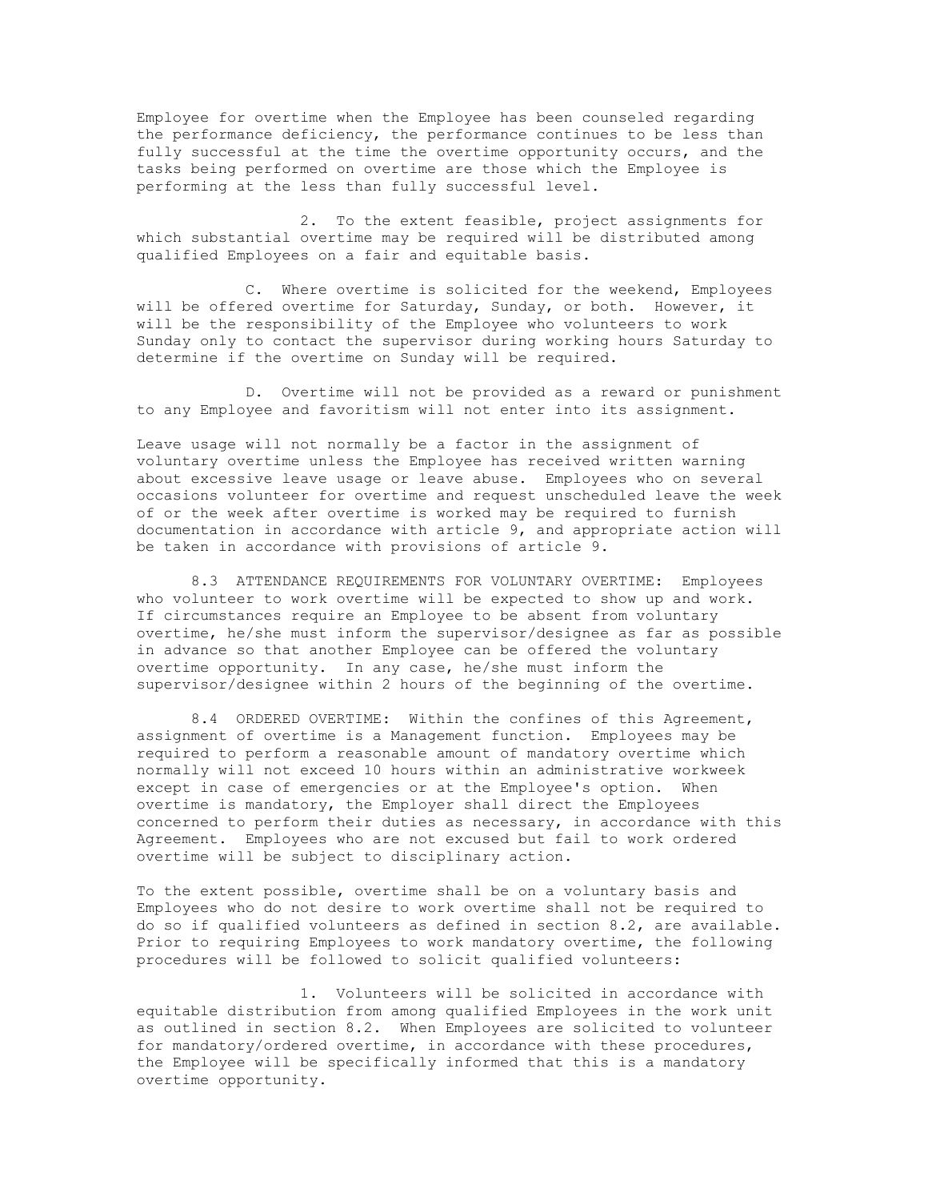Employee for overtime when the Employee has been counseled regarding the performance deficiency, the performance continues to be less than fully successful at the time the overtime opportunity occurs, and the tasks being performed on overtime are those which the Employee is performing at the less than fully successful level.

2. To the extent feasible, project assignments for which substantial overtime may be required will be distributed among qualified Employees on a fair and equitable basis.

C. Where overtime is solicited for the weekend, Employees will be offered overtime for Saturday, Sunday, or both. However, it will be the responsibility of the Employee who volunteers to work Sunday only to contact the supervisor during working hours Saturday to determine if the overtime on Sunday will be required.

D. Overtime will not be provided as a reward or punishment to any Employee and favoritism will not enter into its assignment.

Leave usage will not normally be a factor in the assignment of voluntary overtime unless the Employee has received written warning about excessive leave usage or leave abuse. Employees who on several occasions volunteer for overtime and request unscheduled leave the week of or the week after overtime is worked may be required to furnish documentation in accordance with article 9, and appropriate action will be taken in accordance with provisions of article 9.

8.3 ATTENDANCE REQUIREMENTS FOR VOLUNTARY OVERTIME: Employees who volunteer to work overtime will be expected to show up and work. If circumstances require an Employee to be absent from voluntary overtime, he/she must inform the supervisor/designee as far as possible in advance so that another Employee can be offered the voluntary overtime opportunity. In any case, he/she must inform the supervisor/designee within 2 hours of the beginning of the overtime.

8.4 ORDERED OVERTIME: Within the confines of this Agreement, assignment of overtime is a Management function. Employees may be required to perform a reasonable amount of mandatory overtime which normally will not exceed 10 hours within an administrative workweek except in case of emergencies or at the Employee's option. When overtime is mandatory, the Employer shall direct the Employees concerned to perform their duties as necessary, in accordance with this Agreement. Employees who are not excused but fail to work ordered overtime will be subject to disciplinary action.

To the extent possible, overtime shall be on a voluntary basis and Employees who do not desire to work overtime shall not be required to do so if qualified volunteers as defined in section 8.2, are available. Prior to requiring Employees to work mandatory overtime, the following procedures will be followed to solicit qualified volunteers:

1. Volunteers will be solicited in accordance with equitable distribution from among qualified Employees in the work unit as outlined in section 8.2. When Employees are solicited to volunteer for mandatory/ordered overtime, in accordance with these procedures, the Employee will be specifically informed that this is a mandatory overtime opportunity.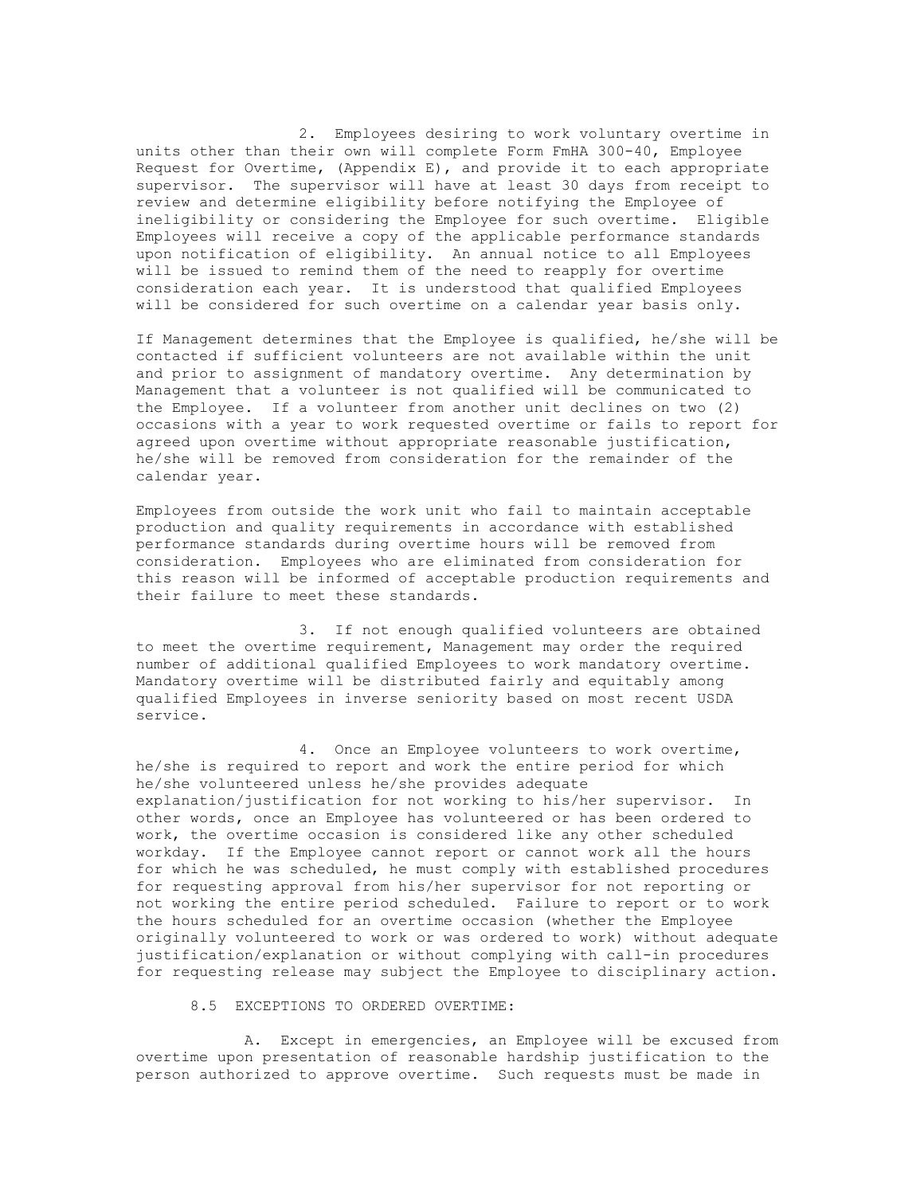2. Employees desiring to work voluntary overtime in units other than their own will complete Form FmHA 300-40, Employee Request for Overtime, (Appendix E), and provide it to each appropriate supervisor. The supervisor will have at least 30 days from receipt to review and determine eligibility before notifying the Employee of ineligibility or considering the Employee for such overtime. Eligible Employees will receive a copy of the applicable performance standards upon notification of eligibility. An annual notice to all Employees will be issued to remind them of the need to reapply for overtime consideration each year. It is understood that qualified Employees will be considered for such overtime on a calendar year basis only.

If Management determines that the Employee is qualified, he/she will be contacted if sufficient volunteers are not available within the unit and prior to assignment of mandatory overtime. Any determination by Management that a volunteer is not qualified will be communicated to the Employee. If a volunteer from another unit declines on two (2) occasions with a year to work requested overtime or fails to report for agreed upon overtime without appropriate reasonable justification, he/she will be removed from consideration for the remainder of the calendar year.

Employees from outside the work unit who fail to maintain acceptable production and quality requirements in accordance with established performance standards during overtime hours will be removed from consideration. Employees who are eliminated from consideration for this reason will be informed of acceptable production requirements and their failure to meet these standards.

3. If not enough qualified volunteers are obtained to meet the overtime requirement, Management may order the required number of additional qualified Employees to work mandatory overtime. Mandatory overtime will be distributed fairly and equitably among qualified Employees in inverse seniority based on most recent USDA service.

4. Once an Employee volunteers to work overtime, he/she is required to report and work the entire period for which he/she volunteered unless he/she provides adequate explanation/justification for not working to his/her supervisor. In other words, once an Employee has volunteered or has been ordered to work, the overtime occasion is considered like any other scheduled workday. If the Employee cannot report or cannot work all the hours for which he was scheduled, he must comply with established procedures for requesting approval from his/her supervisor for not reporting or not working the entire period scheduled. Failure to report or to work the hours scheduled for an overtime occasion (whether the Employee originally volunteered to work or was ordered to work) without adequate justification/explanation or without complying with call-in procedures for requesting release may subject the Employee to disciplinary action.

8.5 EXCEPTIONS TO ORDERED OVERTIME:

A. Except in emergencies, an Employee will be excused from overtime upon presentation of reasonable hardship justification to the person authorized to approve overtime. Such requests must be made in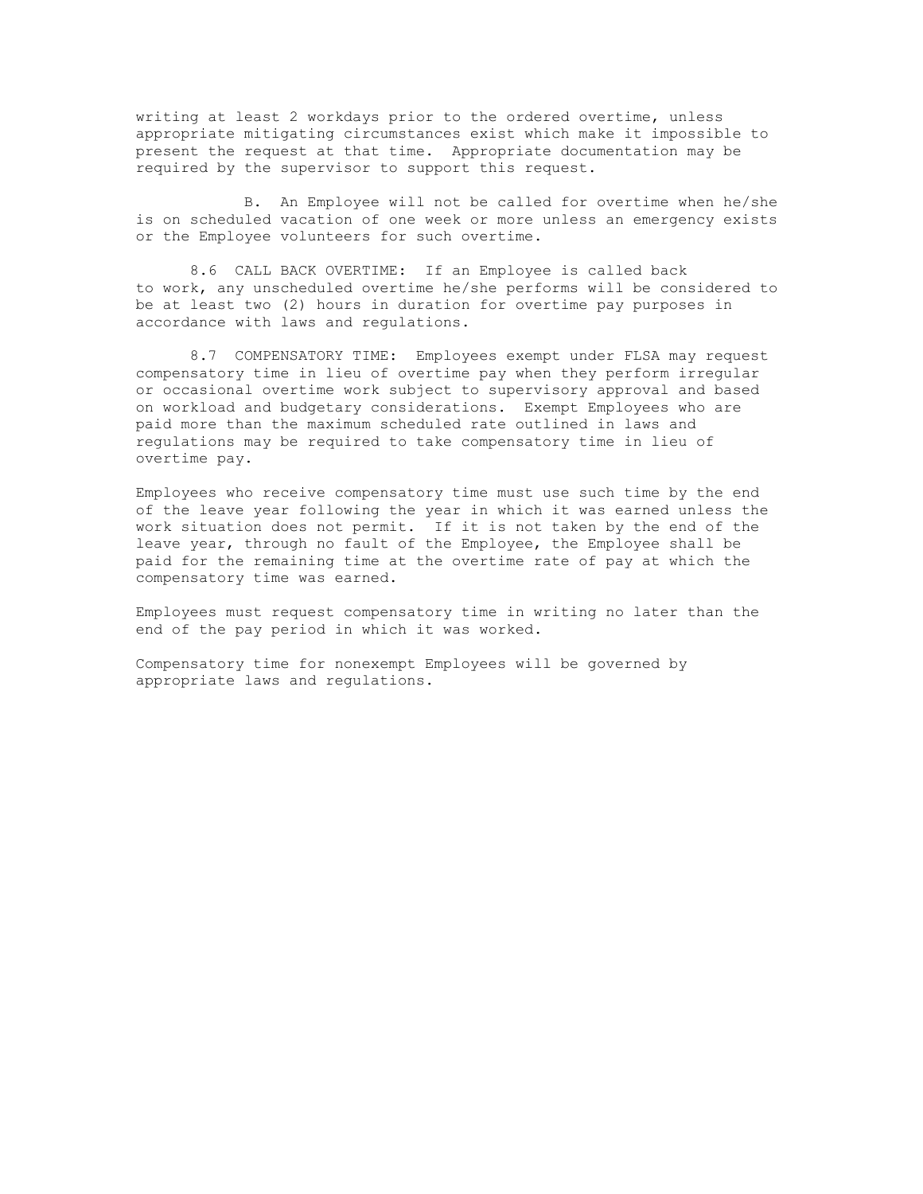writing at least 2 workdays prior to the ordered overtime, unless appropriate mitigating circumstances exist which make it impossible to present the request at that time. Appropriate documentation may be required by the supervisor to support this request.

B. An Employee will not be called for overtime when he/she is on scheduled vacation of one week or more unless an emergency exists or the Employee volunteers for such overtime.

8.6 CALL BACK OVERTIME: If an Employee is called back to work, any unscheduled overtime he/she performs will be considered to be at least two (2) hours in duration for overtime pay purposes in accordance with laws and regulations.

8.7 COMPENSATORY TIME: Employees exempt under FLSA may request compensatory time in lieu of overtime pay when they perform irregular or occasional overtime work subject to supervisory approval and based on workload and budgetary considerations. Exempt Employees who are paid more than the maximum scheduled rate outlined in laws and regulations may be required to take compensatory time in lieu of overtime pay.

Employees who receive compensatory time must use such time by the end of the leave year following the year in which it was earned unless the work situation does not permit. If it is not taken by the end of the leave year, through no fault of the Employee, the Employee shall be paid for the remaining time at the overtime rate of pay at which the compensatory time was earned.

Employees must request compensatory time in writing no later than the end of the pay period in which it was worked.

Compensatory time for nonexempt Employees will be governed by appropriate laws and regulations.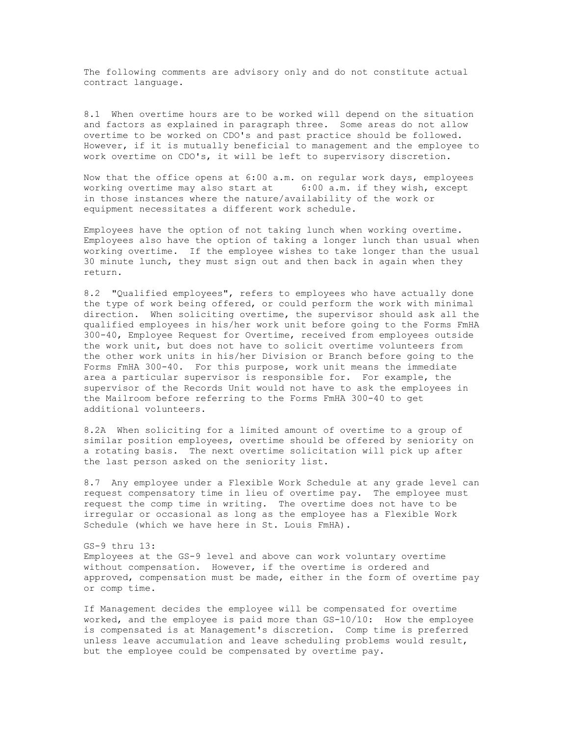The following comments are advisory only and do not constitute actual contract language.

8.1 When overtime hours are to be worked will depend on the situation and factors as explained in paragraph three. Some areas do not allow overtime to be worked on CDO's and past practice should be followed. However, if it is mutually beneficial to management and the employee to work overtime on CDO's, it will be left to supervisory discretion.

Now that the office opens at 6:00 a.m. on regular work days, employees working overtime may also start at 6:00 a.m. if they wish, except in those instances where the nature/availability of the work or equipment necessitates a different work schedule.

Employees have the option of not taking lunch when working overtime. Employees also have the option of taking a longer lunch than usual when working overtime. If the employee wishes to take longer than the usual 30 minute lunch, they must sign out and then back in again when they return.

8.2 "Qualified employees", refers to employees who have actually done the type of work being offered, or could perform the work with minimal direction. When soliciting overtime, the supervisor should ask all the qualified employees in his/her work unit before going to the Forms FmHA 300-40, Employee Request for Overtime, received from employees outside the work unit, but does not have to solicit overtime volunteers from the other work units in his/her Division or Branch before going to the Forms FmHA 300-40. For this purpose, work unit means the immediate area a particular supervisor is responsible for. For example, the supervisor of the Records Unit would not have to ask the employees in the Mailroom before referring to the Forms FmHA 300-40 to get additional volunteers.

8.2A When soliciting for a limited amount of overtime to a group of similar position employees, overtime should be offered by seniority on a rotating basis. The next overtime solicitation will pick up after the last person asked on the seniority list.

8.7 Any employee under a Flexible Work Schedule at any grade level can request compensatory time in lieu of overtime pay. The employee must request the comp time in writing. The overtime does not have to be irregular or occasional as long as the employee has a Flexible Work Schedule (which we have here in St. Louis FmHA).

GS-9 thru 13:
Employees at the GS-9 level and above can work voluntary overtime without compensation. However, if the overtime is ordered and approved, compensation must be made, either in the form of overtime pay or comp time.

If Management decides the employee will be compensated for overtime worked, and the employee is paid more than GS-10/10: How the employee is compensated is at Management's discretion. Comp time is preferred unless leave accumulation and leave scheduling problems would result, but the employee could be compensated by overtime pay.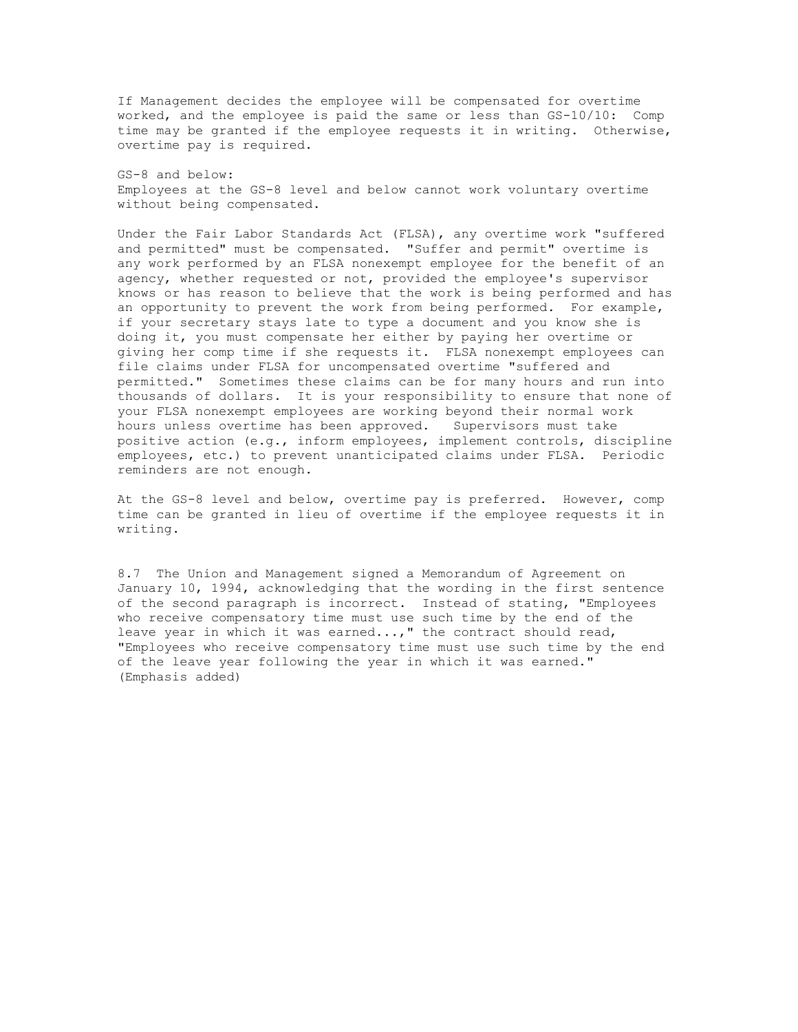If Management decides the employee will be compensated for overtime worked, and the employee is paid the same or less than GS-10/10: Comp time may be granted if the employee requests it in writing. Otherwise, overtime pay is required.

GS-8 and below:
Employees at the GS-8 level and below cannot work voluntary overtime without being compensated.

Under the Fair Labor Standards Act (FLSA), any overtime work "suffered and permitted" must be compensated. "Suffer and permit" overtime is any work performed by an FLSA nonexempt employee for the benefit of an agency, whether requested or not, provided the employee's supervisor knows or has reason to believe that the work is being performed and has an opportunity to prevent the work from being performed. For example, if your secretary stays late to type a document and you know she is doing it, you must compensate her either by paying her overtime or giving her comp time if she requests it. FLSA nonexempt employees can file claims under FLSA for uncompensated overtime "suffered and permitted." Sometimes these claims can be for many hours and run into thousands of dollars. It is your responsibility to ensure that none of your FLSA nonexempt employees are working beyond their normal work hours unless overtime has been approved. Supervisors must take positive action (e.g., inform employees, implement controls, discipline employees, etc.) to prevent unanticipated claims under FLSA. Periodic reminders are not enough.

At the GS-8 level and below, overtime pay is preferred. However, comp time can be granted in lieu of overtime if the employee requests it in writing.

8.7 The Union and Management signed a Memorandum of Agreement on January 10, 1994, acknowledging that the wording in the first sentence of the second paragraph is incorrect. Instead of stating, "Employees who receive compensatory time must use such time by the end of the leave year in which it was earned...," the contract should read, "Employees who receive compensatory time must use such time by the end of the leave year following the year in which it was earned." (Emphasis added)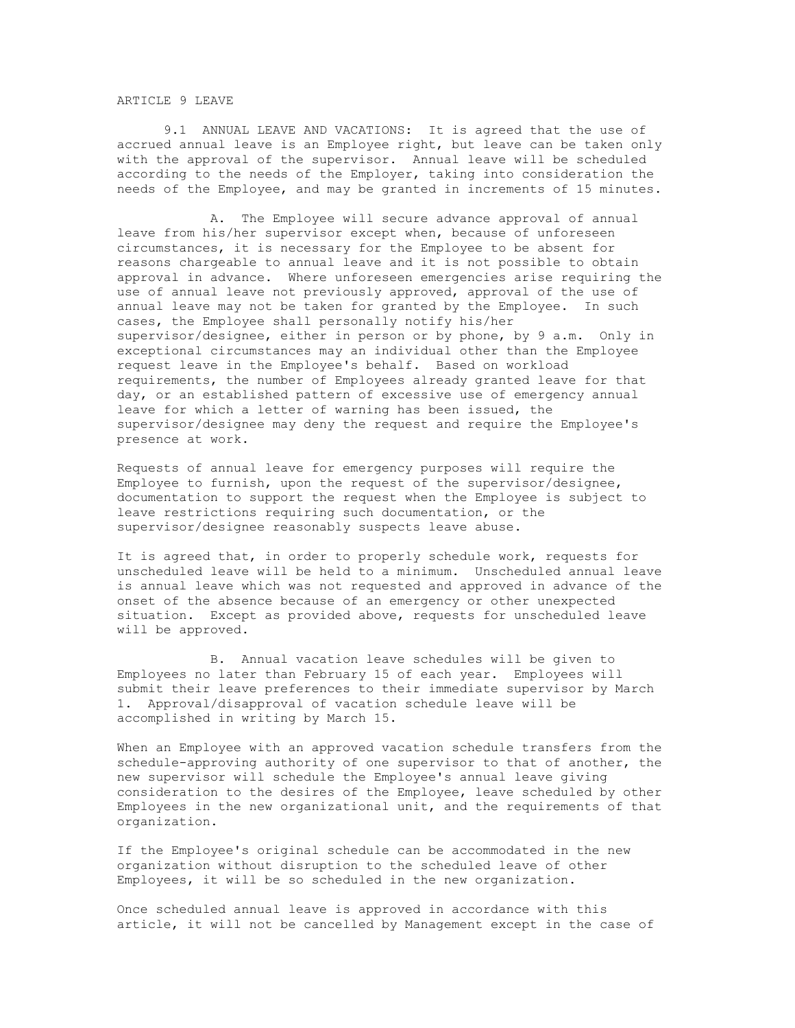# ARTICLE 9 LEAVE

9.1 ANNUAL LEAVE AND VACATIONS: It is agreed that the use of accrued annual leave is an Employee right, but leave can be taken only with the approval of the supervisor. Annual leave will be scheduled according to the needs of the Employer, taking into consideration the needs of the Employee, and may be granted in increments of 15 minutes.

A. The Employee will secure advance approval of annual leave from his/her supervisor except when, because of unforeseen circumstances, it is necessary for the Employee to be absent for reasons chargeable to annual leave and it is not possible to obtain approval in advance. Where unforeseen emergencies arise requiring the use of annual leave not previously approved, approval of the use of annual leave may not be taken for granted by the Employee. In such cases, the Employee shall personally notify his/her supervisor/designee, either in person or by phone, by 9 a.m. Only in exceptional circumstances may an individual other than the Employee request leave in the Employee's behalf. Based on workload requirements, the number of Employees already granted leave for that day, or an established pattern of excessive use of emergency annual leave for which a letter of warning has been issued, the supervisor/designee may deny the request and require the Employee's presence at work.

Requests of annual leave for emergency purposes will require the Employee to furnish, upon the request of the supervisor/designee, documentation to support the request when the Employee is subject to leave restrictions requiring such documentation, or the supervisor/designee reasonably suspects leave abuse.

It is agreed that, in order to properly schedule work, requests for unscheduled leave will be held to a minimum. Unscheduled annual leave is annual leave which was not requested and approved in advance of the onset of the absence because of an emergency or other unexpected situation. Except as provided above, requests for unscheduled leave will be approved.

B. Annual vacation leave schedules will be given to Employees no later than February 15 of each year. Employees will submit their leave preferences to their immediate supervisor by March 1. Approval/disapproval of vacation schedule leave will be accomplished in writing by March 15.

When an Employee with an approved vacation schedule transfers from the schedule-approving authority of one supervisor to that of another, the new supervisor will schedule the Employee's annual leave giving consideration to the desires of the Employee, leave scheduled by other Employees in the new organizational unit, and the requirements of that organization.

If the Employee's original schedule can be accommodated in the new organization without disruption to the scheduled leave of other Employees, it will be so scheduled in the new organization.

Once scheduled annual leave is approved in accordance with this article, it will not be cancelled by Management except in the case of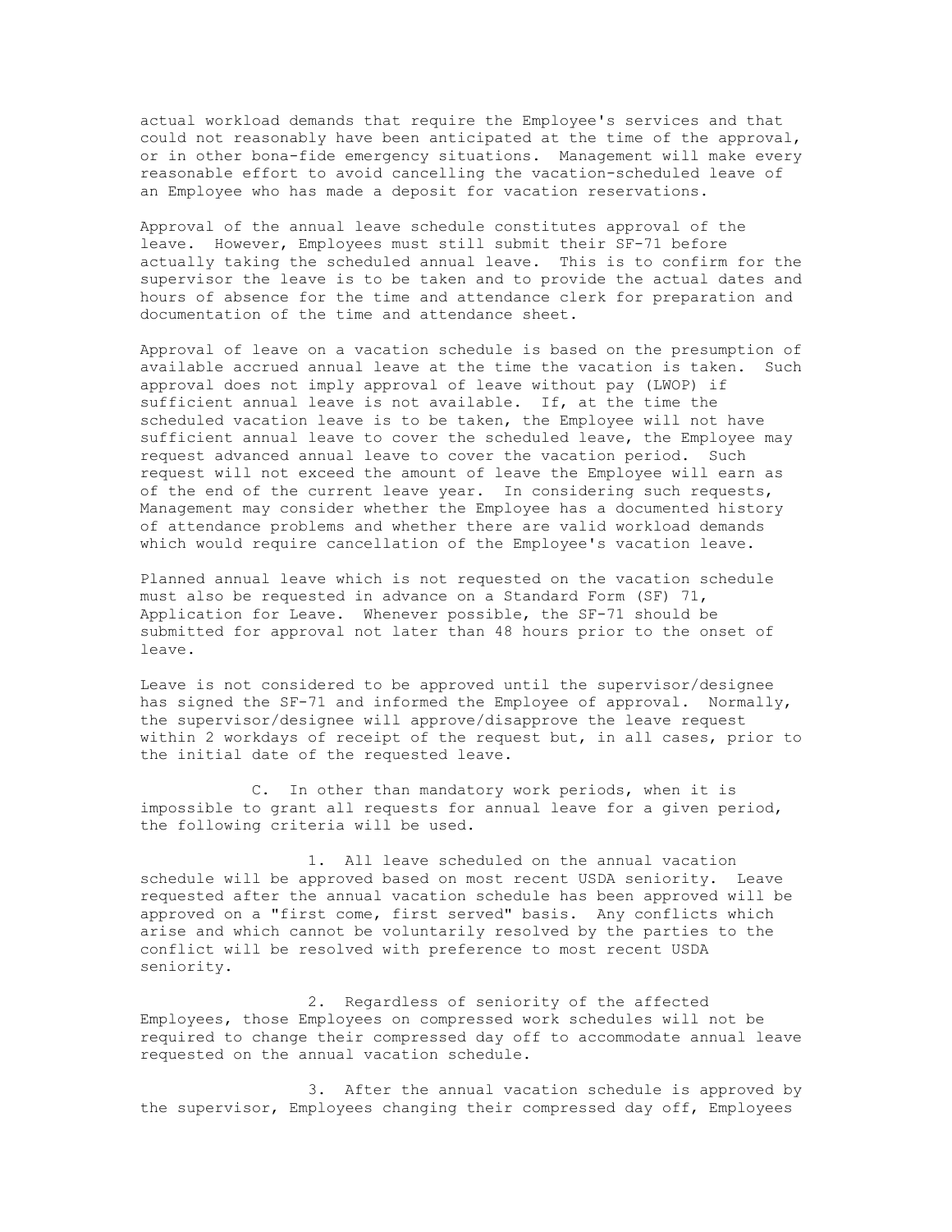actual workload demands that require the Employee's services and that could not reasonably have been anticipated at the time of the approval, or in other bona-fide emergency situations. Management will make every reasonable effort to avoid cancelling the vacation-scheduled leave of an Employee who has made a deposit for vacation reservations.

Approval of the annual leave schedule constitutes approval of the leave. However, Employees must still submit their SF-71 before actually taking the scheduled annual leave. This is to confirm for the supervisor the leave is to be taken and to provide the actual dates and hours of absence for the time and attendance clerk for preparation and documentation of the time and attendance sheet.

Approval of leave on a vacation schedule is based on the presumption of available accrued annual leave at the time the vacation is taken. Such approval does not imply approval of leave without pay (LWOP) if sufficient annual leave is not available. If, at the time the scheduled vacation leave is to be taken, the Employee will not have sufficient annual leave to cover the scheduled leave, the Employee may request advanced annual leave to cover the vacation period. Such request will not exceed the amount of leave the Employee will earn as of the end of the current leave year. In considering such requests, Management may consider whether the Employee has a documented history of attendance problems and whether there are valid workload demands which would require cancellation of the Employee's vacation leave.

Planned annual leave which is not requested on the vacation schedule must also be requested in advance on a Standard Form (SF) 71, Application for Leave. Whenever possible, the SF-71 should be submitted for approval not later than 48 hours prior to the onset of leave.

Leave is not considered to be approved until the supervisor/designee has signed the SF-71 and informed the Employee of approval. Normally, the supervisor/designee will approve/disapprove the leave request within 2 workdays of receipt of the request but, in all cases, prior to the initial date of the requested leave.

C. In other than mandatory work periods, when it is impossible to grant all requests for annual leave for a given period, the following criteria will be used.

1. All leave scheduled on the annual vacation schedule will be approved based on most recent USDA seniority. Leave requested after the annual vacation schedule has been approved will be approved on a "first come, first served" basis. Any conflicts which arise and which cannot be voluntarily resolved by the parties to the conflict will be resolved with preference to most recent USDA seniority.

2. Regardless of seniority of the affected Employees, those Employees on compressed work schedules will not be required to change their compressed day off to accommodate annual leave requested on the annual vacation schedule.

3. After the annual vacation schedule is approved by the supervisor, Employees changing their compressed day off, Employees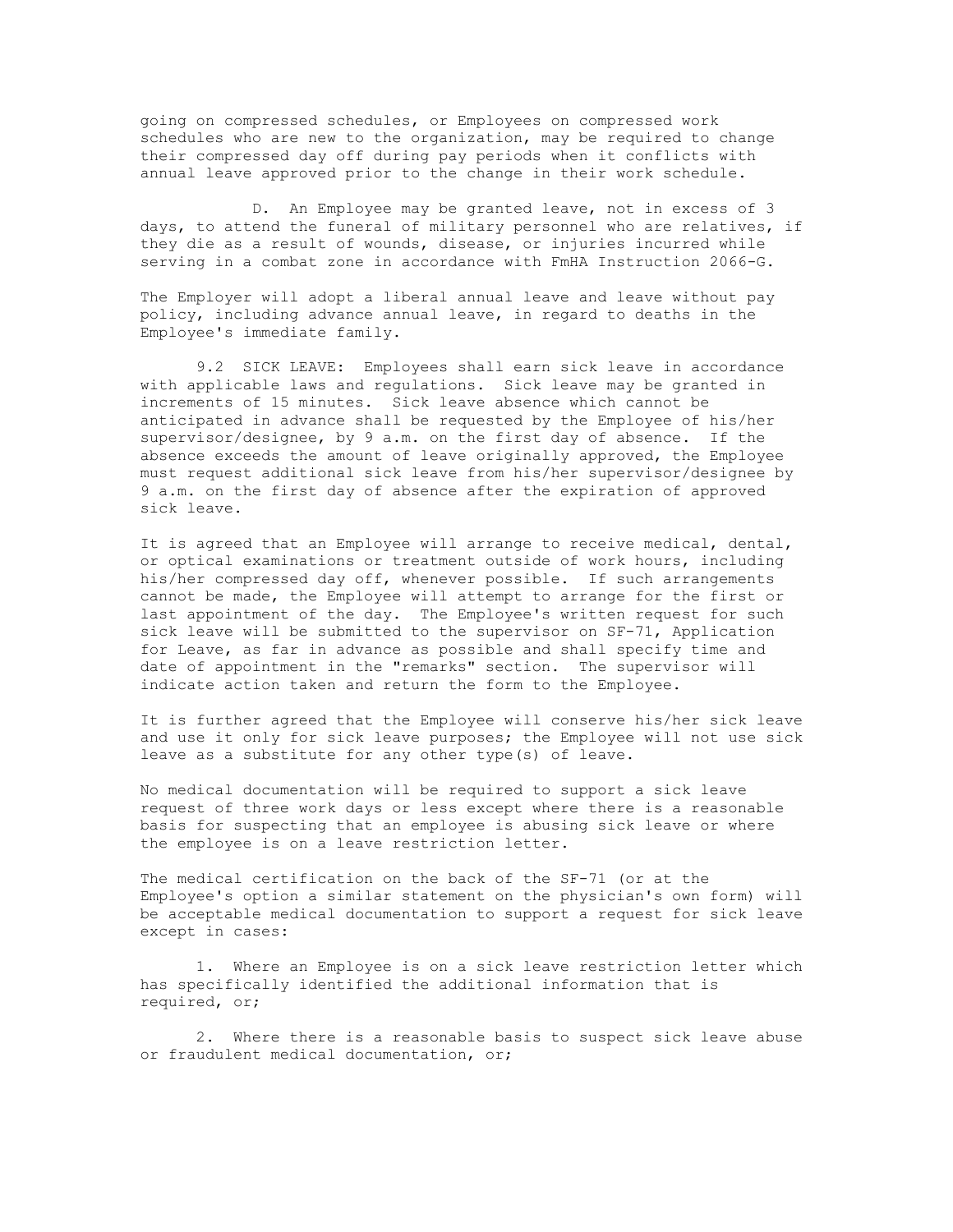going on compressed schedules, or Employees on compressed work schedules who are new to the organization, may be required to change their compressed day off during pay periods when it conflicts with annual leave approved prior to the change in their work schedule.

D. An Employee may be granted leave, not in excess of 3 days, to attend the funeral of military personnel who are relatives, if they die as a result of wounds, disease, or injuries incurred while serving in a combat zone in accordance with FmHA Instruction 2066-G.

The Employer will adopt a liberal annual leave and leave without pay policy, including advance annual leave, in regard to deaths in the Employee's immediate family.

9.2 SICK LEAVE: Employees shall earn sick leave in accordance with applicable laws and regulations. Sick leave may be granted in increments of 15 minutes. Sick leave absence which cannot be anticipated in advance shall be requested by the Employee of his/her supervisor/designee, by 9 a.m. on the first day of absence. If the absence exceeds the amount of leave originally approved, the Employee must request additional sick leave from his/her supervisor/designee by 9 a.m. on the first day of absence after the expiration of approved sick leave.

It is agreed that an Employee will arrange to receive medical, dental, or optical examinations or treatment outside of work hours, including his/her compressed day off, whenever possible. If such arrangements cannot be made, the Employee will attempt to arrange for the first or last appointment of the day. The Employee's written request for such sick leave will be submitted to the supervisor on SF-71, Application for Leave, as far in advance as possible and shall specify time and date of appointment in the "remarks" section. The supervisor will indicate action taken and return the form to the Employee.

It is further agreed that the Employee will conserve his/her sick leave and use it only for sick leave purposes; the Employee will not use sick leave as a substitute for any other type(s) of leave.

No medical documentation will be required to support a sick leave request of three work days or less except where there is a reasonable basis for suspecting that an employee is abusing sick leave or where the employee is on a leave restriction letter.

The medical certification on the back of the SF-71 (or at the Employee's option a similar statement on the physician's own form) will be acceptable medical documentation to support a request for sick leave except in cases:

1. Where an Employee is on a sick leave restriction letter which has specifically identified the additional information that is required, or;

2. Where there is a reasonable basis to suspect sick leave abuse or fraudulent medical documentation, or;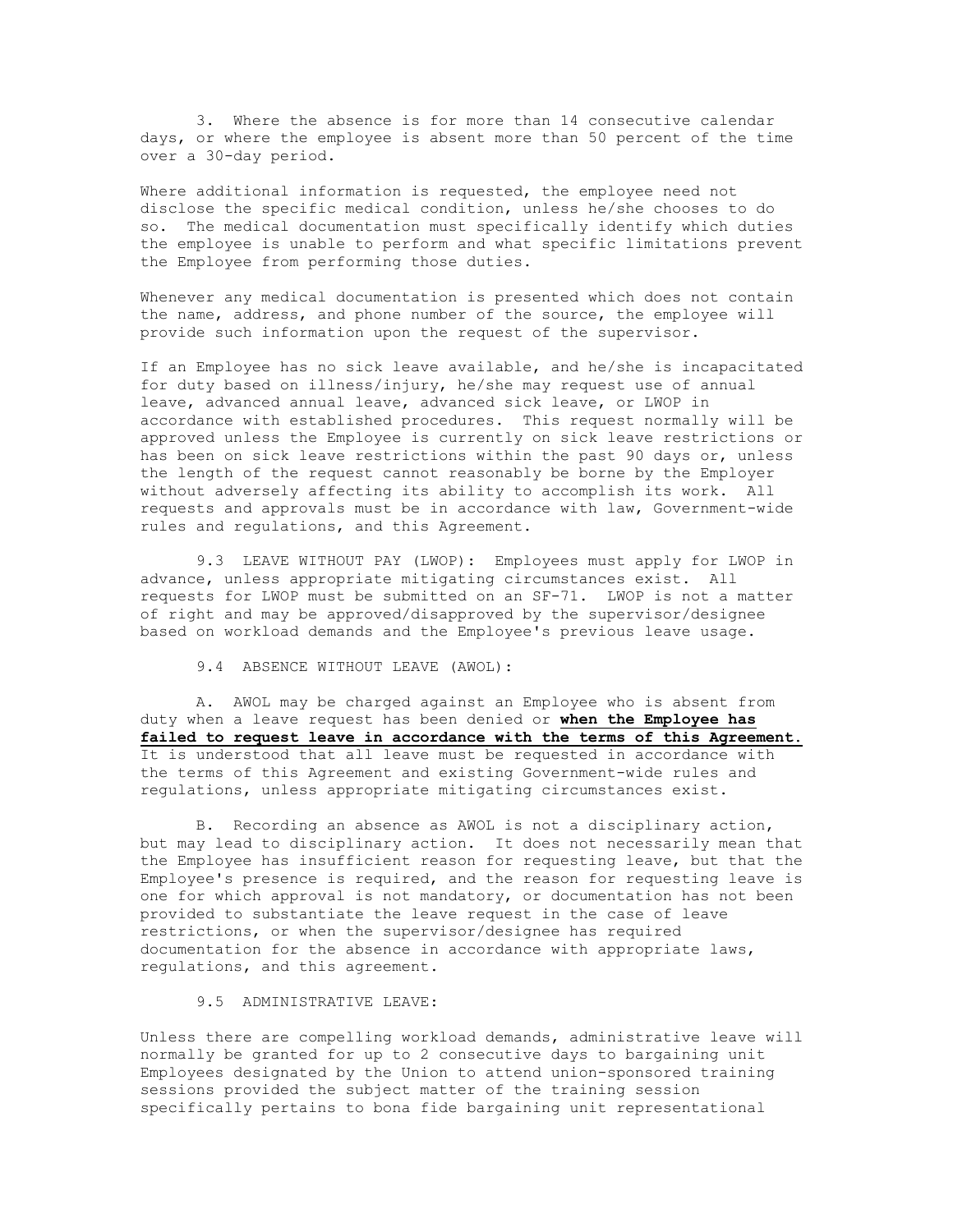3. Where the absence is for more than 14 consecutive calendar days, or where the employee is absent more than 50 percent of the time over a 30-day period.

Where additional information is requested, the employee need not disclose the specific medical condition, unless he/she chooses to do so. The medical documentation must specifically identify which duties the employee is unable to perform and what specific limitations prevent the Employee from performing those duties.

Whenever any medical documentation is presented which does not contain the name, address, and phone number of the source, the employee will provide such information upon the request of the supervisor.

If an Employee has no sick leave available, and he/she is incapacitated for duty based on illness/injury, he/she may request use of annual leave, advanced annual leave, advanced sick leave, or LWOP in accordance with established procedures. This request normally will be approved unless the Employee is currently on sick leave restrictions or has been on sick leave restrictions within the past 90 days or, unless the length of the request cannot reasonably be borne by the Employer without adversely affecting its ability to accomplish its work. All requests and approvals must be in accordance with law, Government-wide rules and regulations, and this Agreement.

9.3 LEAVE WITHOUT PAY (LWOP): Employees must apply for LWOP in advance, unless appropriate mitigating circumstances exist. All requests for LWOP must be submitted on an SF-71. LWOP is not a matter of right and may be approved/disapproved by the supervisor/designee based on workload demands and the Employee's previous leave usage.

9.4 ABSENCE WITHOUT LEAVE (AWOL):

A. AWOL may be charged against an Employee who is absent from duty when a leave request has been denied or **<u>when the Employee has failed to request leave in accordance with the terms of this Agreement.</u>** It is understood that all leave must be requested in accordance with the terms of this Agreement and existing Government-wide rules and regulations, unless appropriate mitigating circumstances exist.

B. Recording an absence as AWOL is not a disciplinary action, but may lead to disciplinary action. It does not necessarily mean that the Employee has insufficient reason for requesting leave, but that the Employee's presence is required, and the reason for requesting leave is one for which approval is not mandatory, or documentation has not been provided to substantiate the leave request in the case of leave restrictions, or when the supervisor/designee has required documentation for the absence in accordance with appropriate laws, regulations, and this agreement.

9.5 ADMINISTRATIVE LEAVE:

Unless there are compelling workload demands, administrative leave will normally be granted for up to 2 consecutive days to bargaining unit Employees designated by the Union to attend union-sponsored training sessions provided the subject matter of the training session specifically pertains to bona fide bargaining unit representational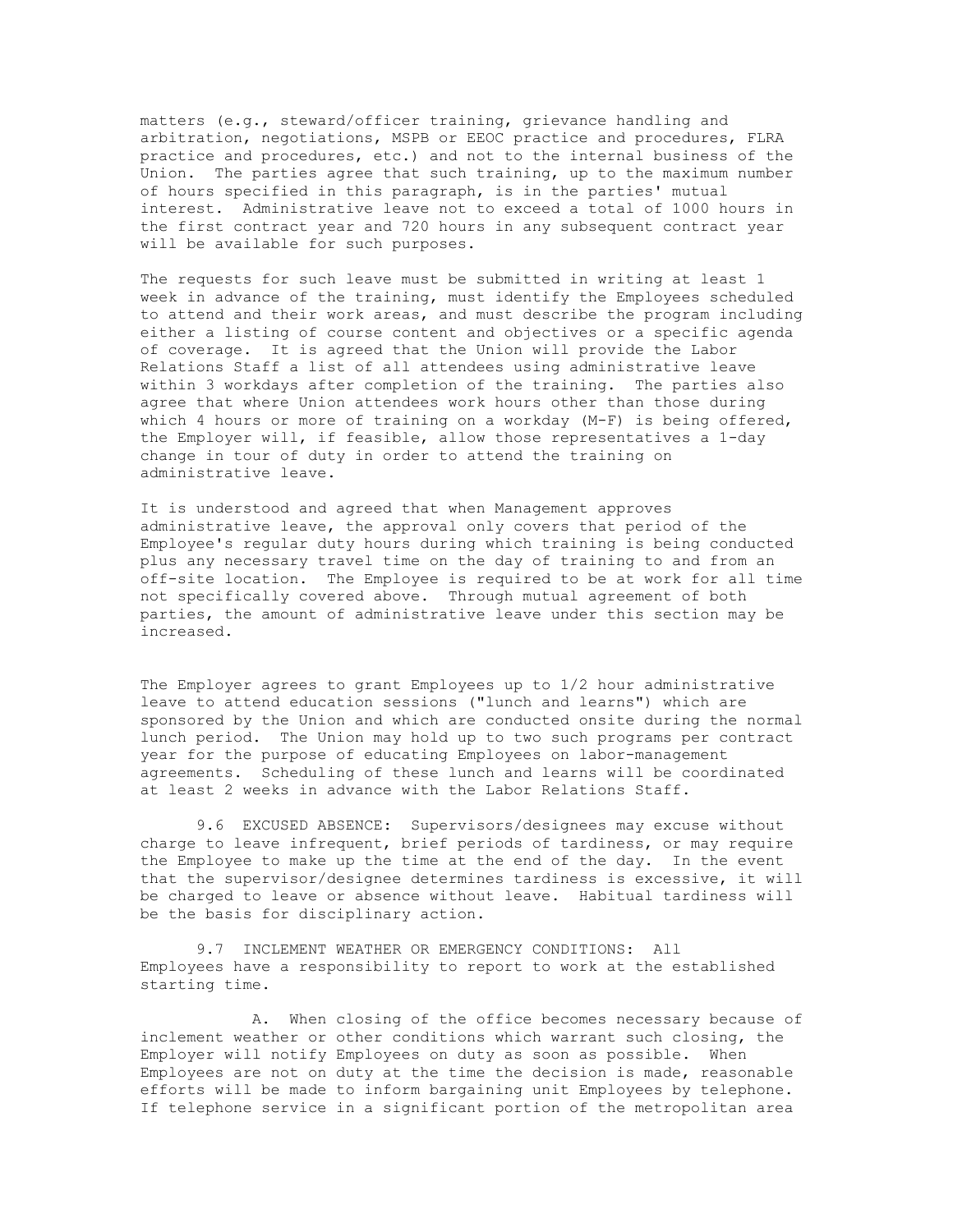matters (e.g., steward/officer training, grievance handling and arbitration, negotiations, MSPB or EEOC practice and procedures, FLRA practice and procedures, etc.) and not to the internal business of the Union. The parties agree that such training, up to the maximum number of hours specified in this paragraph, is in the parties' mutual interest. Administrative leave not to exceed a total of 1000 hours in the first contract year and 720 hours in any subsequent contract year will be available for such purposes.

The requests for such leave must be submitted in writing at least 1 week in advance of the training, must identify the Employees scheduled to attend and their work areas, and must describe the program including either a listing of course content and objectives or a specific agenda of coverage. It is agreed that the Union will provide the Labor Relations Staff a list of all attendees using administrative leave within 3 workdays after completion of the training. The parties also agree that where Union attendees work hours other than those during which 4 hours or more of training on a workday (M-F) is being offered, the Employer will, if feasible, allow those representatives a 1-day change in tour of duty in order to attend the training on administrative leave.

It is understood and agreed that when Management approves administrative leave, the approval only covers that period of the Employee's regular duty hours during which training is being conducted plus any necessary travel time on the day of training to and from an off-site location. The Employee is required to be at work for all time not specifically covered above. Through mutual agreement of both parties, the amount of administrative leave under this section may be increased.

The Employer agrees to grant Employees up to 1/2 hour administrative leave to attend education sessions ("lunch and learns") which are sponsored by the Union and which are conducted onsite during the normal lunch period. The Union may hold up to two such programs per contract year for the purpose of educating Employees on labor-management agreements. Scheduling of these lunch and learns will be coordinated at least 2 weeks in advance with the Labor Relations Staff.

9.6 EXCUSED ABSENCE: Supervisors/designees may excuse without charge to leave infrequent, brief periods of tardiness, or may require the Employee to make up the time at the end of the day. In the event that the supervisor/designee determines tardiness is excessive, it will be charged to leave or absence without leave. Habitual tardiness will be the basis for disciplinary action.

9.7 INCLEMENT WEATHER OR EMERGENCY CONDITIONS: All Employees have a responsibility to report to work at the established starting time.

A. When closing of the office becomes necessary because of inclement weather or other conditions which warrant such closing, the Employer will notify Employees on duty as soon as possible. When Employees are not on duty at the time the decision is made, reasonable efforts will be made to inform bargaining unit Employees by telephone. If telephone service in a significant portion of the metropolitan area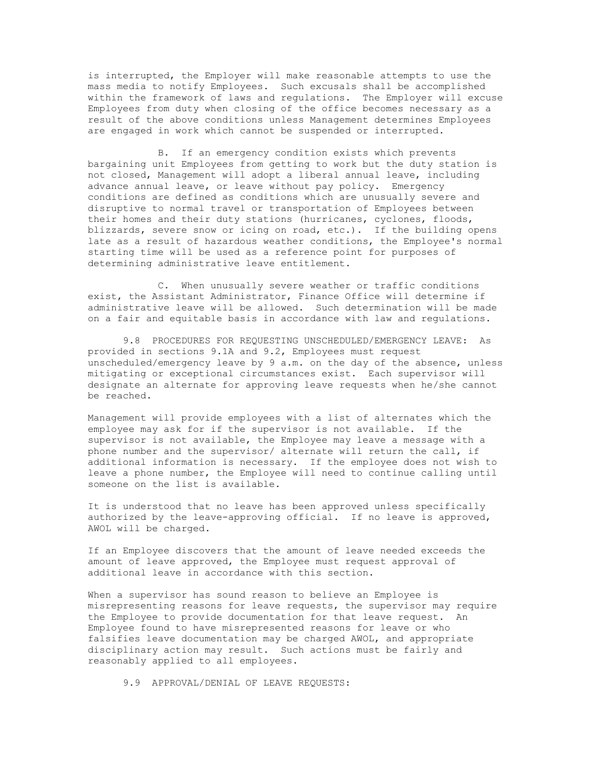is interrupted, the Employer will make reasonable attempts to use the mass media to notify Employees. Such excusals shall be accomplished within the framework of laws and regulations. The Employer will excuse Employees from duty when closing of the office becomes necessary as a result of the above conditions unless Management determines Employees are engaged in work which cannot be suspended or interrupted.

B. If an emergency condition exists which prevents bargaining unit Employees from getting to work but the duty station is not closed, Management will adopt a liberal annual leave, including advance annual leave, or leave without pay policy. Emergency conditions are defined as conditions which are unusually severe and disruptive to normal travel or transportation of Employees between their homes and their duty stations (hurricanes, cyclones, floods, blizzards, severe snow or icing on road, etc.). If the building opens late as a result of hazardous weather conditions, the Employee's normal starting time will be used as a reference point for purposes of determining administrative leave entitlement.

C. When unusually severe weather or traffic conditions exist, the Assistant Administrator, Finance Office will determine if administrative leave will be allowed. Such determination will be made on a fair and equitable basis in accordance with law and regulations.

9.8 PROCEDURES FOR REQUESTING UNSCHEDULED/EMERGENCY LEAVE: As provided in sections 9.1A and 9.2, Employees must request unscheduled/emergency leave by 9 a.m. on the day of the absence, unless mitigating or exceptional circumstances exist. Each supervisor will designate an alternate for approving leave requests when he/she cannot be reached.

Management will provide employees with a list of alternates which the employee may ask for if the supervisor is not available. If the supervisor is not available, the Employee may leave a message with a phone number and the supervisor/ alternate will return the call, if additional information is necessary. If the employee does not wish to leave a phone number, the Employee will need to continue calling until someone on the list is available.

It is understood that no leave has been approved unless specifically authorized by the leave-approving official. If no leave is approved, AWOL will be charged.

If an Employee discovers that the amount of leave needed exceeds the amount of leave approved, the Employee must request approval of additional leave in accordance with this section.

When a supervisor has sound reason to believe an Employee is misrepresenting reasons for leave requests, the supervisor may require the Employee to provide documentation for that leave request. An Employee found to have misrepresented reasons for leave or who falsifies leave documentation may be charged AWOL, and appropriate disciplinary action may result. Such actions must be fairly and reasonably applied to all employees.

9.9 APPROVAL/DENIAL OF LEAVE REQUESTS: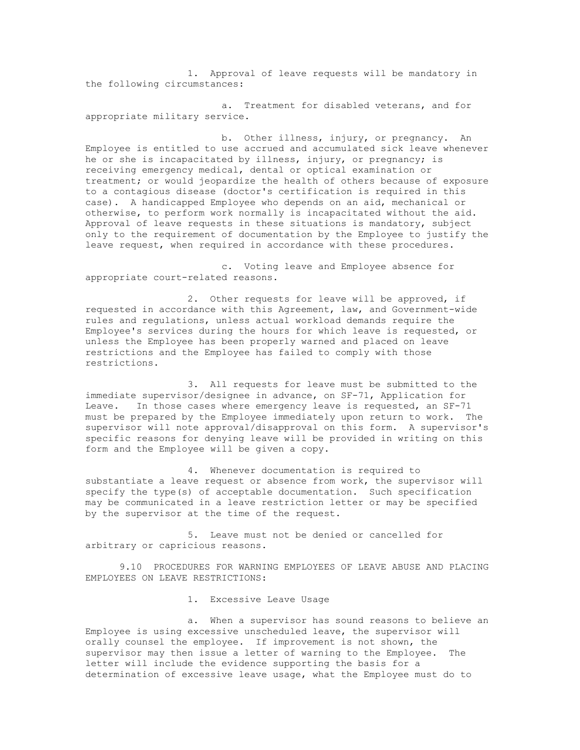1. Approval of leave requests will be mandatory in the following circumstances:

   a. Treatment for disabled veterans, and for appropriate military service.

   b. Other illness, injury, or pregnancy. An Employee is entitled to use accrued and accumulated sick leave whenever he or she is incapacitated by illness, injury, or pregnancy; is receiving emergency medical, dental or optical examination or treatment; or would jeopardize the health of others because of exposure to a contagious disease (doctor's certification is required in this case). A handicapped Employee who depends on an aid, mechanical or otherwise, to perform work normally is incapacitated without the aid. Approval of leave requests in these situations is mandatory, subject only to the requirement of documentation by the Employee to justify the leave request, when required in accordance with these procedures.

   c. Voting leave and Employee absence for appropriate court-related reasons.

2. Other requests for leave will be approved, if requested in accordance with this Agreement, law, and Government-wide rules and regulations, unless actual workload demands require the Employee's services during the hours for which leave is requested, or unless the Employee has been properly warned and placed on leave restrictions and the Employee has failed to comply with those restrictions.

3. All requests for leave must be submitted to the immediate supervisor/designee in advance, on SF-71, Application for Leave. In those cases where emergency leave is requested, an SF-71 must be prepared by the Employee immediately upon return to work. The supervisor will note approval/disapproval on this form. A supervisor's specific reasons for denying leave will be provided in writing on this form and the Employee will be given a copy.

4. Whenever documentation is required to substantiate a leave request or absence from work, the supervisor will specify the type(s) of acceptable documentation. Such specification may be communicated in a leave restriction letter or may be specified by the supervisor at the time of the request.

5. Leave must not be denied or cancelled for arbitrary or capricious reasons.

## 9.10 PROCEDURES FOR WARNING EMPLOYEES OF LEAVE ABUSE AND PLACING EMPLOYEES ON LEAVE RESTRICTIONS:

1. Excessive Leave Usage

   a. When a supervisor has sound reasons to believe an Employee is using excessive unscheduled leave, the supervisor will orally counsel the employee. If improvement is not shown, the supervisor may then issue a letter of warning to the Employee. The letter will include the evidence supporting the basis for a determination of excessive leave usage, what the Employee must do to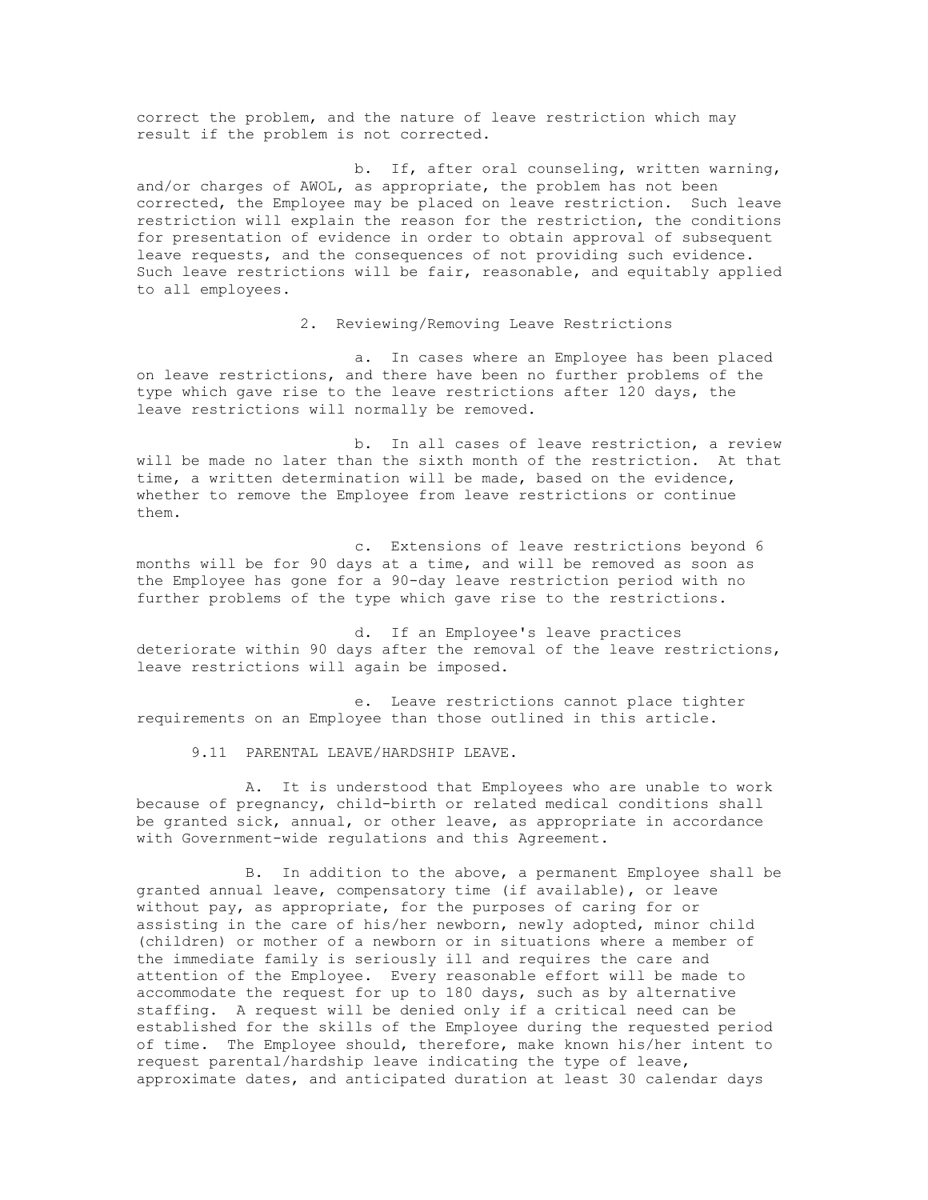correct the problem, and the nature of leave restriction which may result if the problem is not corrected.

b. If, after oral counseling, written warning, and/or charges of AWOL, as appropriate, the problem has not been corrected, the Employee may be placed on leave restriction. Such leave restriction will explain the reason for the restriction, the conditions for presentation of evidence in order to obtain approval of subsequent leave requests, and the consequences of not providing such evidence. Such leave restrictions will be fair, reasonable, and equitably applied to all employees.

2. Reviewing/Removing Leave Restrictions

a. In cases where an Employee has been placed on leave restrictions, and there have been no further problems of the type which gave rise to the leave restrictions after 120 days, the leave restrictions will normally be removed.

b. In all cases of leave restriction, a review will be made no later than the sixth month of the restriction. At that time, a written determination will be made, based on the evidence, whether to remove the Employee from leave restrictions or continue them.

c. Extensions of leave restrictions beyond 6 months will be for 90 days at a time, and will be removed as soon as the Employee has gone for a 90-day leave restriction period with no further problems of the type which gave rise to the restrictions.

d. If an Employee's leave practices deteriorate within 90 days after the removal of the leave restrictions, leave restrictions will again be imposed.

e. Leave restrictions cannot place tighter requirements on an Employee than those outlined in this article.

9.11 PARENTAL LEAVE/HARDSHIP LEAVE.

A. It is understood that Employees who are unable to work because of pregnancy, child-birth or related medical conditions shall be granted sick, annual, or other leave, as appropriate in accordance with Government-wide regulations and this Agreement.

B. In addition to the above, a permanent Employee shall be granted annual leave, compensatory time (if available), or leave without pay, as appropriate, for the purposes of caring for or assisting in the care of his/her newborn, newly adopted, minor child (children) or mother of a newborn or in situations where a member of the immediate family is seriously ill and requires the care and attention of the Employee. Every reasonable effort will be made to accommodate the request for up to 180 days, such as by alternative staffing. A request will be denied only if a critical need can be established for the skills of the Employee during the requested period of time. The Employee should, therefore, make known his/her intent to request parental/hardship leave indicating the type of leave, approximate dates, and anticipated duration at least 30 calendar days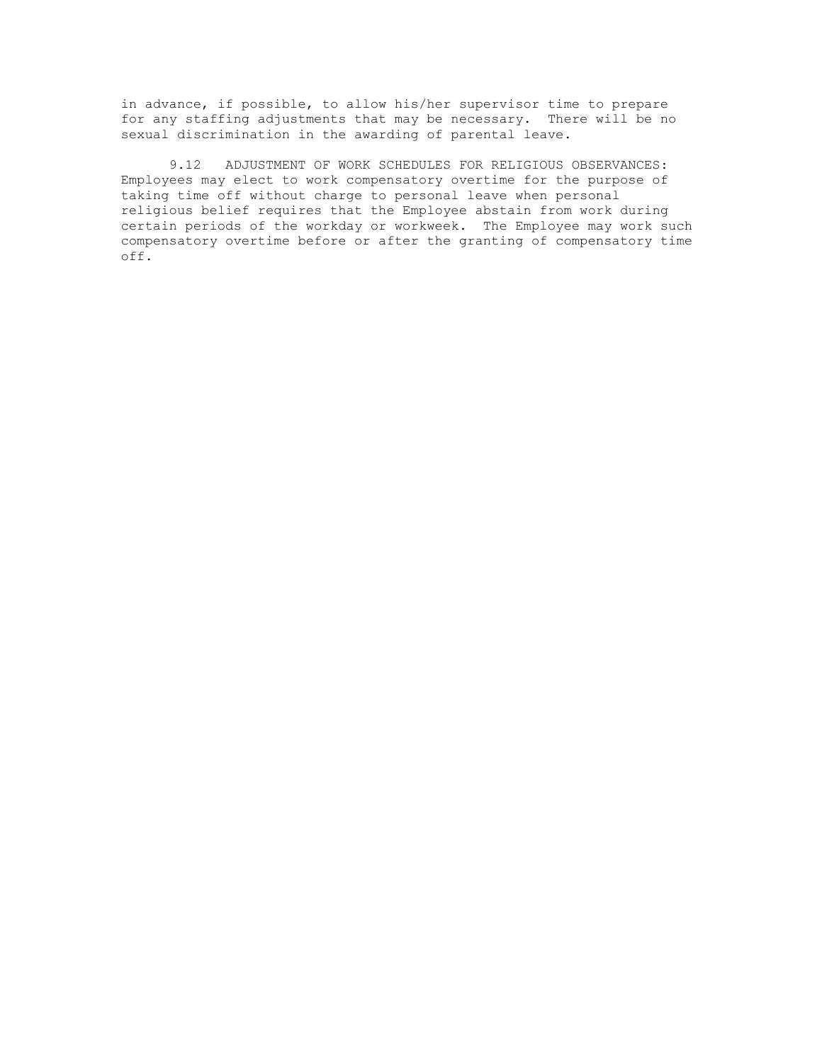in advance, if possible, to allow his/her supervisor time to prepare for any staffing adjustments that may be necessary. There will be no sexual discrimination in the awarding of parental leave.

9.12 ADJUSTMENT OF WORK SCHEDULES FOR RELIGIOUS OBSERVANCES: Employees may elect to work compensatory overtime for the purpose of taking time off without charge to personal leave when personal religious belief requires that the Employee abstain from work during certain periods of the workday or workweek. The Employee may work such compensatory overtime before or after the granting of compensatory time off.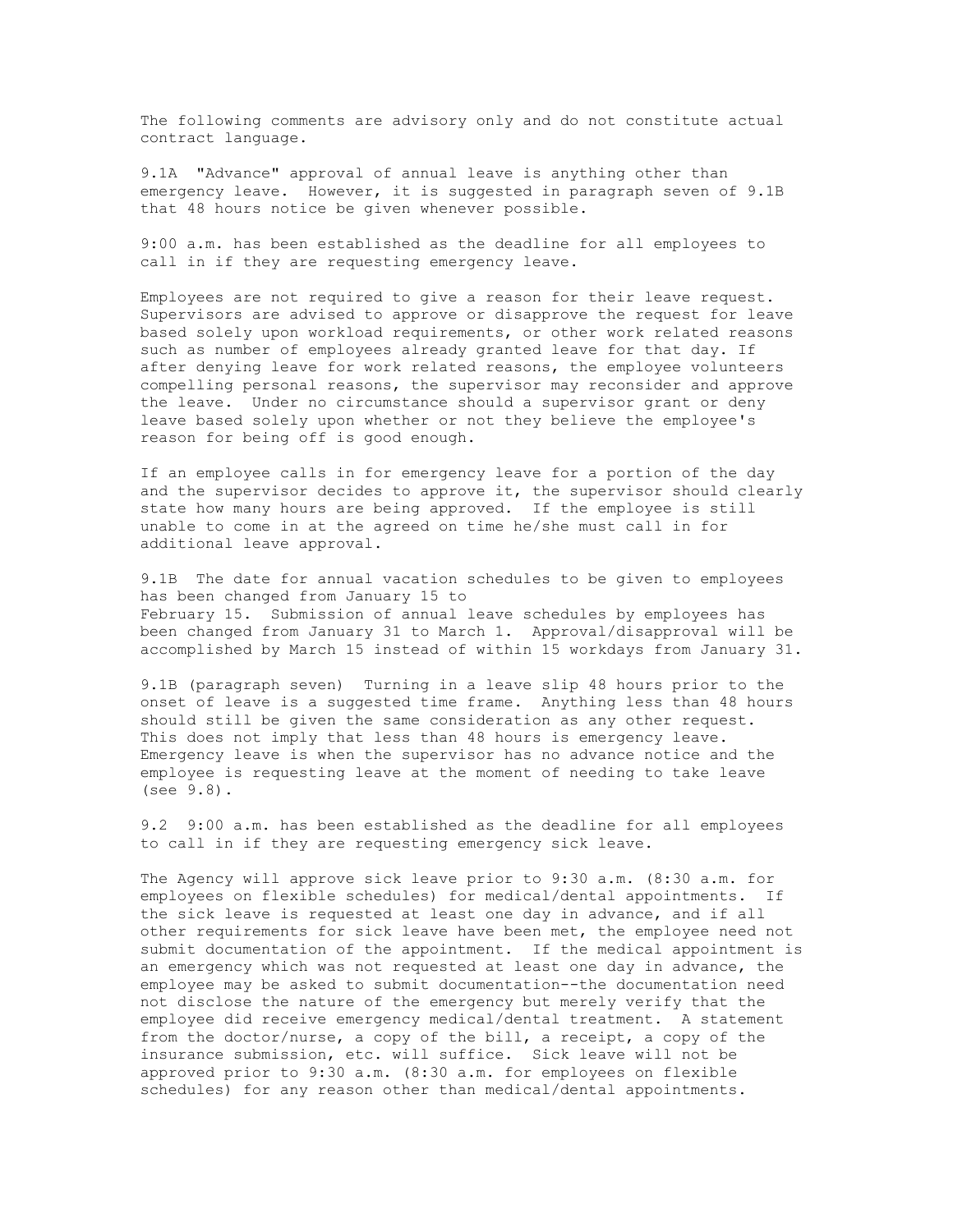The following comments are advisory only and do not constitute actual contract language.

9.1A "Advance" approval of annual leave is anything other than emergency leave. However, it is suggested in paragraph seven of 9.1B that 48 hours notice be given whenever possible.

9:00 a.m. has been established as the deadline for all employees to call in if they are requesting emergency leave.

Employees are not required to give a reason for their leave request. Supervisors are advised to approve or disapprove the request for leave based solely upon workload requirements, or other work related reasons such as number of employees already granted leave for that day. If after denying leave for work related reasons, the employee volunteers compelling personal reasons, the supervisor may reconsider and approve the leave. Under no circumstance should a supervisor grant or deny leave based solely upon whether or not they believe the employee's reason for being off is good enough.

If an employee calls in for emergency leave for a portion of the day and the supervisor decides to approve it, the supervisor should clearly state how many hours are being approved. If the employee is still unable to come in at the agreed on time he/she must call in for additional leave approval.

9.1B The date for annual vacation schedules to be given to employees has been changed from January 15 to February 15. Submission of annual leave schedules by employees has been changed from January 31 to March 1. Approval/disapproval will be accomplished by March 15 instead of within 15 workdays from January 31.

9.1B (paragraph seven) Turning in a leave slip 48 hours prior to the onset of leave is a suggested time frame. Anything less than 48 hours should still be given the same consideration as any other request. This does not imply that less than 48 hours is emergency leave. Emergency leave is when the supervisor has no advance notice and the employee is requesting leave at the moment of needing to take leave (see 9.8).

9.2 9:00 a.m. has been established as the deadline for all employees to call in if they are requesting emergency sick leave.

The Agency will approve sick leave prior to 9:30 a.m. (8:30 a.m. for employees on flexible schedules) for medical/dental appointments. If the sick leave is requested at least one day in advance, and if all other requirements for sick leave have been met, the employee need not submit documentation of the appointment. If the medical appointment is an emergency which was not requested at least one day in advance, the employee may be asked to submit documentation--the documentation need not disclose the nature of the emergency but merely verify that the employee did receive emergency medical/dental treatment. A statement from the doctor/nurse, a copy of the bill, a receipt, a copy of the insurance submission, etc. will suffice. Sick leave will not be approved prior to 9:30 a.m. (8:30 a.m. for employees on flexible schedules) for any reason other than medical/dental appointments.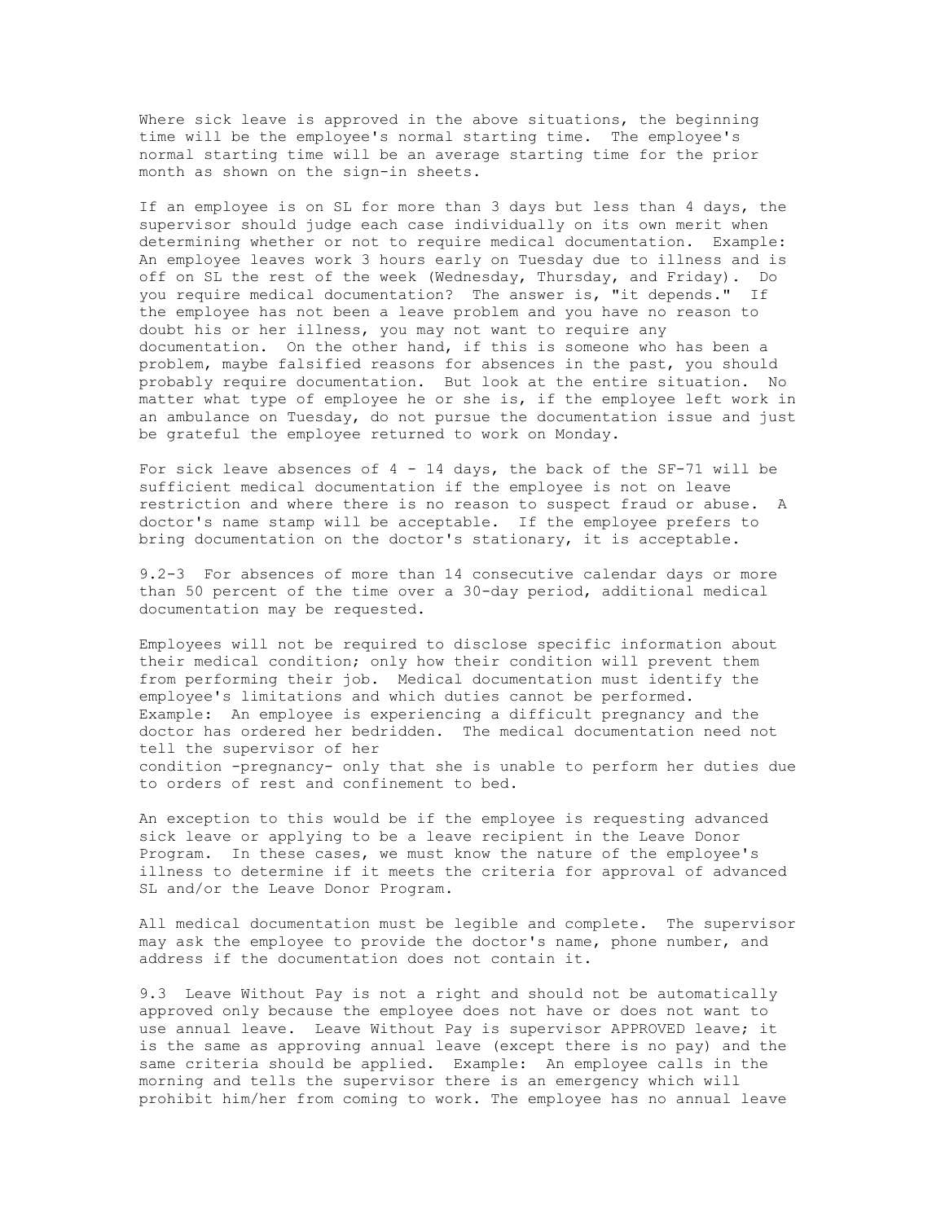Where sick leave is approved in the above situations, the beginning time will be the employee's normal starting time. The employee's normal starting time will be an average starting time for the prior month as shown on the sign-in sheets.

If an employee is on SL for more than 3 days but less than 4 days, the supervisor should judge each case individually on its own merit when determining whether or not to require medical documentation. Example: An employee leaves work 3 hours early on Tuesday due to illness and is off on SL the rest of the week (Wednesday, Thursday, and Friday). Do you require medical documentation? The answer is, "it depends." If the employee has not been a leave problem and you have no reason to doubt his or her illness, you may not want to require any documentation. On the other hand, if this is someone who has been a problem, maybe falsified reasons for absences in the past, you should probably require documentation. But look at the entire situation. No matter what type of employee he or she is, if the employee left work in an ambulance on Tuesday, do not pursue the documentation issue and just be grateful the employee returned to work on Monday.

For sick leave absences of 4 - 14 days, the back of the SF-71 will be sufficient medical documentation if the employee is not on leave restriction and where there is no reason to suspect fraud or abuse. A doctor's name stamp will be acceptable. If the employee prefers to bring documentation on the doctor's stationary, it is acceptable.

9.2-3 For absences of more than 14 consecutive calendar days or more than 50 percent of the time over a 30-day period, additional medical documentation may be requested.

Employees will not be required to disclose specific information about their medical condition; only how their condition will prevent them from performing their job. Medical documentation must identify the employee's limitations and which duties cannot be performed. Example: An employee is experiencing a difficult pregnancy and the doctor has ordered her bedridden. The medical documentation need not tell the supervisor of her condition -pregnancy- only that she is unable to perform her duties due to orders of rest and confinement to bed.

An exception to this would be if the employee is requesting advanced sick leave or applying to be a leave recipient in the Leave Donor Program. In these cases, we must know the nature of the employee's illness to determine if it meets the criteria for approval of advanced SL and/or the Leave Donor Program.

All medical documentation must be legible and complete. The supervisor may ask the employee to provide the doctor's name, phone number, and address if the documentation does not contain it.

9.3 Leave Without Pay is not a right and should not be automatically approved only because the employee does not have or does not want to use annual leave. Leave Without Pay is supervisor APPROVED leave; it is the same as approving annual leave (except there is no pay) and the same criteria should be applied. Example: An employee calls in the morning and tells the supervisor there is an emergency which will prohibit him/her from coming to work. The employee has no annual leave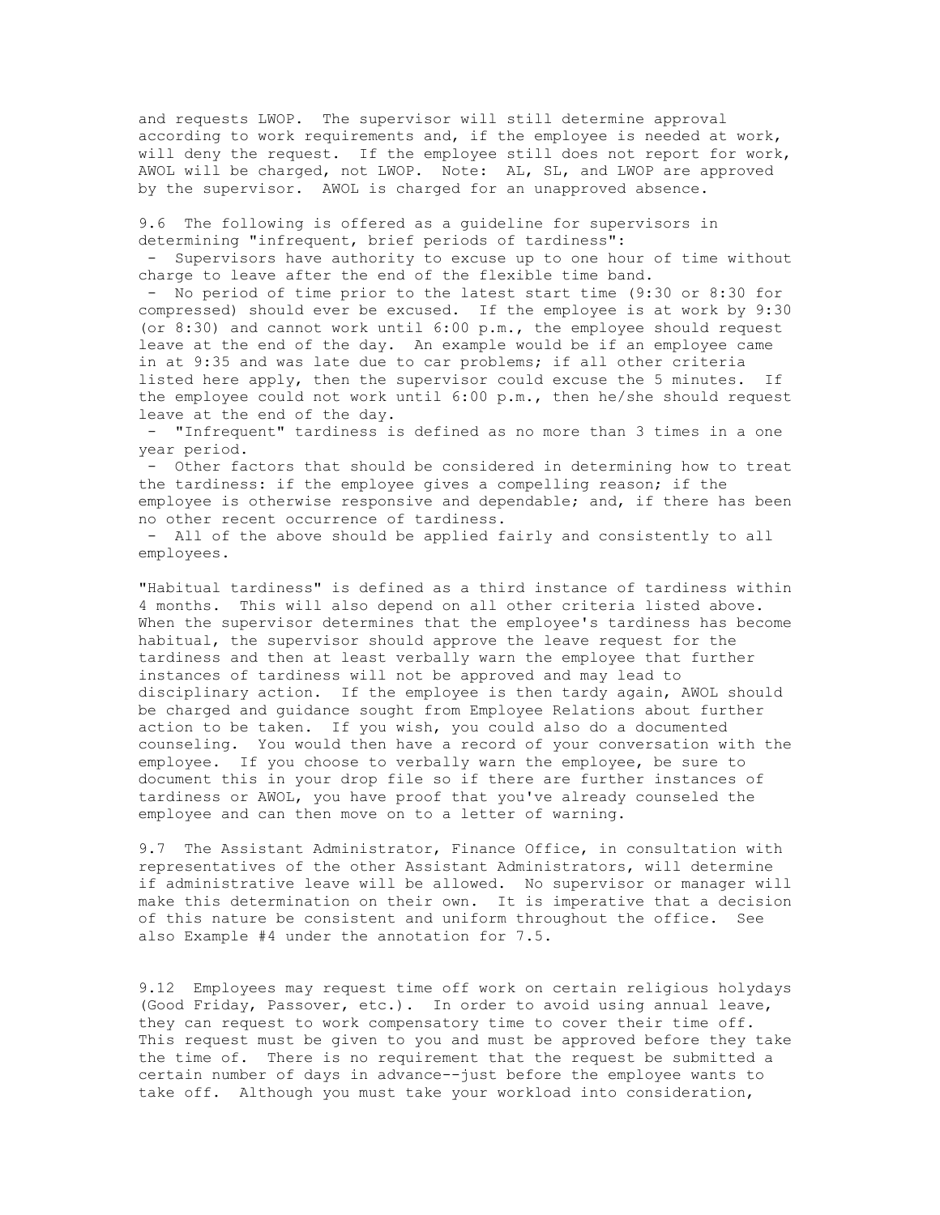and requests LWOP. The supervisor will still determine approval according to work requirements and, if the employee is needed at work, will deny the request. If the employee still does not report for work, AWOL will be charged, not LWOP. Note: AL, SL, and LWOP are approved by the supervisor. AWOL is charged for an unapproved absence.

9.6 The following is offered as a guideline for supervisors in determining "infrequent, brief periods of tardiness":

- Supervisors have authority to excuse up to one hour of time without charge to leave after the end of the flexible time band.
- No period of time prior to the latest start time (9:30 or 8:30 for compressed) should ever be excused. If the employee is at work by 9:30 (or 8:30) and cannot work until 6:00 p.m., the employee should request leave at the end of the day. An example would be if an employee came in at 9:35 and was late due to car problems; if all other criteria listed here apply, then the supervisor could excuse the 5 minutes. If the employee could not work until 6:00 p.m., then he/she should request leave at the end of the day.
- "Infrequent" tardiness is defined as no more than 3 times in a one year period.
- Other factors that should be considered in determining how to treat the tardiness: if the employee gives a compelling reason; if the employee is otherwise responsive and dependable; and, if there has been no other recent occurrence of tardiness.
- All of the above should be applied fairly and consistently to all employees.

"Habitual tardiness" is defined as a third instance of tardiness within 4 months. This will also depend on all other criteria listed above. When the supervisor determines that the employee's tardiness has become habitual, the supervisor should approve the leave request for the tardiness and then at least verbally warn the employee that further instances of tardiness will not be approved and may lead to disciplinary action. If the employee is then tardy again, AWOL should be charged and guidance sought from Employee Relations about further action to be taken. If you wish, you could also do a documented counseling. You would then have a record of your conversation with the employee. If you choose to verbally warn the employee, be sure to document this in your drop file so if there are further instances of tardiness or AWOL, you have proof that you've already counseled the employee and can then move on to a letter of warning.

9.7 The Assistant Administrator, Finance Office, in consultation with representatives of the other Assistant Administrators, will determine if administrative leave will be allowed. No supervisor or manager will make this determination on their own. It is imperative that a decision of this nature be consistent and uniform throughout the office. See also Example #4 under the annotation for 7.5.

9.12 Employees may request time off work on certain religious holydays (Good Friday, Passover, etc.). In order to avoid using annual leave, they can request to work compensatory time to cover their time off. This request must be given to you and must be approved before they take the time of. There is no requirement that the request be submitted a certain number of days in advance--just before the employee wants to take off. Although you must take your workload into consideration,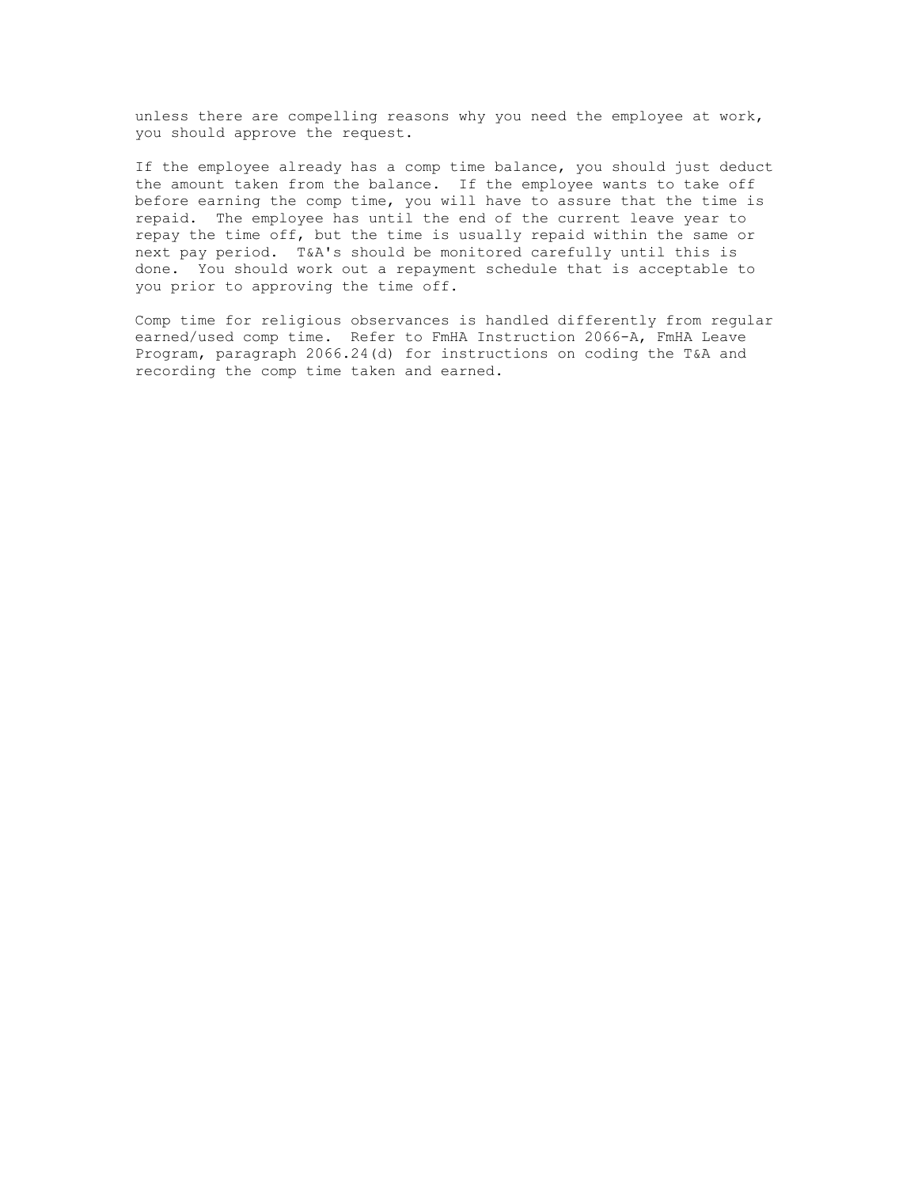unless there are compelling reasons why you need the employee at work, you should approve the request.

If the employee already has a comp time balance, you should just deduct the amount taken from the balance. If the employee wants to take off before earning the comp time, you will have to assure that the time is repaid. The employee has until the end of the current leave year to repay the time off, but the time is usually repaid within the same or next pay period. T&A's should be monitored carefully until this is done. You should work out a repayment schedule that is acceptable to you prior to approving the time off.

Comp time for religious observances is handled differently from regular earned/used comp time. Refer to FmHA Instruction 2066-A, FmHA Leave Program, paragraph 2066.24(d) for instructions on coding the T&A and recording the comp time taken and earned.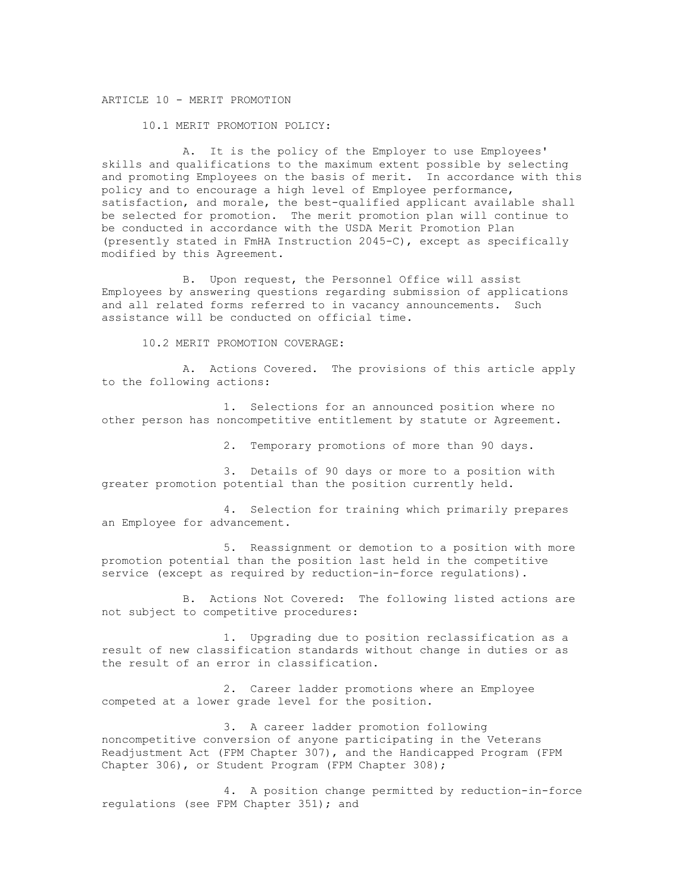# ARTICLE 10 - MERIT PROMOTION

## 10.1 MERIT PROMOTION POLICY:

A. It is the policy of the Employer to use Employees' skills and qualifications to the maximum extent possible by selecting and promoting Employees on the basis of merit. In accordance with this policy and to encourage a high level of Employee performance, satisfaction, and morale, the best-qualified applicant available shall be selected for promotion. The merit promotion plan will continue to be conducted in accordance with the USDA Merit Promotion Plan (presently stated in FmHA Instruction 2045-C), except as specifically modified by this Agreement.

B. Upon request, the Personnel Office will assist Employees by answering questions regarding submission of applications and all related forms referred to in vacancy announcements. Such assistance will be conducted on official time.

## 10.2 MERIT PROMOTION COVERAGE:

A. Actions Covered. The provisions of this article apply to the following actions:

1. Selections for an announced position where no other person has noncompetitive entitlement by statute or Agreement.

2. Temporary promotions of more than 90 days.

3. Details of 90 days or more to a position with greater promotion potential than the position currently held.

4. Selection for training which primarily prepares an Employee for advancement.

5. Reassignment or demotion to a position with more promotion potential than the position last held in the competitive service (except as required by reduction-in-force regulations).

B. Actions Not Covered: The following listed actions are not subject to competitive procedures:

1. Upgrading due to position reclassification as a result of new classification standards without change in duties or as the result of an error in classification.

2. Career ladder promotions where an Employee competed at a lower grade level for the position.

3. A career ladder promotion following noncompetitive conversion of anyone participating in the Veterans Readjustment Act (FPM Chapter 307), and the Handicapped Program (FPM Chapter 306), or Student Program (FPM Chapter 308);

4. A position change permitted by reduction-in-force regulations (see FPM Chapter 351); and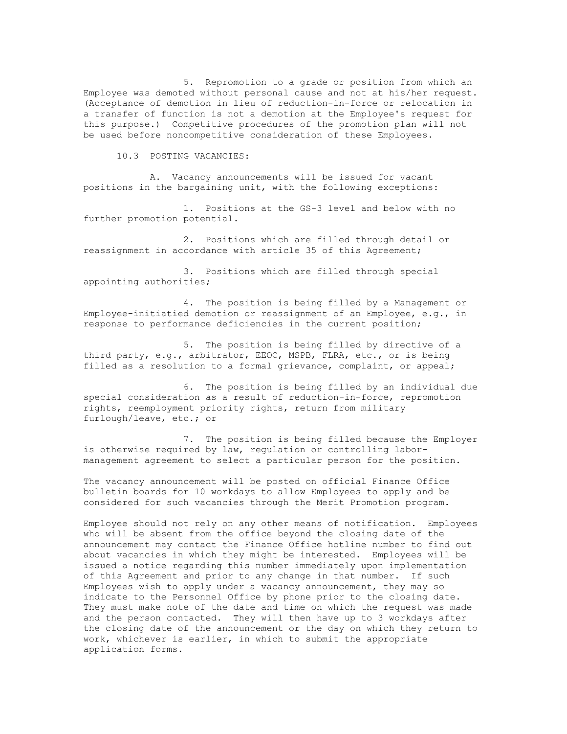5. Repromotion to a grade or position from which an Employee was demoted without personal cause and not at his/her request. (Acceptance of demotion in lieu of reduction-in-force or relocation in a transfer of function is not a demotion at the Employee's request for this purpose.) Competitive procedures of the promotion plan will not be used before noncompetitive consideration of these Employees.

10.3 POSTING VACANCIES:

A. Vacancy announcements will be issued for vacant positions in the bargaining unit, with the following exceptions:

1. Positions at the GS-3 level and below with no further promotion potential.

2. Positions which are filled through detail or reassignment in accordance with article 35 of this Agreement;

3. Positions which are filled through special appointing authorities;

4. The position is being filled by a Management or Employee-initiatied demotion or reassignment of an Employee, e.g., in response to performance deficiencies in the current position;

5. The position is being filled by directive of a third party, e.g., arbitrator, EEOC, MSPB, FLRA, etc., or is being filled as a resolution to a formal grievance, complaint, or appeal;

6. The position is being filled by an individual due special consideration as a result of reduction-in-force, repromotion rights, reemployment priority rights, return from military furlough/leave, etc.; or

7. The position is being filled because the Employer is otherwise required by law, regulation or controlling labor-management agreement to select a particular person for the position.

The vacancy announcement will be posted on official Finance Office bulletin boards for 10 workdays to allow Employees to apply and be considered for such vacancies through the Merit Promotion program.

Employee should not rely on any other means of notification. Employees who will be absent from the office beyond the closing date of the announcement may contact the Finance Office hotline number to find out about vacancies in which they might be interested. Employees will be issued a notice regarding this number immediately upon implementation of this Agreement and prior to any change in that number. If such Employees wish to apply under a vacancy announcement, they may so indicate to the Personnel Office by phone prior to the closing date. They must make note of the date and time on which the request was made and the person contacted. They will then have up to 3 workdays after the closing date of the announcement or the day on which they return to work, whichever is earlier, in which to submit the appropriate application forms.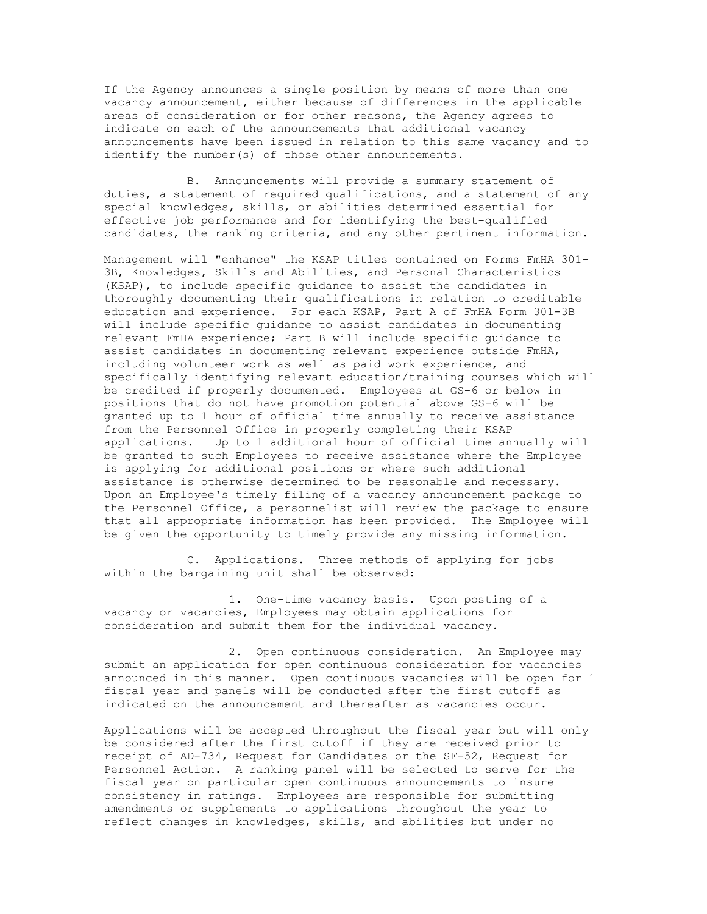If the Agency announces a single position by means of more than one vacancy announcement, either because of differences in the applicable areas of consideration or for other reasons, the Agency agrees to indicate on each of the announcements that additional vacancy announcements have been issued in relation to this same vacancy and to identify the number(s) of those other announcements.

B. Announcements will provide a summary statement of duties, a statement of required qualifications, and a statement of any special knowledges, skills, or abilities determined essential for effective job performance and for identifying the best-qualified candidates, the ranking criteria, and any other pertinent information.

Management will "enhance" the KSAP titles contained on Forms FmHA 301-3B, Knowledges, Skills and Abilities, and Personal Characteristics (KSAP), to include specific guidance to assist the candidates in thoroughly documenting their qualifications in relation to creditable education and experience. For each KSAP, Part A of FmHA Form 301-3B will include specific guidance to assist candidates in documenting relevant FmHA experience; Part B will include specific guidance to assist candidates in documenting relevant experience outside FmHA, including volunteer work as well as paid work experience, and specifically identifying relevant education/training courses which will be credited if properly documented. Employees at GS-6 or below in positions that do not have promotion potential above GS-6 will be granted up to 1 hour of official time annually to receive assistance from the Personnel Office in properly completing their KSAP applications. Up to 1 additional hour of official time annually will be granted to such Employees to receive assistance where the Employee is applying for additional positions or where such additional assistance is otherwise determined to be reasonable and necessary. Upon an Employee's timely filing of a vacancy announcement package to the Personnel Office, a personnelist will review the package to ensure that all appropriate information has been provided. The Employee will be given the opportunity to timely provide any missing information.

C. Applications. Three methods of applying for jobs within the bargaining unit shall be observed:

1. One-time vacancy basis. Upon posting of a vacancy or vacancies, Employees may obtain applications for consideration and submit them for the individual vacancy.

2. Open continuous consideration. An Employee may submit an application for open continuous consideration for vacancies announced in this manner. Open continuous vacancies will be open for 1 fiscal year and panels will be conducted after the first cutoff as indicated on the announcement and thereafter as vacancies occur.

Applications will be accepted throughout the fiscal year but will only be considered after the first cutoff if they are received prior to receipt of AD-734, Request for Candidates or the SF-52, Request for Personnel Action. A ranking panel will be selected to serve for the fiscal year on particular open continuous announcements to insure consistency in ratings. Employees are responsible for submitting amendments or supplements to applications throughout the year to reflect changes in knowledges, skills, and abilities but under no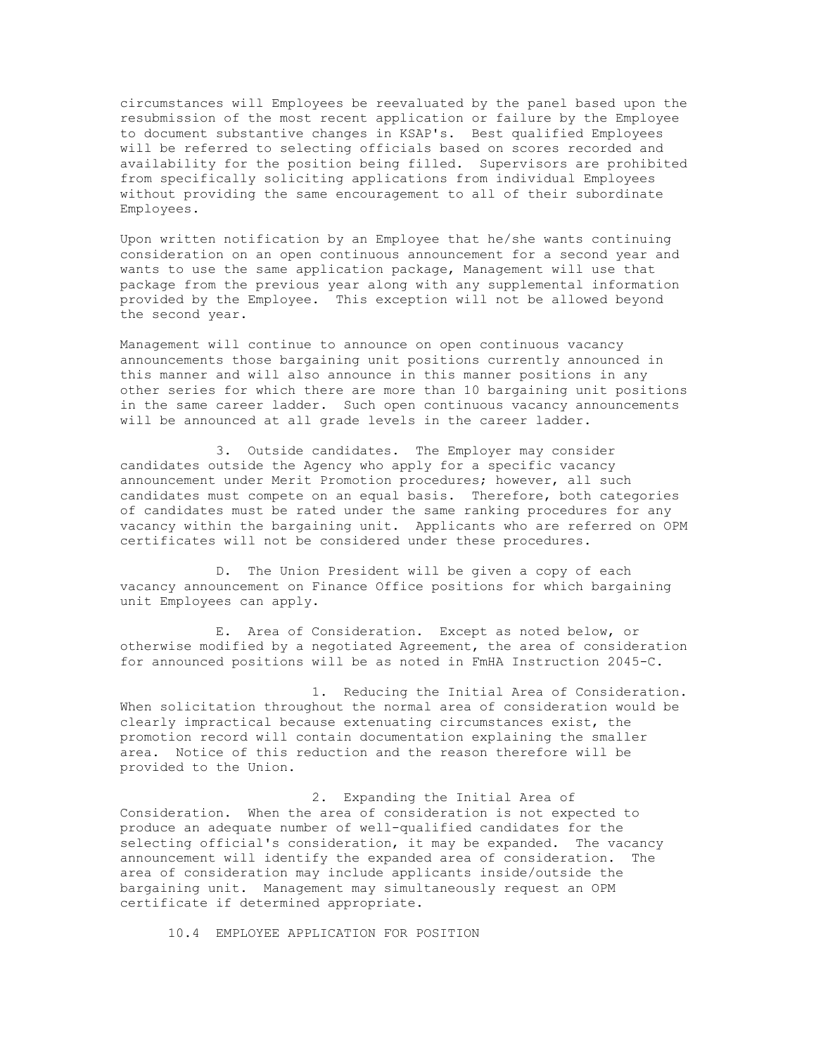circumstances will Employees be reevaluated by the panel based upon the resubmission of the most recent application or failure by the Employee to document substantive changes in KSAP's. Best qualified Employees will be referred to selecting officials based on scores recorded and availability for the position being filled. Supervisors are prohibited from specifically soliciting applications from individual Employees without providing the same encouragement to all of their subordinate Employees.

Upon written notification by an Employee that he/she wants continuing consideration on an open continuous announcement for a second year and wants to use the same application package, Management will use that package from the previous year along with any supplemental information provided by the Employee. This exception will not be allowed beyond the second year.

Management will continue to announce on open continuous vacancy announcements those bargaining unit positions currently announced in this manner and will also announce in this manner positions in any other series for which there are more than 10 bargaining unit positions in the same career ladder. Such open continuous vacancy announcements will be announced at all grade levels in the career ladder.

3. Outside candidates. The Employer may consider candidates outside the Agency who apply for a specific vacancy announcement under Merit Promotion procedures; however, all such candidates must compete on an equal basis. Therefore, both categories of candidates must be rated under the same ranking procedures for any vacancy within the bargaining unit. Applicants who are referred on OPM certificates will not be considered under these procedures.

D. The Union President will be given a copy of each vacancy announcement on Finance Office positions for which bargaining unit Employees can apply.

E. Area of Consideration. Except as noted below, or otherwise modified by a negotiated Agreement, the area of consideration for announced positions will be as noted in FmHA Instruction 2045-C.

1. Reducing the Initial Area of Consideration. When solicitation throughout the normal area of consideration would be clearly impractical because extenuating circumstances exist, the promotion record will contain documentation explaining the smaller area. Notice of this reduction and the reason therefore will be provided to the Union.

2. Expanding the Initial Area of Consideration. When the area of consideration is not expected to produce an adequate number of well-qualified candidates for the selecting official's consideration, it may be expanded. The vacancy announcement will identify the expanded area of consideration. The area of consideration may include applicants inside/outside the bargaining unit. Management may simultaneously request an OPM certificate if determined appropriate.

## 10.4 EMPLOYEE APPLICATION FOR POSITION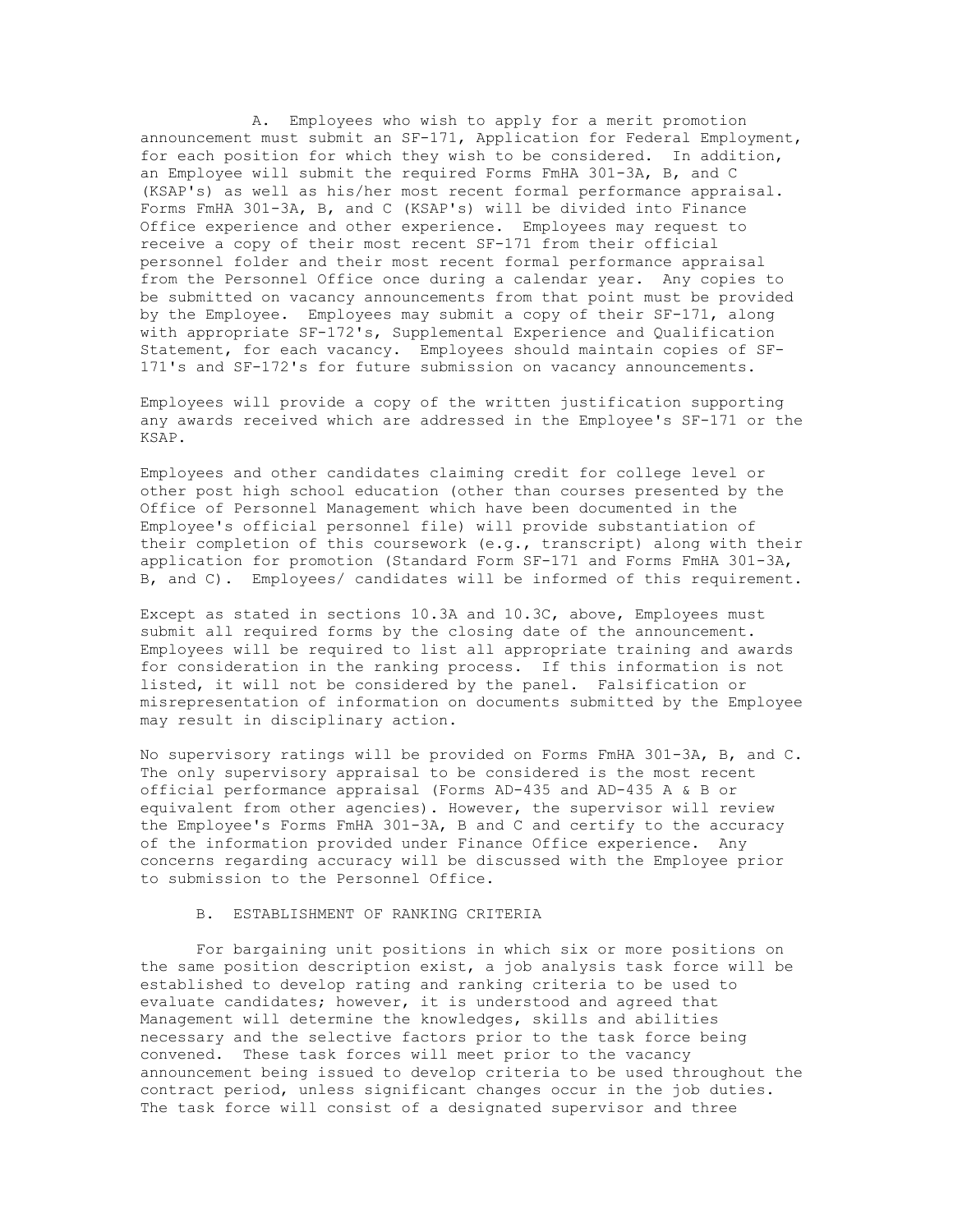A. Employees who wish to apply for a merit promotion announcement must submit an SF-171, Application for Federal Employment, for each position for which they wish to be considered. In addition, an Employee will submit the required Forms FmHA 301-3A, B, and C (KSAP's) as well as his/her most recent formal performance appraisal. Forms FmHA 301-3A, B, and C (KSAP's) will be divided into Finance Office experience and other experience. Employees may request to receive a copy of their most recent SF-171 from their official personnel folder and their most recent formal performance appraisal from the Personnel Office once during a calendar year. Any copies to be submitted on vacancy announcements from that point must be provided by the Employee. Employees may submit a copy of their SF-171, along with appropriate SF-172's, Supplemental Experience and Qualification Statement, for each vacancy. Employees should maintain copies of SF-171's and SF-172's for future submission on vacancy announcements.

Employees will provide a copy of the written justification supporting any awards received which are addressed in the Employee's SF-171 or the KSAP.

Employees and other candidates claiming credit for college level or other post high school education (other than courses presented by the Office of Personnel Management which have been documented in the Employee's official personnel file) will provide substantiation of their completion of this coursework (e.g., transcript) along with their application for promotion (Standard Form SF-171 and Forms FmHA 301-3A, B, and C). Employees/ candidates will be informed of this requirement.

Except as stated in sections 10.3A and 10.3C, above, Employees must submit all required forms by the closing date of the announcement. Employees will be required to list all appropriate training and awards for consideration in the ranking process. If this information is not listed, it will not be considered by the panel. Falsification or misrepresentation of information on documents submitted by the Employee may result in disciplinary action.

No supervisory ratings will be provided on Forms FmHA 301-3A, B, and C. The only supervisory appraisal to be considered is the most recent official performance appraisal (Forms AD-435 and AD-435 A & B or equivalent from other agencies). However, the supervisor will review the Employee's Forms FmHA 301-3A, B and C and certify to the accuracy of the information provided under Finance Office experience. Any concerns regarding accuracy will be discussed with the Employee prior to submission to the Personnel Office.

B. ESTABLISHMENT OF RANKING CRITERIA

For bargaining unit positions in which six or more positions on the same position description exist, a job analysis task force will be established to develop rating and ranking criteria to be used to evaluate candidates; however, it is understood and agreed that Management will determine the knowledges, skills and abilities necessary and the selective factors prior to the task force being convened. These task forces will meet prior to the vacancy announcement being issued to develop criteria to be used throughout the contract period, unless significant changes occur in the job duties. The task force will consist of a designated supervisor and three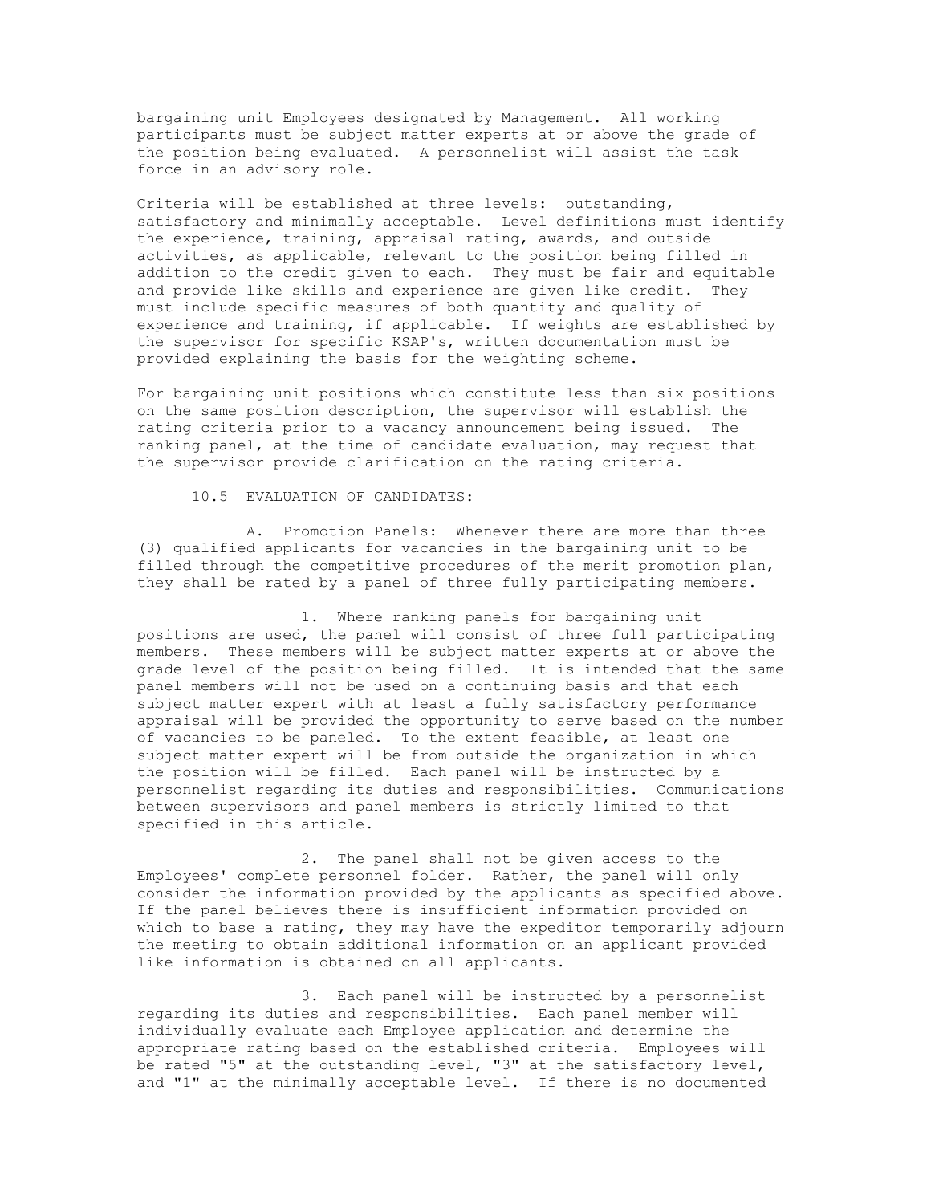bargaining unit Employees designated by Management. All working participants must be subject matter experts at or above the grade of the position being evaluated. A personnelist will assist the task force in an advisory role.

Criteria will be established at three levels: outstanding, satisfactory and minimally acceptable. Level definitions must identify the experience, training, appraisal rating, awards, and outside activities, as applicable, relevant to the position being filled in addition to the credit given to each. They must be fair and equitable and provide like skills and experience are given like credit. They must include specific measures of both quantity and quality of experience and training, if applicable. If weights are established by the supervisor for specific KSAP's, written documentation must be provided explaining the basis for the weighting scheme.

For bargaining unit positions which constitute less than six positions on the same position description, the supervisor will establish the rating criteria prior to a vacancy announcement being issued. The ranking panel, at the time of candidate evaluation, may request that the supervisor provide clarification on the rating criteria.

10.5 EVALUATION OF CANDIDATES:

A. Promotion Panels: Whenever there are more than three (3) qualified applicants for vacancies in the bargaining unit to be filled through the competitive procedures of the merit promotion plan, they shall be rated by a panel of three fully participating members.

1. Where ranking panels for bargaining unit positions are used, the panel will consist of three full participating members. These members will be subject matter experts at or above the grade level of the position being filled. It is intended that the same panel members will not be used on a continuing basis and that each subject matter expert with at least a fully satisfactory performance appraisal will be provided the opportunity to serve based on the number of vacancies to be paneled. To the extent feasible, at least one subject matter expert will be from outside the organization in which the position will be filled. Each panel will be instructed by a personnelist regarding its duties and responsibilities. Communications between supervisors and panel members is strictly limited to that specified in this article.

2. The panel shall not be given access to the Employees' complete personnel folder. Rather, the panel will only consider the information provided by the applicants as specified above. If the panel believes there is insufficient information provided on which to base a rating, they may have the expeditor temporarily adjourn the meeting to obtain additional information on an applicant provided like information is obtained on all applicants.

3. Each panel will be instructed by a personnelist regarding its duties and responsibilities. Each panel member will individually evaluate each Employee application and determine the appropriate rating based on the established criteria. Employees will be rated "5" at the outstanding level, "3" at the satisfactory level, and "1" at the minimally acceptable level. If there is no documented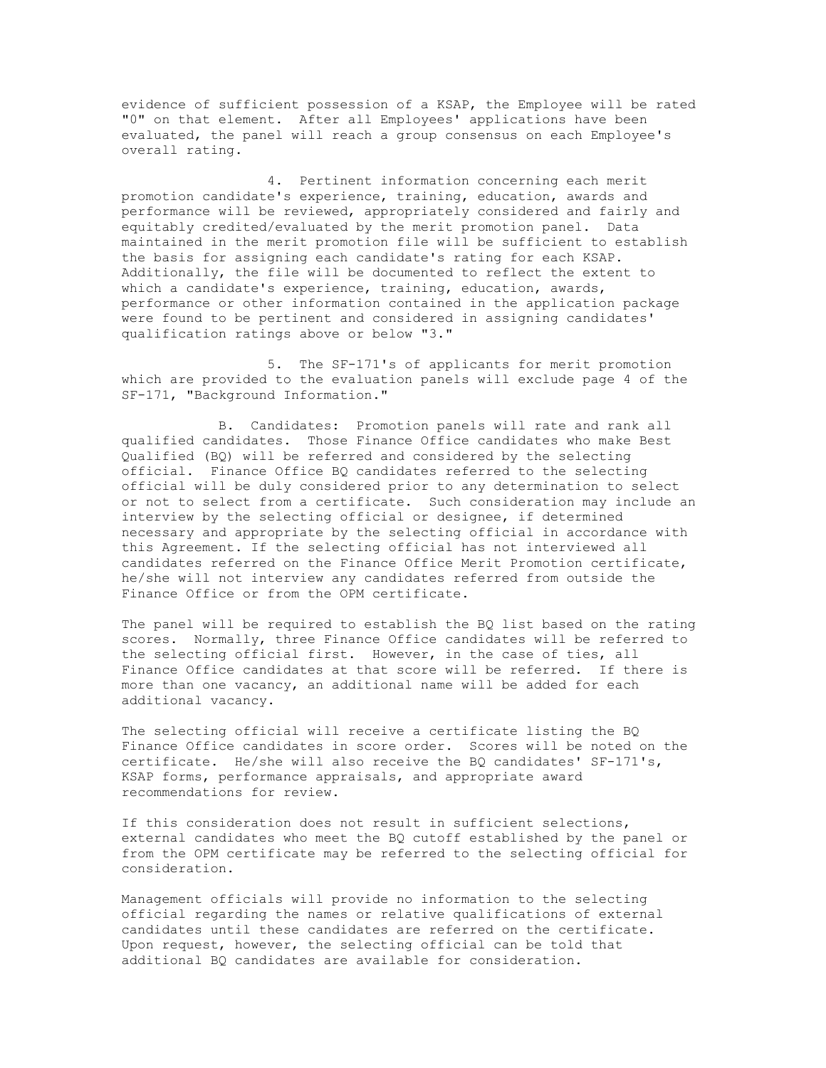evidence of sufficient possession of a KSAP, the Employee will be rated "0" on that element. After all Employees' applications have been evaluated, the panel will reach a group consensus on each Employee's overall rating.

4. Pertinent information concerning each merit promotion candidate's experience, training, education, awards and performance will be reviewed, appropriately considered and fairly and equitably credited/evaluated by the merit promotion panel. Data maintained in the merit promotion file will be sufficient to establish the basis for assigning each candidate's rating for each KSAP. Additionally, the file will be documented to reflect the extent to which a candidate's experience, training, education, awards, performance or other information contained in the application package were found to be pertinent and considered in assigning candidates' qualification ratings above or below "3."

5. The SF-171's of applicants for merit promotion which are provided to the evaluation panels will exclude page 4 of the SF-171, "Background Information."

B. Candidates: Promotion panels will rate and rank all qualified candidates. Those Finance Office candidates who make Best Qualified (BQ) will be referred and considered by the selecting official. Finance Office BQ candidates referred to the selecting official will be duly considered prior to any determination to select or not to select from a certificate. Such consideration may include an interview by the selecting official or designee, if determined necessary and appropriate by the selecting official in accordance with this Agreement. If the selecting official has not interviewed all candidates referred on the Finance Office Merit Promotion certificate, he/she will not interview any candidates referred from outside the Finance Office or from the OPM certificate.

The panel will be required to establish the BQ list based on the rating scores. Normally, three Finance Office candidates will be referred to the selecting official first. However, in the case of ties, all Finance Office candidates at that score will be referred. If there is more than one vacancy, an additional name will be added for each additional vacancy.

The selecting official will receive a certificate listing the BQ Finance Office candidates in score order. Scores will be noted on the certificate. He/she will also receive the BQ candidates' SF-171's, KSAP forms, performance appraisals, and appropriate award recommendations for review.

If this consideration does not result in sufficient selections, external candidates who meet the BQ cutoff established by the panel or from the OPM certificate may be referred to the selecting official for consideration.

Management officials will provide no information to the selecting official regarding the names or relative qualifications of external candidates until these candidates are referred on the certificate. Upon request, however, the selecting official can be told that additional BQ candidates are available for consideration.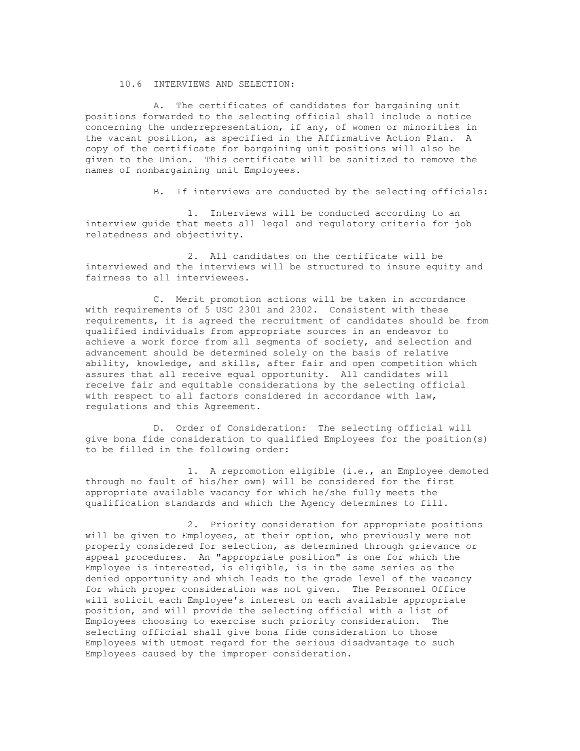### 10.6 INTERVIEWS AND SELECTION:

A. The certificates of candidates for bargaining unit positions forwarded to the selecting official shall include a notice concerning the underrepresentation, if any, of women or minorities in the vacant position, as specified in the Affirmative Action Plan. A copy of the certificate for bargaining unit positions will also be given to the Union. This certificate will be sanitized to remove the names of nonbargaining unit Employees.

B. If interviews are conducted by the selecting officials:

1. Interviews will be conducted according to an interview guide that meets all legal and regulatory criteria for job relatedness and objectivity.

2. All candidates on the certificate will be interviewed and the interviews will be structured to insure equity and fairness to all interviewees.

C. Merit promotion actions will be taken in accordance with requirements of 5 USC 2301 and 2302. Consistent with these requirements, it is agreed the recruitment of candidates should be from qualified individuals from appropriate sources in an endeavor to achieve a work force from all segments of society, and selection and advancement should be determined solely on the basis of relative ability, knowledge, and skills, after fair and open competition which assures that all receive equal opportunity. All candidates will receive fair and equitable considerations by the selecting official with respect to all factors considered in accordance with law, regulations and this Agreement.

D. Order of Consideration: The selecting official will give bona fide consideration to qualified Employees for the position(s) to be filled in the following order:

1. A repromotion eligible (i.e., an Employee demoted through no fault of his/her own) will be considered for the first appropriate available vacancy for which he/she fully meets the qualification standards and which the Agency determines to fill.

2. Priority consideration for appropriate positions will be given to Employees, at their option, who previously were not properly considered for selection, as determined through grievance or appeal procedures. An "appropriate position" is one for which the Employee is interested, is eligible, is in the same series as the denied opportunity and which leads to the grade level of the vacancy for which proper consideration was not given. The Personnel Office will solicit each Employee's interest on each available appropriate position, and will provide the selecting official with a list of Employees choosing to exercise such priority consideration. The selecting official shall give bona fide consideration to those Employees with utmost regard for the serious disadvantage to such Employees caused by the improper consideration.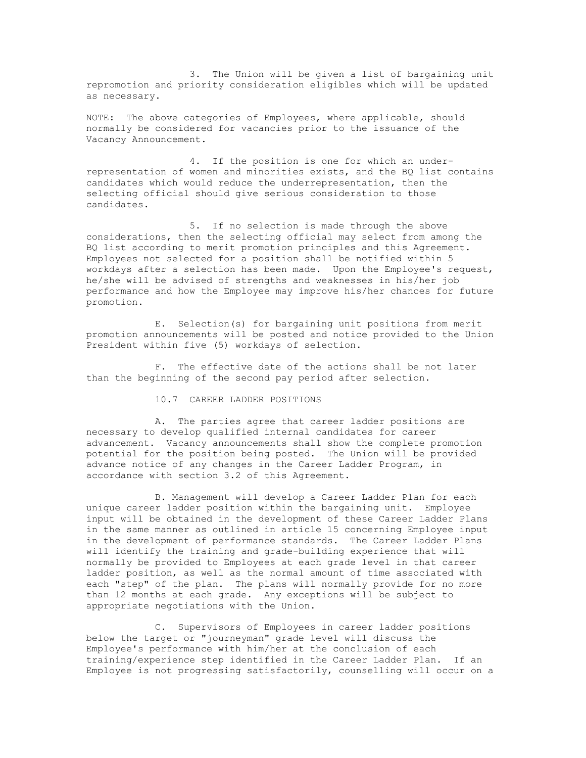3. The Union will be given a list of bargaining unit repromotion and priority consideration eligibles which will be updated as necessary.

NOTE: The above categories of Employees, where applicable, should normally be considered for vacancies prior to the issuance of the Vacancy Announcement.

4. If the position is one for which an under-representation of women and minorities exists, and the BQ list contains candidates which would reduce the underrepresentation, then the selecting official should give serious consideration to those candidates.

5. If no selection is made through the above considerations, then the selecting official may select from among the BQ list according to merit promotion principles and this Agreement. Employees not selected for a position shall be notified within 5 workdays after a selection has been made. Upon the Employee's request, he/she will be advised of strengths and weaknesses in his/her job performance and how the Employee may improve his/her chances for future promotion.

E. Selection(s) for bargaining unit positions from merit promotion announcements will be posted and notice provided to the Union President within five (5) workdays of selection.

F. The effective date of the actions shall be not later than the beginning of the second pay period after selection.

## 10.7 CAREER LADDER POSITIONS

A. The parties agree that career ladder positions are necessary to develop qualified internal candidates for career advancement. Vacancy announcements shall show the complete promotion potential for the position being posted. The Union will be provided advance notice of any changes in the Career Ladder Program, in accordance with section 3.2 of this Agreement.

B. Management will develop a Career Ladder Plan for each unique career ladder position within the bargaining unit. Employee input will be obtained in the development of these Career Ladder Plans in the same manner as outlined in article 15 concerning Employee input in the development of performance standards. The Career Ladder Plans will identify the training and grade-building experience that will normally be provided to Employees at each grade level in that career ladder position, as well as the normal amount of time associated with each "step" of the plan. The plans will normally provide for no more than 12 months at each grade. Any exceptions will be subject to appropriate negotiations with the Union.

C. Supervisors of Employees in career ladder positions below the target or "journeyman" grade level will discuss the Employee's performance with him/her at the conclusion of each training/experience step identified in the Career Ladder Plan. If an Employee is not progressing satisfactorily, counselling will occur on a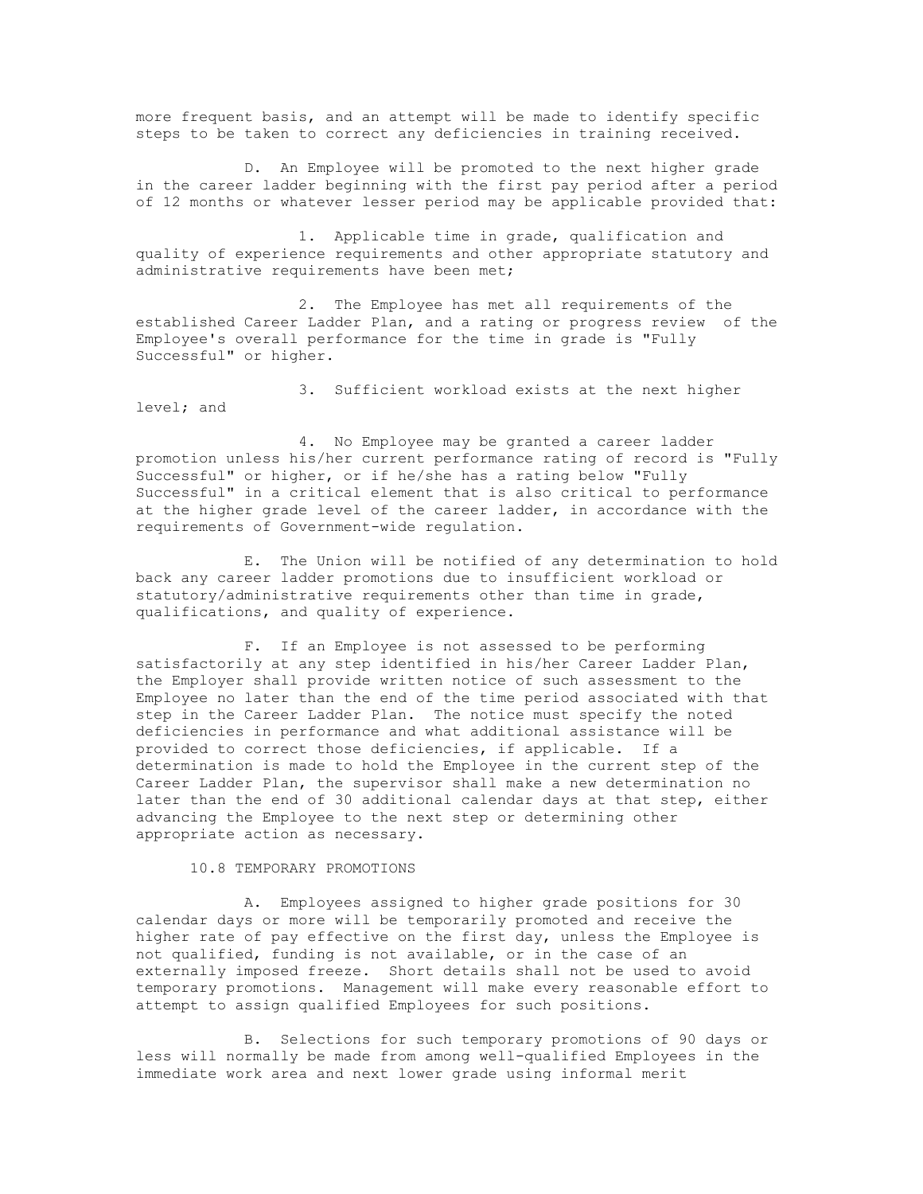more frequent basis, and an attempt will be made to identify specific steps to be taken to correct any deficiencies in training received.

D. An Employee will be promoted to the next higher grade in the career ladder beginning with the first pay period after a period of 12 months or whatever lesser period may be applicable provided that:

1. Applicable time in grade, qualification and quality of experience requirements and other appropriate statutory and administrative requirements have been met;

2. The Employee has met all requirements of the established Career Ladder Plan, and a rating or progress review of the Employee's overall performance for the time in grade is "Fully Successful" or higher.

3. Sufficient workload exists at the next higher level; and

4. No Employee may be granted a career ladder promotion unless his/her current performance rating of record is "Fully Successful" or higher, or if he/she has a rating below "Fully Successful" in a critical element that is also critical to performance at the higher grade level of the career ladder, in accordance with the requirements of Government-wide regulation.

E. The Union will be notified of any determination to hold back any career ladder promotions due to insufficient workload or statutory/administrative requirements other than time in grade, qualifications, and quality of experience.

F. If an Employee is not assessed to be performing satisfactorily at any step identified in his/her Career Ladder Plan, the Employer shall provide written notice of such assessment to the Employee no later than the end of the time period associated with that step in the Career Ladder Plan. The notice must specify the noted deficiencies in performance and what additional assistance will be provided to correct those deficiencies, if applicable. If a determination is made to hold the Employee in the current step of the Career Ladder Plan, the supervisor shall make a new determination no later than the end of 30 additional calendar days at that step, either advancing the Employee to the next step or determining other appropriate action as necessary.

## 10.8 TEMPORARY PROMOTIONS

A. Employees assigned to higher grade positions for 30 calendar days or more will be temporarily promoted and receive the higher rate of pay effective on the first day, unless the Employee is not qualified, funding is not available, or in the case of an externally imposed freeze. Short details shall not be used to avoid temporary promotions. Management will make every reasonable effort to attempt to assign qualified Employees for such positions.

B. Selections for such temporary promotions of 90 days or less will normally be made from among well-qualified Employees in the immediate work area and next lower grade using informal merit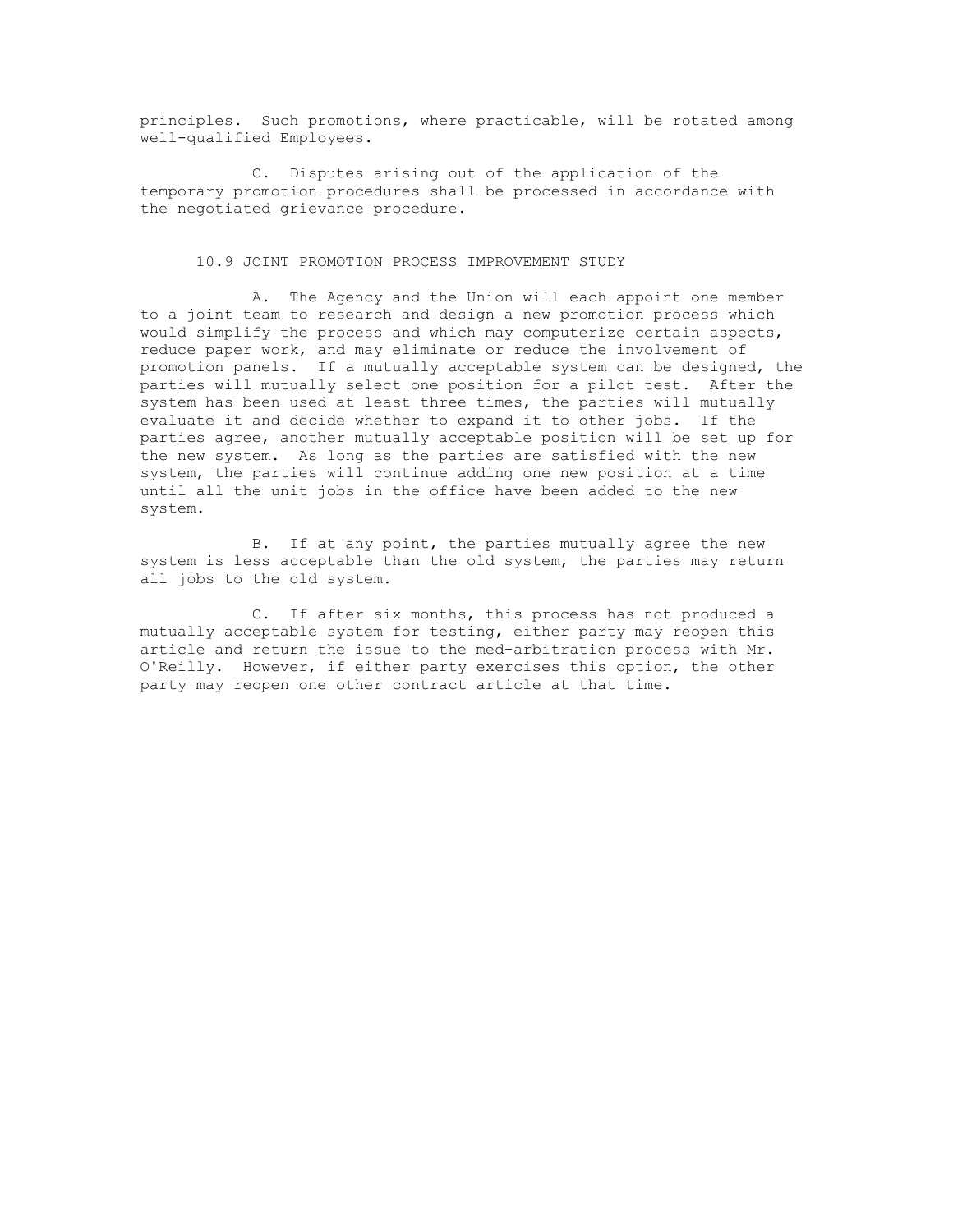principles. Such promotions, where practicable, will be rotated among well-qualified Employees.

C. Disputes arising out of the application of the temporary promotion procedures shall be processed in accordance with the negotiated grievance procedure.

## 10.9 JOINT PROMOTION PROCESS IMPROVEMENT STUDY

A. The Agency and the Union will each appoint one member to a joint team to research and design a new promotion process which would simplify the process and which may computerize certain aspects, reduce paper work, and may eliminate or reduce the involvement of promotion panels. If a mutually acceptable system can be designed, the parties will mutually select one position for a pilot test. After the system has been used at least three times, the parties will mutually evaluate it and decide whether to expand it to other jobs. If the parties agree, another mutually acceptable position will be set up for the new system. As long as the parties are satisfied with the new system, the parties will continue adding one new position at a time until all the unit jobs in the office have been added to the new system.

B. If at any point, the parties mutually agree the new system is less acceptable than the old system, the parties may return all jobs to the old system.

C. If after six months, this process has not produced a mutually acceptable system for testing, either party may reopen this article and return the issue to the med-arbitration process with Mr. O'Reilly. However, if either party exercises this option, the other party may reopen one other contract article at that time.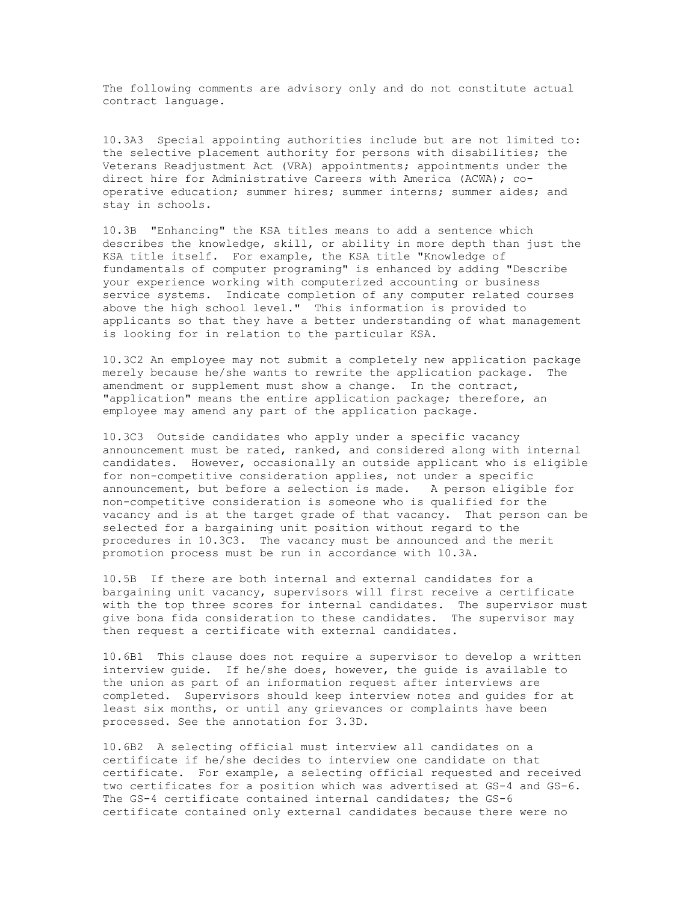The following comments are advisory only and do not constitute actual contract language.

10.3A3 Special appointing authorities include but are not limited to: the selective placement authority for persons with disabilities; the Veterans Readjustment Act (VRA) appointments; appointments under the direct hire for Administrative Careers with America (ACWA); co-operative education; summer hires; summer interns; summer aides; and stay in schools.

10.3B "Enhancing" the KSA titles means to add a sentence which describes the knowledge, skill, or ability in more depth than just the KSA title itself. For example, the KSA title "Knowledge of fundamentals of computer programing" is enhanced by adding "Describe your experience working with computerized accounting or business service systems. Indicate completion of any computer related courses above the high school level." This information is provided to applicants so that they have a better understanding of what management is looking for in relation to the particular KSA.

10.3C2 An employee may not submit a completely new application package merely because he/she wants to rewrite the application package. The amendment or supplement must show a change. In the contract, "application" means the entire application package; therefore, an employee may amend any part of the application package.

10.3C3 Outside candidates who apply under a specific vacancy announcement must be rated, ranked, and considered along with internal candidates. However, occasionally an outside applicant who is eligible for non-competitive consideration applies, not under a specific announcement, but before a selection is made. A person eligible for non-competitive consideration is someone who is qualified for the vacancy and is at the target grade of that vacancy. That person can be selected for a bargaining unit position without regard to the procedures in 10.3C3. The vacancy must be announced and the merit promotion process must be run in accordance with 10.3A.

10.5B If there are both internal and external candidates for a bargaining unit vacancy, supervisors will first receive a certificate with the top three scores for internal candidates. The supervisor must give bona fida consideration to these candidates. The supervisor may then request a certificate with external candidates.

10.6B1 This clause does not require a supervisor to develop a written interview guide. If he/she does, however, the guide is available to the union as part of an information request after interviews are completed. Supervisors should keep interview notes and guides for at least six months, or until any grievances or complaints have been processed. See the annotation for 3.3D.

10.6B2 A selecting official must interview all candidates on a certificate if he/she decides to interview one candidate on that certificate. For example, a selecting official requested and received two certificates for a position which was advertised at GS-4 and GS-6. The GS-4 certificate contained internal candidates; the GS-6 certificate contained only external candidates because there were no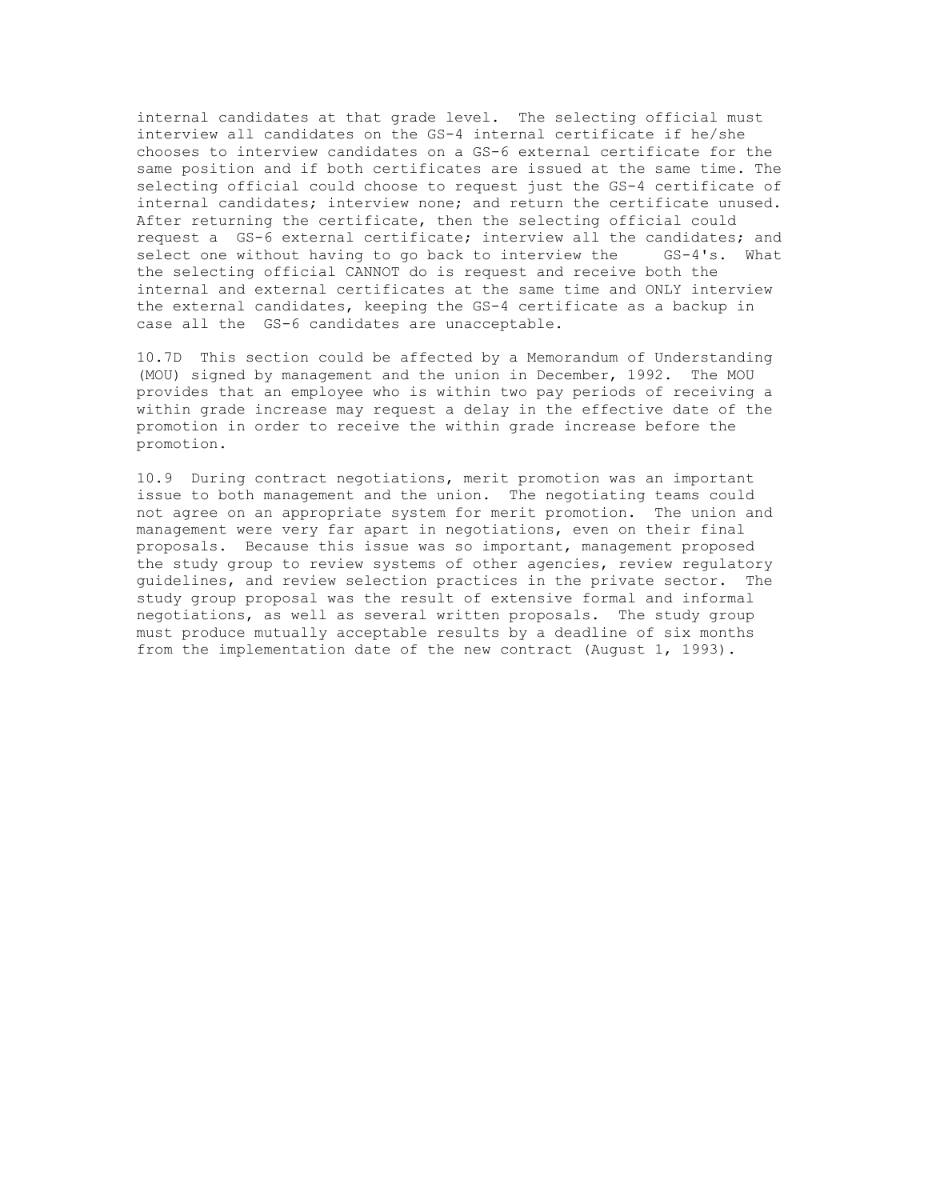internal candidates at that grade level. The selecting official must interview all candidates on the GS-4 internal certificate if he/she chooses to interview candidates on a GS-6 external certificate for the same position and if both certificates are issued at the same time. The selecting official could choose to request just the GS-4 certificate of internal candidates; interview none; and return the certificate unused. After returning the certificate, then the selecting official could request a GS-6 external certificate; interview all the candidates; and select one without having to go back to interview the GS-4's. What the selecting official CANNOT do is request and receive both the internal and external certificates at the same time and ONLY interview the external candidates, keeping the GS-4 certificate as a backup in case all the GS-6 candidates are unacceptable.

10.7D This section could be affected by a Memorandum of Understanding (MOU) signed by management and the union in December, 1992. The MOU provides that an employee who is within two pay periods of receiving a within grade increase may request a delay in the effective date of the promotion in order to receive the within grade increase before the promotion.

10.9 During contract negotiations, merit promotion was an important issue to both management and the union. The negotiating teams could not agree on an appropriate system for merit promotion. The union and management were very far apart in negotiations, even on their final proposals. Because this issue was so important, management proposed the study group to review systems of other agencies, review regulatory guidelines, and review selection practices in the private sector. The study group proposal was the result of extensive formal and informal negotiations, as well as several written proposals. The study group must produce mutually acceptable results by a deadline of six months from the implementation date of the new contract (August 1, 1993).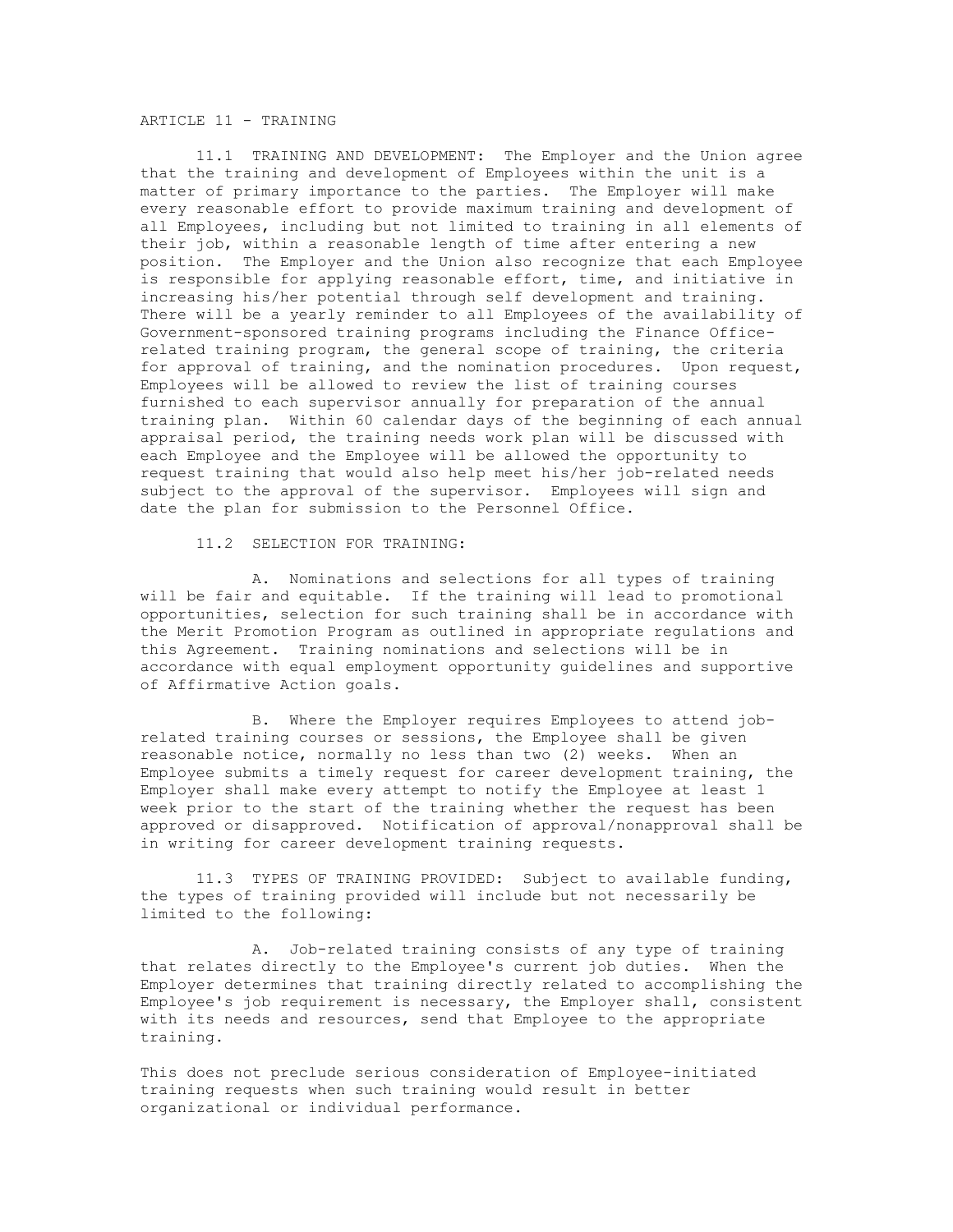## ARTICLE 11 - TRAINING

11.1 TRAINING AND DEVELOPMENT: The Employer and the Union agree that the training and development of Employees within the unit is a matter of primary importance to the parties. The Employer will make every reasonable effort to provide maximum training and development of all Employees, including but not limited to training in all elements of their job, within a reasonable length of time after entering a new position. The Employer and the Union also recognize that each Employee is responsible for applying reasonable effort, time, and initiative in increasing his/her potential through self development and training. There will be a yearly reminder to all Employees of the availability of Government-sponsored training programs including the Finance Office-related training program, the general scope of training, the criteria for approval of training, and the nomination procedures. Upon request, Employees will be allowed to review the list of training courses furnished to each supervisor annually for preparation of the annual training plan. Within 60 calendar days of the beginning of each annual appraisal period, the training needs work plan will be discussed with each Employee and the Employee will be allowed the opportunity to request training that would also help meet his/her job-related needs subject to the approval of the supervisor. Employees will sign and date the plan for submission to the Personnel Office.

11.2 SELECTION FOR TRAINING:

A. Nominations and selections for all types of training will be fair and equitable. If the training will lead to promotional opportunities, selection for such training shall be in accordance with the Merit Promotion Program as outlined in appropriate regulations and this Agreement. Training nominations and selections will be in accordance with equal employment opportunity guidelines and supportive of Affirmative Action goals.

B. Where the Employer requires Employees to attend job-related training courses or sessions, the Employee shall be given reasonable notice, normally no less than two (2) weeks. When an Employee submits a timely request for career development training, the Employer shall make every attempt to notify the Employee at least 1 week prior to the start of the training whether the request has been approved or disapproved. Notification of approval/nonapproval shall be in writing for career development training requests.

11.3 TYPES OF TRAINING PROVIDED: Subject to available funding, the types of training provided will include but not necessarily be limited to the following:

A. Job-related training consists of any type of training that relates directly to the Employee's current job duties. When the Employer determines that training directly related to accomplishing the Employee's job requirement is necessary, the Employer shall, consistent with its needs and resources, send that Employee to the appropriate training.

This does not preclude serious consideration of Employee-initiated training requests when such training would result in better organizational or individual performance.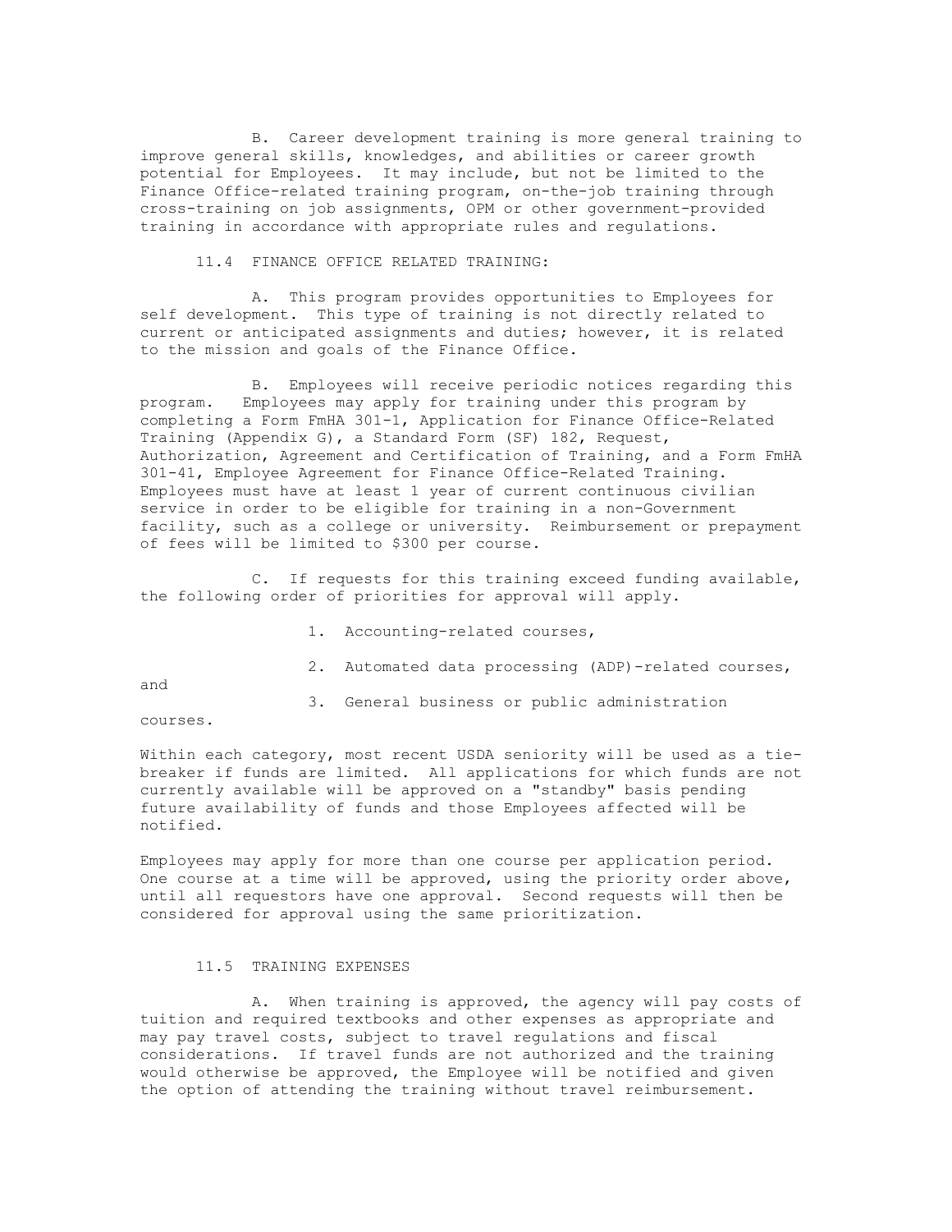B. Career development training is more general training to improve general skills, knowledges, and abilities or career growth potential for Employees. It may include, but not be limited to the Finance Office-related training program, on-the-job training through cross-training on job assignments, OPM or other government-provided training in accordance with appropriate rules and regulations.

### 11.4 FINANCE OFFICE RELATED TRAINING:

A. This program provides opportunities to Employees for self development. This type of training is not directly related to current or anticipated assignments and duties; however, it is related to the mission and goals of the Finance Office.

B. Employees will receive periodic notices regarding this program. Employees may apply for training under this program by completing a Form FmHA 301-1, Application for Finance Office-Related Training (Appendix G), a Standard Form (SF) 182, Request, Authorization, Agreement and Certification of Training, and a Form FmHA 301-41, Employee Agreement for Finance Office-Related Training. Employees must have at least 1 year of current continuous civilian service in order to be eligible for training in a non-Government facility, such as a college or university. Reimbursement or prepayment of fees will be limited to $300 per course.

C. If requests for this training exceed funding available, the following order of priorities for approval will apply.

1. Accounting-related courses,
2. Automated data processing (ADP)-related courses, and
3. General business or public administration courses.

Within each category, most recent USDA seniority will be used as a tie-breaker if funds are limited. All applications for which funds are not currently available will be approved on a "standby" basis pending future availability of funds and those Employees affected will be notified.

Employees may apply for more than one course per application period. One course at a time will be approved, using the priority order above, until all requestors have one approval. Second requests will then be considered for approval using the same prioritization.

### 11.5 TRAINING EXPENSES

A. When training is approved, the agency will pay costs of tuition and required textbooks and other expenses as appropriate and may pay travel costs, subject to travel regulations and fiscal considerations. If travel funds are not authorized and the training would otherwise be approved, the Employee will be notified and given the option of attending the training without travel reimbursement.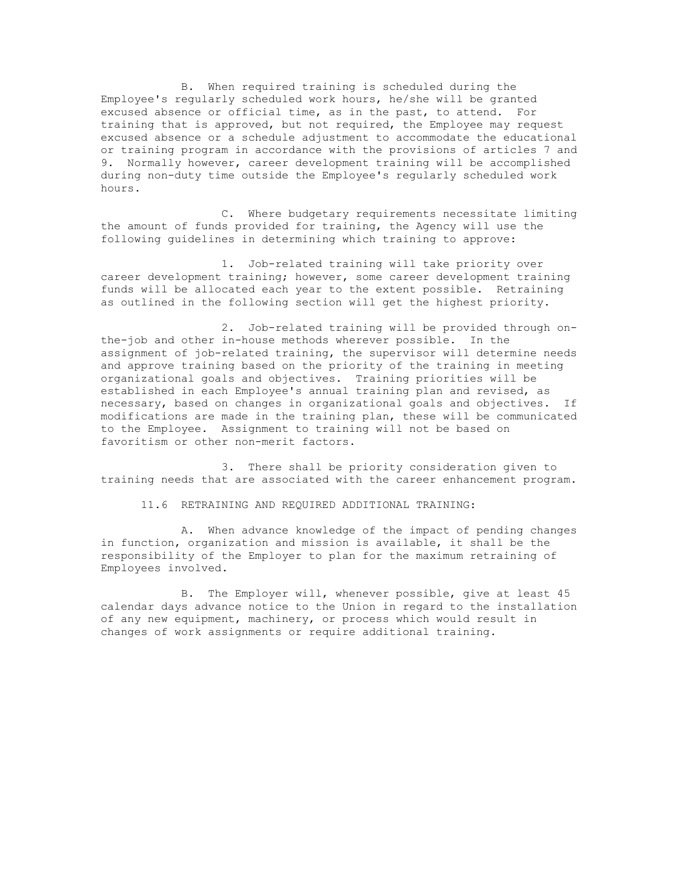B. When required training is scheduled during the Employee's regularly scheduled work hours, he/she will be granted excused absence or official time, as in the past, to attend. For training that is approved, but not required, the Employee may request excused absence or a schedule adjustment to accommodate the educational or training program in accordance with the provisions of articles 7 and 9. Normally however, career development training will be accomplished during non-duty time outside the Employee's regularly scheduled work hours.

C. Where budgetary requirements necessitate limiting the amount of funds provided for training, the Agency will use the following guidelines in determining which training to approve:

1. Job-related training will take priority over career development training; however, some career development training funds will be allocated each year to the extent possible. Retraining as outlined in the following section will get the highest priority.

2. Job-related training will be provided through on-the-job and other in-house methods wherever possible. In the assignment of job-related training, the supervisor will determine needs and approve training based on the priority of the training in meeting organizational goals and objectives. Training priorities will be established in each Employee's annual training plan and revised, as necessary, based on changes in organizational goals and objectives. If modifications are made in the training plan, these will be communicated to the Employee. Assignment to training will not be based on favoritism or other non-merit factors.

3. There shall be priority consideration given to training needs that are associated with the career enhancement program.

11.6 RETRAINING AND REQUIRED ADDITIONAL TRAINING:

A. When advance knowledge of the impact of pending changes in function, organization and mission is available, it shall be the responsibility of the Employer to plan for the maximum retraining of Employees involved.

B. The Employer will, whenever possible, give at least 45 calendar days advance notice to the Union in regard to the installation of any new equipment, machinery, or process which would result in changes of work assignments or require additional training.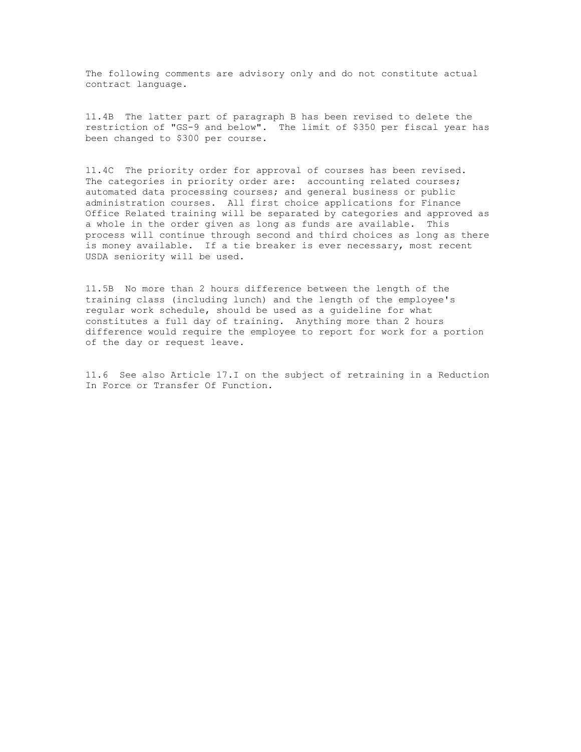The following comments are advisory only and do not constitute actual contract language.

11.4B The latter part of paragraph B has been revised to delete the restriction of "GS-9 and below". The limit of $350 per fiscal year has been changed to $300 per course.

11.4C The priority order for approval of courses has been revised. The categories in priority order are: accounting related courses; automated data processing courses; and general business or public administration courses. All first choice applications for Finance Office Related training will be separated by categories and approved as a whole in the order given as long as funds are available. This process will continue through second and third choices as long as there is money available. If a tie breaker is ever necessary, most recent USDA seniority will be used.

11.5B No more than 2 hours difference between the length of the training class (including lunch) and the length of the employee's regular work schedule, should be used as a guideline for what constitutes a full day of training. Anything more than 2 hours difference would require the employee to report for work for a portion of the day or request leave.

11.6 See also Article 17.I on the subject of retraining in a Reduction In Force or Transfer Of Function.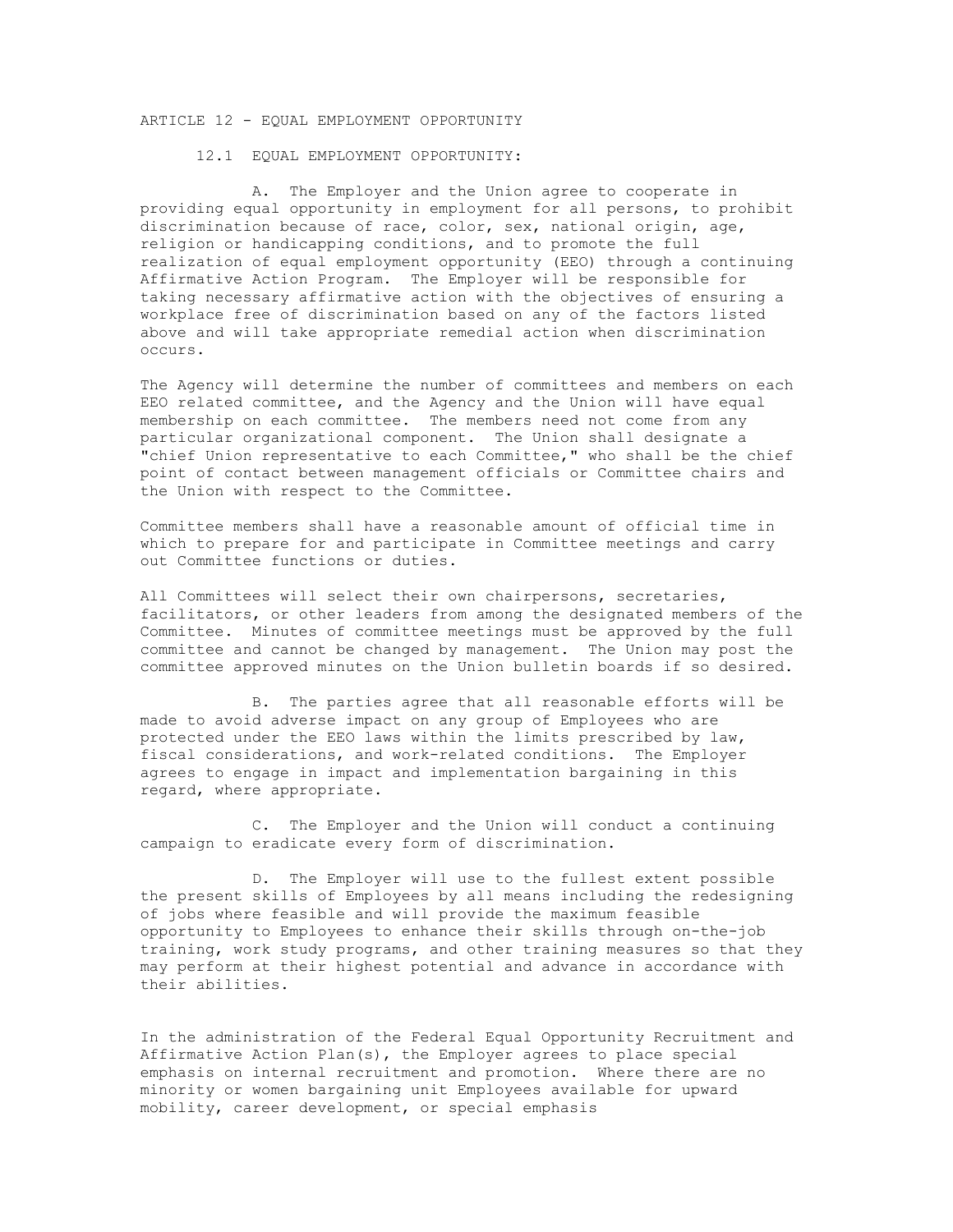## ARTICLE 12 - EQUAL EMPLOYMENT OPPORTUNITY

### 12.1 EQUAL EMPLOYMENT OPPORTUNITY:

A. The Employer and the Union agree to cooperate in providing equal opportunity in employment for all persons, to prohibit discrimination because of race, color, sex, national origin, age, religion or handicapping conditions, and to promote the full realization of equal employment opportunity (EEO) through a continuing Affirmative Action Program. The Employer will be responsible for taking necessary affirmative action with the objectives of ensuring a workplace free of discrimination based on any of the factors listed above and will take appropriate remedial action when discrimination occurs.

The Agency will determine the number of committees and members on each EEO related committee, and the Agency and the Union will have equal membership on each committee. The members need not come from any particular organizational component. The Union shall designate a "chief Union representative to each Committee," who shall be the chief point of contact between management officials or Committee chairs and the Union with respect to the Committee.

Committee members shall have a reasonable amount of official time in which to prepare for and participate in Committee meetings and carry out Committee functions or duties.

All Committees will select their own chairpersons, secretaries, facilitators, or other leaders from among the designated members of the Committee. Minutes of committee meetings must be approved by the full committee and cannot be changed by management. The Union may post the committee approved minutes on the Union bulletin boards if so desired.

B. The parties agree that all reasonable efforts will be made to avoid adverse impact on any group of Employees who are protected under the EEO laws within the limits prescribed by law, fiscal considerations, and work-related conditions. The Employer agrees to engage in impact and implementation bargaining in this regard, where appropriate.

C. The Employer and the Union will conduct a continuing campaign to eradicate every form of discrimination.

D. The Employer will use to the fullest extent possible the present skills of Employees by all means including the redesigning of jobs where feasible and will provide the maximum feasible opportunity to Employees to enhance their skills through on-the-job training, work study programs, and other training measures so that they may perform at their highest potential and advance in accordance with their abilities.

In the administration of the Federal Equal Opportunity Recruitment and Affirmative Action Plan(s), the Employer agrees to place special emphasis on internal recruitment and promotion. Where there are no minority or women bargaining unit Employees available for upward mobility, career development, or special emphasis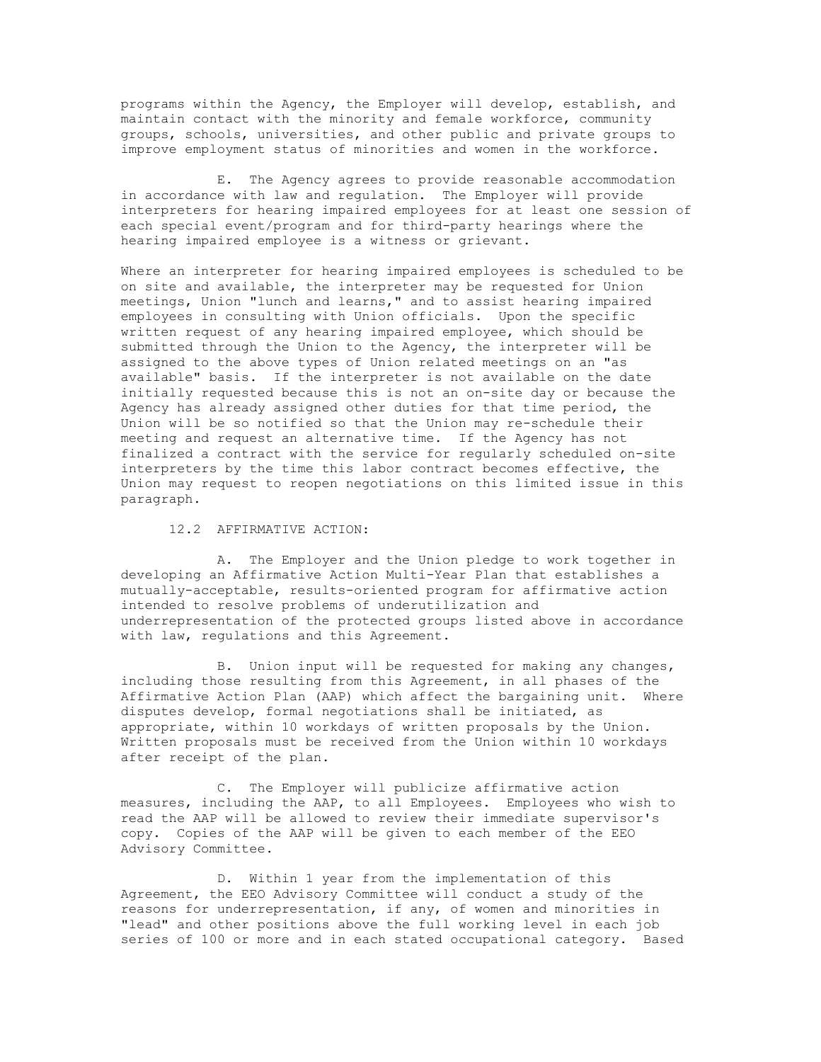programs within the Agency, the Employer will develop, establish, and maintain contact with the minority and female workforce, community groups, schools, universities, and other public and private groups to improve employment status of minorities and women in the workforce.

E. The Agency agrees to provide reasonable accommodation in accordance with law and regulation. The Employer will provide interpreters for hearing impaired employees for at least one session of each special event/program and for third-party hearings where the hearing impaired employee is a witness or grievant.

Where an interpreter for hearing impaired employees is scheduled to be on site and available, the interpreter may be requested for Union meetings, Union "lunch and learns," and to assist hearing impaired employees in consulting with Union officials. Upon the specific written request of any hearing impaired employee, which should be submitted through the Union to the Agency, the interpreter will be assigned to the above types of Union related meetings on an "as available" basis. If the interpreter is not available on the date initially requested because this is not an on-site day or because the Agency has already assigned other duties for that time period, the Union will be so notified so that the Union may re-schedule their meeting and request an alternative time. If the Agency has not finalized a contract with the service for regularly scheduled on-site interpreters by the time this labor contract becomes effective, the Union may request to reopen negotiations on this limited issue in this paragraph.

12.2 AFFIRMATIVE ACTION:

A. The Employer and the Union pledge to work together in developing an Affirmative Action Multi-Year Plan that establishes a mutually-acceptable, results-oriented program for affirmative action intended to resolve problems of underutilization and underrepresentation of the protected groups listed above in accordance with law, regulations and this Agreement.

B. Union input will be requested for making any changes, including those resulting from this Agreement, in all phases of the Affirmative Action Plan (AAP) which affect the bargaining unit. Where disputes develop, formal negotiations shall be initiated, as appropriate, within 10 workdays of written proposals by the Union. Written proposals must be received from the Union within 10 workdays after receipt of the plan.

C. The Employer will publicize affirmative action measures, including the AAP, to all Employees. Employees who wish to read the AAP will be allowed to review their immediate supervisor's copy. Copies of the AAP will be given to each member of the EEO Advisory Committee.

D. Within 1 year from the implementation of this Agreement, the EEO Advisory Committee will conduct a study of the reasons for underrepresentation, if any, of women and minorities in "lead" and other positions above the full working level in each job series of 100 or more and in each stated occupational category. Based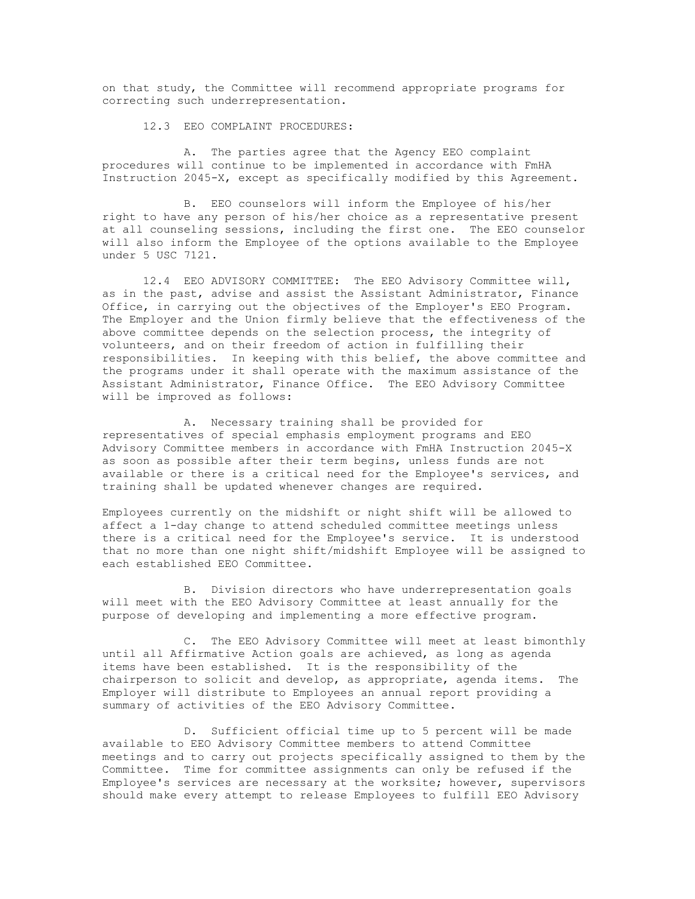on that study, the Committee will recommend appropriate programs for correcting such underrepresentation.

12.3 EEO COMPLAINT PROCEDURES:

A. The parties agree that the Agency EEO complaint procedures will continue to be implemented in accordance with FmHA Instruction 2045-X, except as specifically modified by this Agreement.

B. EEO counselors will inform the Employee of his/her right to have any person of his/her choice as a representative present at all counseling sessions, including the first one. The EEO counselor will also inform the Employee of the options available to the Employee under 5 USC 7121.

12.4 EEO ADVISORY COMMITTEE: The EEO Advisory Committee will, as in the past, advise and assist the Assistant Administrator, Finance Office, in carrying out the objectives of the Employer's EEO Program. The Employer and the Union firmly believe that the effectiveness of the above committee depends on the selection process, the integrity of volunteers, and on their freedom of action in fulfilling their responsibilities. In keeping with this belief, the above committee and the programs under it shall operate with the maximum assistance of the Assistant Administrator, Finance Office. The EEO Advisory Committee will be improved as follows:

A. Necessary training shall be provided for representatives of special emphasis employment programs and EEO Advisory Committee members in accordance with FmHA Instruction 2045-X as soon as possible after their term begins, unless funds are not available or there is a critical need for the Employee's services, and training shall be updated whenever changes are required.

Employees currently on the midshift or night shift will be allowed to affect a 1-day change to attend scheduled committee meetings unless there is a critical need for the Employee's service. It is understood that no more than one night shift/midshift Employee will be assigned to each established EEO Committee.

B. Division directors who have underrepresentation goals will meet with the EEO Advisory Committee at least annually for the purpose of developing and implementing a more effective program.

C. The EEO Advisory Committee will meet at least bimonthly until all Affirmative Action goals are achieved, as long as agenda items have been established. It is the responsibility of the chairperson to solicit and develop, as appropriate, agenda items. The Employer will distribute to Employees an annual report providing a summary of activities of the EEO Advisory Committee.

D. Sufficient official time up to 5 percent will be made available to EEO Advisory Committee members to attend Committee meetings and to carry out projects specifically assigned to them by the Committee. Time for committee assignments can only be refused if the Employee's services are necessary at the worksite; however, supervisors should make every attempt to release Employees to fulfill EEO Advisory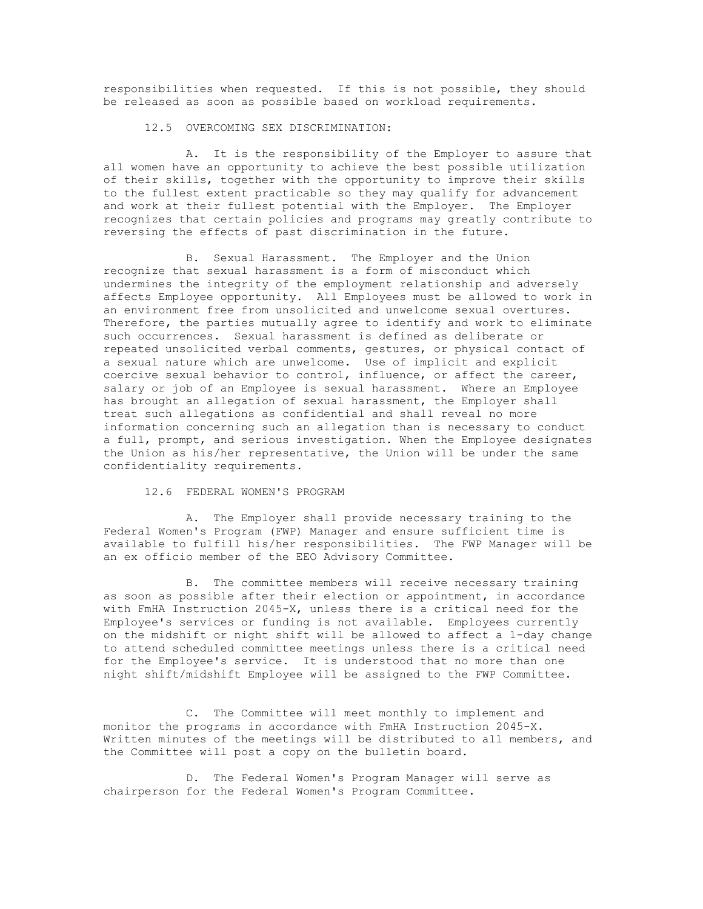responsibilities when requested. If this is not possible, they should be released as soon as possible based on workload requirements.

12.5 OVERCOMING SEX DISCRIMINATION:

A. It is the responsibility of the Employer to assure that all women have an opportunity to achieve the best possible utilization of their skills, together with the opportunity to improve their skills to the fullest extent practicable so they may qualify for advancement and work at their fullest potential with the Employer. The Employer recognizes that certain policies and programs may greatly contribute to reversing the effects of past discrimination in the future.

B. Sexual Harassment. The Employer and the Union recognize that sexual harassment is a form of misconduct which undermines the integrity of the employment relationship and adversely affects Employee opportunity. All Employees must be allowed to work in an environment free from unsolicited and unwelcome sexual overtures. Therefore, the parties mutually agree to identify and work to eliminate such occurrences. Sexual harassment is defined as deliberate or repeated unsolicited verbal comments, gestures, or physical contact of a sexual nature which are unwelcome. Use of implicit and explicit coercive sexual behavior to control, influence, or affect the career, salary or job of an Employee is sexual harassment. Where an Employee has brought an allegation of sexual harassment, the Employer shall treat such allegations as confidential and shall reveal no more information concerning such an allegation than is necessary to conduct a full, prompt, and serious investigation. When the Employee designates the Union as his/her representative, the Union will be under the same confidentiality requirements.

12.6 FEDERAL WOMEN'S PROGRAM

A. The Employer shall provide necessary training to the Federal Women's Program (FWP) Manager and ensure sufficient time is available to fulfill his/her responsibilities. The FWP Manager will be an ex officio member of the EEO Advisory Committee.

B. The committee members will receive necessary training as soon as possible after their election or appointment, in accordance with FmHA Instruction 2045-X, unless there is a critical need for the Employee's services or funding is not available. Employees currently on the midshift or night shift will be allowed to affect a 1-day change to attend scheduled committee meetings unless there is a critical need for the Employee's service. It is understood that no more than one night shift/midshift Employee will be assigned to the FWP Committee.

C. The Committee will meet monthly to implement and monitor the programs in accordance with FmHA Instruction 2045-X. Written minutes of the meetings will be distributed to all members, and the Committee will post a copy on the bulletin board.

D. The Federal Women's Program Manager will serve as chairperson for the Federal Women's Program Committee.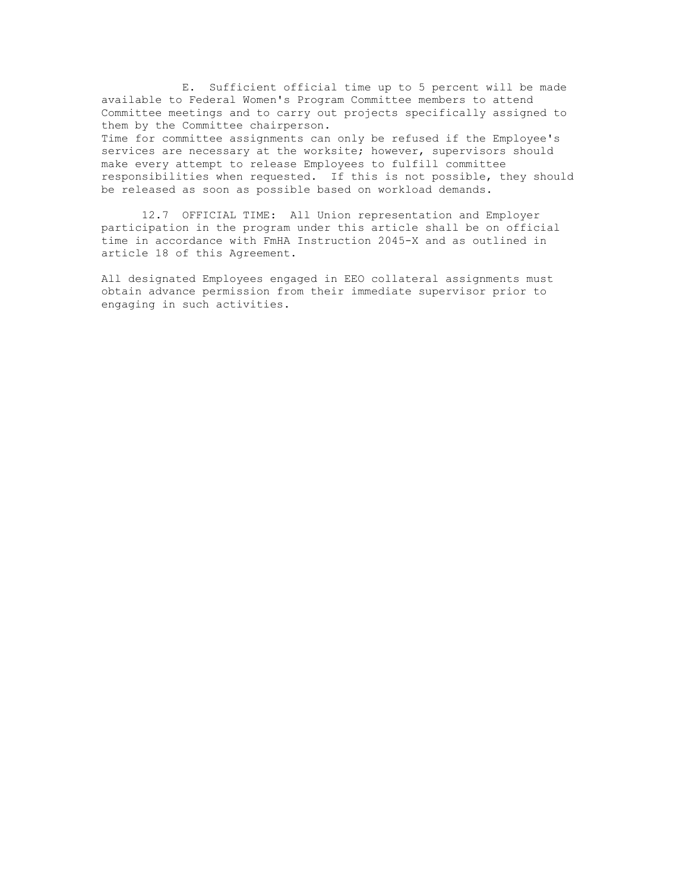E. Sufficient official time up to 5 percent will be made available to Federal Women's Program Committee members to attend Committee meetings and to carry out projects specifically assigned to them by the Committee chairperson.
Time for committee assignments can only be refused if the Employee's services are necessary at the worksite; however, supervisors should make every attempt to release Employees to fulfill committee responsibilities when requested. If this is not possible, they should be released as soon as possible based on workload demands.

12.7 OFFICIAL TIME: All Union representation and Employer participation in the program under this article shall be on official time in accordance with FmHA Instruction 2045-X and as outlined in article 18 of this Agreement.

All designated Employees engaged in EEO collateral assignments must obtain advance permission from their immediate supervisor prior to engaging in such activities.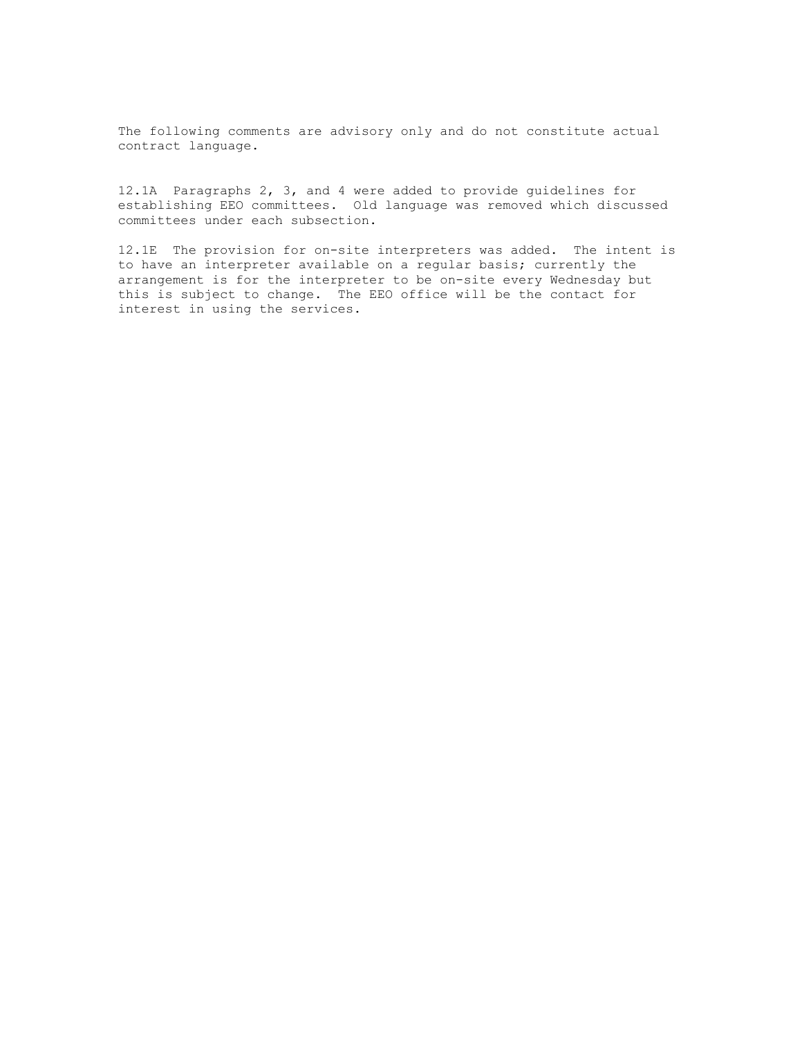The following comments are advisory only and do not constitute actual contract language.

12.1A Paragraphs 2, 3, and 4 were added to provide guidelines for establishing EEO committees. Old language was removed which discussed committees under each subsection.

12.1E The provision for on-site interpreters was added. The intent is to have an interpreter available on a regular basis; currently the arrangement is for the interpreter to be on-site every Wednesday but this is subject to change. The EEO office will be the contact for interest in using the services.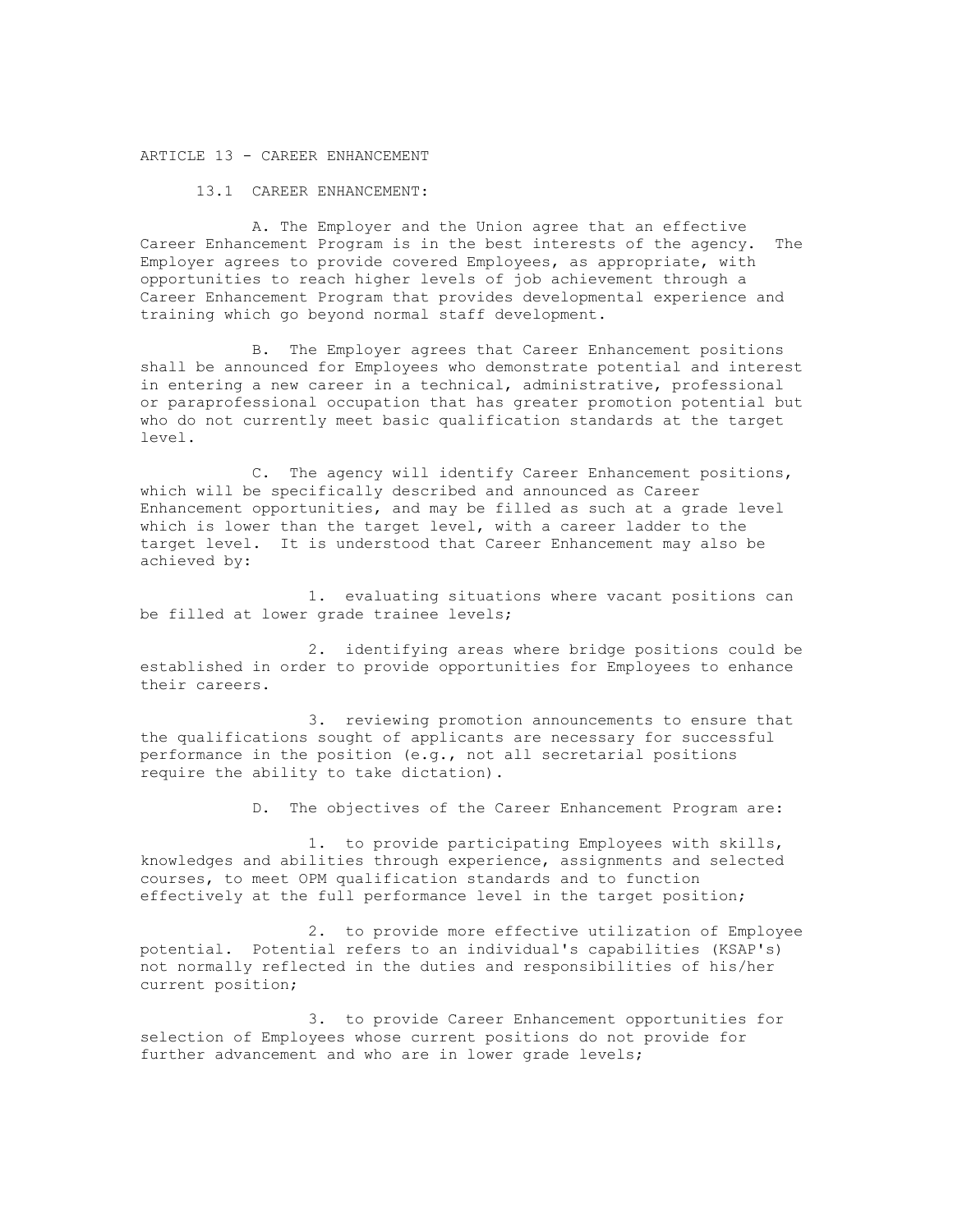## ARTICLE 13 - CAREER ENHANCEMENT

### 13.1 CAREER ENHANCEMENT:

A. The Employer and the Union agree that an effective Career Enhancement Program is in the best interests of the agency. The Employer agrees to provide covered Employees, as appropriate, with opportunities to reach higher levels of job achievement through a Career Enhancement Program that provides developmental experience and training which go beyond normal staff development.

B. The Employer agrees that Career Enhancement positions shall be announced for Employees who demonstrate potential and interest in entering a new career in a technical, administrative, professional or paraprofessional occupation that has greater promotion potential but who do not currently meet basic qualification standards at the target level.

C. The agency will identify Career Enhancement positions, which will be specifically described and announced as Career Enhancement opportunities, and may be filled as such at a grade level which is lower than the target level, with a career ladder to the target level. It is understood that Career Enhancement may also be achieved by:

1. evaluating situations where vacant positions can be filled at lower grade trainee levels;

2. identifying areas where bridge positions could be established in order to provide opportunities for Employees to enhance their careers.

3. reviewing promotion announcements to ensure that the qualifications sought of applicants are necessary for successful performance in the position (e.g., not all secretarial positions require the ability to take dictation).

D. The objectives of the Career Enhancement Program are:

1. to provide participating Employees with skills, knowledges and abilities through experience, assignments and selected courses, to meet OPM qualification standards and to function effectively at the full performance level in the target position;

2. to provide more effective utilization of Employee potential. Potential refers to an individual's capabilities (KSAP's) not normally reflected in the duties and responsibilities of his/her current position;

3. to provide Career Enhancement opportunities for selection of Employees whose current positions do not provide for further advancement and who are in lower grade levels;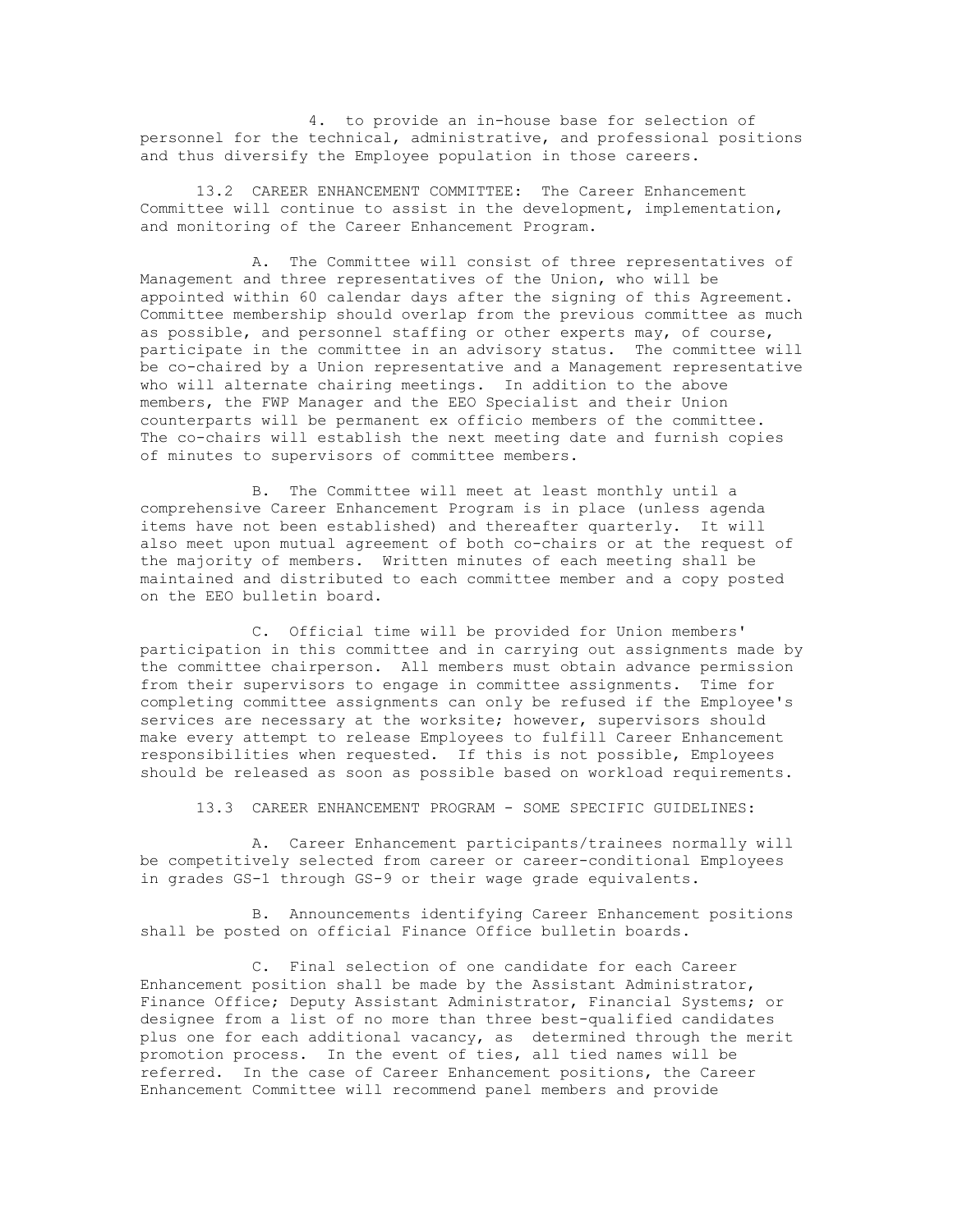4. to provide an in-house base for selection of personnel for the technical, administrative, and professional positions and thus diversify the Employee population in those careers.

13.2 CAREER ENHANCEMENT COMMITTEE: The Career Enhancement Committee will continue to assist in the development, implementation, and monitoring of the Career Enhancement Program.

A. The Committee will consist of three representatives of Management and three representatives of the Union, who will be appointed within 60 calendar days after the signing of this Agreement. Committee membership should overlap from the previous committee as much as possible, and personnel staffing or other experts may, of course, participate in the committee in an advisory status. The committee will be co-chaired by a Union representative and a Management representative who will alternate chairing meetings. In addition to the above members, the FWP Manager and the EEO Specialist and their Union counterparts will be permanent ex officio members of the committee. The co-chairs will establish the next meeting date and furnish copies of minutes to supervisors of committee members.

B. The Committee will meet at least monthly until a comprehensive Career Enhancement Program is in place (unless agenda items have not been established) and thereafter quarterly. It will also meet upon mutual agreement of both co-chairs or at the request of the majority of members. Written minutes of each meeting shall be maintained and distributed to each committee member and a copy posted on the EEO bulletin board.

C. Official time will be provided for Union members' participation in this committee and in carrying out assignments made by the committee chairperson. All members must obtain advance permission from their supervisors to engage in committee assignments. Time for completing committee assignments can only be refused if the Employee's services are necessary at the worksite; however, supervisors should make every attempt to release Employees to fulfill Career Enhancement responsibilities when requested. If this is not possible, Employees should be released as soon as possible based on workload requirements.

13.3 CAREER ENHANCEMENT PROGRAM - SOME SPECIFIC GUIDELINES:

A. Career Enhancement participants/trainees normally will be competitively selected from career or career-conditional Employees in grades GS-1 through GS-9 or their wage grade equivalents.

B. Announcements identifying Career Enhancement positions shall be posted on official Finance Office bulletin boards.

C. Final selection of one candidate for each Career Enhancement position shall be made by the Assistant Administrator, Finance Office; Deputy Assistant Administrator, Financial Systems; or designee from a list of no more than three best-qualified candidates plus one for each additional vacancy, as determined through the merit promotion process. In the event of ties, all tied names will be referred. In the case of Career Enhancement positions, the Career Enhancement Committee will recommend panel members and provide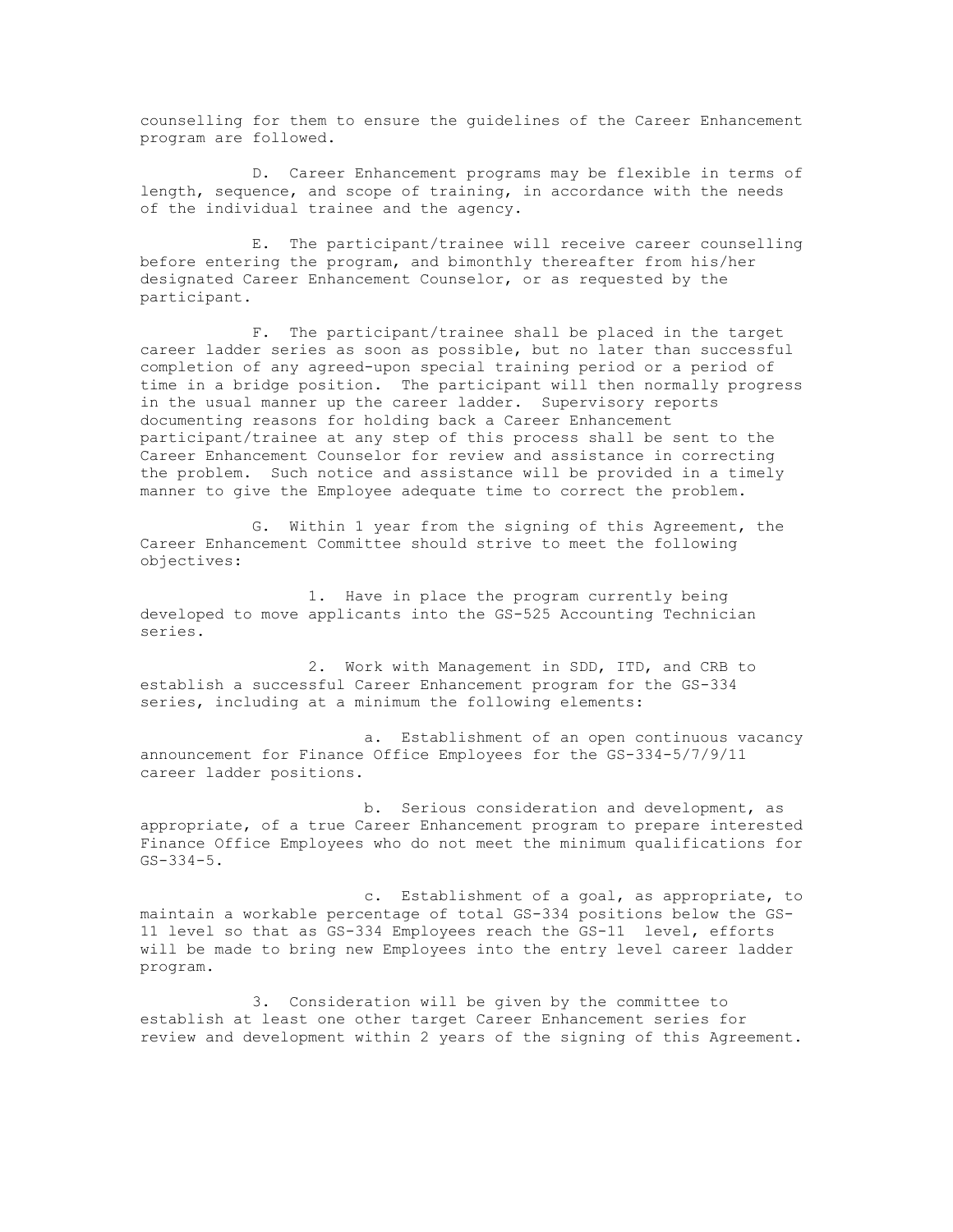counselling for them to ensure the guidelines of the Career Enhancement program are followed.

D. Career Enhancement programs may be flexible in terms of length, sequence, and scope of training, in accordance with the needs of the individual trainee and the agency.

E. The participant/trainee will receive career counselling before entering the program, and bimonthly thereafter from his/her designated Career Enhancement Counselor, or as requested by the participant.

F. The participant/trainee shall be placed in the target career ladder series as soon as possible, but no later than successful completion of any agreed-upon special training period or a period of time in a bridge position. The participant will then normally progress in the usual manner up the career ladder. Supervisory reports documenting reasons for holding back a Career Enhancement participant/trainee at any step of this process shall be sent to the Career Enhancement Counselor for review and assistance in correcting the problem. Such notice and assistance will be provided in a timely manner to give the Employee adequate time to correct the problem.

G. Within 1 year from the signing of this Agreement, the Career Enhancement Committee should strive to meet the following objectives:

1. Have in place the program currently being developed to move applicants into the GS-525 Accounting Technician series.

2. Work with Management in SDD, ITD, and CRB to establish a successful Career Enhancement program for the GS-334 series, including at a minimum the following elements:

a. Establishment of an open continuous vacancy announcement for Finance Office Employees for the GS-334-5/7/9/11 career ladder positions.

b. Serious consideration and development, as appropriate, of a true Career Enhancement program to prepare interested Finance Office Employees who do not meet the minimum qualifications for GS-334-5.

c. Establishment of a goal, as appropriate, to maintain a workable percentage of total GS-334 positions below the GS-11 level so that as GS-334 Employees reach the GS-11 level, efforts will be made to bring new Employees into the entry level career ladder program.

3. Consideration will be given by the committee to establish at least one other target Career Enhancement series for review and development within 2 years of the signing of this Agreement.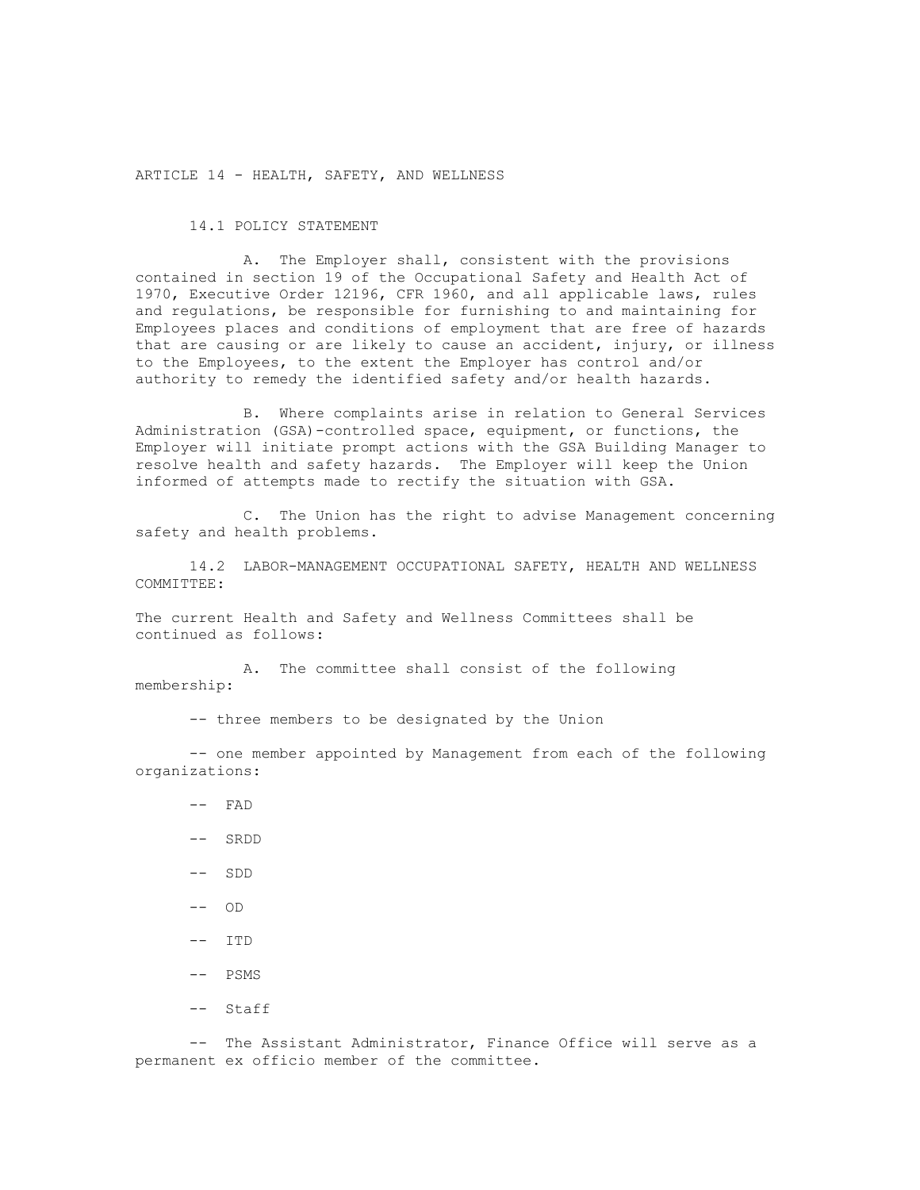## ARTICLE 14 - HEALTH, SAFETY, AND WELLNESS

### 14.1 POLICY STATEMENT

A. The Employer shall, consistent with the provisions contained in section 19 of the Occupational Safety and Health Act of 1970, Executive Order 12196, CFR 1960, and all applicable laws, rules and regulations, be responsible for furnishing to and maintaining for Employees places and conditions of employment that are free of hazards that are causing or are likely to cause an accident, injury, or illness to the Employees, to the extent the Employer has control and/or authority to remedy the identified safety and/or health hazards.

B. Where complaints arise in relation to General Services Administration (GSA)-controlled space, equipment, or functions, the Employer will initiate prompt actions with the GSA Building Manager to resolve health and safety hazards. The Employer will keep the Union informed of attempts made to rectify the situation with GSA.

C. The Union has the right to advise Management concerning safety and health problems.

### 14.2 LABOR-MANAGEMENT OCCUPATIONAL SAFETY, HEALTH AND WELLNESS COMMITTEE:

The current Health and Safety and Wellness Committees shall be continued as follows:

A. The committee shall consist of the following membership:

-- three members to be designated by the Union

-- one member appointed by Management from each of the following organizations:

- -- FAD
- -- SRDD
- -- SDD
- -- OD
- -- ITD
- -- PSMS
- -- Staff

-- The Assistant Administrator, Finance Office will serve as a permanent ex officio member of the committee.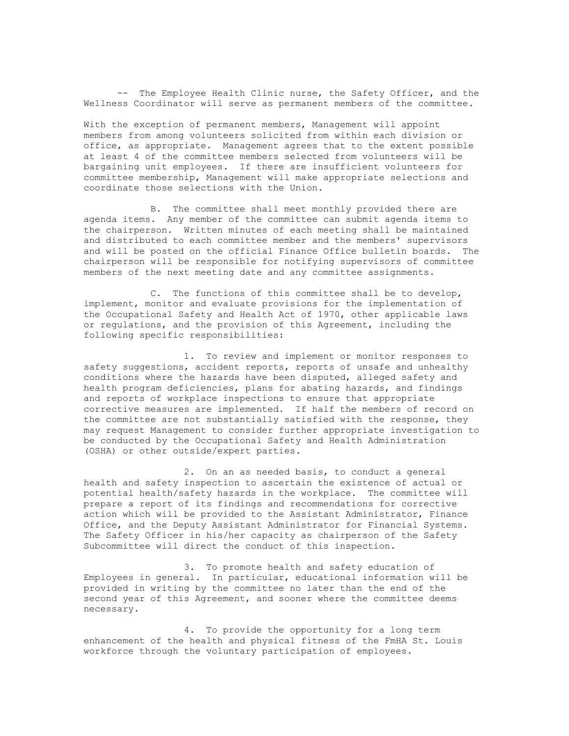-- The Employee Health Clinic nurse, the Safety Officer, and the Wellness Coordinator will serve as permanent members of the committee.

With the exception of permanent members, Management will appoint members from among volunteers solicited from within each division or office, as appropriate. Management agrees that to the extent possible at least 4 of the committee members selected from volunteers will be bargaining unit employees. If there are insufficient volunteers for committee membership, Management will make appropriate selections and coordinate those selections with the Union.

B. The committee shall meet monthly provided there are agenda items. Any member of the committee can submit agenda items to the chairperson. Written minutes of each meeting shall be maintained and distributed to each committee member and the members' supervisors and will be posted on the official Finance Office bulletin boards. The chairperson will be responsible for notifying supervisors of committee members of the next meeting date and any committee assignments.

C. The functions of this committee shall be to develop, implement, monitor and evaluate provisions for the implementation of the Occupational Safety and Health Act of 1970, other applicable laws or regulations, and the provision of this Agreement, including the following specific responsibilities:

1. To review and implement or monitor responses to safety suggestions, accident reports, reports of unsafe and unhealthy conditions where the hazards have been disputed, alleged safety and health program deficiencies, plans for abating hazards, and findings and reports of workplace inspections to ensure that appropriate corrective measures are implemented. If half the members of record on the committee are not substantially satisfied with the response, they may request Management to consider further appropriate investigation to be conducted by the Occupational Safety and Health Administration (OSHA) or other outside/expert parties.

2. On an as needed basis, to conduct a general health and safety inspection to ascertain the existence of actual or potential health/safety hazards in the workplace. The committee will prepare a report of its findings and recommendations for corrective action which will be provided to the Assistant Administrator, Finance Office, and the Deputy Assistant Administrator for Financial Systems. The Safety Officer in his/her capacity as chairperson of the Safety Subcommittee will direct the conduct of this inspection.

3. To promote health and safety education of Employees in general. In particular, educational information will be provided in writing by the committee no later than the end of the second year of this Agreement, and sooner where the committee deems necessary.

4. To provide the opportunity for a long term enhancement of the health and physical fitness of the FmHA St. Louis workforce through the voluntary participation of employees.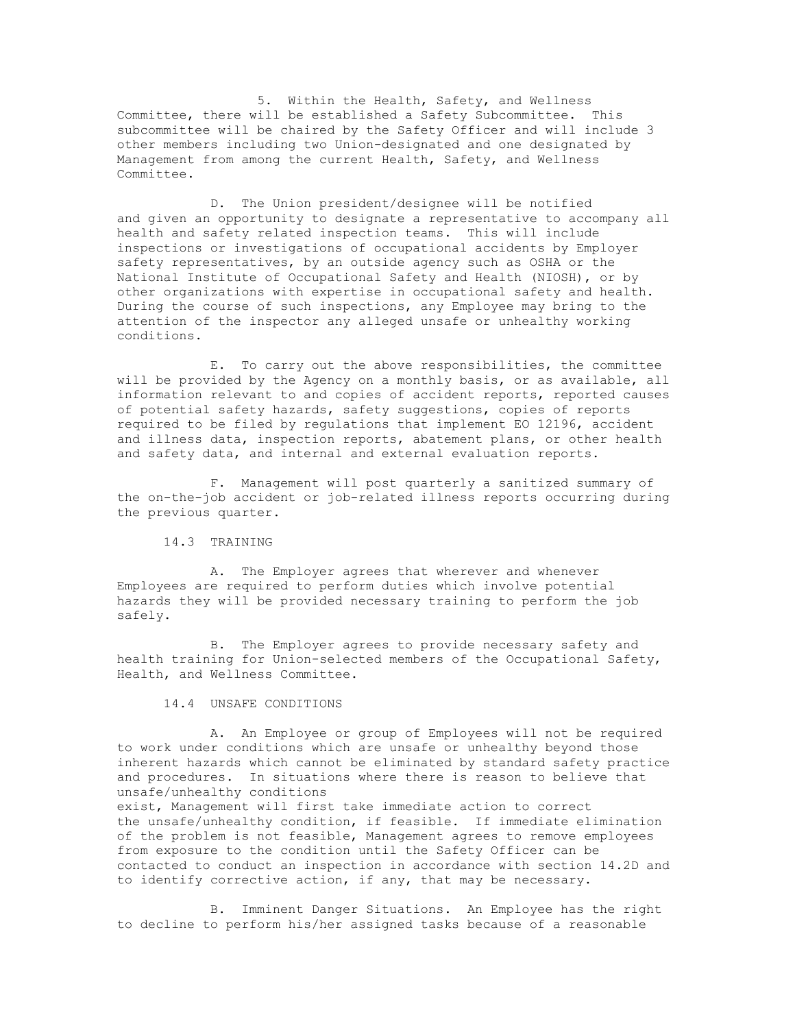5. Within the Health, Safety, and Wellness Committee, there will be established a Safety Subcommittee. This subcommittee will be chaired by the Safety Officer and will include 3 other members including two Union-designated and one designated by Management from among the current Health, Safety, and Wellness Committee.

D. The Union president/designee will be notified and given an opportunity to designate a representative to accompany all health and safety related inspection teams. This will include inspections or investigations of occupational accidents by Employer safety representatives, by an outside agency such as OSHA or the National Institute of Occupational Safety and Health (NIOSH), or by other organizations with expertise in occupational safety and health. During the course of such inspections, any Employee may bring to the attention of the inspector any alleged unsafe or unhealthy working conditions.

E. To carry out the above responsibilities, the committee will be provided by the Agency on a monthly basis, or as available, all information relevant to and copies of accident reports, reported causes of potential safety hazards, safety suggestions, copies of reports required to be filed by regulations that implement EO 12196, accident and illness data, inspection reports, abatement plans, or other health and safety data, and internal and external evaluation reports.

F. Management will post quarterly a sanitized summary of the on-the-job accident or job-related illness reports occurring during the previous quarter.

## 14.3 TRAINING

A. The Employer agrees that wherever and whenever Employees are required to perform duties which involve potential hazards they will be provided necessary training to perform the job safely.

B. The Employer agrees to provide necessary safety and health training for Union-selected members of the Occupational Safety, Health, and Wellness Committee.

## 14.4 UNSAFE CONDITIONS

A. An Employee or group of Employees will not be required to work under conditions which are unsafe or unhealthy beyond those inherent hazards which cannot be eliminated by standard safety practice and procedures. In situations where there is reason to believe that unsafe/unhealthy conditions exist, Management will first take immediate action to correct the unsafe/unhealthy condition, if feasible. If immediate elimination of the problem is not feasible, Management agrees to remove employees from exposure to the condition until the Safety Officer can be contacted to conduct an inspection in accordance with section 14.2D and to identify corrective action, if any, that may be necessary.

B. Imminent Danger Situations. An Employee has the right to decline to perform his/her assigned tasks because of a reasonable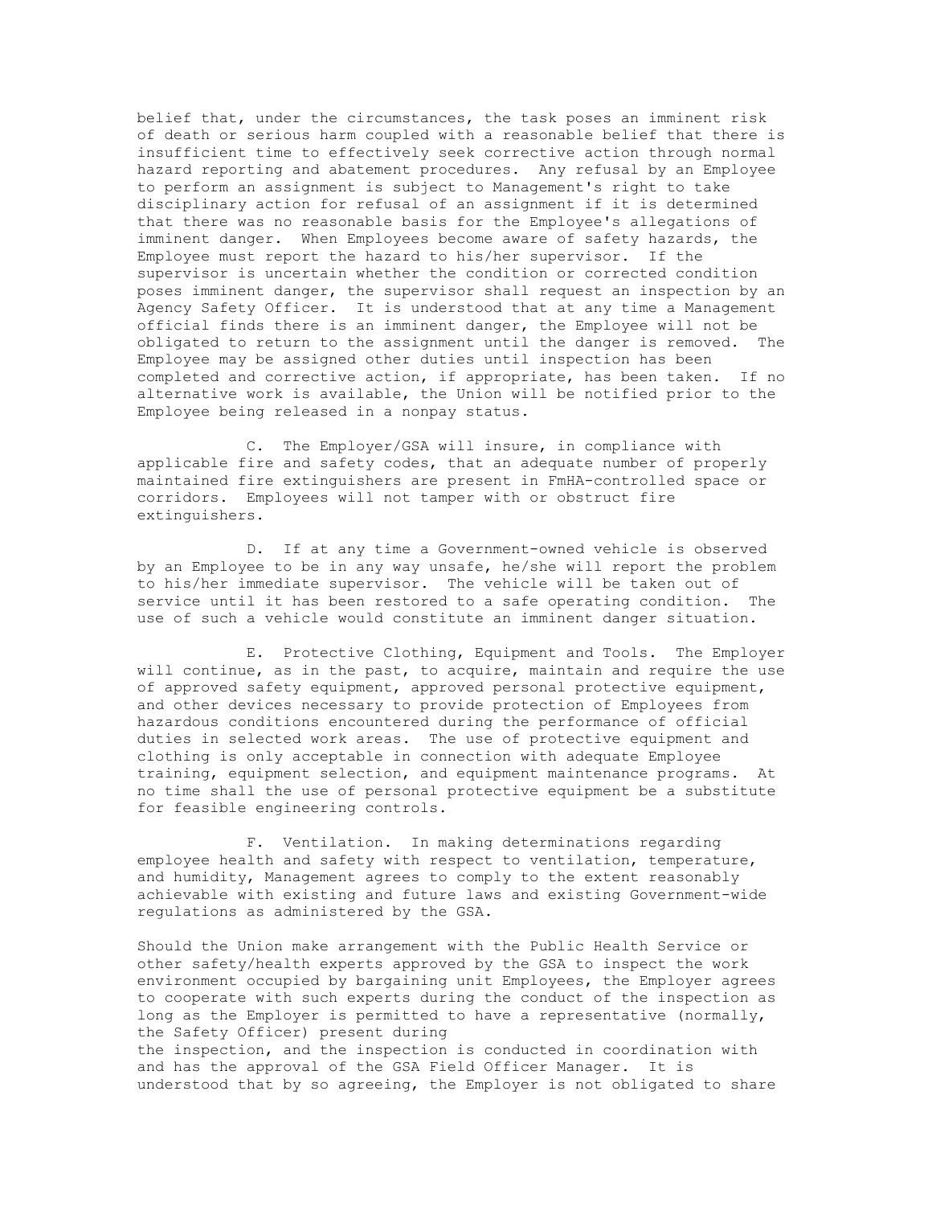belief that, under the circumstances, the task poses an imminent risk of death or serious harm coupled with a reasonable belief that there is insufficient time to effectively seek corrective action through normal hazard reporting and abatement procedures. Any refusal by an Employee to perform an assignment is subject to Management's right to take disciplinary action for refusal of an assignment if it is determined that there was no reasonable basis for the Employee's allegations of imminent danger. When Employees become aware of safety hazards, the Employee must report the hazard to his/her supervisor. If the supervisor is uncertain whether the condition or corrected condition poses imminent danger, the supervisor shall request an inspection by an Agency Safety Officer. It is understood that at any time a Management official finds there is an imminent danger, the Employee will not be obligated to return to the assignment until the danger is removed. The Employee may be assigned other duties until inspection has been completed and corrective action, if appropriate, has been taken. If no alternative work is available, the Union will be notified prior to the Employee being released in a nonpay status.

C. The Employer/GSA will insure, in compliance with applicable fire and safety codes, that an adequate number of properly maintained fire extinguishers are present in FmHA-controlled space or corridors. Employees will not tamper with or obstruct fire extinguishers.

D. If at any time a Government-owned vehicle is observed by an Employee to be in any way unsafe, he/she will report the problem to his/her immediate supervisor. The vehicle will be taken out of service until it has been restored to a safe operating condition. The use of such a vehicle would constitute an imminent danger situation.

E. Protective Clothing, Equipment and Tools. The Employer will continue, as in the past, to acquire, maintain and require the use of approved safety equipment, approved personal protective equipment, and other devices necessary to provide protection of Employees from hazardous conditions encountered during the performance of official duties in selected work areas. The use of protective equipment and clothing is only acceptable in connection with adequate Employee training, equipment selection, and equipment maintenance programs. At no time shall the use of personal protective equipment be a substitute for feasible engineering controls.

F. Ventilation. In making determinations regarding employee health and safety with respect to ventilation, temperature, and humidity, Management agrees to comply to the extent reasonably achievable with existing and future laws and existing Government-wide regulations as administered by the GSA.

Should the Union make arrangement with the Public Health Service or other safety/health experts approved by the GSA to inspect the work environment occupied by bargaining unit Employees, the Employer agrees to cooperate with such experts during the conduct of the inspection as long as the Employer is permitted to have a representative (normally, the Safety Officer) present during the inspection, and the inspection is conducted in coordination with and has the approval of the GSA Field Officer Manager. It is understood that by so agreeing, the Employer is not obligated to share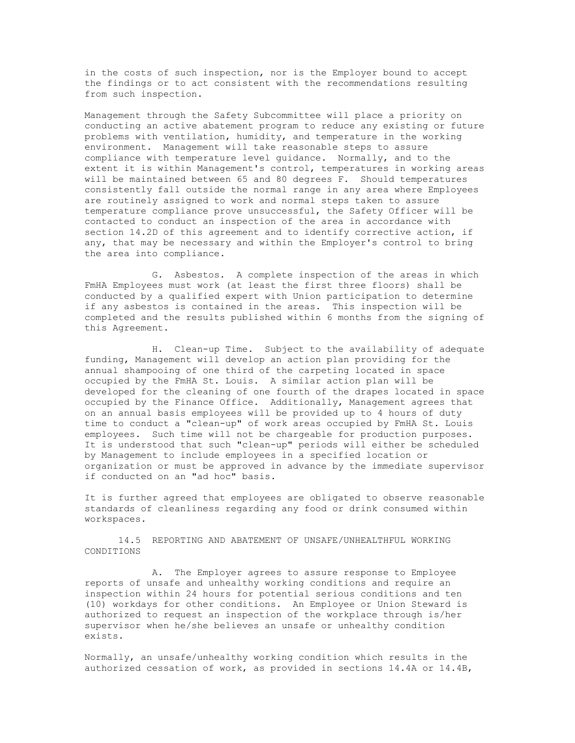in the costs of such inspection, nor is the Employer bound to accept the findings or to act consistent with the recommendations resulting from such inspection.

Management through the Safety Subcommittee will place a priority on conducting an active abatement program to reduce any existing or future problems with ventilation, humidity, and temperature in the working environment. Management will take reasonable steps to assure compliance with temperature level guidance. Normally, and to the extent it is within Management's control, temperatures in working areas will be maintained between 65 and 80 degrees F. Should temperatures consistently fall outside the normal range in any area where Employees are routinely assigned to work and normal steps taken to assure temperature compliance prove unsuccessful, the Safety Officer will be contacted to conduct an inspection of the area in accordance with section 14.2D of this agreement and to identify corrective action, if any, that may be necessary and within the Employer's control to bring the area into compliance.

G. Asbestos. A complete inspection of the areas in which FmHA Employees must work (at least the first three floors) shall be conducted by a qualified expert with Union participation to determine if any asbestos is contained in the areas. This inspection will be completed and the results published within 6 months from the signing of this Agreement.

H. Clean-up Time. Subject to the availability of adequate funding, Management will develop an action plan providing for the annual shampooing of one third of the carpeting located in space occupied by the FmHA St. Louis. A similar action plan will be developed for the cleaning of one fourth of the drapes located in space occupied by the Finance Office. Additionally, Management agrees that on an annual basis employees will be provided up to 4 hours of duty time to conduct a "clean-up" of work areas occupied by FmHA St. Louis employees. Such time will not be chargeable for production purposes. It is understood that such "clean-up" periods will either be scheduled by Management to include employees in a specified location or organization or must be approved in advance by the immediate supervisor if conducted on an "ad hoc" basis.

It is further agreed that employees are obligated to observe reasonable standards of cleanliness regarding any food or drink consumed within workspaces.

14.5 REPORTING AND ABATEMENT OF UNSAFE/UNHEALTHFUL WORKING CONDITIONS

A. The Employer agrees to assure response to Employee reports of unsafe and unhealthy working conditions and require an inspection within 24 hours for potential serious conditions and ten (10) workdays for other conditions. An Employee or Union Steward is authorized to request an inspection of the workplace through is/her supervisor when he/she believes an unsafe or unhealthy condition exists.

Normally, an unsafe/unhealthy working condition which results in the authorized cessation of work, as provided in sections 14.4A or 14.4B,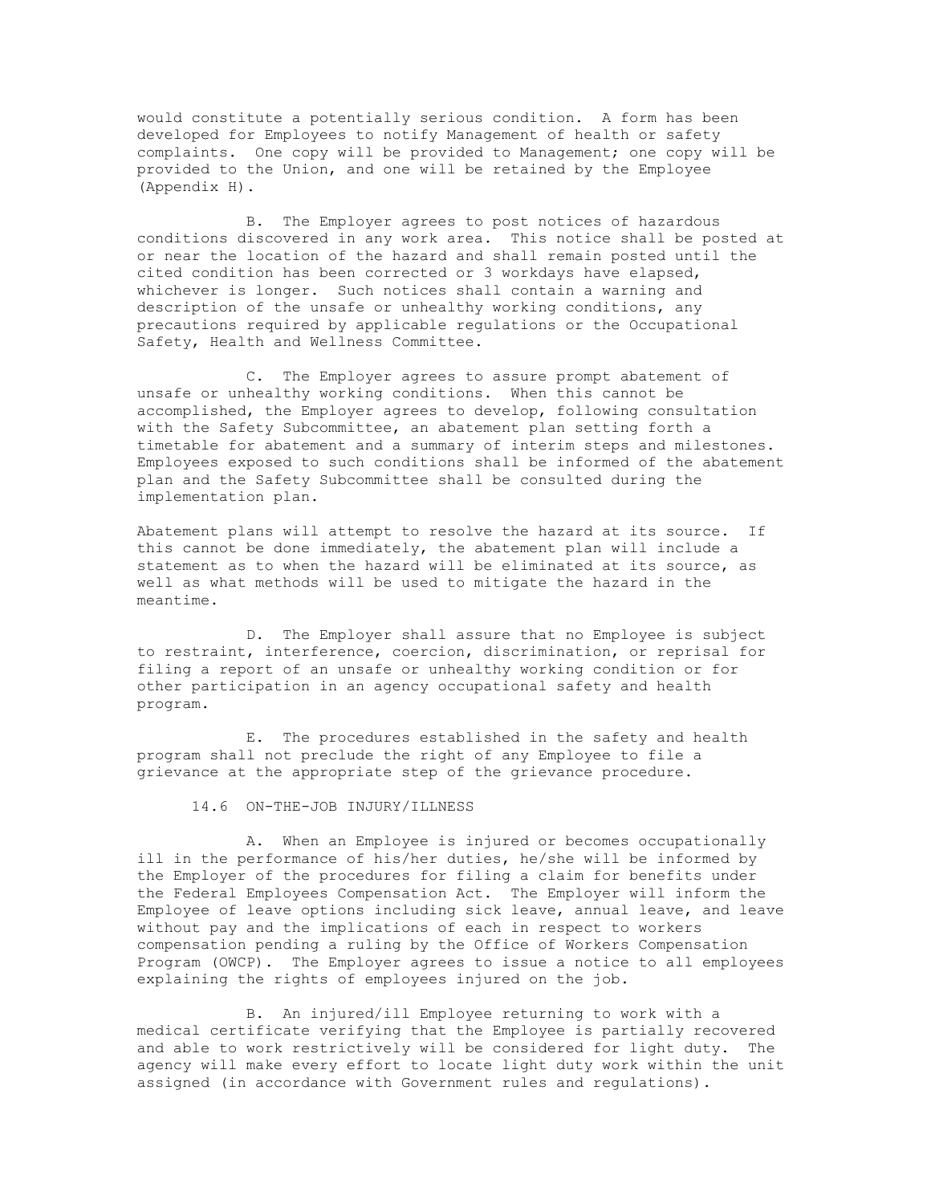would constitute a potentially serious condition. A form has been developed for Employees to notify Management of health or safety complaints. One copy will be provided to Management; one copy will be provided to the Union, and one will be retained by the Employee (Appendix H).

B. The Employer agrees to post notices of hazardous conditions discovered in any work area. This notice shall be posted at or near the location of the hazard and shall remain posted until the cited condition has been corrected or 3 workdays have elapsed, whichever is longer. Such notices shall contain a warning and description of the unsafe or unhealthy working conditions, any precautions required by applicable regulations or the Occupational Safety, Health and Wellness Committee.

C. The Employer agrees to assure prompt abatement of unsafe or unhealthy working conditions. When this cannot be accomplished, the Employer agrees to develop, following consultation with the Safety Subcommittee, an abatement plan setting forth a timetable for abatement and a summary of interim steps and milestones. Employees exposed to such conditions shall be informed of the abatement plan and the Safety Subcommittee shall be consulted during the implementation plan.

Abatement plans will attempt to resolve the hazard at its source. If this cannot be done immediately, the abatement plan will include a statement as to when the hazard will be eliminated at its source, as well as what methods will be used to mitigate the hazard in the meantime.

D. The Employer shall assure that no Employee is subject to restraint, interference, coercion, discrimination, or reprisal for filing a report of an unsafe or unhealthy working condition or for other participation in an agency occupational safety and health program.

E. The procedures established in the safety and health program shall not preclude the right of any Employee to file a grievance at the appropriate step of the grievance procedure.

### 14.6 ON-THE-JOB INJURY/ILLNESS

A. When an Employee is injured or becomes occupationally ill in the performance of his/her duties, he/she will be informed by the Employer of the procedures for filing a claim for benefits under the Federal Employees Compensation Act. The Employer will inform the Employee of leave options including sick leave, annual leave, and leave without pay and the implications of each in respect to workers compensation pending a ruling by the Office of Workers Compensation Program (OWCP). The Employer agrees to issue a notice to all employees explaining the rights of employees injured on the job.

B. An injured/ill Employee returning to work with a medical certificate verifying that the Employee is partially recovered and able to work restrictively will be considered for light duty. The agency will make every effort to locate light duty work within the unit assigned (in accordance with Government rules and regulations).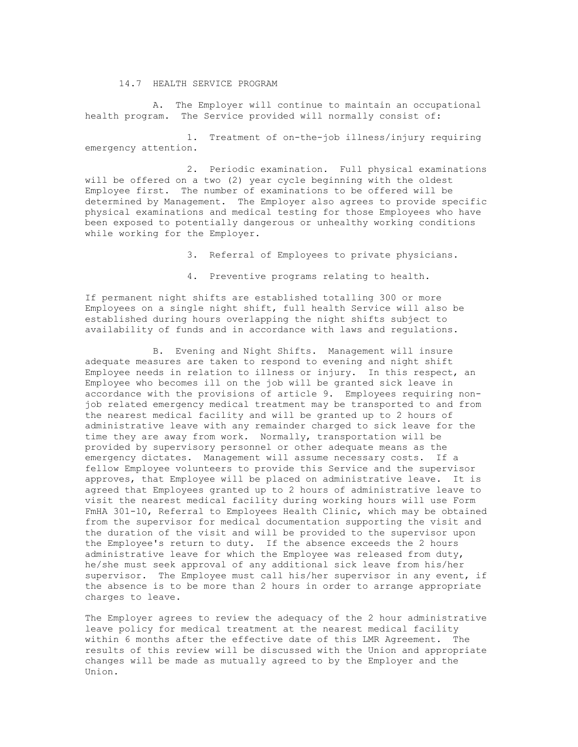### 14.7 HEALTH SERVICE PROGRAM

A. The Employer will continue to maintain an occupational health program. The Service provided will normally consist of:

1. Treatment of on-the-job illness/injury requiring emergency attention.

2. Periodic examination. Full physical examinations will be offered on a two (2) year cycle beginning with the oldest Employee first. The number of examinations to be offered will be determined by Management. The Employer also agrees to provide specific physical examinations and medical testing for those Employees who have been exposed to potentially dangerous or unhealthy working conditions while working for the Employer.

3. Referral of Employees to private physicians.

4. Preventive programs relating to health.

If permanent night shifts are established totalling 300 or more Employees on a single night shift, full health Service will also be established during hours overlapping the night shifts subject to availability of funds and in accordance with laws and regulations.

B. Evening and Night Shifts. Management will insure adequate measures are taken to respond to evening and night shift Employee needs in relation to illness or injury. In this respect, an Employee who becomes ill on the job will be granted sick leave in accordance with the provisions of article 9. Employees requiring non-job related emergency medical treatment may be transported to and from the nearest medical facility and will be granted up to 2 hours of administrative leave with any remainder charged to sick leave for the time they are away from work. Normally, transportation will be provided by supervisory personnel or other adequate means as the emergency dictates. Management will assume necessary costs. If a fellow Employee volunteers to provide this Service and the supervisor approves, that Employee will be placed on administrative leave. It is agreed that Employees granted up to 2 hours of administrative leave to visit the nearest medical facility during working hours will use Form FmHA 301-10, Referral to Employees Health Clinic, which may be obtained from the supervisor for medical documentation supporting the visit and the duration of the visit and will be provided to the supervisor upon the Employee's return to duty. If the absence exceeds the 2 hours administrative leave for which the Employee was released from duty, he/she must seek approval of any additional sick leave from his/her supervisor. The Employee must call his/her supervisor in any event, if the absence is to be more than 2 hours in order to arrange appropriate charges to leave.

The Employer agrees to review the adequacy of the 2 hour administrative leave policy for medical treatment at the nearest medical facility within 6 months after the effective date of this LMR Agreement. The results of this review will be discussed with the Union and appropriate changes will be made as mutually agreed to by the Employer and the Union.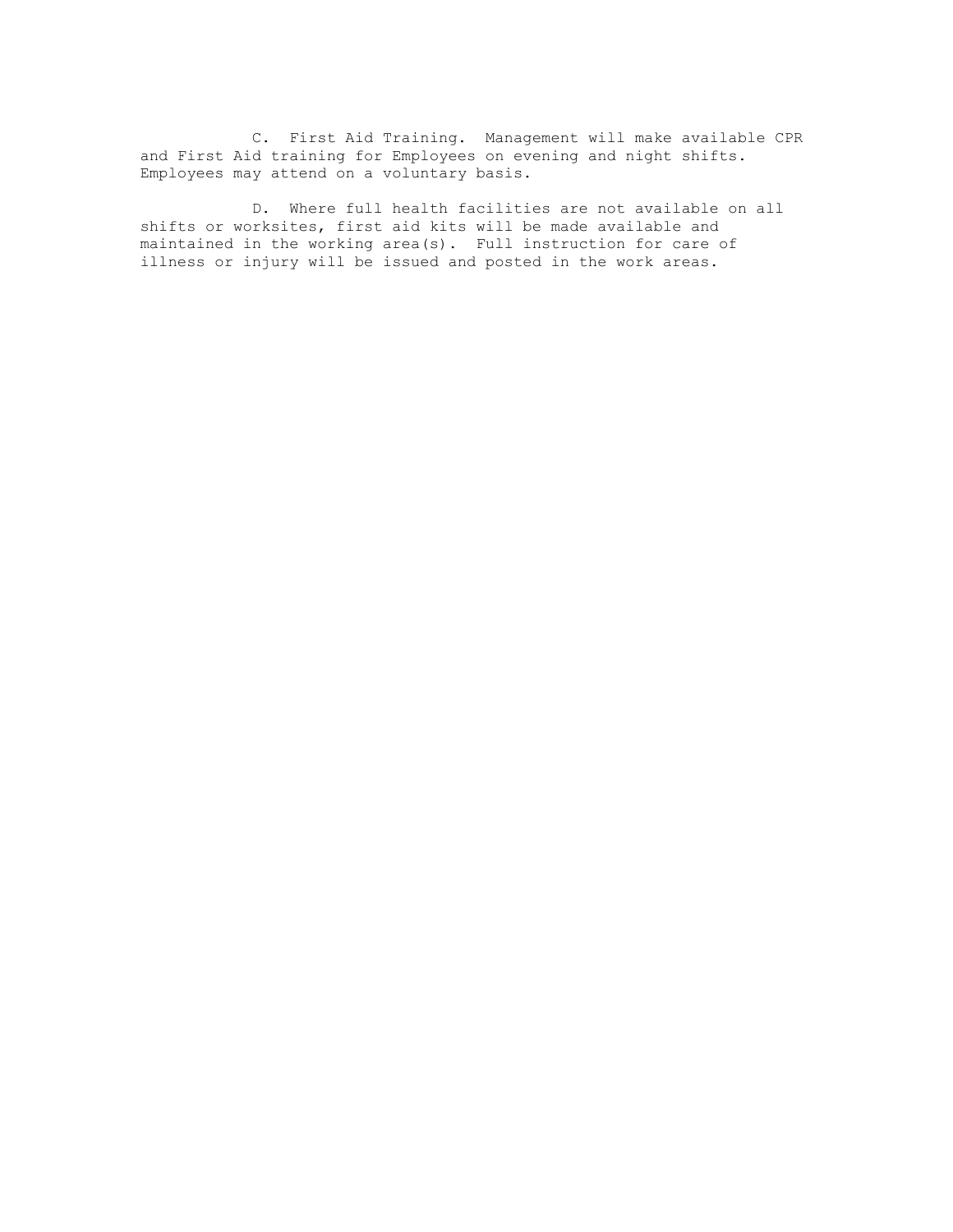C. First Aid Training. Management will make available CPR and First Aid training for Employees on evening and night shifts. Employees may attend on a voluntary basis.

D. Where full health facilities are not available on all shifts or worksites, first aid kits will be made available and maintained in the working area(s). Full instruction for care of illness or injury will be issued and posted in the work areas.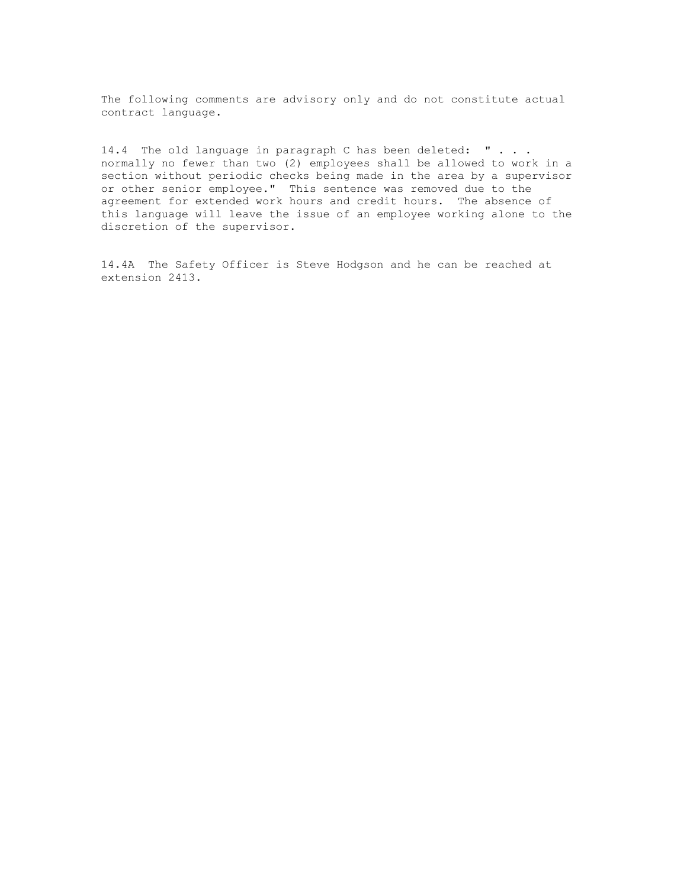The following comments are advisory only and do not constitute actual contract language.

14.4 The old language in paragraph C has been deleted: " . . . normally no fewer than two (2) employees shall be allowed to work in a section without periodic checks being made in the area by a supervisor or other senior employee." This sentence was removed due to the agreement for extended work hours and credit hours. The absence of this language will leave the issue of an employee working alone to the discretion of the supervisor.

14.4A The Safety Officer is Steve Hodgson and he can be reached at extension 2413.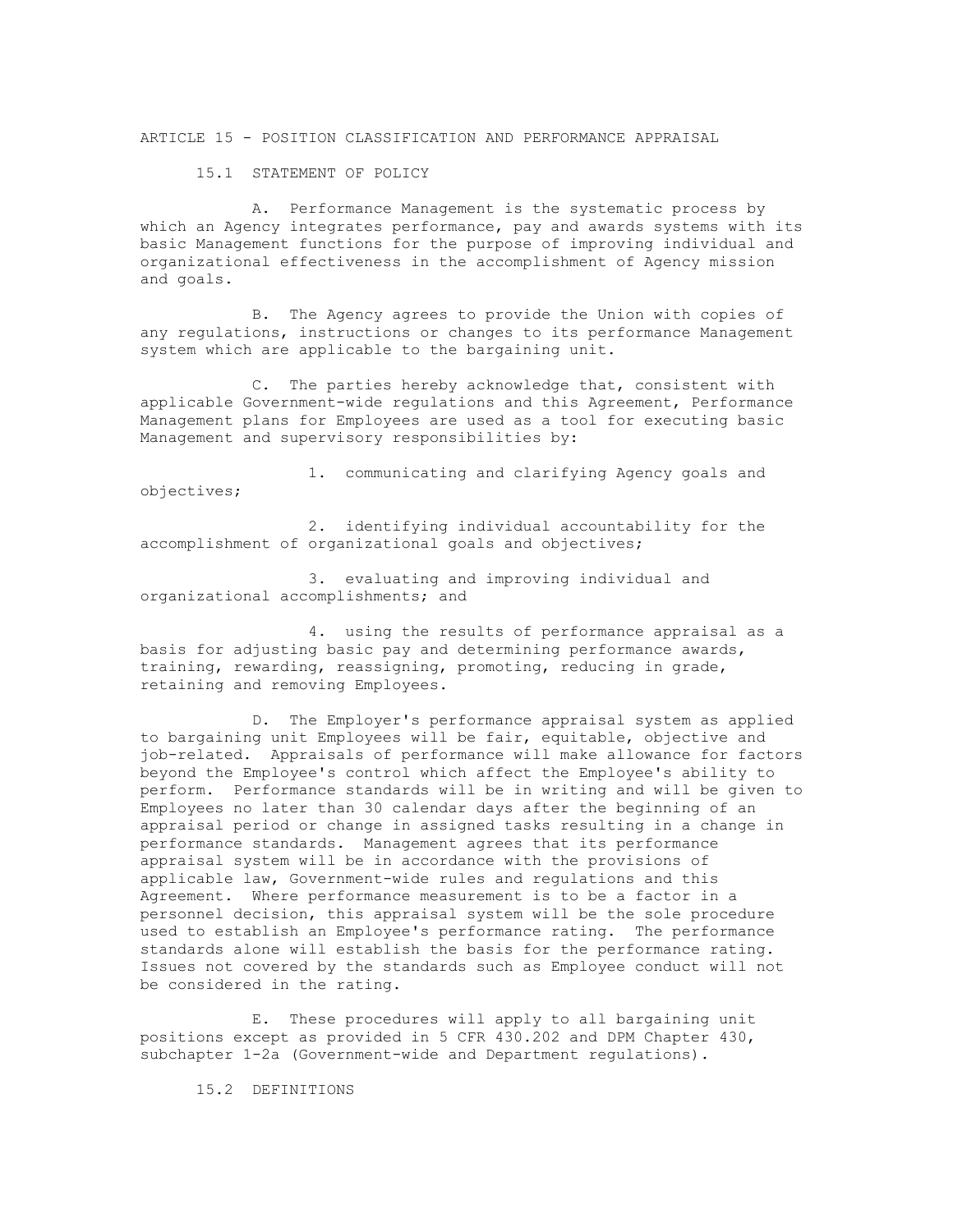# ARTICLE 15 - POSITION CLASSIFICATION AND PERFORMANCE APPRAISAL

## 15.1 STATEMENT OF POLICY

A. Performance Management is the systematic process by which an Agency integrates performance, pay and awards systems with its basic Management functions for the purpose of improving individual and organizational effectiveness in the accomplishment of Agency mission and goals.

B. The Agency agrees to provide the Union with copies of any regulations, instructions or changes to its performance Management system which are applicable to the bargaining unit.

C. The parties hereby acknowledge that, consistent with applicable Government-wide regulations and this Agreement, Performance Management plans for Employees are used as a tool for executing basic Management and supervisory responsibilities by:

1. communicating and clarifying Agency goals and objectives;

2. identifying individual accountability for the accomplishment of organizational goals and objectives;

3. evaluating and improving individual and organizational accomplishments; and

4. using the results of performance appraisal as a basis for adjusting basic pay and determining performance awards, training, rewarding, reassigning, promoting, reducing in grade, retaining and removing Employees.

D. The Employer's performance appraisal system as applied to bargaining unit Employees will be fair, equitable, objective and job-related. Appraisals of performance will make allowance for factors beyond the Employee's control which affect the Employee's ability to perform. Performance standards will be in writing and will be given to Employees no later than 30 calendar days after the beginning of an appraisal period or change in assigned tasks resulting in a change in performance standards. Management agrees that its performance appraisal system will be in accordance with the provisions of applicable law, Government-wide rules and regulations and this Agreement. Where performance measurement is to be a factor in a personnel decision, this appraisal system will be the sole procedure used to establish an Employee's performance rating. The performance standards alone will establish the basis for the performance rating. Issues not covered by the standards such as Employee conduct will not be considered in the rating.

E. These procedures will apply to all bargaining unit positions except as provided in 5 CFR 430.202 and DPM Chapter 430, subchapter 1-2a (Government-wide and Department regulations).

## 15.2 DEFINITIONS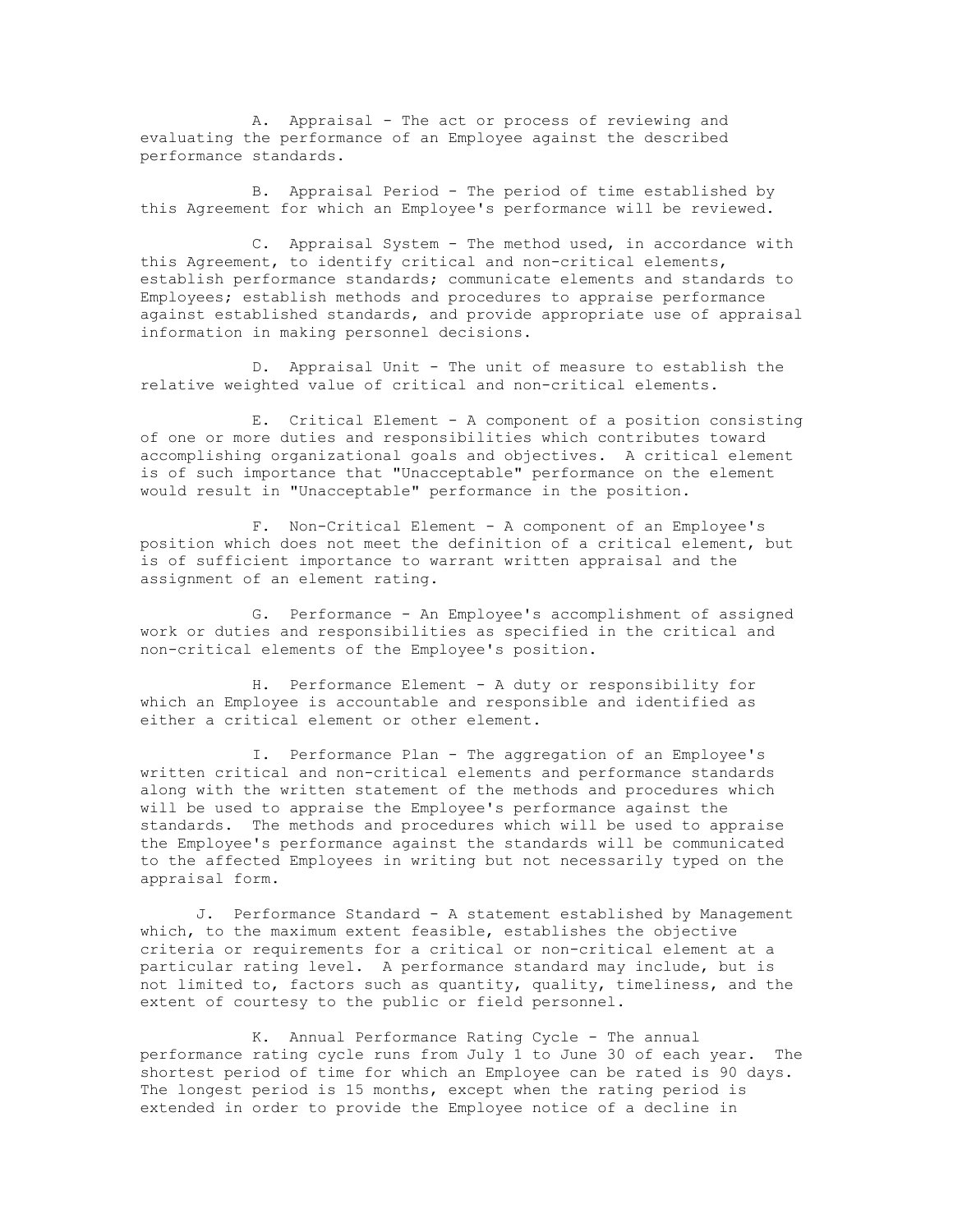A. Appraisal - The act or process of reviewing and evaluating the performance of an Employee against the described performance standards.

B. Appraisal Period - The period of time established by this Agreement for which an Employee's performance will be reviewed.

C. Appraisal System - The method used, in accordance with this Agreement, to identify critical and non-critical elements, establish performance standards; communicate elements and standards to Employees; establish methods and procedures to appraise performance against established standards, and provide appropriate use of appraisal information in making personnel decisions.

D. Appraisal Unit - The unit of measure to establish the relative weighted value of critical and non-critical elements.

E. Critical Element - A component of a position consisting of one or more duties and responsibilities which contributes toward accomplishing organizational goals and objectives. A critical element is of such importance that "Unacceptable" performance on the element would result in "Unacceptable" performance in the position.

F. Non-Critical Element - A component of an Employee's position which does not meet the definition of a critical element, but is of sufficient importance to warrant written appraisal and the assignment of an element rating.

G. Performance - An Employee's accomplishment of assigned work or duties and responsibilities as specified in the critical and non-critical elements of the Employee's position.

H. Performance Element - A duty or responsibility for which an Employee is accountable and responsible and identified as either a critical element or other element.

I. Performance Plan - The aggregation of an Employee's written critical and non-critical elements and performance standards along with the written statement of the methods and procedures which will be used to appraise the Employee's performance against the standards. The methods and procedures which will be used to appraise the Employee's performance against the standards will be communicated to the affected Employees in writing but not necessarily typed on the appraisal form.

J. Performance Standard - A statement established by Management which, to the maximum extent feasible, establishes the objective criteria or requirements for a critical or non-critical element at a particular rating level. A performance standard may include, but is not limited to, factors such as quantity, quality, timeliness, and the extent of courtesy to the public or field personnel.

K. Annual Performance Rating Cycle - The annual performance rating cycle runs from July 1 to June 30 of each year. The shortest period of time for which an Employee can be rated is 90 days. The longest period is 15 months, except when the rating period is extended in order to provide the Employee notice of a decline in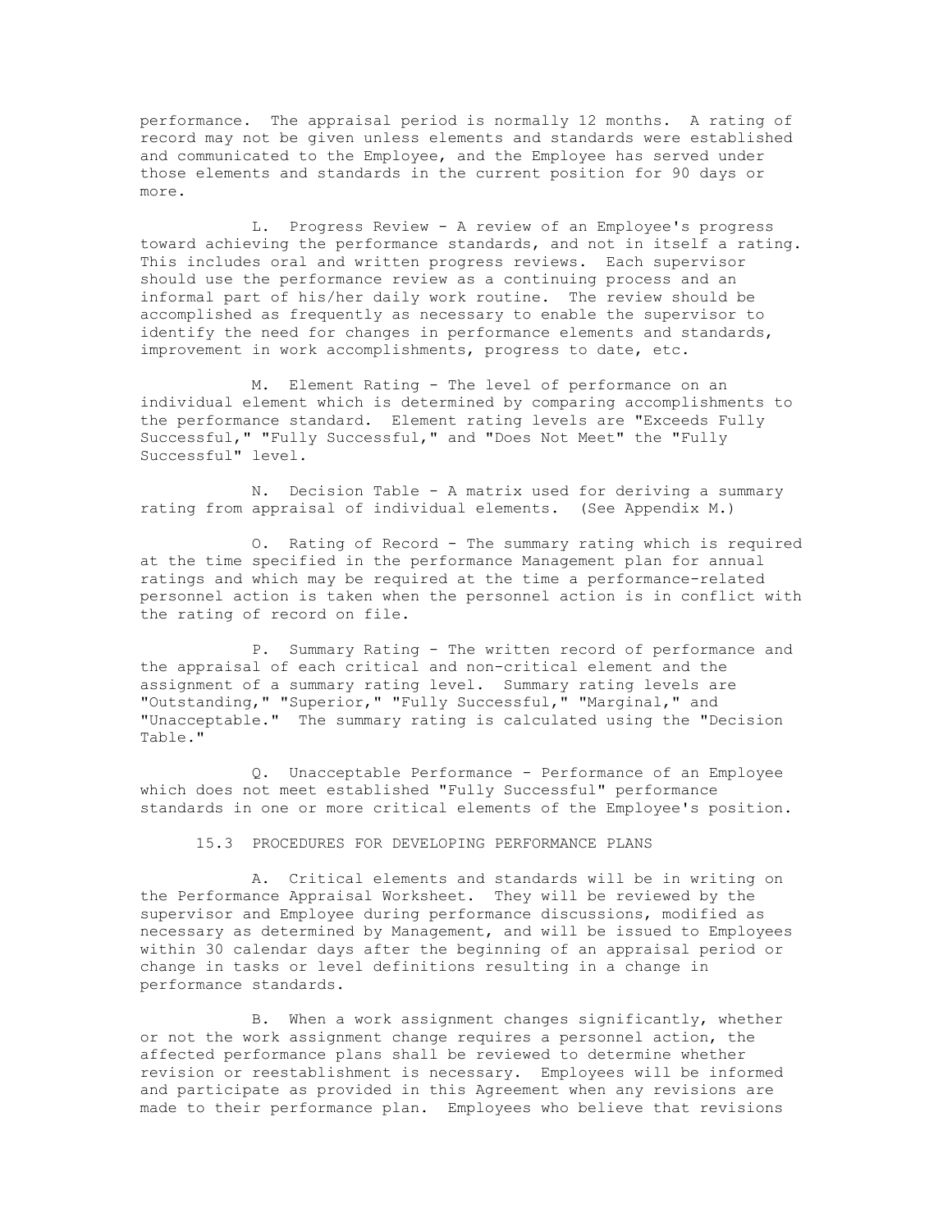performance. The appraisal period is normally 12 months. A rating of record may not be given unless elements and standards were established and communicated to the Employee, and the Employee has served under those elements and standards in the current position for 90 days or more.

L. Progress Review - A review of an Employee's progress toward achieving the performance standards, and not in itself a rating. This includes oral and written progress reviews. Each supervisor should use the performance review as a continuing process and an informal part of his/her daily work routine. The review should be accomplished as frequently as necessary to enable the supervisor to identify the need for changes in performance elements and standards, improvement in work accomplishments, progress to date, etc.

M. Element Rating - The level of performance on an individual element which is determined by comparing accomplishments to the performance standard. Element rating levels are "Exceeds Fully Successful," "Fully Successful," and "Does Not Meet" the "Fully Successful" level.

N. Decision Table - A matrix used for deriving a summary rating from appraisal of individual elements. (See Appendix M.)

O. Rating of Record - The summary rating which is required at the time specified in the performance Management plan for annual ratings and which may be required at the time a performance-related personnel action is taken when the personnel action is in conflict with the rating of record on file.

P. Summary Rating - The written record of performance and the appraisal of each critical and non-critical element and the assignment of a summary rating level. Summary rating levels are "Outstanding," "Superior," "Fully Successful," "Marginal," and "Unacceptable." The summary rating is calculated using the "Decision Table."

Q. Unacceptable Performance - Performance of an Employee which does not meet established "Fully Successful" performance standards in one or more critical elements of the Employee's position.

## 15.3 PROCEDURES FOR DEVELOPING PERFORMANCE PLANS

A. Critical elements and standards will be in writing on the Performance Appraisal Worksheet. They will be reviewed by the supervisor and Employee during performance discussions, modified as necessary as determined by Management, and will be issued to Employees within 30 calendar days after the beginning of an appraisal period or change in tasks or level definitions resulting in a change in performance standards.

B. When a work assignment changes significantly, whether or not the work assignment change requires a personnel action, the affected performance plans shall be reviewed to determine whether revision or reestablishment is necessary. Employees will be informed and participate as provided in this Agreement when any revisions are made to their performance plan. Employees who believe that revisions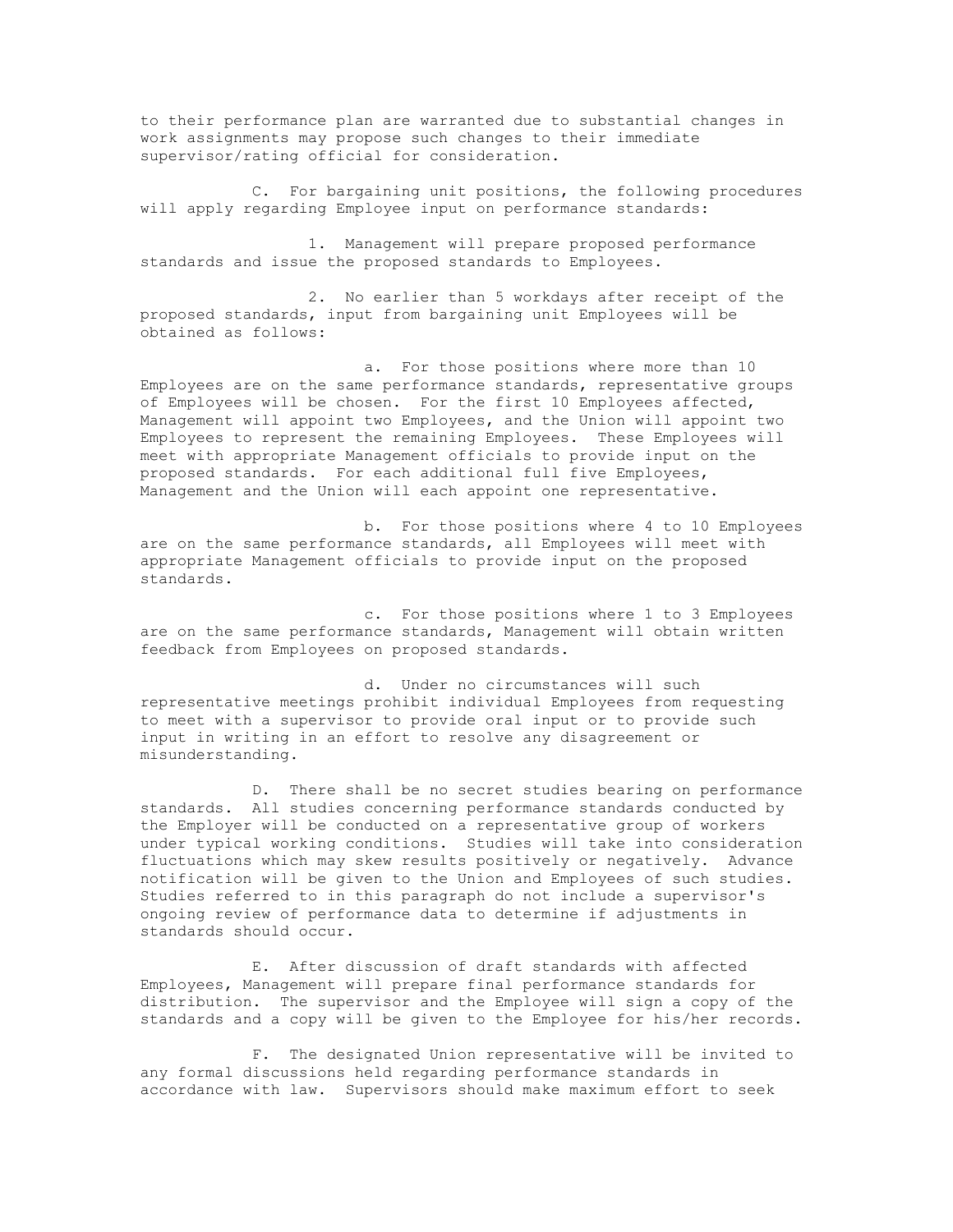to their performance plan are warranted due to substantial changes in work assignments may propose such changes to their immediate supervisor/rating official for consideration.

C. For bargaining unit positions, the following procedures will apply regarding Employee input on performance standards:

1. Management will prepare proposed performance standards and issue the proposed standards to Employees.

2. No earlier than 5 workdays after receipt of the proposed standards, input from bargaining unit Employees will be obtained as follows:

a. For those positions where more than 10 Employees are on the same performance standards, representative groups of Employees will be chosen. For the first 10 Employees affected, Management will appoint two Employees, and the Union will appoint two Employees to represent the remaining Employees. These Employees will meet with appropriate Management officials to provide input on the proposed standards. For each additional full five Employees, Management and the Union will each appoint one representative.

b. For those positions where 4 to 10 Employees are on the same performance standards, all Employees will meet with appropriate Management officials to provide input on the proposed standards.

c. For those positions where 1 to 3 Employees are on the same performance standards, Management will obtain written feedback from Employees on proposed standards.

d. Under no circumstances will such representative meetings prohibit individual Employees from requesting to meet with a supervisor to provide oral input or to provide such input in writing in an effort to resolve any disagreement or misunderstanding.

D. There shall be no secret studies bearing on performance standards. All studies concerning performance standards conducted by the Employer will be conducted on a representative group of workers under typical working conditions. Studies will take into consideration fluctuations which may skew results positively or negatively. Advance notification will be given to the Union and Employees of such studies. Studies referred to in this paragraph do not include a supervisor's ongoing review of performance data to determine if adjustments in standards should occur.

E. After discussion of draft standards with affected Employees, Management will prepare final performance standards for distribution. The supervisor and the Employee will sign a copy of the standards and a copy will be given to the Employee for his/her records.

F. The designated Union representative will be invited to any formal discussions held regarding performance standards in accordance with law. Supervisors should make maximum effort to seek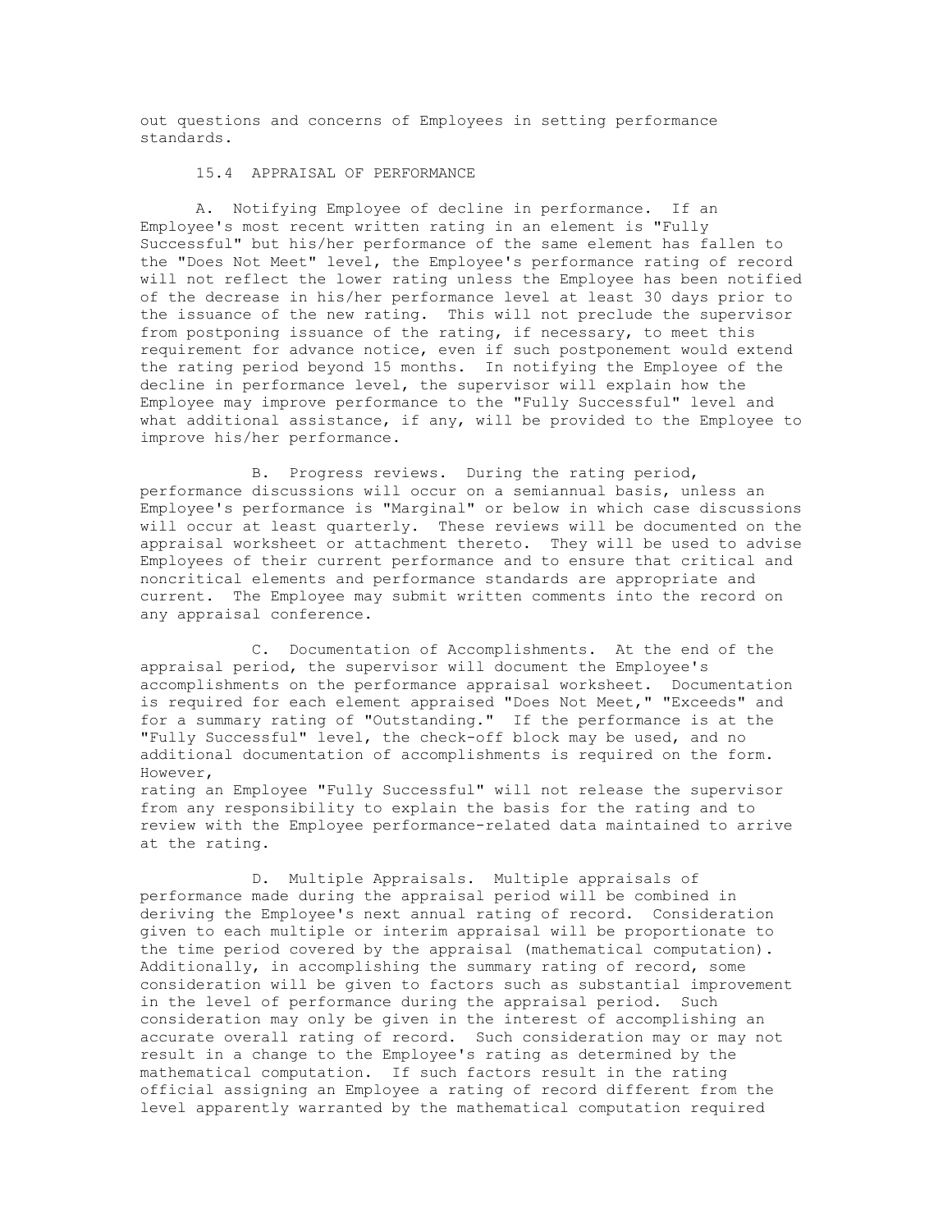out questions and concerns of Employees in setting performance standards.

## 15.4 APPRAISAL OF PERFORMANCE

A. Notifying Employee of decline in performance. If an Employee's most recent written rating in an element is "Fully Successful" but his/her performance of the same element has fallen to the "Does Not Meet" level, the Employee's performance rating of record will not reflect the lower rating unless the Employee has been notified of the decrease in his/her performance level at least 30 days prior to the issuance of the new rating. This will not preclude the supervisor from postponing issuance of the rating, if necessary, to meet this requirement for advance notice, even if such postponement would extend the rating period beyond 15 months. In notifying the Employee of the decline in performance level, the supervisor will explain how the Employee may improve performance to the "Fully Successful" level and what additional assistance, if any, will be provided to the Employee to improve his/her performance.

B. Progress reviews. During the rating period, performance discussions will occur on a semiannual basis, unless an Employee's performance is "Marginal" or below in which case discussions will occur at least quarterly. These reviews will be documented on the appraisal worksheet or attachment thereto. They will be used to advise Employees of their current performance and to ensure that critical and noncritical elements and performance standards are appropriate and current. The Employee may submit written comments into the record on any appraisal conference.

C. Documentation of Accomplishments. At the end of the appraisal period, the supervisor will document the Employee's accomplishments on the performance appraisal worksheet. Documentation is required for each element appraised "Does Not Meet," "Exceeds" and for a summary rating of "Outstanding." If the performance is at the "Fully Successful" level, the check-off block may be used, and no additional documentation of accomplishments is required on the form. However,
rating an Employee "Fully Successful" will not release the supervisor from any responsibility to explain the basis for the rating and to review with the Employee performance-related data maintained to arrive at the rating.

D. Multiple Appraisals. Multiple appraisals of performance made during the appraisal period will be combined in deriving the Employee's next annual rating of record. Consideration given to each multiple or interim appraisal will be proportionate to the time period covered by the appraisal (mathematical computation). Additionally, in accomplishing the summary rating of record, some consideration will be given to factors such as substantial improvement in the level of performance during the appraisal period. Such consideration may only be given in the interest of accomplishing an accurate overall rating of record. Such consideration may or may not result in a change to the Employee's rating as determined by the mathematical computation. If such factors result in the rating official assigning an Employee a rating of record different from the level apparently warranted by the mathematical computation required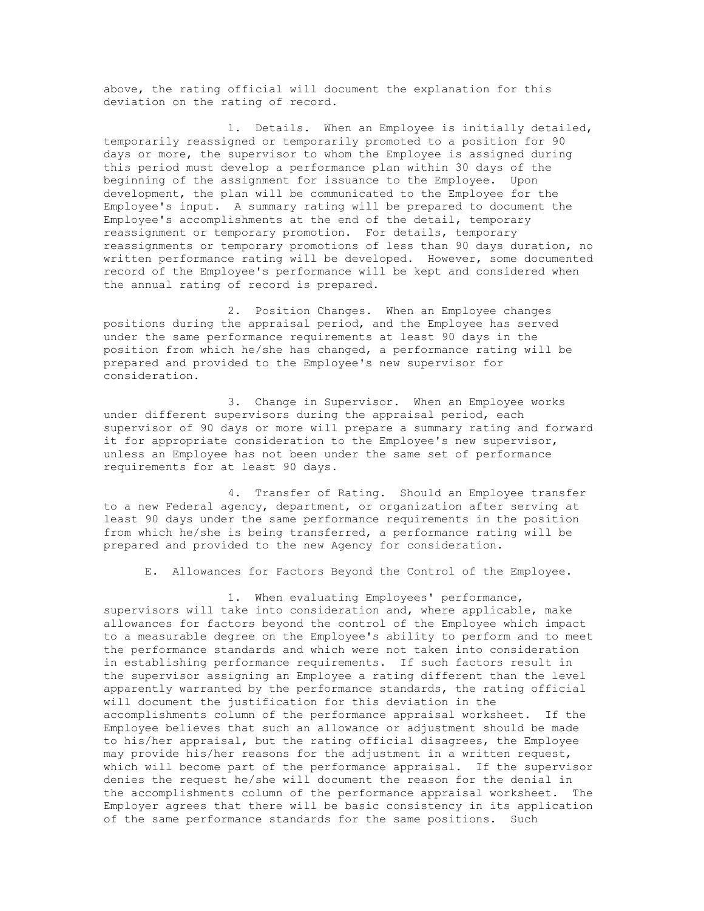above, the rating official will document the explanation for this deviation on the rating of record.

1. Details. When an Employee is initially detailed, temporarily reassigned or temporarily promoted to a position for 90 days or more, the supervisor to whom the Employee is assigned during this period must develop a performance plan within 30 days of the beginning of the assignment for issuance to the Employee. Upon development, the plan will be communicated to the Employee for the Employee's input. A summary rating will be prepared to document the Employee's accomplishments at the end of the detail, temporary reassignment or temporary promotion. For details, temporary reassignments or temporary promotions of less than 90 days duration, no written performance rating will be developed. However, some documented record of the Employee's performance will be kept and considered when the annual rating of record is prepared.

2. Position Changes. When an Employee changes positions during the appraisal period, and the Employee has served under the same performance requirements at least 90 days in the position from which he/she has changed, a performance rating will be prepared and provided to the Employee's new supervisor for consideration.

3. Change in Supervisor. When an Employee works under different supervisors during the appraisal period, each supervisor of 90 days or more will prepare a summary rating and forward it for appropriate consideration to the Employee's new supervisor, unless an Employee has not been under the same set of performance requirements for at least 90 days.

4. Transfer of Rating. Should an Employee transfer to a new Federal agency, department, or organization after serving at least 90 days under the same performance requirements in the position from which he/she is being transferred, a performance rating will be prepared and provided to the new Agency for consideration.

E. Allowances for Factors Beyond the Control of the Employee.

1. When evaluating Employees' performance, supervisors will take into consideration and, where applicable, make allowances for factors beyond the control of the Employee which impact to a measurable degree on the Employee's ability to perform and to meet the performance standards and which were not taken into consideration in establishing performance requirements. If such factors result in the supervisor assigning an Employee a rating different than the level apparently warranted by the performance standards, the rating official will document the justification for this deviation in the accomplishments column of the performance appraisal worksheet. If the Employee believes that such an allowance or adjustment should be made to his/her appraisal, but the rating official disagrees, the Employee may provide his/her reasons for the adjustment in a written request, which will become part of the performance appraisal. If the supervisor denies the request he/she will document the reason for the denial in the accomplishments column of the performance appraisal worksheet. The Employer agrees that there will be basic consistency in its application of the same performance standards for the same positions. Such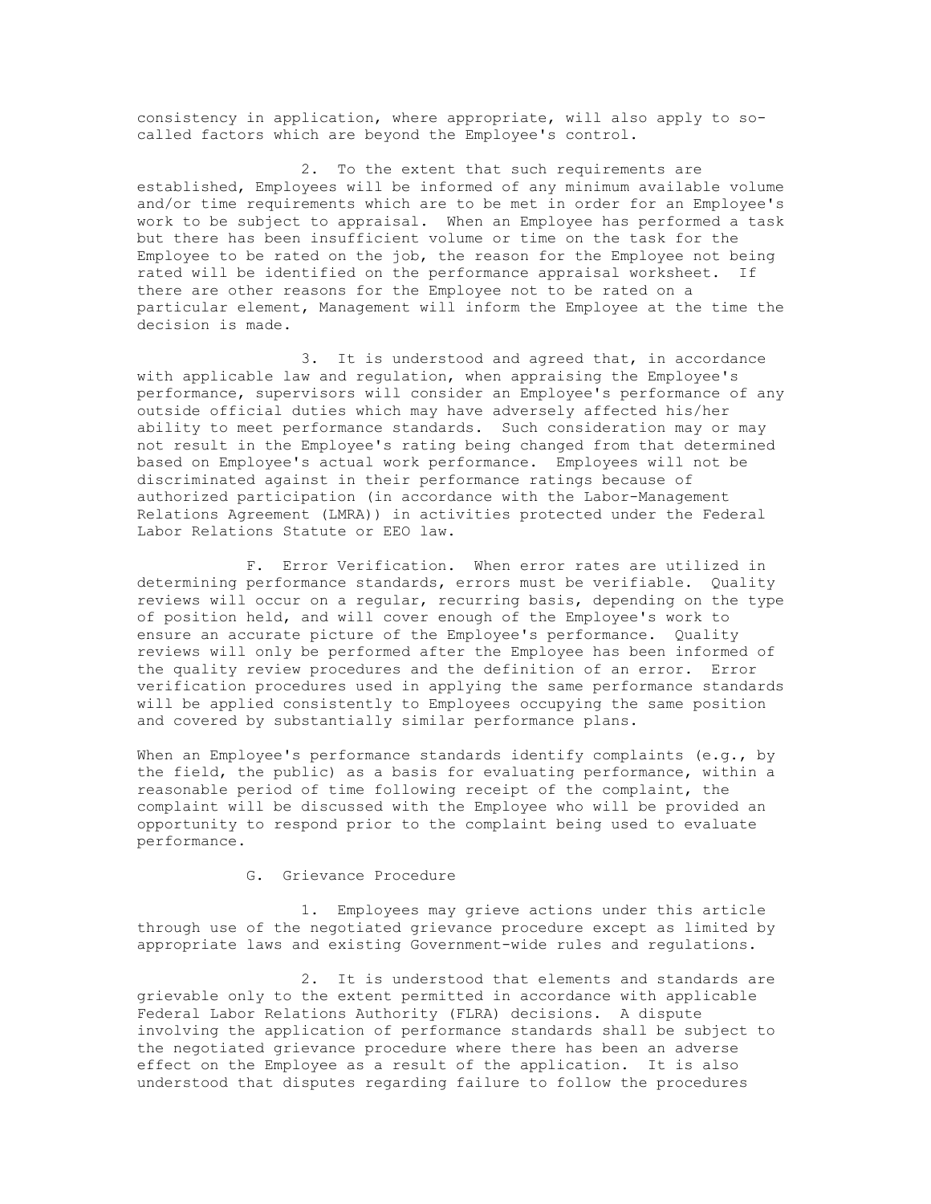consistency in application, where appropriate, will also apply to so-called factors which are beyond the Employee's control.

2. To the extent that such requirements are established, Employees will be informed of any minimum available volume and/or time requirements which are to be met in order for an Employee's work to be subject to appraisal. When an Employee has performed a task but there has been insufficient volume or time on the task for the Employee to be rated on the job, the reason for the Employee not being rated will be identified on the performance appraisal worksheet. If there are other reasons for the Employee not to be rated on a particular element, Management will inform the Employee at the time the decision is made.

3. It is understood and agreed that, in accordance with applicable law and regulation, when appraising the Employee's performance, supervisors will consider an Employee's performance of any outside official duties which may have adversely affected his/her ability to meet performance standards. Such consideration may or may not result in the Employee's rating being changed from that determined based on Employee's actual work performance. Employees will not be discriminated against in their performance ratings because of authorized participation (in accordance with the Labor-Management Relations Agreement (LMRA)) in activities protected under the Federal Labor Relations Statute or EEO law.

F. Error Verification. When error rates are utilized in determining performance standards, errors must be verifiable. Quality reviews will occur on a regular, recurring basis, depending on the type of position held, and will cover enough of the Employee's work to ensure an accurate picture of the Employee's performance. Quality reviews will only be performed after the Employee has been informed of the quality review procedures and the definition of an error. Error verification procedures used in applying the same performance standards will be applied consistently to Employees occupying the same position and covered by substantially similar performance plans.

When an Employee's performance standards identify complaints (e.g., by the field, the public) as a basis for evaluating performance, within a reasonable period of time following receipt of the complaint, the complaint will be discussed with the Employee who will be provided an opportunity to respond prior to the complaint being used to evaluate performance.

G. Grievance Procedure

1. Employees may grieve actions under this article through use of the negotiated grievance procedure except as limited by appropriate laws and existing Government-wide rules and regulations.

2. It is understood that elements and standards are grievable only to the extent permitted in accordance with applicable Federal Labor Relations Authority (FLRA) decisions. A dispute involving the application of performance standards shall be subject to the negotiated grievance procedure where there has been an adverse effect on the Employee as a result of the application. It is also understood that disputes regarding failure to follow the procedures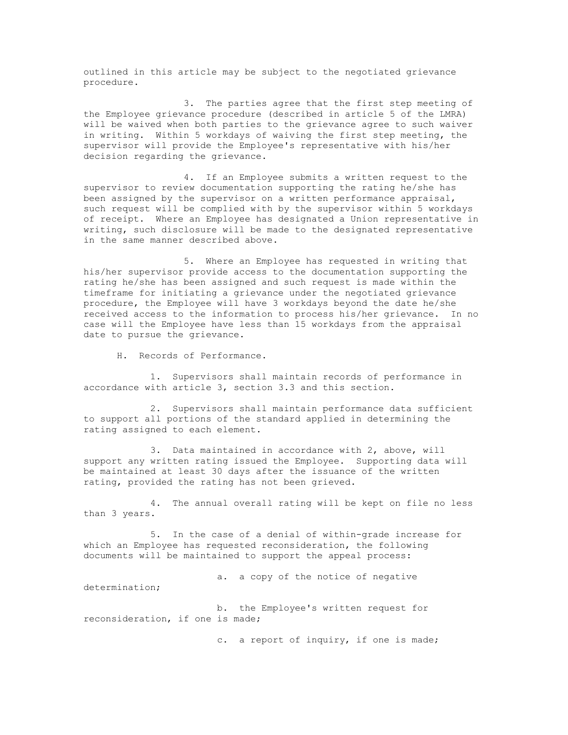outlined in this article may be subject to the negotiated grievance procedure.

3. The parties agree that the first step meeting of the Employee grievance procedure (described in article 5 of the LMRA) will be waived when both parties to the grievance agree to such waiver in writing. Within 5 workdays of waiving the first step meeting, the supervisor will provide the Employee's representative with his/her decision regarding the grievance.

4. If an Employee submits a written request to the supervisor to review documentation supporting the rating he/she has been assigned by the supervisor on a written performance appraisal, such request will be complied with by the supervisor within 5 workdays of receipt. Where an Employee has designated a Union representative in writing, such disclosure will be made to the designated representative in the same manner described above.

5. Where an Employee has requested in writing that his/her supervisor provide access to the documentation supporting the rating he/she has been assigned and such request is made within the timeframe for initiating a grievance under the negotiated grievance procedure, the Employee will have 3 workdays beyond the date he/she received access to the information to process his/her grievance. In no case will the Employee have less than 15 workdays from the appraisal date to pursue the grievance.

H. Records of Performance.

1. Supervisors shall maintain records of performance in accordance with article 3, section 3.3 and this section.

2. Supervisors shall maintain performance data sufficient to support all portions of the standard applied in determining the rating assigned to each element.

3. Data maintained in accordance with 2, above, will support any written rating issued the Employee. Supporting data will be maintained at least 30 days after the issuance of the written rating, provided the rating has not been grieved.

4. The annual overall rating will be kept on file no less than 3 years.

5. In the case of a denial of within-grade increase for which an Employee has requested reconsideration, the following documents will be maintained to support the appeal process:

a. a copy of the notice of negative determination;

b. the Employee's written request for reconsideration, if one is made;

c. a report of inquiry, if one is made;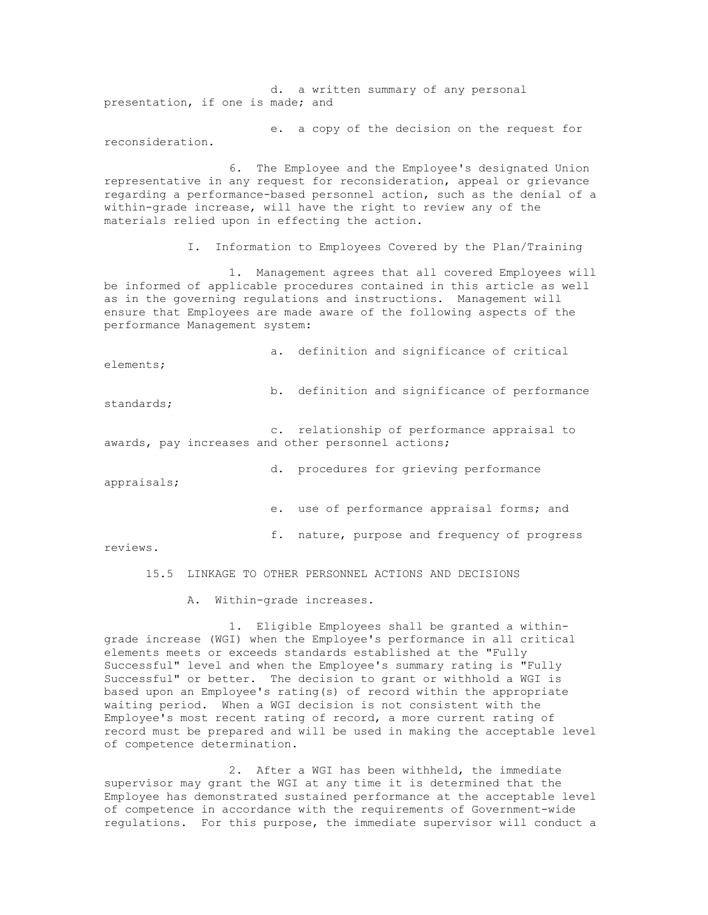d. a written summary of any personal presentation, if one is made; and

e. a copy of the decision on the request for reconsideration.

6. The Employee and the Employee's designated Union representative in any request for reconsideration, appeal or grievance regarding a performance-based personnel action, such as the denial of a within-grade increase, will have the right to review any of the materials relied upon in effecting the action.

I. Information to Employees Covered by the Plan/Training

1. Management agrees that all covered Employees will be informed of applicable procedures contained in this article as well as in the governing regulations and instructions. Management will ensure that Employees are made aware of the following aspects of the performance Management system:

a. definition and significance of critical elements;

b. definition and significance of performance standards;

c. relationship of performance appraisal to awards, pay increases and other personnel actions;

d. procedures for grieving performance appraisals;

e. use of performance appraisal forms; and

f. nature, purpose and frequency of progress reviews.

## 15.5 LINKAGE TO OTHER PERSONNEL ACTIONS AND DECISIONS

A. Within-grade increases.

1. Eligible Employees shall be granted a within-grade increase (WGI) when the Employee's performance in all critical elements meets or exceeds standards established at the "Fully Successful" level and when the Employee's summary rating is "Fully Successful" or better. The decision to grant or withhold a WGI is based upon an Employee's rating(s) of record within the appropriate waiting period. When a WGI decision is not consistent with the Employee's most recent rating of record, a more current rating of record must be prepared and will be used in making the acceptable level of competence determination.

2. After a WGI has been withheld, the immediate supervisor may grant the WGI at any time it is determined that the Employee has demonstrated sustained performance at the acceptable level of competence in accordance with the requirements of Government-wide regulations. For this purpose, the immediate supervisor will conduct a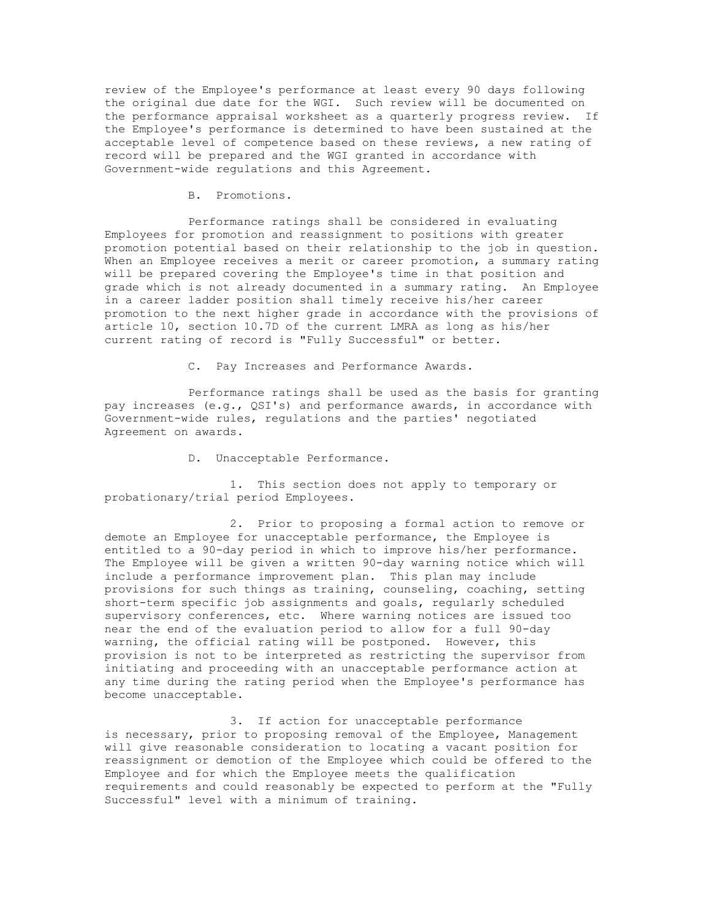review of the Employee's performance at least every 90 days following the original due date for the WGI. Such review will be documented on the performance appraisal worksheet as a quarterly progress review. If the Employee's performance is determined to have been sustained at the acceptable level of competence based on these reviews, a new rating of record will be prepared and the WGI granted in accordance with Government-wide regulations and this Agreement.

B. Promotions.

Performance ratings shall be considered in evaluating Employees for promotion and reassignment to positions with greater promotion potential based on their relationship to the job in question. When an Employee receives a merit or career promotion, a summary rating will be prepared covering the Employee's time in that position and grade which is not already documented in a summary rating. An Employee in a career ladder position shall timely receive his/her career promotion to the next higher grade in accordance with the provisions of article 10, section 10.7D of the current LMRA as long as his/her current rating of record is "Fully Successful" or better.

C. Pay Increases and Performance Awards.

Performance ratings shall be used as the basis for granting pay increases (e.g., QSI's) and performance awards, in accordance with Government-wide rules, regulations and the parties' negotiated Agreement on awards.

D. Unacceptable Performance.

1. This section does not apply to temporary or probationary/trial period Employees.

2. Prior to proposing a formal action to remove or demote an Employee for unacceptable performance, the Employee is entitled to a 90-day period in which to improve his/her performance. The Employee will be given a written 90-day warning notice which will include a performance improvement plan. This plan may include provisions for such things as training, counseling, coaching, setting short-term specific job assignments and goals, regularly scheduled supervisory conferences, etc. Where warning notices are issued too near the end of the evaluation period to allow for a full 90-day warning, the official rating will be postponed. However, this provision is not to be interpreted as restricting the supervisor from initiating and proceeding with an unacceptable performance action at any time during the rating period when the Employee's performance has become unacceptable.

3. If action for unacceptable performance is necessary, prior to proposing removal of the Employee, Management will give reasonable consideration to locating a vacant position for reassignment or demotion of the Employee which could be offered to the Employee and for which the Employee meets the qualification requirements and could reasonably be expected to perform at the "Fully Successful" level with a minimum of training.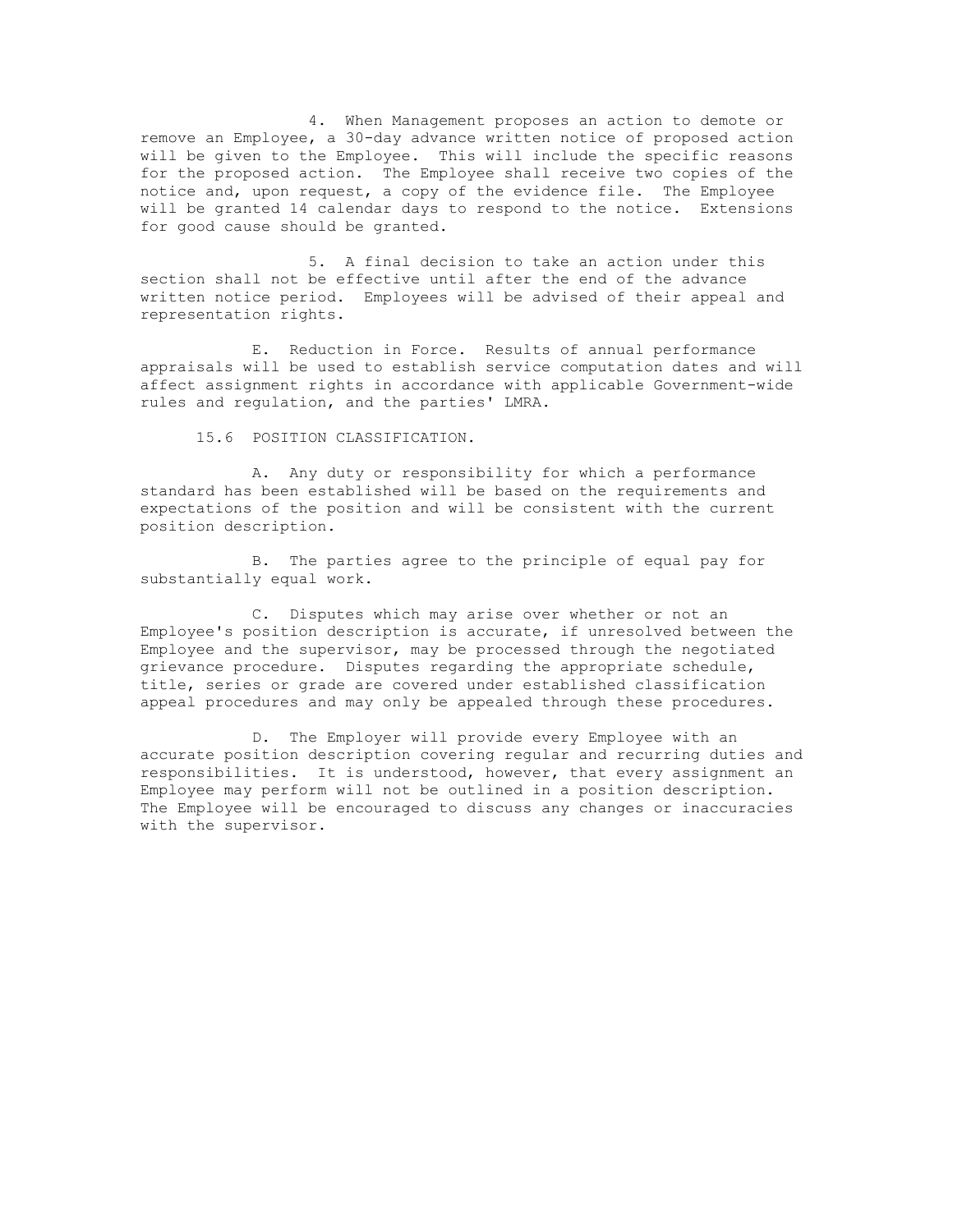4. When Management proposes an action to demote or remove an Employee, a 30-day advance written notice of proposed action will be given to the Employee. This will include the specific reasons for the proposed action. The Employee shall receive two copies of the notice and, upon request, a copy of the evidence file. The Employee will be granted 14 calendar days to respond to the notice. Extensions for good cause should be granted.

5. A final decision to take an action under this section shall not be effective until after the end of the advance written notice period. Employees will be advised of their appeal and representation rights.

E. Reduction in Force. Results of annual performance appraisals will be used to establish service computation dates and will affect assignment rights in accordance with applicable Government-wide rules and regulation, and the parties' LMRA.

15.6 POSITION CLASSIFICATION.

A. Any duty or responsibility for which a performance standard has been established will be based on the requirements and expectations of the position and will be consistent with the current position description.

B. The parties agree to the principle of equal pay for substantially equal work.

C. Disputes which may arise over whether or not an Employee's position description is accurate, if unresolved between the Employee and the supervisor, may be processed through the negotiated grievance procedure. Disputes regarding the appropriate schedule, title, series or grade are covered under established classification appeal procedures and may only be appealed through these procedures.

D. The Employer will provide every Employee with an accurate position description covering regular and recurring duties and responsibilities. It is understood, however, that every assignment an Employee may perform will not be outlined in a position description. The Employee will be encouraged to discuss any changes or inaccuracies with the supervisor.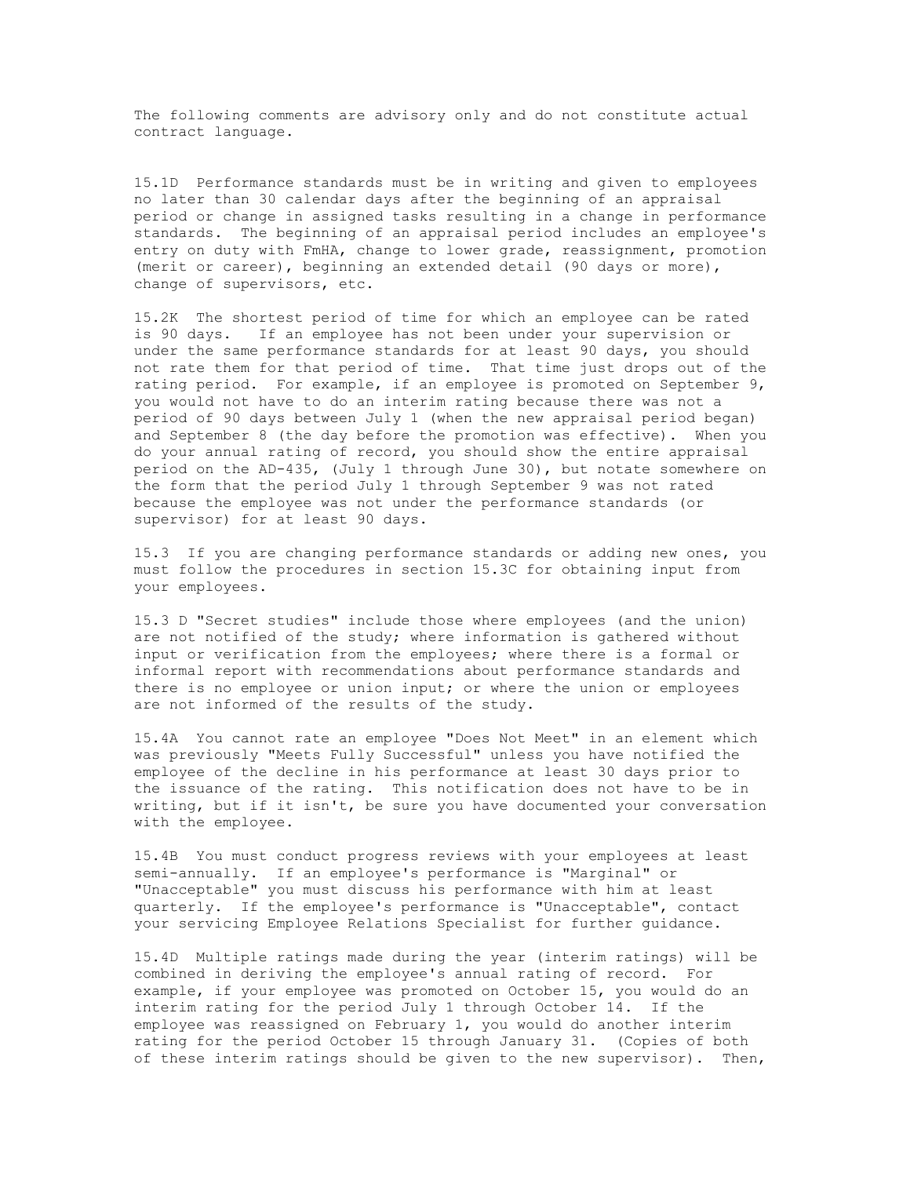The following comments are advisory only and do not constitute actual contract language.

15.1D Performance standards must be in writing and given to employees no later than 30 calendar days after the beginning of an appraisal period or change in assigned tasks resulting in a change in performance standards. The beginning of an appraisal period includes an employee's entry on duty with FmHA, change to lower grade, reassignment, promotion (merit or career), beginning an extended detail (90 days or more), change of supervisors, etc.

15.2K The shortest period of time for which an employee can be rated is 90 days. If an employee has not been under your supervision or under the same performance standards for at least 90 days, you should not rate them for that period of time. That time just drops out of the rating period. For example, if an employee is promoted on September 9, you would not have to do an interim rating because there was not a period of 90 days between July 1 (when the new appraisal period began) and September 8 (the day before the promotion was effective). When you do your annual rating of record, you should show the entire appraisal period on the AD-435, (July 1 through June 30), but notate somewhere on the form that the period July 1 through September 9 was not rated because the employee was not under the performance standards (or supervisor) for at least 90 days.

15.3 If you are changing performance standards or adding new ones, you must follow the procedures in section 15.3C for obtaining input from your employees.

15.3 D "Secret studies" include those where employees (and the union) are not notified of the study; where information is gathered without input or verification from the employees; where there is a formal or informal report with recommendations about performance standards and there is no employee or union input; or where the union or employees are not informed of the results of the study.

15.4A You cannot rate an employee "Does Not Meet" in an element which was previously "Meets Fully Successful" unless you have notified the employee of the decline in his performance at least 30 days prior to the issuance of the rating. This notification does not have to be in writing, but if it isn't, be sure you have documented your conversation with the employee.

15.4B You must conduct progress reviews with your employees at least semi-annually. If an employee's performance is "Marginal" or "Unacceptable" you must discuss his performance with him at least quarterly. If the employee's performance is "Unacceptable", contact your servicing Employee Relations Specialist for further guidance.

15.4D Multiple ratings made during the year (interim ratings) will be combined in deriving the employee's annual rating of record. For example, if your employee was promoted on October 15, you would do an interim rating for the period July 1 through October 14. If the employee was reassigned on February 1, you would do another interim rating for the period October 15 through January 31. (Copies of both of these interim ratings should be given to the new supervisor). Then,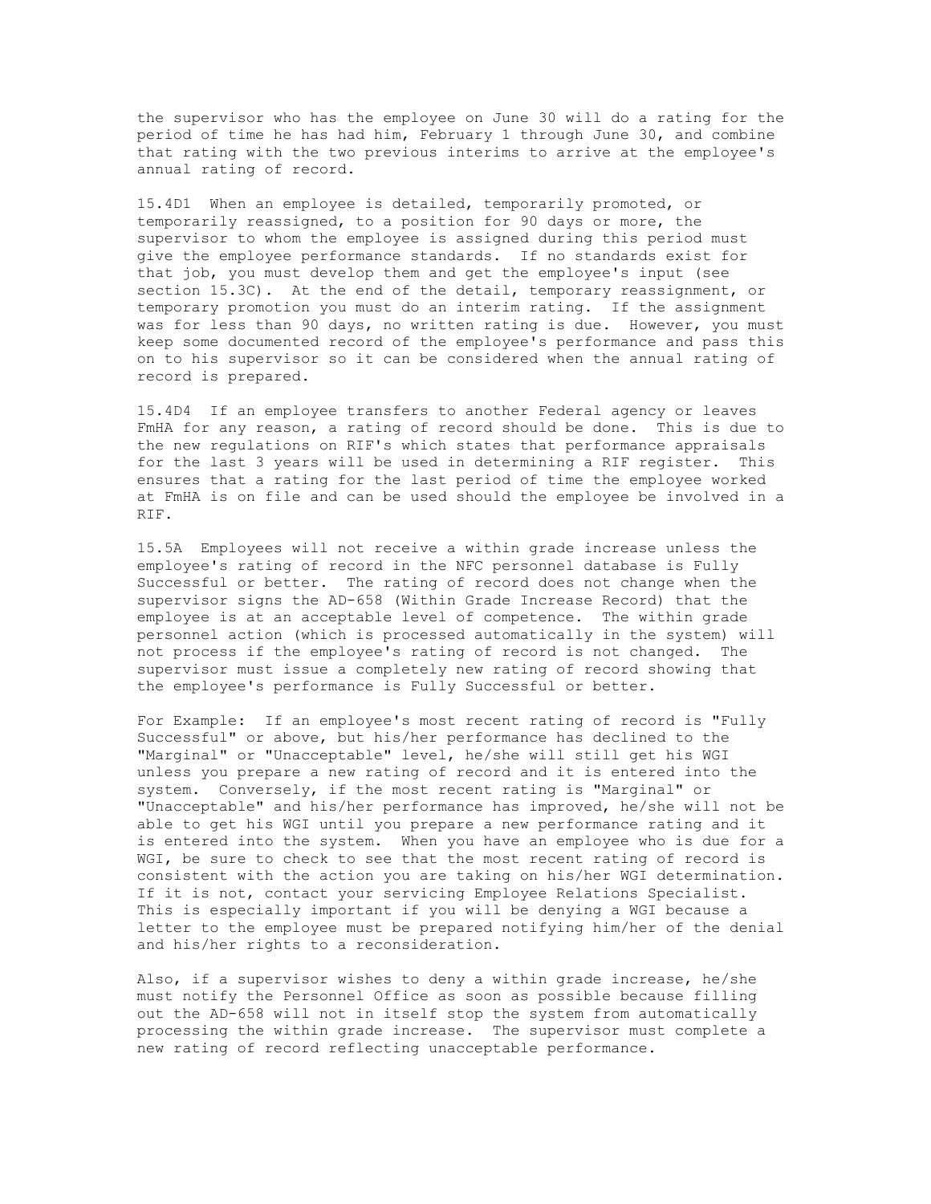the supervisor who has the employee on June 30 will do a rating for the period of time he has had him, February 1 through June 30, and combine that rating with the two previous interims to arrive at the employee's annual rating of record.

15.4D1 When an employee is detailed, temporarily promoted, or temporarily reassigned, to a position for 90 days or more, the supervisor to whom the employee is assigned during this period must give the employee performance standards. If no standards exist for that job, you must develop them and get the employee's input (see section 15.3C). At the end of the detail, temporary reassignment, or temporary promotion you must do an interim rating. If the assignment was for less than 90 days, no written rating is due. However, you must keep some documented record of the employee's performance and pass this on to his supervisor so it can be considered when the annual rating of record is prepared.

15.4D4 If an employee transfers to another Federal agency or leaves FmHA for any reason, a rating of record should be done. This is due to the new regulations on RIF's which states that performance appraisals for the last 3 years will be used in determining a RIF register. This ensures that a rating for the last period of time the employee worked at FmHA is on file and can be used should the employee be involved in a RIF.

15.5A Employees will not receive a within grade increase unless the employee's rating of record in the NFC personnel database is Fully Successful or better. The rating of record does not change when the supervisor signs the AD-658 (Within Grade Increase Record) that the employee is at an acceptable level of competence. The within grade personnel action (which is processed automatically in the system) will not process if the employee's rating of record is not changed. The supervisor must issue a completely new rating of record showing that the employee's performance is Fully Successful or better.

For Example: If an employee's most recent rating of record is "Fully Successful" or above, but his/her performance has declined to the "Marginal" or "Unacceptable" level, he/she will still get his WGI unless you prepare a new rating of record and it is entered into the system. Conversely, if the most recent rating is "Marginal" or "Unacceptable" and his/her performance has improved, he/she will not be able to get his WGI until you prepare a new performance rating and it is entered into the system. When you have an employee who is due for a WGI, be sure to check to see that the most recent rating of record is consistent with the action you are taking on his/her WGI determination. If it is not, contact your servicing Employee Relations Specialist. This is especially important if you will be denying a WGI because a letter to the employee must be prepared notifying him/her of the denial and his/her rights to a reconsideration.

Also, if a supervisor wishes to deny a within grade increase, he/she must notify the Personnel Office as soon as possible because filling out the AD-658 will not in itself stop the system from automatically processing the within grade increase. The supervisor must complete a new rating of record reflecting unacceptable performance.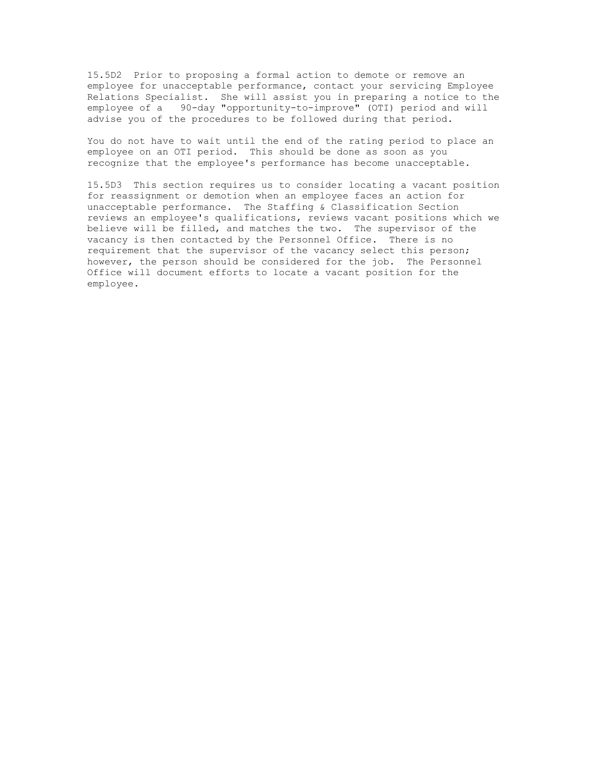15.5D2 Prior to proposing a formal action to demote or remove an employee for unacceptable performance, contact your servicing Employee Relations Specialist. She will assist you in preparing a notice to the employee of a 90-day "opportunity-to-improve" (OTI) period and will advise you of the procedures to be followed during that period.

You do not have to wait until the end of the rating period to place an employee on an OTI period. This should be done as soon as you recognize that the employee's performance has become unacceptable.

15.5D3 This section requires us to consider locating a vacant position for reassignment or demotion when an employee faces an action for unacceptable performance. The Staffing & Classification Section reviews an employee's qualifications, reviews vacant positions which we believe will be filled, and matches the two. The supervisor of the vacancy is then contacted by the Personnel Office. There is no requirement that the supervisor of the vacancy select this person; however, the person should be considered for the job. The Personnel Office will document efforts to locate a vacant position for the employee.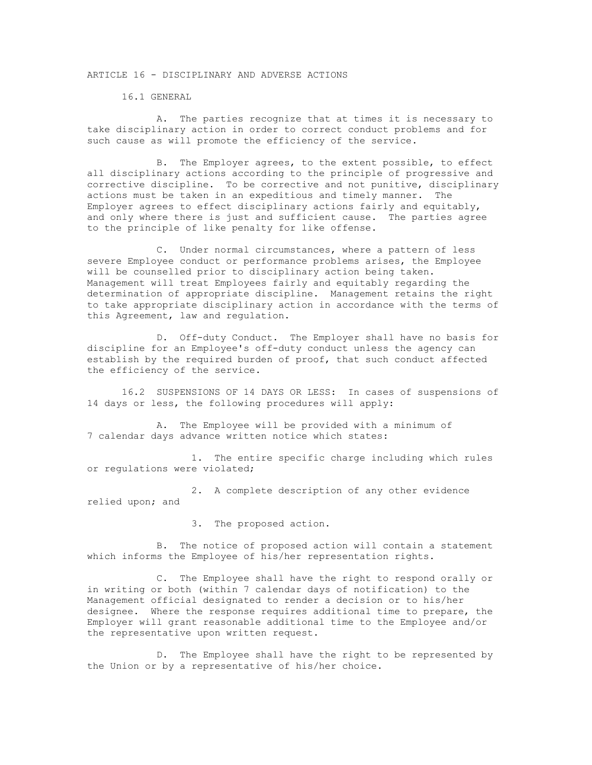# ARTICLE 16 - DISCIPLINARY AND ADVERSE ACTIONS

## 16.1 GENERAL

A. The parties recognize that at times it is necessary to take disciplinary action in order to correct conduct problems and for such cause as will promote the efficiency of the service.

B. The Employer agrees, to the extent possible, to effect all disciplinary actions according to the principle of progressive and corrective discipline. To be corrective and not punitive, disciplinary actions must be taken in an expeditious and timely manner. The Employer agrees to effect disciplinary actions fairly and equitably, and only where there is just and sufficient cause. The parties agree to the principle of like penalty for like offense.

C. Under normal circumstances, where a pattern of less severe Employee conduct or performance problems arises, the Employee will be counselled prior to disciplinary action being taken. Management will treat Employees fairly and equitably regarding the determination of appropriate discipline. Management retains the right to take appropriate disciplinary action in accordance with the terms of this Agreement, law and regulation.

D. Off-duty Conduct. The Employer shall have no basis for discipline for an Employee's off-duty conduct unless the agency can establish by the required burden of proof, that such conduct affected the efficiency of the service.

## 16.2 SUSPENSIONS OF 14 DAYS OR LESS:

In cases of suspensions of 14 days or less, the following procedures will apply:

A. The Employee will be provided with a minimum of 7 calendar days advance written notice which states:

1. The entire specific charge including which rules or regulations were violated;

2. A complete description of any other evidence relied upon; and

3. The proposed action.

B. The notice of proposed action will contain a statement which informs the Employee of his/her representation rights.

C. The Employee shall have the right to respond orally or in writing or both (within 7 calendar days of notification) to the Management official designated to render a decision or to his/her designee. Where the response requires additional time to prepare, the Employer will grant reasonable additional time to the Employee and/or the representative upon written request.

D. The Employee shall have the right to be represented by the Union or by a representative of his/her choice.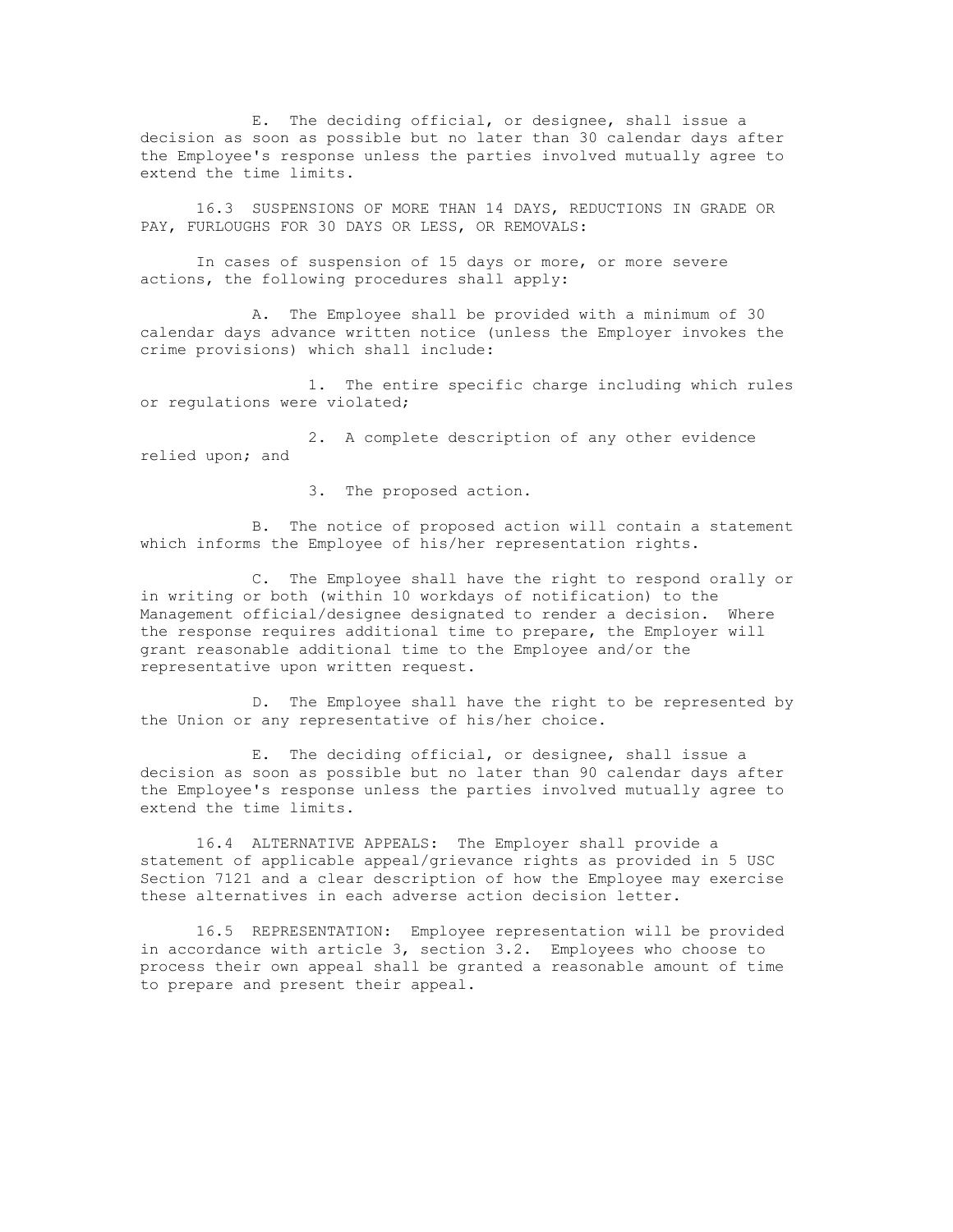E. The deciding official, or designee, shall issue a decision as soon as possible but no later than 30 calendar days after the Employee's response unless the parties involved mutually agree to extend the time limits.

16.3 SUSPENSIONS OF MORE THAN 14 DAYS, REDUCTIONS IN GRADE OR PAY, FURLOUGHS FOR 30 DAYS OR LESS, OR REMOVALS:

In cases of suspension of 15 days or more, or more severe actions, the following procedures shall apply:

A. The Employee shall be provided with a minimum of 30 calendar days advance written notice (unless the Employer invokes the crime provisions) which shall include:

1. The entire specific charge including which rules or regulations were violated;

2. A complete description of any other evidence relied upon; and

3. The proposed action.

B. The notice of proposed action will contain a statement which informs the Employee of his/her representation rights.

C. The Employee shall have the right to respond orally or in writing or both (within 10 workdays of notification) to the Management official/designee designated to render a decision. Where the response requires additional time to prepare, the Employer will grant reasonable additional time to the Employee and/or the representative upon written request.

D. The Employee shall have the right to be represented by the Union or any representative of his/her choice.

E. The deciding official, or designee, shall issue a decision as soon as possible but no later than 90 calendar days after the Employee's response unless the parties involved mutually agree to extend the time limits.

16.4 ALTERNATIVE APPEALS: The Employer shall provide a statement of applicable appeal/grievance rights as provided in 5 USC Section 7121 and a clear description of how the Employee may exercise these alternatives in each adverse action decision letter.

16.5 REPRESENTATION: Employee representation will be provided in accordance with article 3, section 3.2. Employees who choose to process their own appeal shall be granted a reasonable amount of time to prepare and present their appeal.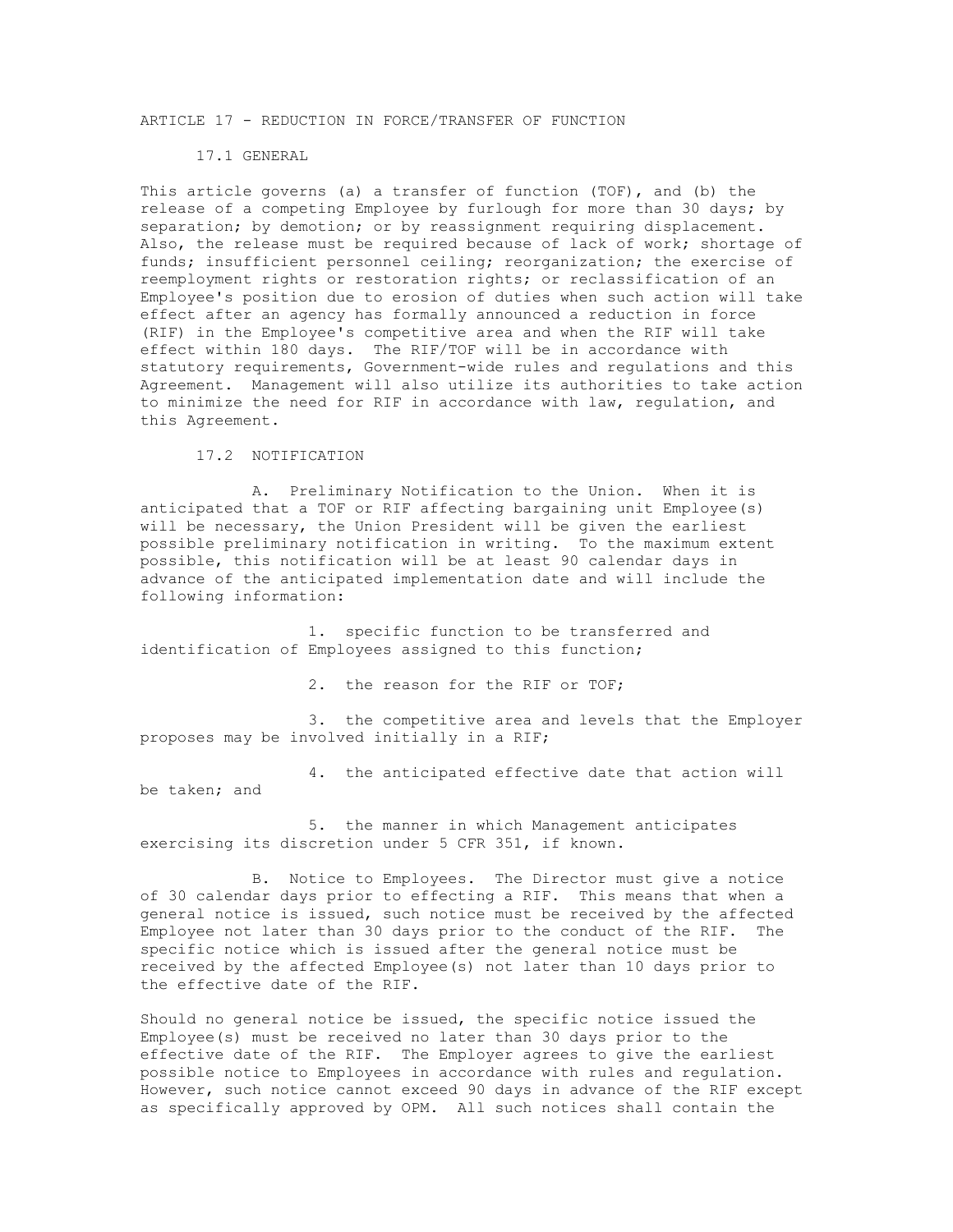# ARTICLE 17 - REDUCTION IN FORCE/TRANSFER OF FUNCTION

## 17.1 GENERAL

This article governs (a) a transfer of function (TOF), and (b) the release of a competing Employee by furlough for more than 30 days; by separation; by demotion; or by reassignment requiring displacement. Also, the release must be required because of lack of work; shortage of funds; insufficient personnel ceiling; reorganization; the exercise of reemployment rights or restoration rights; or reclassification of an Employee's position due to erosion of duties when such action will take effect after an agency has formally announced a reduction in force (RIF) in the Employee's competitive area and when the RIF will take effect within 180 days. The RIF/TOF will be in accordance with statutory requirements, Government-wide rules and regulations and this Agreement. Management will also utilize its authorities to take action to minimize the need for RIF in accordance with law, regulation, and this Agreement.

## 17.2 NOTIFICATION

A. Preliminary Notification to the Union. When it is anticipated that a TOF or RIF affecting bargaining unit Employee(s) will be necessary, the Union President will be given the earliest possible preliminary notification in writing. To the maximum extent possible, this notification will be at least 90 calendar days in advance of the anticipated implementation date and will include the following information:

1. specific function to be transferred and identification of Employees assigned to this function;

2. the reason for the RIF or TOF;

3. the competitive area and levels that the Employer proposes may be involved initially in a RIF;

4. the anticipated effective date that action will be taken; and

5. the manner in which Management anticipates exercising its discretion under 5 CFR 351, if known.

B. Notice to Employees. The Director must give a notice of 30 calendar days prior to effecting a RIF. This means that when a general notice is issued, such notice must be received by the affected Employee not later than 30 days prior to the conduct of the RIF. The specific notice which is issued after the general notice must be received by the affected Employee(s) not later than 10 days prior to the effective date of the RIF.

Should no general notice be issued, the specific notice issued the Employee(s) must be received no later than 30 days prior to the effective date of the RIF. The Employer agrees to give the earliest possible notice to Employees in accordance with rules and regulation. However, such notice cannot exceed 90 days in advance of the RIF except as specifically approved by OPM. All such notices shall contain the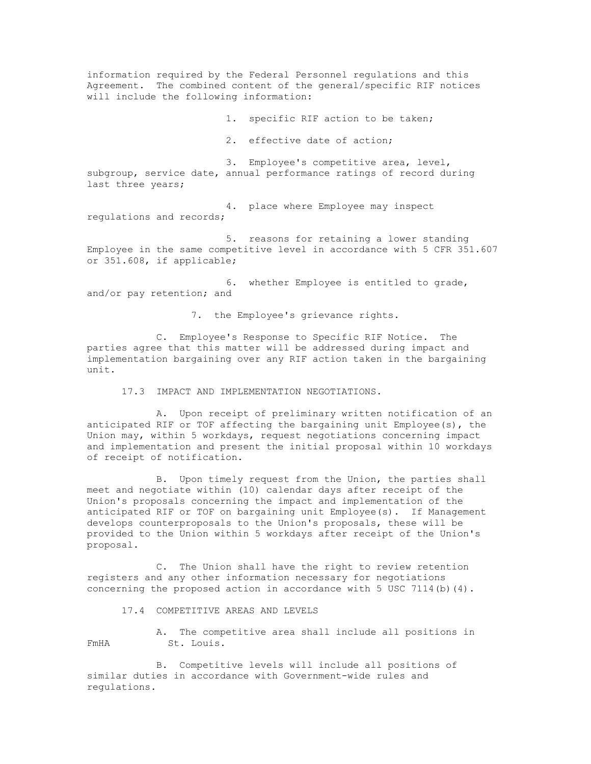information required by the Federal Personnel regulations and this Agreement. The combined content of the general/specific RIF notices will include the following information:

1. specific RIF action to be taken;

2. effective date of action;

3. Employee's competitive area, level, subgroup, service date, annual performance ratings of record during last three years;

4. place where Employee may inspect regulations and records;

5. reasons for retaining a lower standing Employee in the same competitive level in accordance with 5 CFR 351.607 or 351.608, if applicable;

6. whether Employee is entitled to grade, and/or pay retention; and

7. the Employee's grievance rights.

C. Employee's Response to Specific RIF Notice. The parties agree that this matter will be addressed during impact and implementation bargaining over any RIF action taken in the bargaining unit.

17.3 IMPACT AND IMPLEMENTATION NEGOTIATIONS.

A. Upon receipt of preliminary written notification of an anticipated RIF or TOF affecting the bargaining unit Employee(s), the Union may, within 5 workdays, request negotiations concerning impact and implementation and present the initial proposal within 10 workdays of receipt of notification.

B. Upon timely request from the Union, the parties shall meet and negotiate within (10) calendar days after receipt of the Union's proposals concerning the impact and implementation of the anticipated RIF or TOF on bargaining unit Employee(s). If Management develops counterproposals to the Union's proposals, these will be provided to the Union within 5 workdays after receipt of the Union's proposal.

C. The Union shall have the right to review retention registers and any other information necessary for negotiations concerning the proposed action in accordance with 5 USC 7114(b)(4).

17.4 COMPETITIVE AREAS AND LEVELS

A. The competitive area shall include all positions in FmHA St. Louis.

B. Competitive levels will include all positions of similar duties in accordance with Government-wide rules and regulations.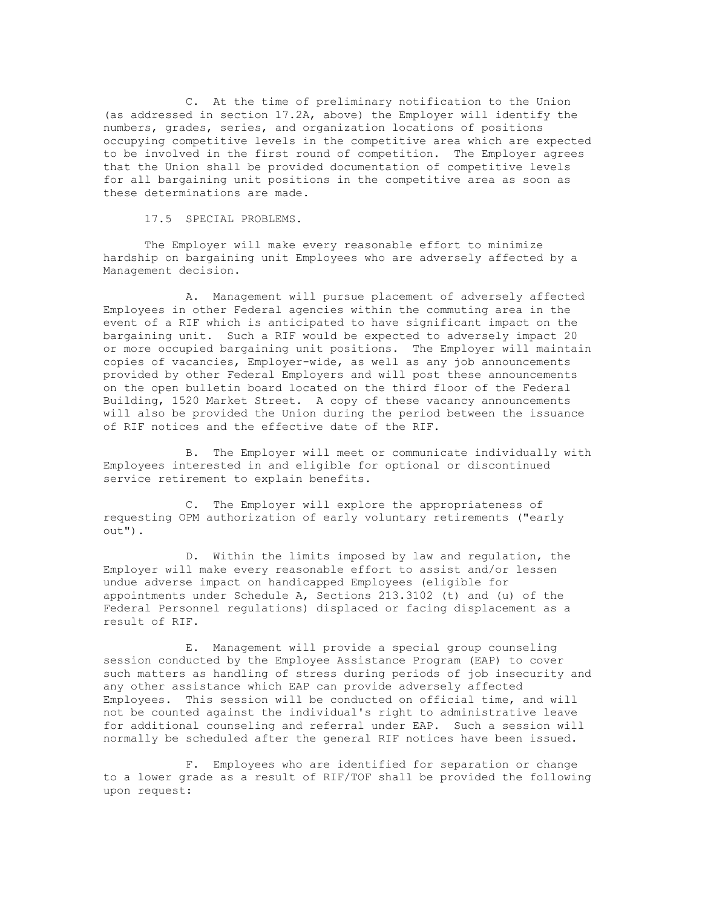C. At the time of preliminary notification to the Union (as addressed in section 17.2A, above) the Employer will identify the numbers, grades, series, and organization locations of positions occupying competitive levels in the competitive area which are expected to be involved in the first round of competition. The Employer agrees that the Union shall be provided documentation of competitive levels for all bargaining unit positions in the competitive area as soon as these determinations are made.

17.5 SPECIAL PROBLEMS.

The Employer will make every reasonable effort to minimize hardship on bargaining unit Employees who are adversely affected by a Management decision.

A. Management will pursue placement of adversely affected Employees in other Federal agencies within the commuting area in the event of a RIF which is anticipated to have significant impact on the bargaining unit. Such a RIF would be expected to adversely impact 20 or more occupied bargaining unit positions. The Employer will maintain copies of vacancies, Employer-wide, as well as any job announcements provided by other Federal Employers and will post these announcements on the open bulletin board located on the third floor of the Federal Building, 1520 Market Street. A copy of these vacancy announcements will also be provided the Union during the period between the issuance of RIF notices and the effective date of the RIF.

B. The Employer will meet or communicate individually with Employees interested in and eligible for optional or discontinued service retirement to explain benefits.

C. The Employer will explore the appropriateness of requesting OPM authorization of early voluntary retirements ("early out").

D. Within the limits imposed by law and regulation, the Employer will make every reasonable effort to assist and/or lessen undue adverse impact on handicapped Employees (eligible for appointments under Schedule A, Sections 213.3102 (t) and (u) of the Federal Personnel regulations) displaced or facing displacement as a result of RIF.

E. Management will provide a special group counseling session conducted by the Employee Assistance Program (EAP) to cover such matters as handling of stress during periods of job insecurity and any other assistance which EAP can provide adversely affected Employees. This session will be conducted on official time, and will not be counted against the individual's right to administrative leave for additional counseling and referral under EAP. Such a session will normally be scheduled after the general RIF notices have been issued.

F. Employees who are identified for separation or change to a lower grade as a result of RIF/TOF shall be provided the following upon request: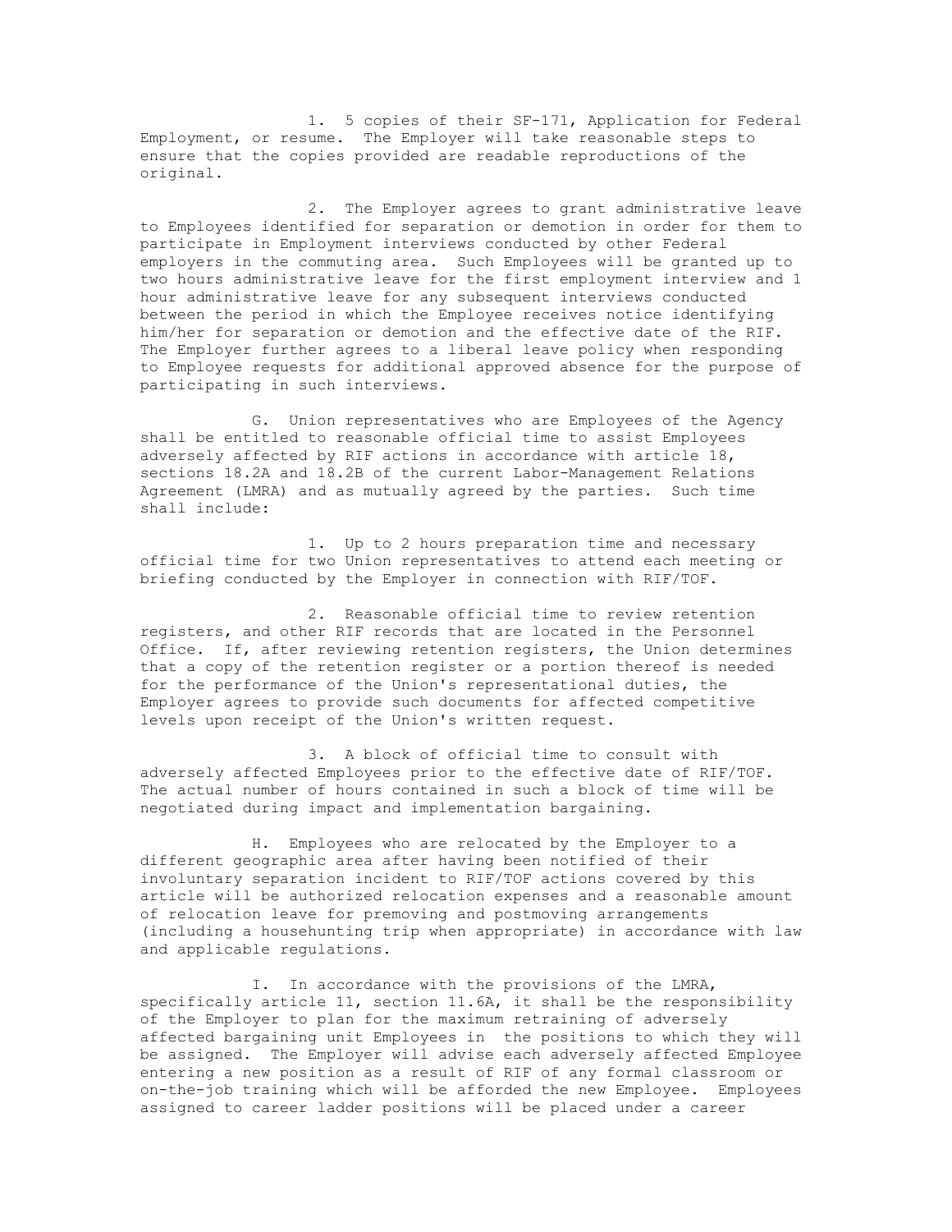1. 5 copies of their SF-171, Application for Federal Employment, or resume. The Employer will take reasonable steps to ensure that the copies provided are readable reproductions of the original.

2. The Employer agrees to grant administrative leave to Employees identified for separation or demotion in order for them to participate in Employment interviews conducted by other Federal employers in the commuting area. Such Employees will be granted up to two hours administrative leave for the first employment interview and 1 hour administrative leave for any subsequent interviews conducted between the period in which the Employee receives notice identifying him/her for separation or demotion and the effective date of the RIF. The Employer further agrees to a liberal leave policy when responding to Employee requests for additional approved absence for the purpose of participating in such interviews.

G. Union representatives who are Employees of the Agency shall be entitled to reasonable official time to assist Employees adversely affected by RIF actions in accordance with article 18, sections 18.2A and 18.2B of the current Labor-Management Relations Agreement (LMRA) and as mutually agreed by the parties. Such time shall include:

1. Up to 2 hours preparation time and necessary official time for two Union representatives to attend each meeting or briefing conducted by the Employer in connection with RIF/TOF.

2. Reasonable official time to review retention registers, and other RIF records that are located in the Personnel Office. If, after reviewing retention registers, the Union determines that a copy of the retention register or a portion thereof is needed for the performance of the Union's representational duties, the Employer agrees to provide such documents for affected competitive levels upon receipt of the Union's written request.

3. A block of official time to consult with adversely affected Employees prior to the effective date of RIF/TOF. The actual number of hours contained in such a block of time will be negotiated during impact and implementation bargaining.

H. Employees who are relocated by the Employer to a different geographic area after having been notified of their involuntary separation incident to RIF/TOF actions covered by this article will be authorized relocation expenses and a reasonable amount of relocation leave for premoving and postmoving arrangements (including a househunting trip when appropriate) in accordance with law and applicable regulations.

I. In accordance with the provisions of the LMRA, specifically article 11, section 11.6A, it shall be the responsibility of the Employer to plan for the maximum retraining of adversely affected bargaining unit Employees in the positions to which they will be assigned. The Employer will advise each adversely affected Employee entering a new position as a result of RIF of any formal classroom or on-the-job training which will be afforded the new Employee. Employees assigned to career ladder positions will be placed under a career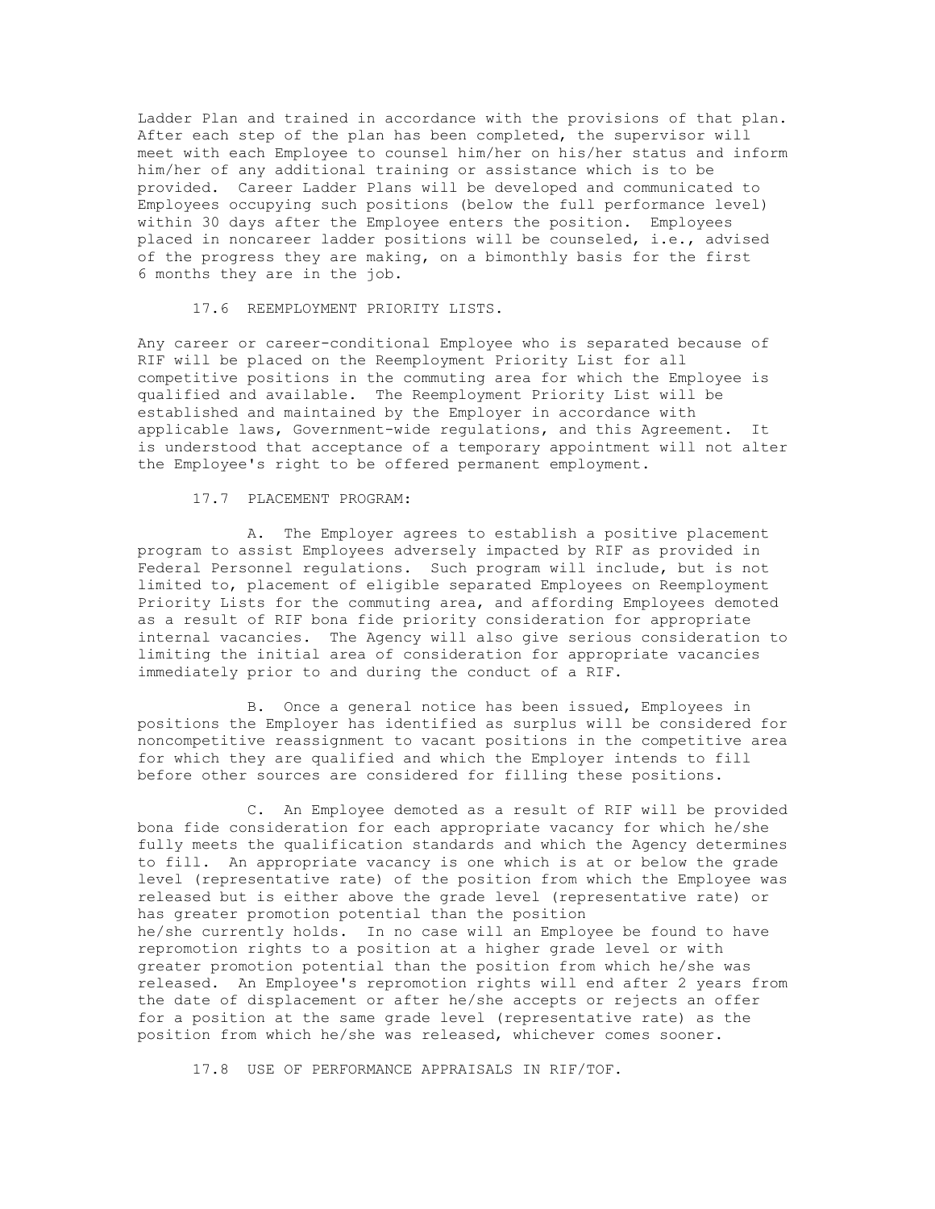Ladder Plan and trained in accordance with the provisions of that plan. After each step of the plan has been completed, the supervisor will meet with each Employee to counsel him/her on his/her status and inform him/her of any additional training or assistance which is to be provided. Career Ladder Plans will be developed and communicated to Employees occupying such positions (below the full performance level) within 30 days after the Employee enters the position. Employees placed in noncareer ladder positions will be counseled, i.e., advised of the progress they are making, on a bimonthly basis for the first 6 months they are in the job.

### 17.6 REEMPLOYMENT PRIORITY LISTS.

Any career or career-conditional Employee who is separated because of RIF will be placed on the Reemployment Priority List for all competitive positions in the commuting area for which the Employee is qualified and available. The Reemployment Priority List will be established and maintained by the Employer in accordance with applicable laws, Government-wide regulations, and this Agreement. It is understood that acceptance of a temporary appointment will not alter the Employee's right to be offered permanent employment.

### 17.7 PLACEMENT PROGRAM:

A. The Employer agrees to establish a positive placement program to assist Employees adversely impacted by RIF as provided in Federal Personnel regulations. Such program will include, but is not limited to, placement of eligible separated Employees on Reemployment Priority Lists for the commuting area, and affording Employees demoted as a result of RIF bona fide priority consideration for appropriate internal vacancies. The Agency will also give serious consideration to limiting the initial area of consideration for appropriate vacancies immediately prior to and during the conduct of a RIF.

B. Once a general notice has been issued, Employees in positions the Employer has identified as surplus will be considered for noncompetitive reassignment to vacant positions in the competitive area for which they are qualified and which the Employer intends to fill before other sources are considered for filling these positions.

C. An Employee demoted as a result of RIF will be provided bona fide consideration for each appropriate vacancy for which he/she fully meets the qualification standards and which the Agency determines to fill. An appropriate vacancy is one which is at or below the grade level (representative rate) of the position from which the Employee was released but is either above the grade level (representative rate) or has greater promotion potential than the position he/she currently holds. In no case will an Employee be found to have repromotion rights to a position at a higher grade level or with greater promotion potential than the position from which he/she was released. An Employee's repromotion rights will end after 2 years from the date of displacement or after he/she accepts or rejects an offer for a position at the same grade level (representative rate) as the position from which he/she was released, whichever comes sooner.

### 17.8 USE OF PERFORMANCE APPRAISALS IN RIF/TOF.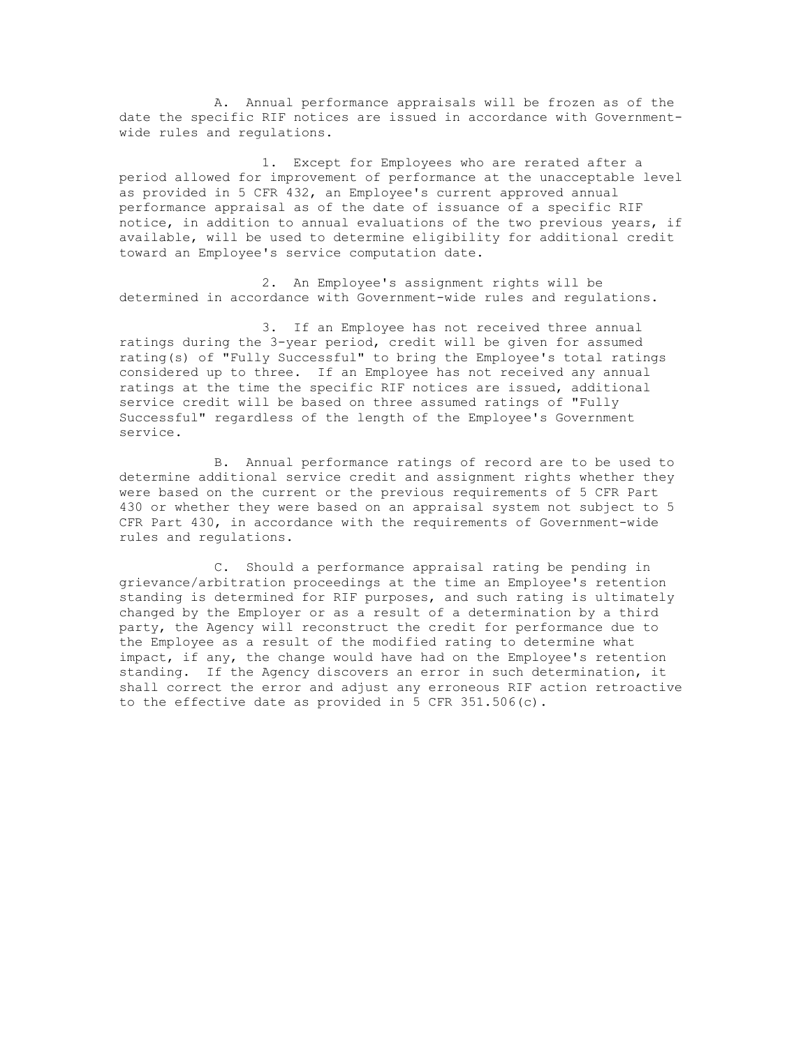A. Annual performance appraisals will be frozen as of the date the specific RIF notices are issued in accordance with Government-wide rules and regulations.

1. Except for Employees who are rerated after a period allowed for improvement of performance at the unacceptable level as provided in 5 CFR 432, an Employee's current approved annual performance appraisal as of the date of issuance of a specific RIF notice, in addition to annual evaluations of the two previous years, if available, will be used to determine eligibility for additional credit toward an Employee's service computation date.

2. An Employee's assignment rights will be determined in accordance with Government-wide rules and regulations.

3. If an Employee has not received three annual ratings during the 3-year period, credit will be given for assumed rating(s) of "Fully Successful" to bring the Employee's total ratings considered up to three. If an Employee has not received any annual ratings at the time the specific RIF notices are issued, additional service credit will be based on three assumed ratings of "Fully Successful" regardless of the length of the Employee's Government service.

B. Annual performance ratings of record are to be used to determine additional service credit and assignment rights whether they were based on the current or the previous requirements of 5 CFR Part 430 or whether they were based on an appraisal system not subject to 5 CFR Part 430, in accordance with the requirements of Government-wide rules and regulations.

C. Should a performance appraisal rating be pending in grievance/arbitration proceedings at the time an Employee's retention standing is determined for RIF purposes, and such rating is ultimately changed by the Employer or as a result of a determination by a third party, the Agency will reconstruct the credit for performance due to the Employee as a result of the modified rating to determine what impact, if any, the change would have had on the Employee's retention standing. If the Agency discovers an error in such determination, it shall correct the error and adjust any erroneous RIF action retroactive to the effective date as provided in 5 CFR 351.506(c).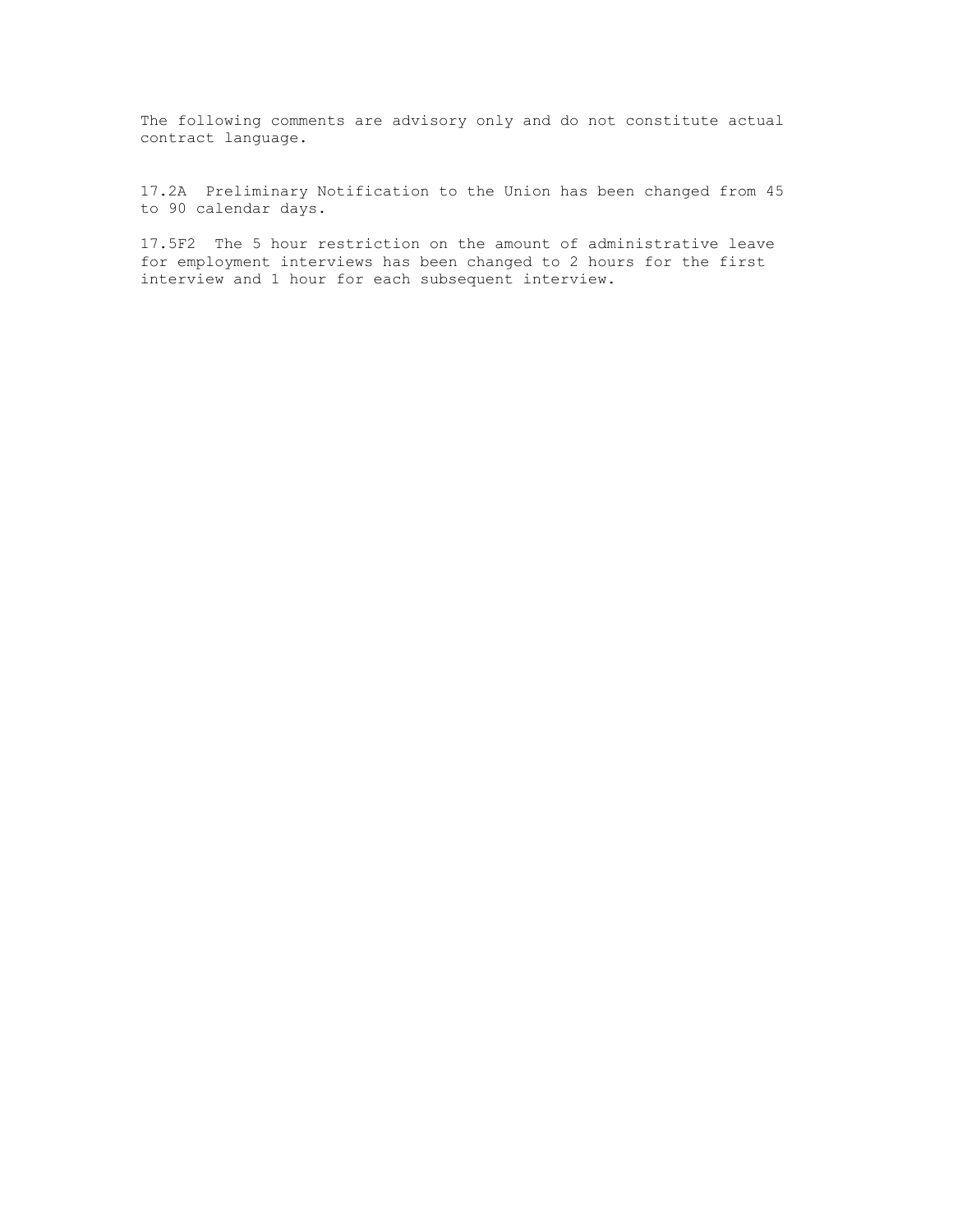The following comments are advisory only and do not constitute actual contract language.

17.2A  Preliminary Notification to the Union has been changed from 45 to 90 calendar days.

17.5F2  The 5 hour restriction on the amount of administrative leave for employment interviews has been changed to 2 hours for the first interview and 1 hour for each subsequent interview.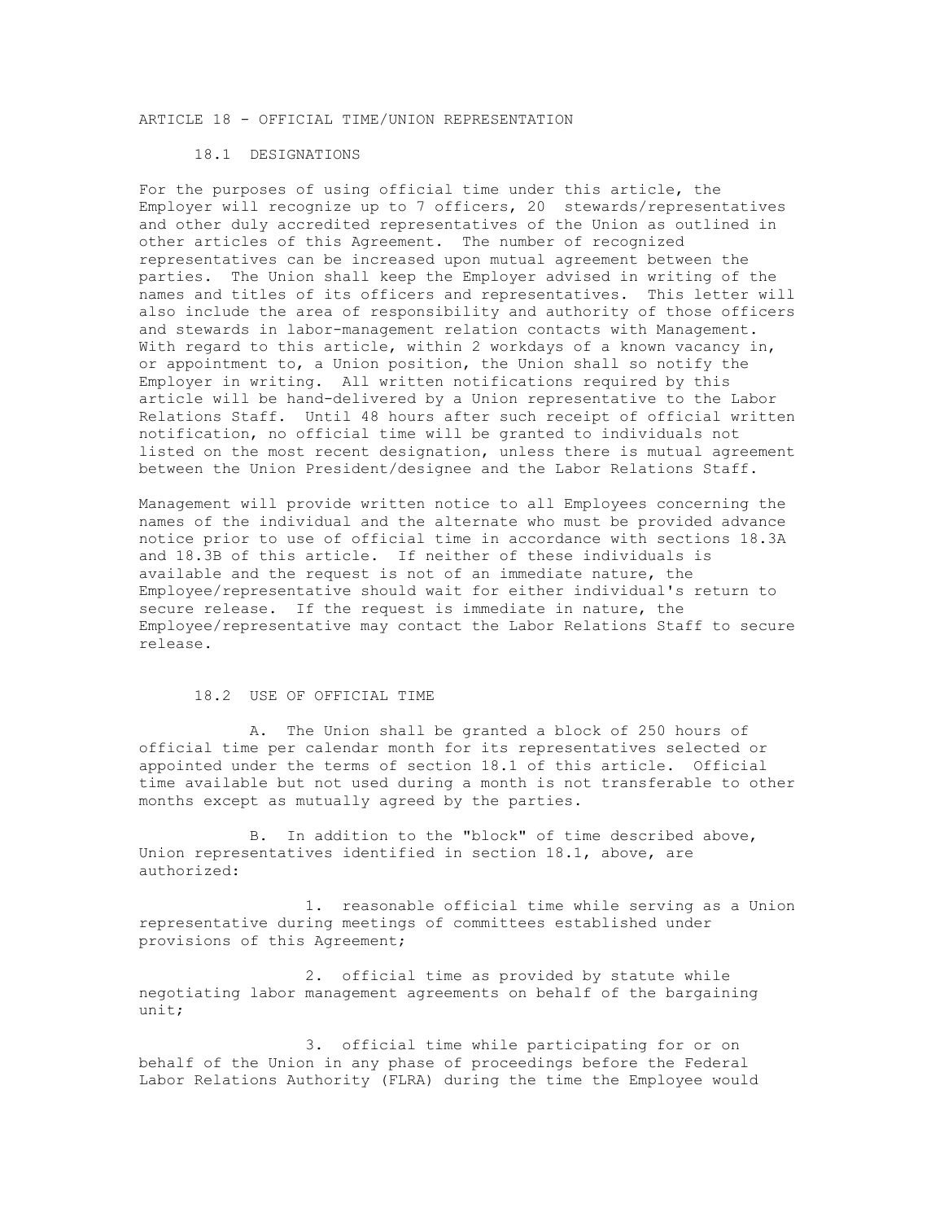## ARTICLE 18 - OFFICIAL TIME/UNION REPRESENTATION

### 18.1 DESIGNATIONS

For the purposes of using official time under this article, the Employer will recognize up to 7 officers, 20 stewards/representatives and other duly accredited representatives of the Union as outlined in other articles of this Agreement. The number of recognized representatives can be increased upon mutual agreement between the parties. The Union shall keep the Employer advised in writing of the names and titles of its officers and representatives. This letter will also include the area of responsibility and authority of those officers and stewards in labor-management relation contacts with Management. With regard to this article, within 2 workdays of a known vacancy in, or appointment to, a Union position, the Union shall so notify the Employer in writing. All written notifications required by this article will be hand-delivered by a Union representative to the Labor Relations Staff. Until 48 hours after such receipt of official written notification, no official time will be granted to individuals not listed on the most recent designation, unless there is mutual agreement between the Union President/designee and the Labor Relations Staff.

Management will provide written notice to all Employees concerning the names of the individual and the alternate who must be provided advance notice prior to use of official time in accordance with sections 18.3A and 18.3B of this article. If neither of these individuals is available and the request is not of an immediate nature, the Employee/representative should wait for either individual's return to secure release. If the request is immediate in nature, the Employee/representative may contact the Labor Relations Staff to secure release.

### 18.2 USE OF OFFICIAL TIME

A. The Union shall be granted a block of 250 hours of official time per calendar month for its representatives selected or appointed under the terms of section 18.1 of this article. Official time available but not used during a month is not transferable to other months except as mutually agreed by the parties.

B. In addition to the "block" of time described above, Union representatives identified in section 18.1, above, are authorized:

1. reasonable official time while serving as a Union representative during meetings of committees established under provisions of this Agreement;

2. official time as provided by statute while negotiating labor management agreements on behalf of the bargaining unit;

3. official time while participating for or on behalf of the Union in any phase of proceedings before the Federal Labor Relations Authority (FLRA) during the time the Employee would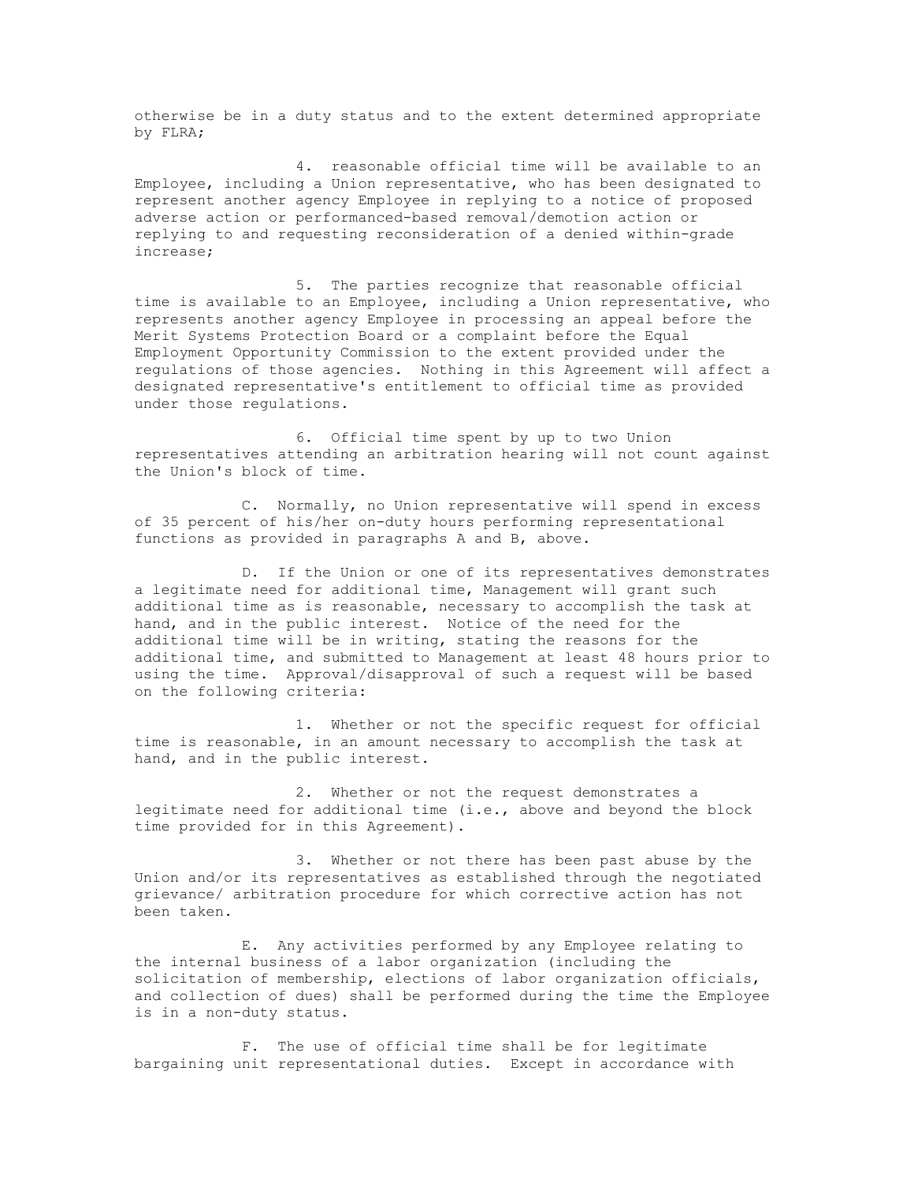otherwise be in a duty status and to the extent determined appropriate by FLRA;

4. reasonable official time will be available to an Employee, including a Union representative, who has been designated to represent another agency Employee in replying to a notice of proposed adverse action or performanced-based removal/demotion action or replying to and requesting reconsideration of a denied within-grade increase;

5. The parties recognize that reasonable official time is available to an Employee, including a Union representative, who represents another agency Employee in processing an appeal before the Merit Systems Protection Board or a complaint before the Equal Employment Opportunity Commission to the extent provided under the regulations of those agencies. Nothing in this Agreement will affect a designated representative's entitlement to official time as provided under those regulations.

6. Official time spent by up to two Union representatives attending an arbitration hearing will not count against the Union's block of time.

C. Normally, no Union representative will spend in excess of 35 percent of his/her on-duty hours performing representational functions as provided in paragraphs A and B, above.

D. If the Union or one of its representatives demonstrates a legitimate need for additional time, Management will grant such additional time as is reasonable, necessary to accomplish the task at hand, and in the public interest. Notice of the need for the additional time will be in writing, stating the reasons for the additional time, and submitted to Management at least 48 hours prior to using the time. Approval/disapproval of such a request will be based on the following criteria:

1. Whether or not the specific request for official time is reasonable, in an amount necessary to accomplish the task at hand, and in the public interest.

2. Whether or not the request demonstrates a legitimate need for additional time (i.e., above and beyond the block time provided for in this Agreement).

3. Whether or not there has been past abuse by the Union and/or its representatives as established through the negotiated grievance/ arbitration procedure for which corrective action has not been taken.

E. Any activities performed by any Employee relating to the internal business of a labor organization (including the solicitation of membership, elections of labor organization officials, and collection of dues) shall be performed during the time the Employee is in a non-duty status.

F. The use of official time shall be for legitimate bargaining unit representational duties. Except in accordance with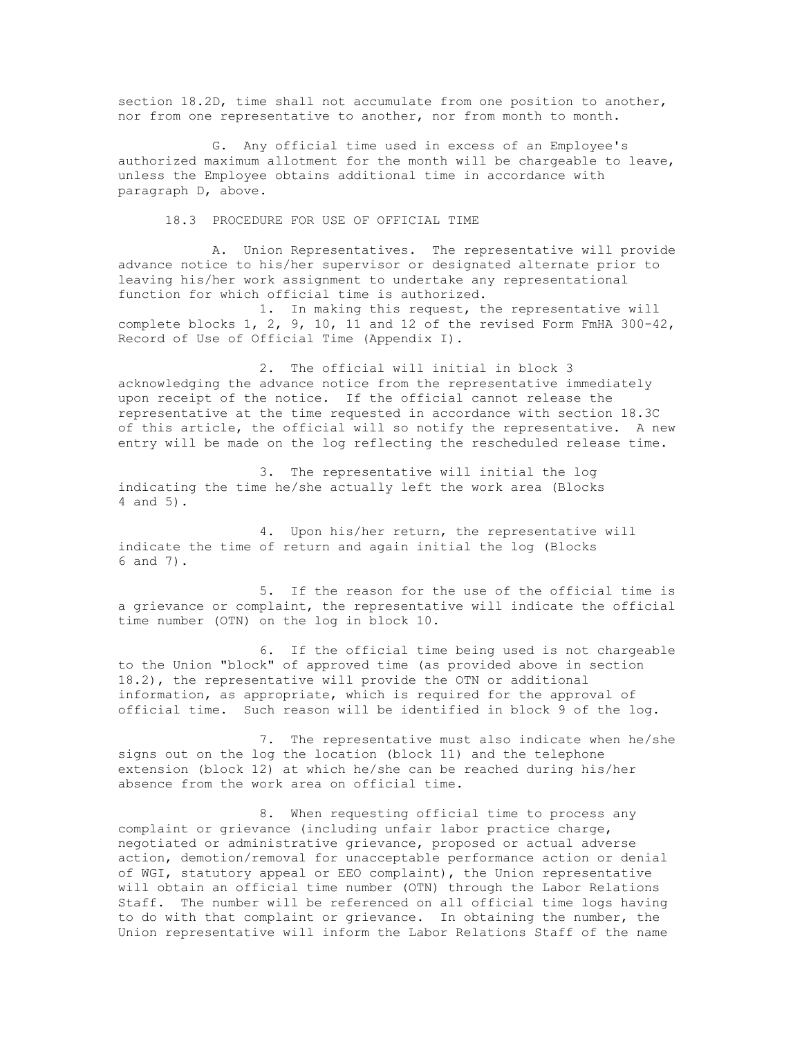section 18.2D, time shall not accumulate from one position to another, nor from one representative to another, nor from month to month.

G. Any official time used in excess of an Employee's authorized maximum allotment for the month will be chargeable to leave, unless the Employee obtains additional time in accordance with paragraph D, above.

18.3 PROCEDURE FOR USE OF OFFICIAL TIME

A. Union Representatives. The representative will provide advance notice to his/her supervisor or designated alternate prior to leaving his/her work assignment to undertake any representational function for which official time is authorized.

1. In making this request, the representative will complete blocks 1, 2, 9, 10, 11 and 12 of the revised Form FmHA 300-42, Record of Use of Official Time (Appendix I).

2. The official will initial in block 3 acknowledging the advance notice from the representative immediately upon receipt of the notice. If the official cannot release the representative at the time requested in accordance with section 18.3C of this article, the official will so notify the representative. A new entry will be made on the log reflecting the rescheduled release time.

3. The representative will initial the log indicating the time he/she actually left the work area (Blocks 4 and 5).

4. Upon his/her return, the representative will indicate the time of return and again initial the log (Blocks 6 and 7).

5. If the reason for the use of the official time is a grievance or complaint, the representative will indicate the official time number (OTN) on the log in block 10.

6. If the official time being used is not chargeable to the Union "block" of approved time (as provided above in section 18.2), the representative will provide the OTN or additional information, as appropriate, which is required for the approval of official time. Such reason will be identified in block 9 of the log.

7. The representative must also indicate when he/she signs out on the log the location (block 11) and the telephone extension (block 12) at which he/she can be reached during his/her absence from the work area on official time.

8. When requesting official time to process any complaint or grievance (including unfair labor practice charge, negotiated or administrative grievance, proposed or actual adverse action, demotion/removal for unacceptable performance action or denial of WGI, statutory appeal or EEO complaint), the Union representative will obtain an official time number (OTN) through the Labor Relations Staff. The number will be referenced on all official time logs having to do with that complaint or grievance. In obtaining the number, the Union representative will inform the Labor Relations Staff of the name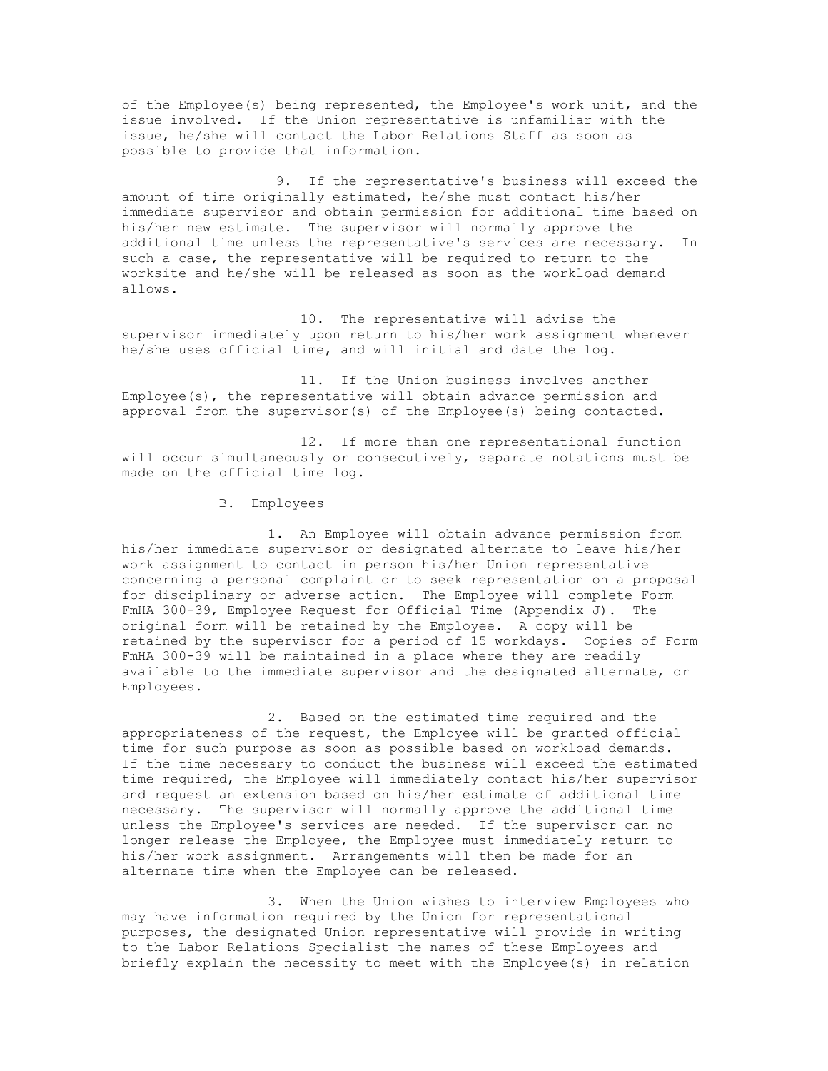of the Employee(s) being represented, the Employee's work unit, and the issue involved. If the Union representative is unfamiliar with the issue, he/she will contact the Labor Relations Staff as soon as possible to provide that information.

9. If the representative's business will exceed the amount of time originally estimated, he/she must contact his/her immediate supervisor and obtain permission for additional time based on his/her new estimate. The supervisor will normally approve the additional time unless the representative's services are necessary. In such a case, the representative will be required to return to the worksite and he/she will be released as soon as the workload demand allows.

10. The representative will advise the supervisor immediately upon return to his/her work assignment whenever he/she uses official time, and will initial and date the log.

11. If the Union business involves another Employee(s), the representative will obtain advance permission and approval from the supervisor(s) of the Employee(s) being contacted.

12. If more than one representational function will occur simultaneously or consecutively, separate notations must be made on the official time log.

B. Employees

1. An Employee will obtain advance permission from his/her immediate supervisor or designated alternate to leave his/her work assignment to contact in person his/her Union representative concerning a personal complaint or to seek representation on a proposal for disciplinary or adverse action. The Employee will complete Form FmHA 300-39, Employee Request for Official Time (Appendix J). The original form will be retained by the Employee. A copy will be retained by the supervisor for a period of 15 workdays. Copies of Form FmHA 300-39 will be maintained in a place where they are readily available to the immediate supervisor and the designated alternate, or Employees.

2. Based on the estimated time required and the appropriateness of the request, the Employee will be granted official time for such purpose as soon as possible based on workload demands. If the time necessary to conduct the business will exceed the estimated time required, the Employee will immediately contact his/her supervisor and request an extension based on his/her estimate of additional time necessary. The supervisor will normally approve the additional time unless the Employee's services are needed. If the supervisor can no longer release the Employee, the Employee must immediately return to his/her work assignment. Arrangements will then be made for an alternate time when the Employee can be released.

3. When the Union wishes to interview Employees who may have information required by the Union for representational purposes, the designated Union representative will provide in writing to the Labor Relations Specialist the names of these Employees and briefly explain the necessity to meet with the Employee(s) in relation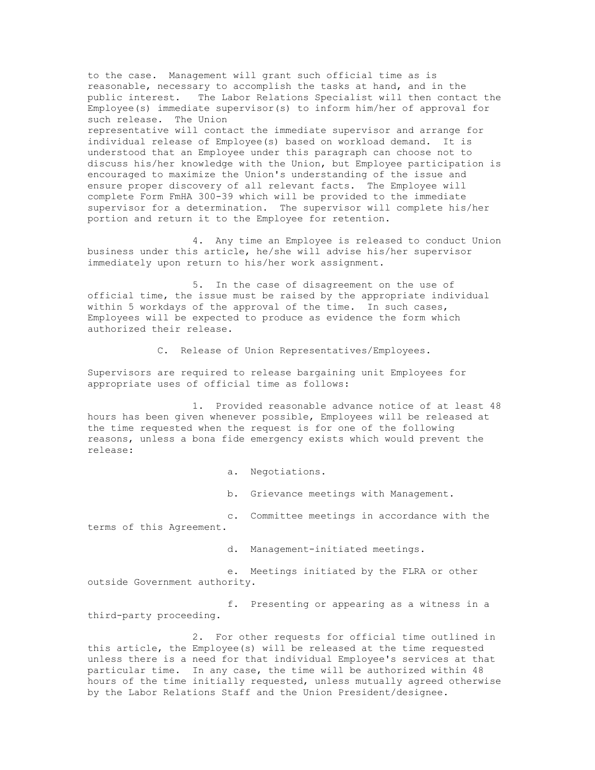to the case. Management will grant such official time as is reasonable, necessary to accomplish the tasks at hand, and in the public interest. The Labor Relations Specialist will then contact the Employee(s) immediate supervisor(s) to inform him/her of approval for such release. The Union representative will contact the immediate supervisor and arrange for individual release of Employee(s) based on workload demand. It is understood that an Employee under this paragraph can choose not to discuss his/her knowledge with the Union, but Employee participation is encouraged to maximize the Union's understanding of the issue and ensure proper discovery of all relevant facts. The Employee will complete Form FmHA 300-39 which will be provided to the immediate supervisor for a determination. The supervisor will complete his/her portion and return it to the Employee for retention.

4. Any time an Employee is released to conduct Union business under this article, he/she will advise his/her supervisor immediately upon return to his/her work assignment.

5. In the case of disagreement on the use of official time, the issue must be raised by the appropriate individual within 5 workdays of the approval of the time. In such cases, Employees will be expected to produce as evidence the form which authorized their release.

C. Release of Union Representatives/Employees.

Supervisors are required to release bargaining unit Employees for appropriate uses of official time as follows:

1. Provided reasonable advance notice of at least 48 hours has been given whenever possible, Employees will be released at the time requested when the request is for one of the following reasons, unless a bona fide emergency exists which would prevent the release:

a. Negotiations.

b. Grievance meetings with Management.

c. Committee meetings in accordance with the terms of this Agreement.

d. Management-initiated meetings.

e. Meetings initiated by the FLRA or other outside Government authority.

f. Presenting or appearing as a witness in a third-party proceeding.

2. For other requests for official time outlined in this article, the Employee(s) will be released at the time requested unless there is a need for that individual Employee's services at that particular time. In any case, the time will be authorized within 48 hours of the time initially requested, unless mutually agreed otherwise by the Labor Relations Staff and the Union President/designee.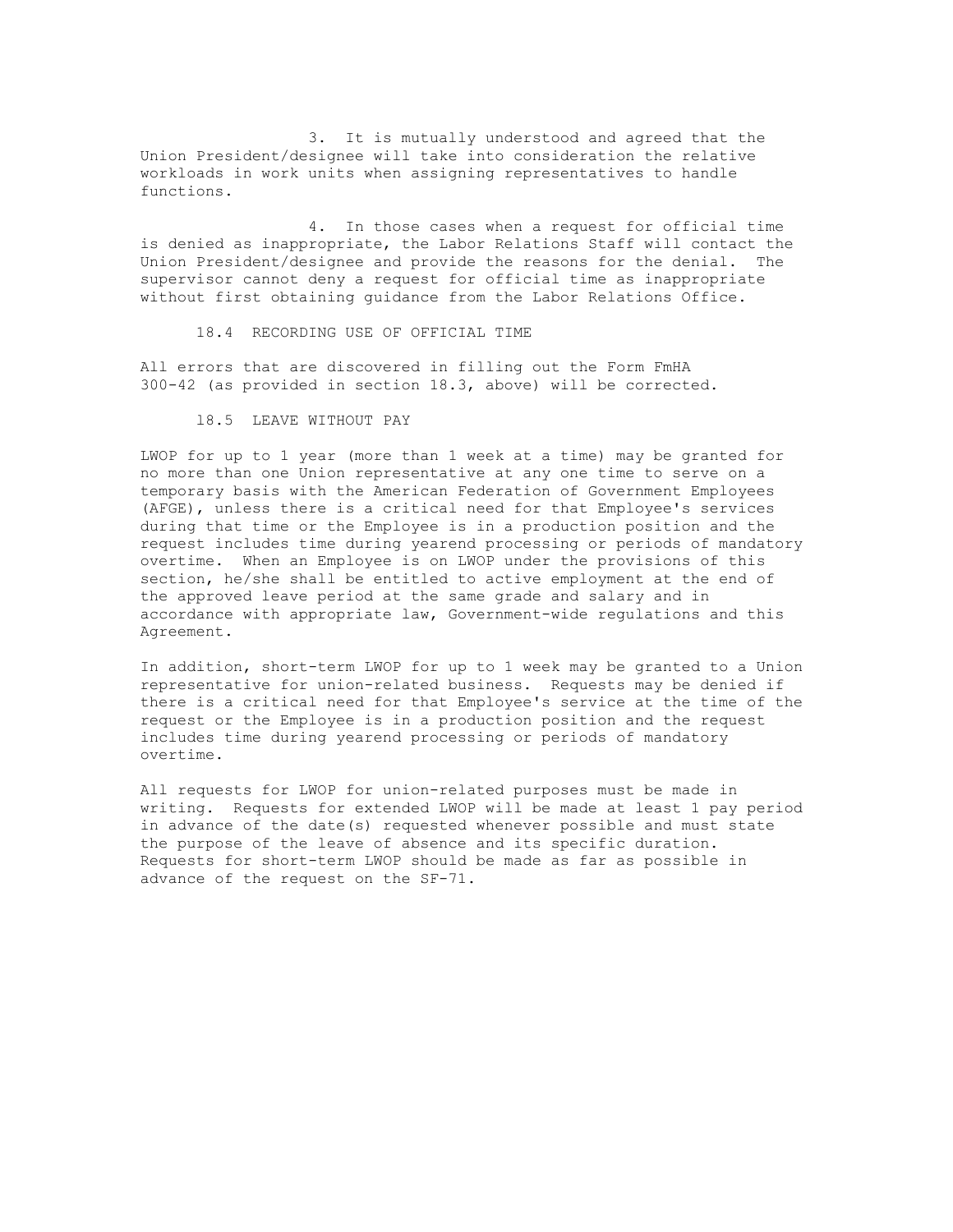3. It is mutually understood and agreed that the Union President/designee will take into consideration the relative workloads in work units when assigning representatives to handle functions.

4. In those cases when a request for official time is denied as inappropriate, the Labor Relations Staff will contact the Union President/designee and provide the reasons for the denial. The supervisor cannot deny a request for official time as inappropriate without first obtaining guidance from the Labor Relations Office.

## 18.4 RECORDING USE OF OFFICIAL TIME

All errors that are discovered in filling out the Form FmHA 300-42 (as provided in section 18.3, above) will be corrected.

## 18.5 LEAVE WITHOUT PAY

LWOP for up to 1 year (more than 1 week at a time) may be granted for no more than one Union representative at any one time to serve on a temporary basis with the American Federation of Government Employees (AFGE), unless there is a critical need for that Employee's services during that time or the Employee is in a production position and the request includes time during yearend processing or periods of mandatory overtime. When an Employee is on LWOP under the provisions of this section, he/she shall be entitled to active employment at the end of the approved leave period at the same grade and salary and in accordance with appropriate law, Government-wide regulations and this Agreement.

In addition, short-term LWOP for up to 1 week may be granted to a Union representative for union-related business. Requests may be denied if there is a critical need for that Employee's service at the time of the request or the Employee is in a production position and the request includes time during yearend processing or periods of mandatory overtime.

All requests for LWOP for union-related purposes must be made in writing. Requests for extended LWOP will be made at least 1 pay period in advance of the date(s) requested whenever possible and must state the purpose of the leave of absence and its specific duration. Requests for short-term LWOP should be made as far as possible in advance of the request on the SF-71.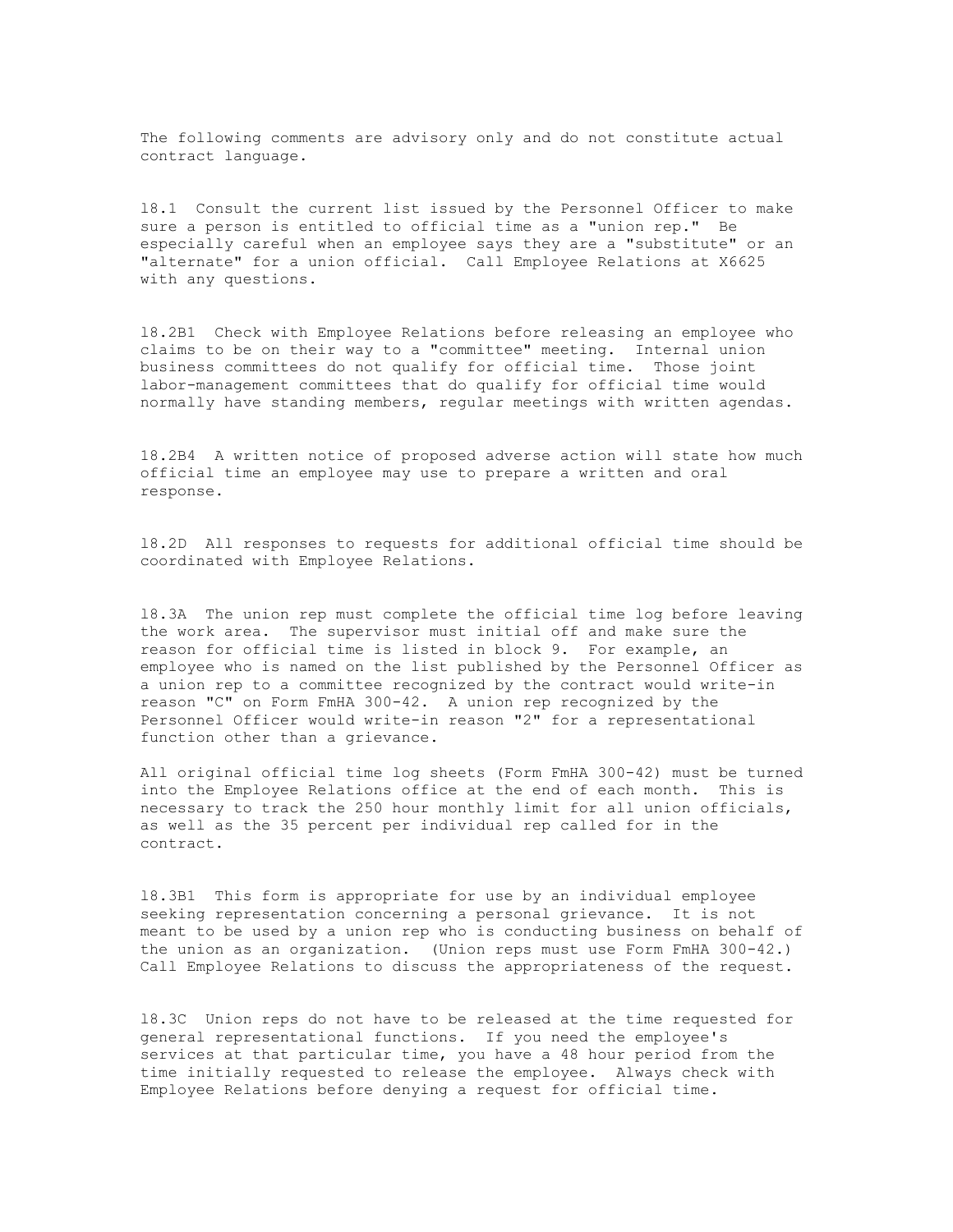The following comments are advisory only and do not constitute actual contract language.

18.1 Consult the current list issued by the Personnel Officer to make sure a person is entitled to official time as a "union rep." Be especially careful when an employee says they are a "substitute" or an "alternate" for a union official. Call Employee Relations at X6625 with any questions.

18.2B1 Check with Employee Relations before releasing an employee who claims to be on their way to a "committee" meeting. Internal union business committees do not qualify for official time. Those joint labor-management committees that do qualify for official time would normally have standing members, regular meetings with written agendas.

18.2B4 A written notice of proposed adverse action will state how much official time an employee may use to prepare a written and oral response.

18.2D All responses to requests for additional official time should be coordinated with Employee Relations.

18.3A The union rep must complete the official time log before leaving the work area. The supervisor must initial off and make sure the reason for official time is listed in block 9. For example, an employee who is named on the list published by the Personnel Officer as a union rep to a committee recognized by the contract would write-in reason "C" on Form FmHA 300-42. A union rep recognized by the Personnel Officer would write-in reason "2" for a representational function other than a grievance.

All original official time log sheets (Form FmHA 300-42) must be turned into the Employee Relations office at the end of each month. This is necessary to track the 250 hour monthly limit for all union officials, as well as the 35 percent per individual rep called for in the contract.

18.3B1 This form is appropriate for use by an individual employee seeking representation concerning a personal grievance. It is not meant to be used by a union rep who is conducting business on behalf of the union as an organization. (Union reps must use Form FmHA 300-42.) Call Employee Relations to discuss the appropriateness of the request.

18.3C Union reps do not have to be released at the time requested for general representational functions. If you need the employee's services at that particular time, you have a 48 hour period from the time initially requested to release the employee. Always check with Employee Relations before denying a request for official time.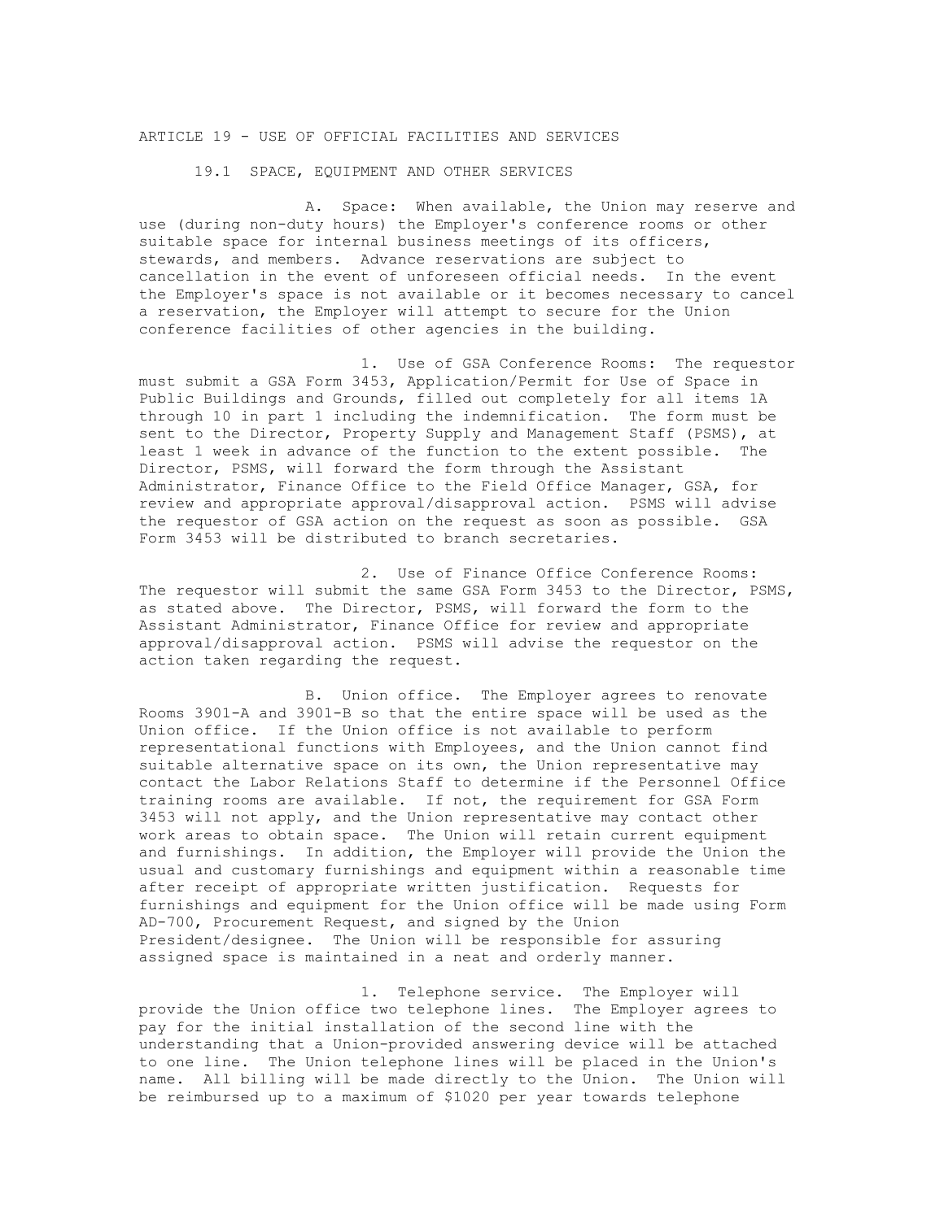# ARTICLE 19 - USE OF OFFICIAL FACILITIES AND SERVICES

## 19.1 SPACE, EQUIPMENT AND OTHER SERVICES

A. Space: When available, the Union may reserve and use (during non-duty hours) the Employer's conference rooms or other suitable space for internal business meetings of its officers, stewards, and members. Advance reservations are subject to cancellation in the event of unforeseen official needs. In the event the Employer's space is not available or it becomes necessary to cancel a reservation, the Employer will attempt to secure for the Union conference facilities of other agencies in the building.

1. Use of GSA Conference Rooms: The requestor must submit a GSA Form 3453, Application/Permit for Use of Space in Public Buildings and Grounds, filled out completely for all items 1A through 10 in part 1 including the indemnification. The form must be sent to the Director, Property Supply and Management Staff (PSMS), at least 1 week in advance of the function to the extent possible. The Director, PSMS, will forward the form through the Assistant Administrator, Finance Office to the Field Office Manager, GSA, for review and appropriate approval/disapproval action. PSMS will advise the requestor of GSA action on the request as soon as possible. GSA Form 3453 will be distributed to branch secretaries.

2. Use of Finance Office Conference Rooms: The requestor will submit the same GSA Form 3453 to the Director, PSMS, as stated above. The Director, PSMS, will forward the form to the Assistant Administrator, Finance Office for review and appropriate approval/disapproval action. PSMS will advise the requestor on the action taken regarding the request.

B. Union office. The Employer agrees to renovate Rooms 3901-A and 3901-B so that the entire space will be used as the Union office. If the Union office is not available to perform representational functions with Employees, and the Union cannot find suitable alternative space on its own, the Union representative may contact the Labor Relations Staff to determine if the Personnel Office training rooms are available. If not, the requirement for GSA Form 3453 will not apply, and the Union representative may contact other work areas to obtain space. The Union will retain current equipment and furnishings. In addition, the Employer will provide the Union the usual and customary furnishings and equipment within a reasonable time after receipt of appropriate written justification. Requests for furnishings and equipment for the Union office will be made using Form AD-700, Procurement Request, and signed by the Union President/designee. The Union will be responsible for assuring assigned space is maintained in a neat and orderly manner.

1. Telephone service. The Employer will provide the Union office two telephone lines. The Employer agrees to pay for the initial installation of the second line with the understanding that a Union-provided answering device will be attached to one line. The Union telephone lines will be placed in the Union's name. All billing will be made directly to the Union. The Union will be reimbursed up to a maximum of $1020 per year towards telephone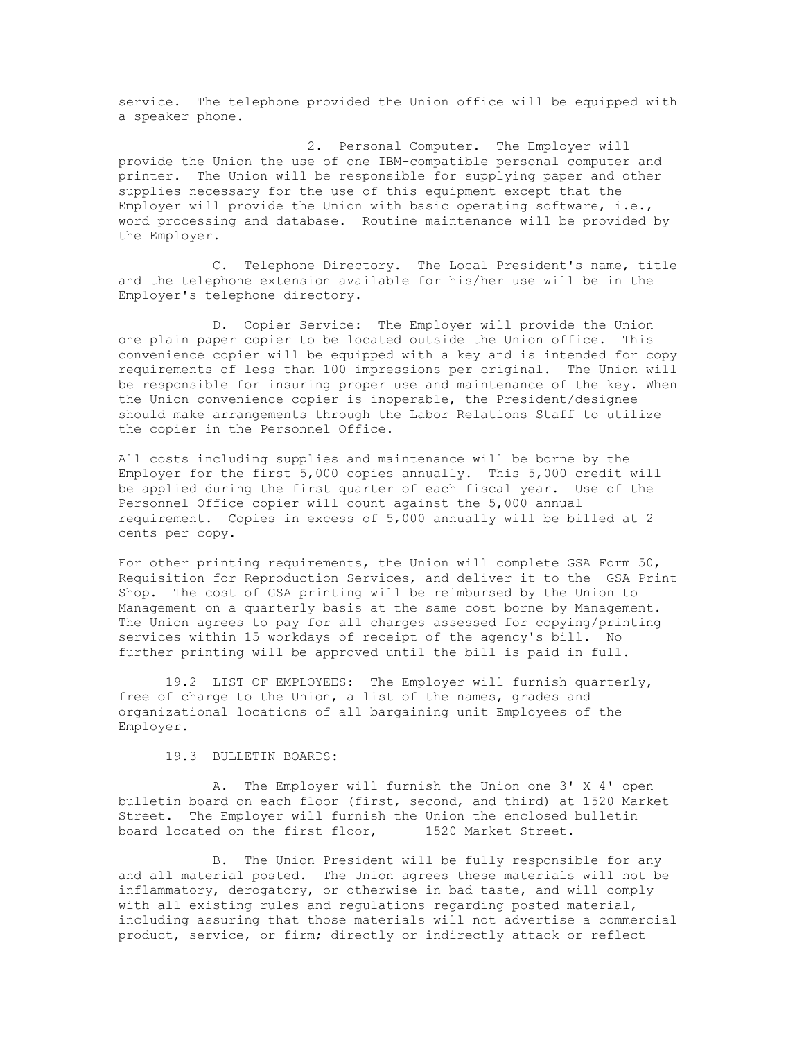service. The telephone provided the Union office will be equipped with a speaker phone.

2. Personal Computer. The Employer will provide the Union the use of one IBM-compatible personal computer and printer. The Union will be responsible for supplying paper and other supplies necessary for the use of this equipment except that the Employer will provide the Union with basic operating software, i.e., word processing and database. Routine maintenance will be provided by the Employer.

C. Telephone Directory. The Local President's name, title and the telephone extension available for his/her use will be in the Employer's telephone directory.

D. Copier Service: The Employer will provide the Union one plain paper copier to be located outside the Union office. This convenience copier will be equipped with a key and is intended for copy requirements of less than 100 impressions per original. The Union will be responsible for insuring proper use and maintenance of the key. When the Union convenience copier is inoperable, the President/designee should make arrangements through the Labor Relations Staff to utilize the copier in the Personnel Office.

All costs including supplies and maintenance will be borne by the Employer for the first 5,000 copies annually. This 5,000 credit will be applied during the first quarter of each fiscal year. Use of the Personnel Office copier will count against the 5,000 annual requirement. Copies in excess of 5,000 annually will be billed at 2 cents per copy.

For other printing requirements, the Union will complete GSA Form 50, Requisition for Reproduction Services, and deliver it to the GSA Print Shop. The cost of GSA printing will be reimbursed by the Union to Management on a quarterly basis at the same cost borne by Management. The Union agrees to pay for all charges assessed for copying/printing services within 15 workdays of receipt of the agency's bill. No further printing will be approved until the bill is paid in full.

19.2 LIST OF EMPLOYEES: The Employer will furnish quarterly, free of charge to the Union, a list of the names, grades and organizational locations of all bargaining unit Employees of the Employer.

19.3 BULLETIN BOARDS:

A. The Employer will furnish the Union one 3' X 4' open bulletin board on each floor (first, second, and third) at 1520 Market Street. The Employer will furnish the Union the enclosed bulletin board located on the first floor, 1520 Market Street.

B. The Union President will be fully responsible for any and all material posted. The Union agrees these materials will not be inflammatory, derogatory, or otherwise in bad taste, and will comply with all existing rules and regulations regarding posted material, including assuring that those materials will not advertise a commercial product, service, or firm; directly or indirectly attack or reflect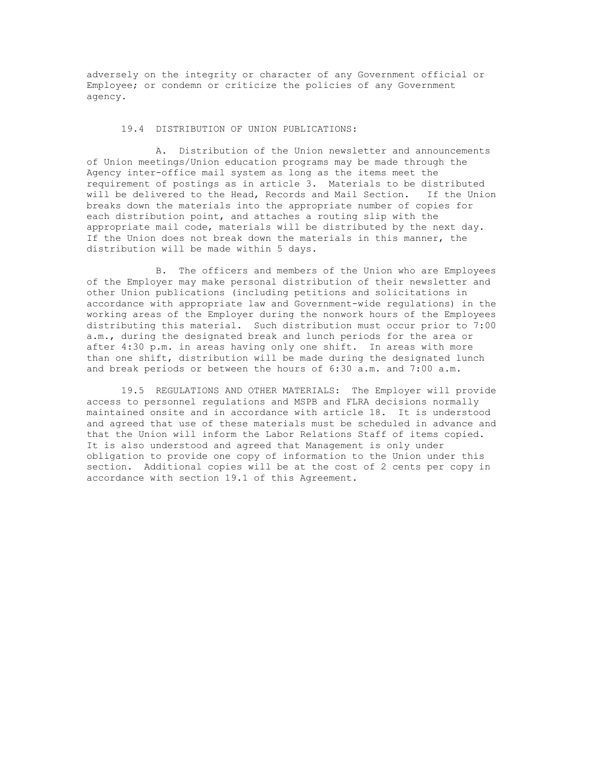adversely on the integrity or character of any Government official or Employee; or condemn or criticize the policies of any Government agency.

19.4 DISTRIBUTION OF UNION PUBLICATIONS:

A. Distribution of the Union newsletter and announcements of Union meetings/Union education programs may be made through the Agency inter-office mail system as long as the items meet the requirement of postings as in article 3. Materials to be distributed will be delivered to the Head, Records and Mail Section. If the Union breaks down the materials into the appropriate number of copies for each distribution point, and attaches a routing slip with the appropriate mail code, materials will be distributed by the next day. If the Union does not break down the materials in this manner, the distribution will be made within 5 days.

B. The officers and members of the Union who are Employees of the Employer may make personal distribution of their newsletter and other Union publications (including petitions and solicitations in accordance with appropriate law and Government-wide regulations) in the working areas of the Employer during the nonwork hours of the Employees distributing this material. Such distribution must occur prior to 7:00 a.m., during the designated break and lunch periods for the area or after 4:30 p.m. in areas having only one shift. In areas with more than one shift, distribution will be made during the designated lunch and break periods or between the hours of 6:30 a.m. and 7:00 a.m.

19.5 REGULATIONS AND OTHER MATERIALS: The Employer will provide access to personnel regulations and MSPB and FLRA decisions normally maintained onsite and in accordance with article 18. It is understood and agreed that use of these materials must be scheduled in advance and that the Union will inform the Labor Relations Staff of items copied. It is also understood and agreed that Management is only under obligation to provide one copy of information to the Union under this section. Additional copies will be at the cost of 2 cents per copy in accordance with section 19.1 of this Agreement.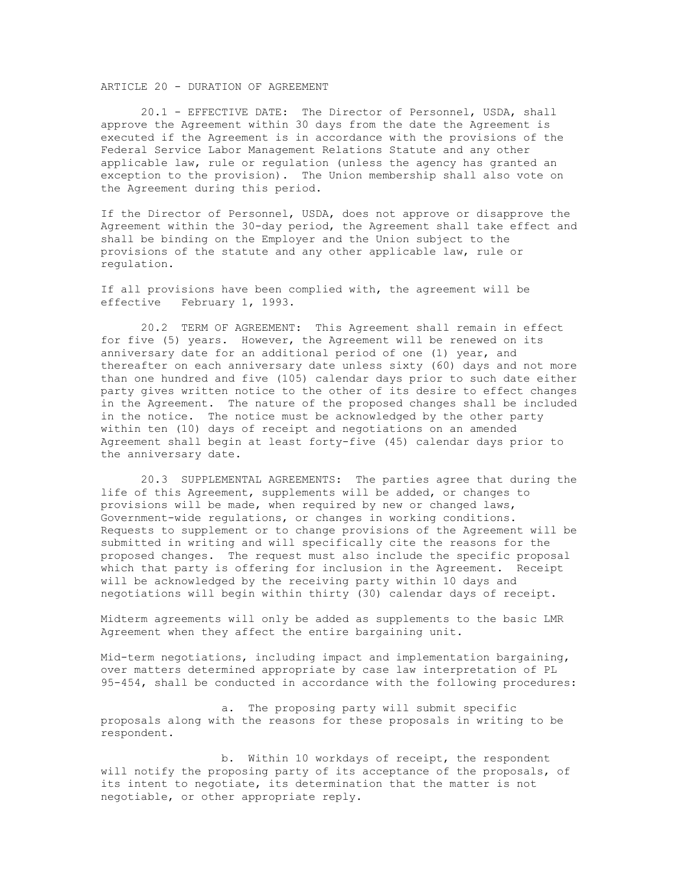## ARTICLE 20 - DURATION OF AGREEMENT

20.1 - EFFECTIVE DATE: The Director of Personnel, USDA, shall approve the Agreement within 30 days from the date the Agreement is executed if the Agreement is in accordance with the provisions of the Federal Service Labor Management Relations Statute and any other applicable law, rule or regulation (unless the agency has granted an exception to the provision). The Union membership shall also vote on the Agreement during this period.

If the Director of Personnel, USDA, does not approve or disapprove the Agreement within the 30-day period, the Agreement shall take effect and shall be binding on the Employer and the Union subject to the provisions of the statute and any other applicable law, rule or regulation.

If all provisions have been complied with, the agreement will be effective February 1, 1993.

20.2 TERM OF AGREEMENT: This Agreement shall remain in effect for five (5) years. However, the Agreement will be renewed on its anniversary date for an additional period of one (1) year, and thereafter on each anniversary date unless sixty (60) days and not more than one hundred and five (105) calendar days prior to such date either party gives written notice to the other of its desire to effect changes in the Agreement. The nature of the proposed changes shall be included in the notice. The notice must be acknowledged by the other party within ten (10) days of receipt and negotiations on an amended Agreement shall begin at least forty-five (45) calendar days prior to the anniversary date.

20.3 SUPPLEMENTAL AGREEMENTS: The parties agree that during the life of this Agreement, supplements will be added, or changes to provisions will be made, when required by new or changed laws, Government-wide regulations, or changes in working conditions. Requests to supplement or to change provisions of the Agreement will be submitted in writing and will specifically cite the reasons for the proposed changes. The request must also include the specific proposal which that party is offering for inclusion in the Agreement. Receipt will be acknowledged by the receiving party within 10 days and negotiations will begin within thirty (30) calendar days of receipt.

Midterm agreements will only be added as supplements to the basic LMR Agreement when they affect the entire bargaining unit.

Mid-term negotiations, including impact and implementation bargaining, over matters determined appropriate by case law interpretation of PL 95-454, shall be conducted in accordance with the following procedures:

a. The proposing party will submit specific proposals along with the reasons for these proposals in writing to be respondent.

b. Within 10 workdays of receipt, the respondent will notify the proposing party of its acceptance of the proposals, of its intent to negotiate, its determination that the matter is not negotiable, or other appropriate reply.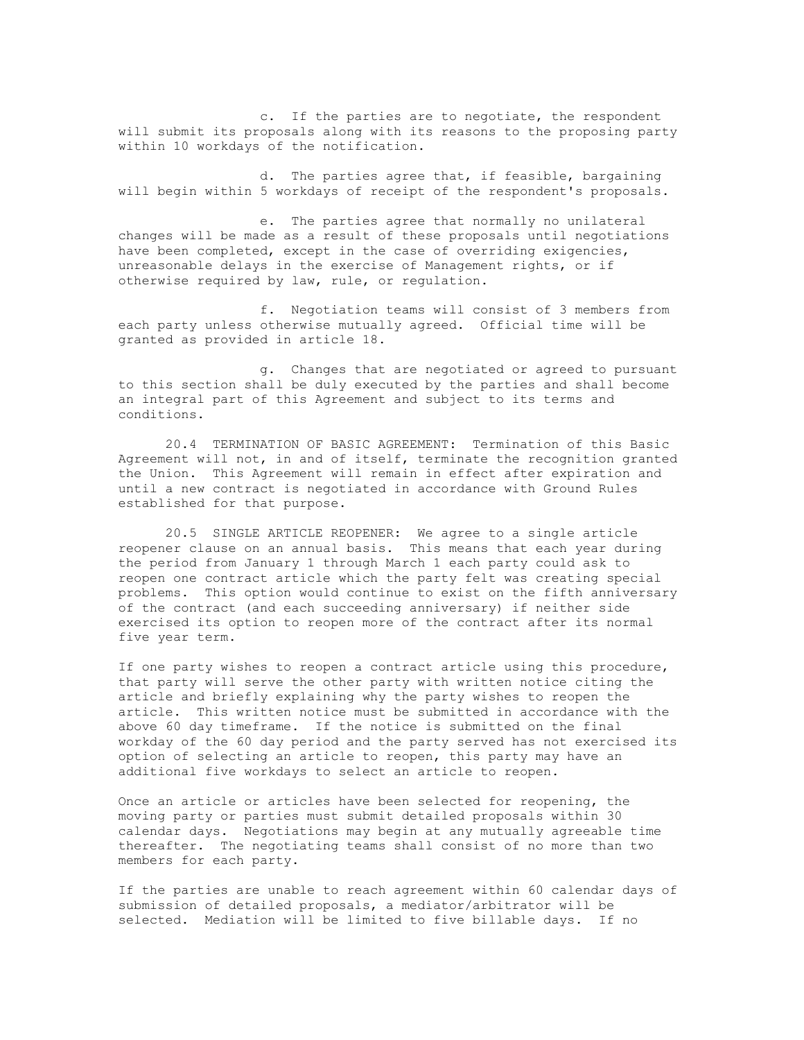c. If the parties are to negotiate, the respondent will submit its proposals along with its reasons to the proposing party within 10 workdays of the notification.

d. The parties agree that, if feasible, bargaining will begin within 5 workdays of receipt of the respondent's proposals.

e. The parties agree that normally no unilateral changes will be made as a result of these proposals until negotiations have been completed, except in the case of overriding exigencies, unreasonable delays in the exercise of Management rights, or if otherwise required by law, rule, or regulation.

f. Negotiation teams will consist of 3 members from each party unless otherwise mutually agreed. Official time will be granted as provided in article 18.

g. Changes that are negotiated or agreed to pursuant to this section shall be duly executed by the parties and shall become an integral part of this Agreement and subject to its terms and conditions.

20.4 TERMINATION OF BASIC AGREEMENT: Termination of this Basic Agreement will not, in and of itself, terminate the recognition granted the Union. This Agreement will remain in effect after expiration and until a new contract is negotiated in accordance with Ground Rules established for that purpose.

20.5 SINGLE ARTICLE REOPENER: We agree to a single article reopener clause on an annual basis. This means that each year during the period from January 1 through March 1 each party could ask to reopen one contract article which the party felt was creating special problems. This option would continue to exist on the fifth anniversary of the contract (and each succeeding anniversary) if neither side exercised its option to reopen more of the contract after its normal five year term.

If one party wishes to reopen a contract article using this procedure, that party will serve the other party with written notice citing the article and briefly explaining why the party wishes to reopen the article. This written notice must be submitted in accordance with the above 60 day timeframe. If the notice is submitted on the final workday of the 60 day period and the party served has not exercised its option of selecting an article to reopen, this party may have an additional five workdays to select an article to reopen.

Once an article or articles have been selected for reopening, the moving party or parties must submit detailed proposals within 30 calendar days. Negotiations may begin at any mutually agreeable time thereafter. The negotiating teams shall consist of no more than two members for each party.

If the parties are unable to reach agreement within 60 calendar days of submission of detailed proposals, a mediator/arbitrator will be selected. Mediation will be limited to five billable days. If no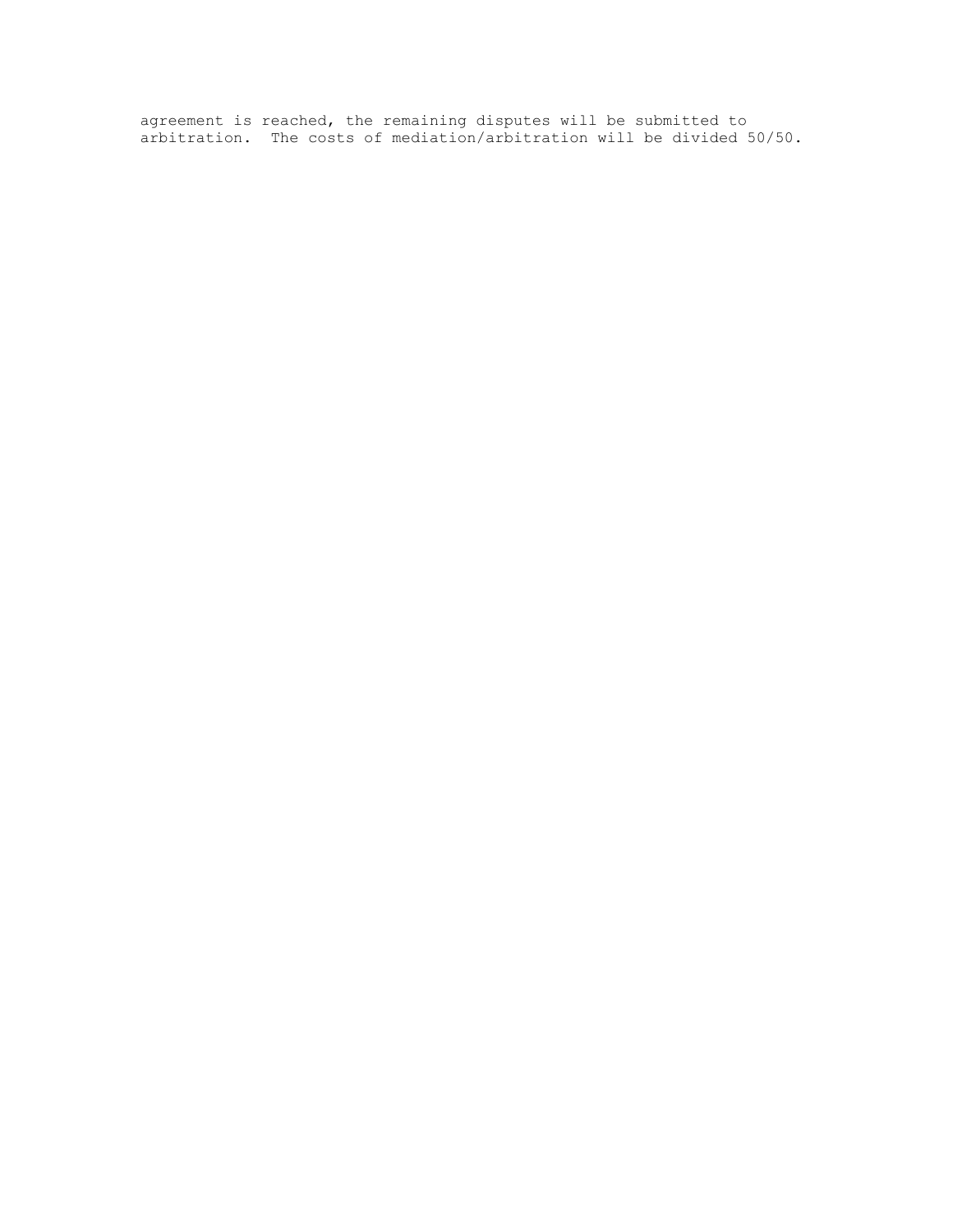agreement is reached, the remaining disputes will be submitted to arbitration. The costs of mediation/arbitration will be divided 50/50.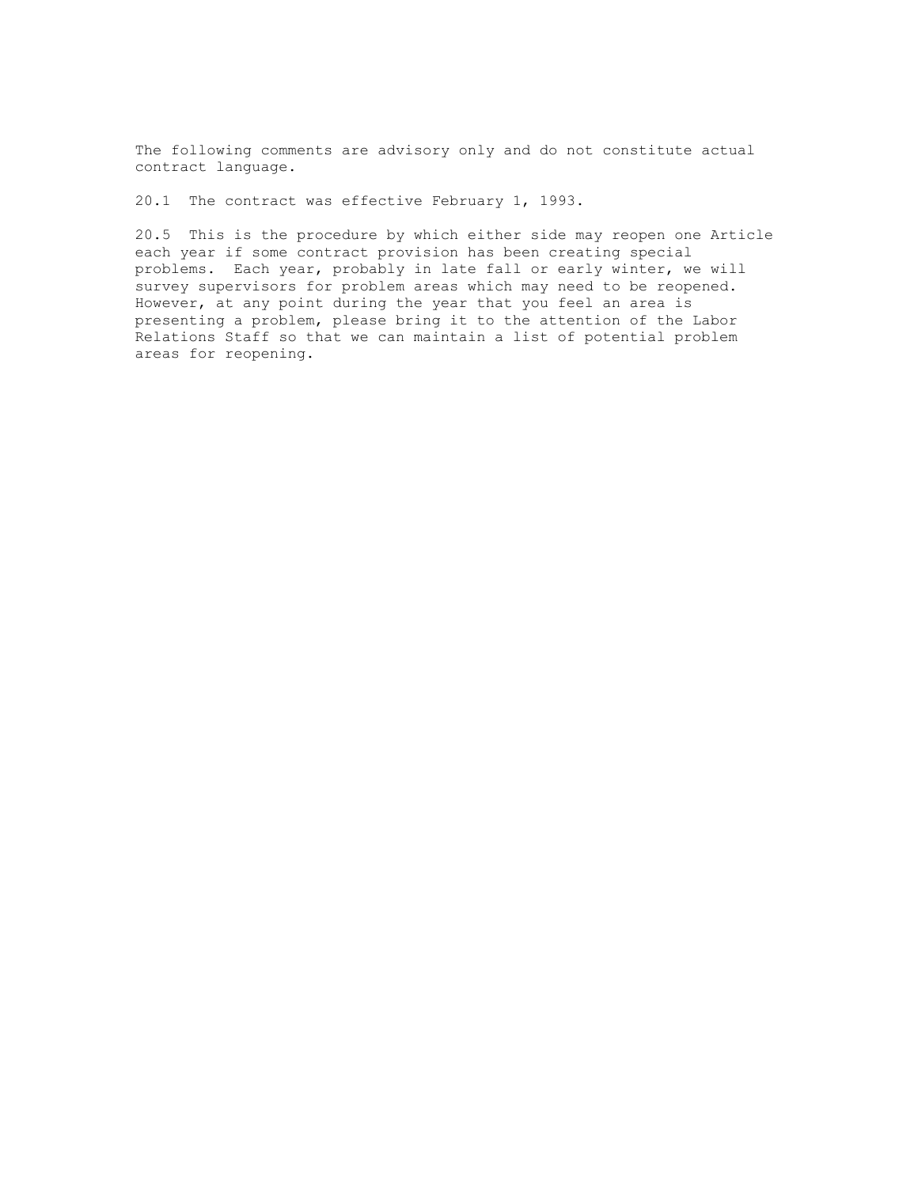The following comments are advisory only and do not constitute actual contract language.

20.1 The contract was effective February 1, 1993.

20.5 This is the procedure by which either side may reopen one Article each year if some contract provision has been creating special problems. Each year, probably in late fall or early winter, we will survey supervisors for problem areas which may need to be reopened. However, at any point during the year that you feel an area is presenting a problem, please bring it to the attention of the Labor Relations Staff so that we can maintain a list of potential problem areas for reopening.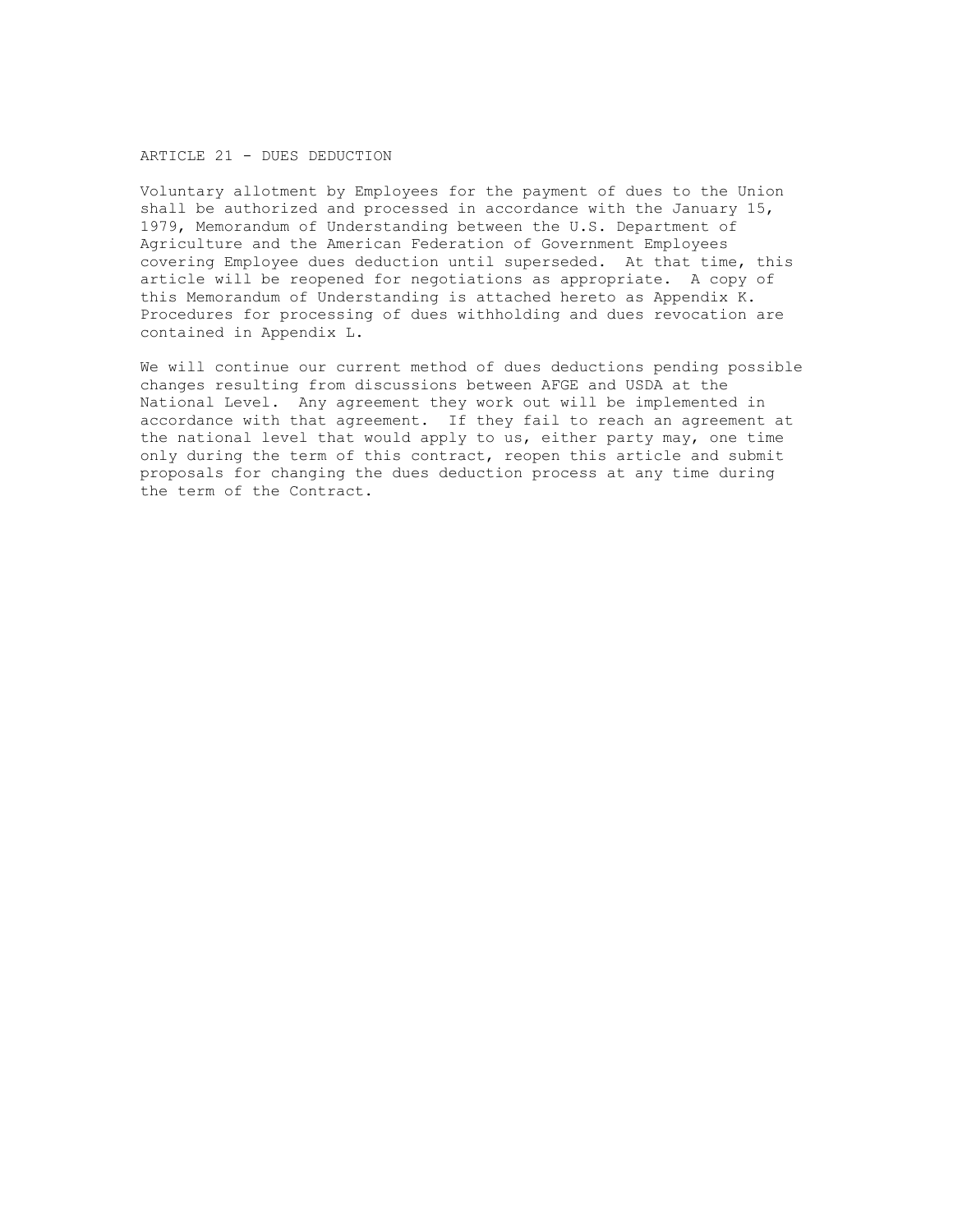## ARTICLE 21 - DUES DEDUCTION

Voluntary allotment by Employees for the payment of dues to the Union shall be authorized and processed in accordance with the January 15, 1979, Memorandum of Understanding between the U.S. Department of Agriculture and the American Federation of Government Employees covering Employee dues deduction until superseded. At that time, this article will be reopened for negotiations as appropriate. A copy of this Memorandum of Understanding is attached hereto as Appendix K. Procedures for processing of dues withholding and dues revocation are contained in Appendix L.

We will continue our current method of dues deductions pending possible changes resulting from discussions between AFGE and USDA at the National Level. Any agreement they work out will be implemented in accordance with that agreement. If they fail to reach an agreement at the national level that would apply to us, either party may, one time only during the term of this contract, reopen this article and submit proposals for changing the dues deduction process at any time during the term of the Contract.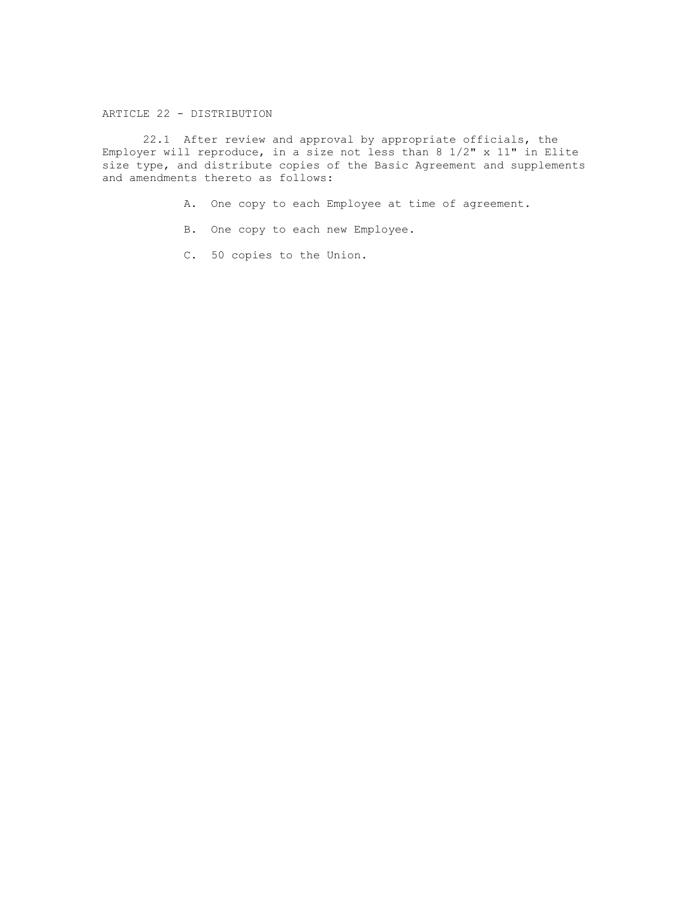## ARTICLE 22 - DISTRIBUTION

22.1 After review and approval by appropriate officials, the Employer will reproduce, in a size not less than 8 1/2" x 11" in Elite size type, and distribute copies of the Basic Agreement and supplements and amendments thereto as follows:

A. One copy to each Employee at time of agreement.

B. One copy to each new Employee.

C. 50 copies to the Union.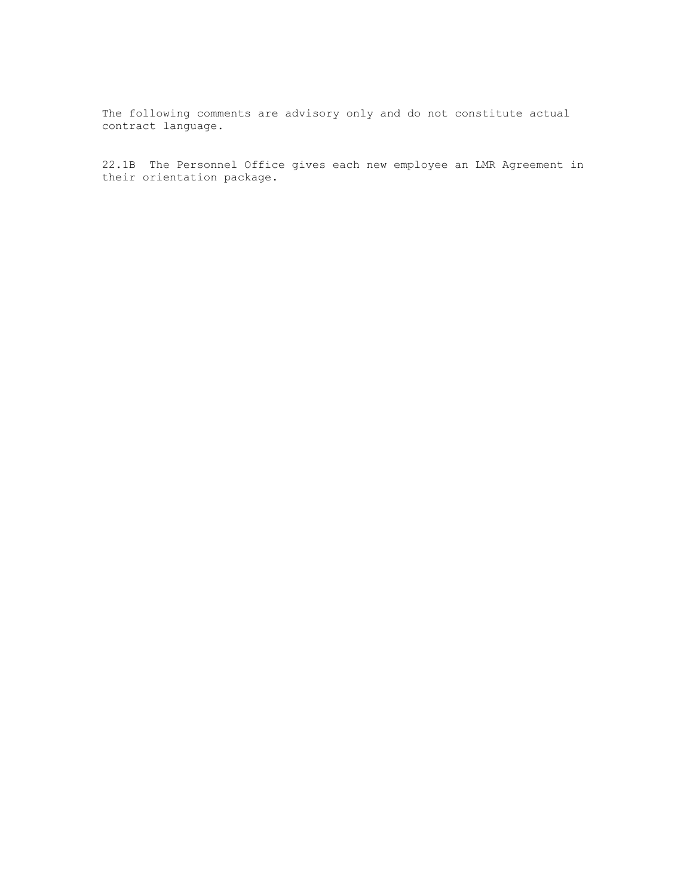The following comments are advisory only and do not constitute actual contract language.

22.1B The Personnel Office gives each new employee an LMR Agreement in their orientation package.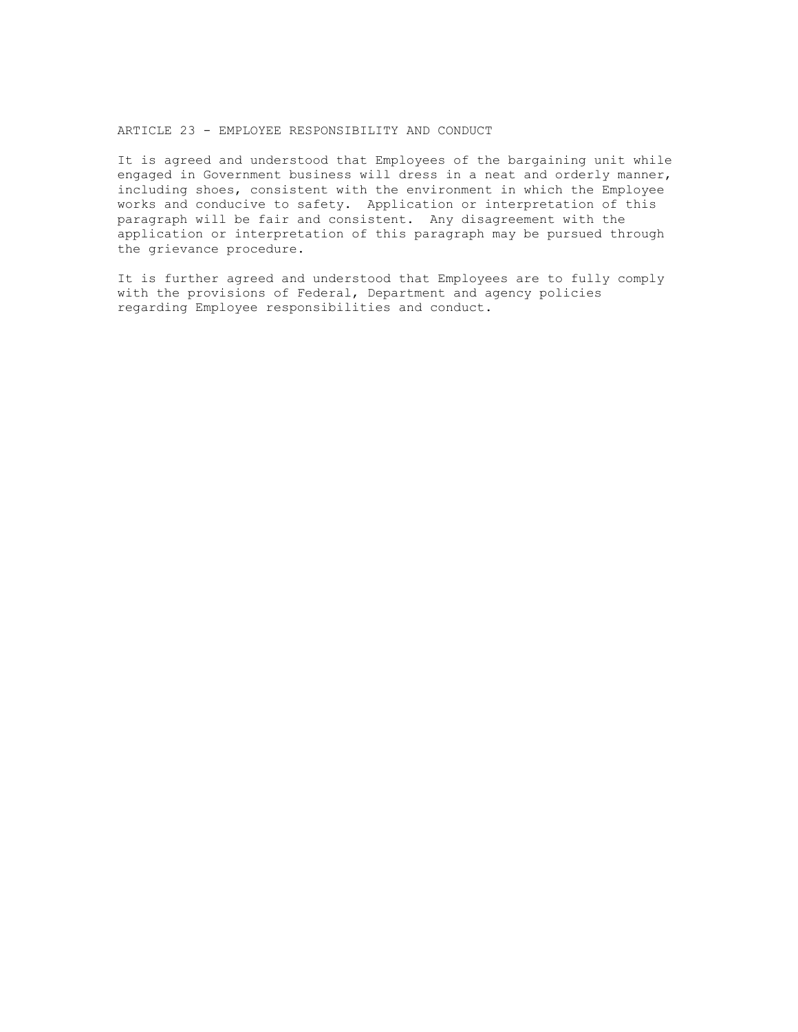## ARTICLE 23 - EMPLOYEE RESPONSIBILITY AND CONDUCT

It is agreed and understood that Employees of the bargaining unit while engaged in Government business will dress in a neat and orderly manner, including shoes, consistent with the environment in which the Employee works and conducive to safety. Application or interpretation of this paragraph will be fair and consistent. Any disagreement with the application or interpretation of this paragraph may be pursued through the grievance procedure.

It is further agreed and understood that Employees are to fully comply with the provisions of Federal, Department and agency policies regarding Employee responsibilities and conduct.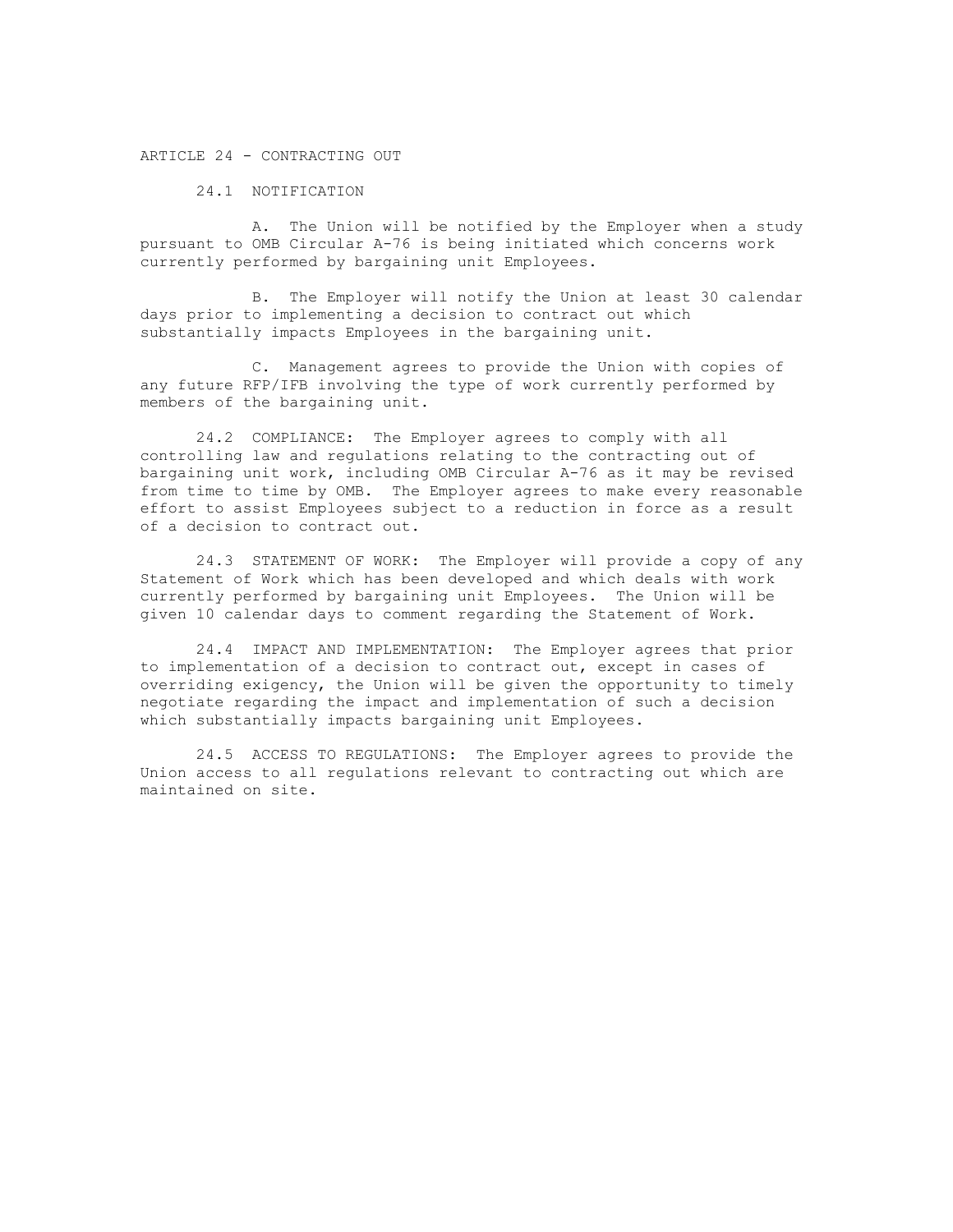## ARTICLE 24 - CONTRACTING OUT

### 24.1 NOTIFICATION

A. The Union will be notified by the Employer when a study pursuant to OMB Circular A-76 is being initiated which concerns work currently performed by bargaining unit Employees.

B. The Employer will notify the Union at least 30 calendar days prior to implementing a decision to contract out which substantially impacts Employees in the bargaining unit.

C. Management agrees to provide the Union with copies of any future RFP/IFB involving the type of work currently performed by members of the bargaining unit.

24.2 COMPLIANCE: The Employer agrees to comply with all controlling law and regulations relating to the contracting out of bargaining unit work, including OMB Circular A-76 as it may be revised from time to time by OMB. The Employer agrees to make every reasonable effort to assist Employees subject to a reduction in force as a result of a decision to contract out.

24.3 STATEMENT OF WORK: The Employer will provide a copy of any Statement of Work which has been developed and which deals with work currently performed by bargaining unit Employees. The Union will be given 10 calendar days to comment regarding the Statement of Work.

24.4 IMPACT AND IMPLEMENTATION: The Employer agrees that prior to implementation of a decision to contract out, except in cases of overriding exigency, the Union will be given the opportunity to timely negotiate regarding the impact and implementation of such a decision which substantially impacts bargaining unit Employees.

24.5 ACCESS TO REGULATIONS: The Employer agrees to provide the Union access to all regulations relevant to contracting out which are maintained on site.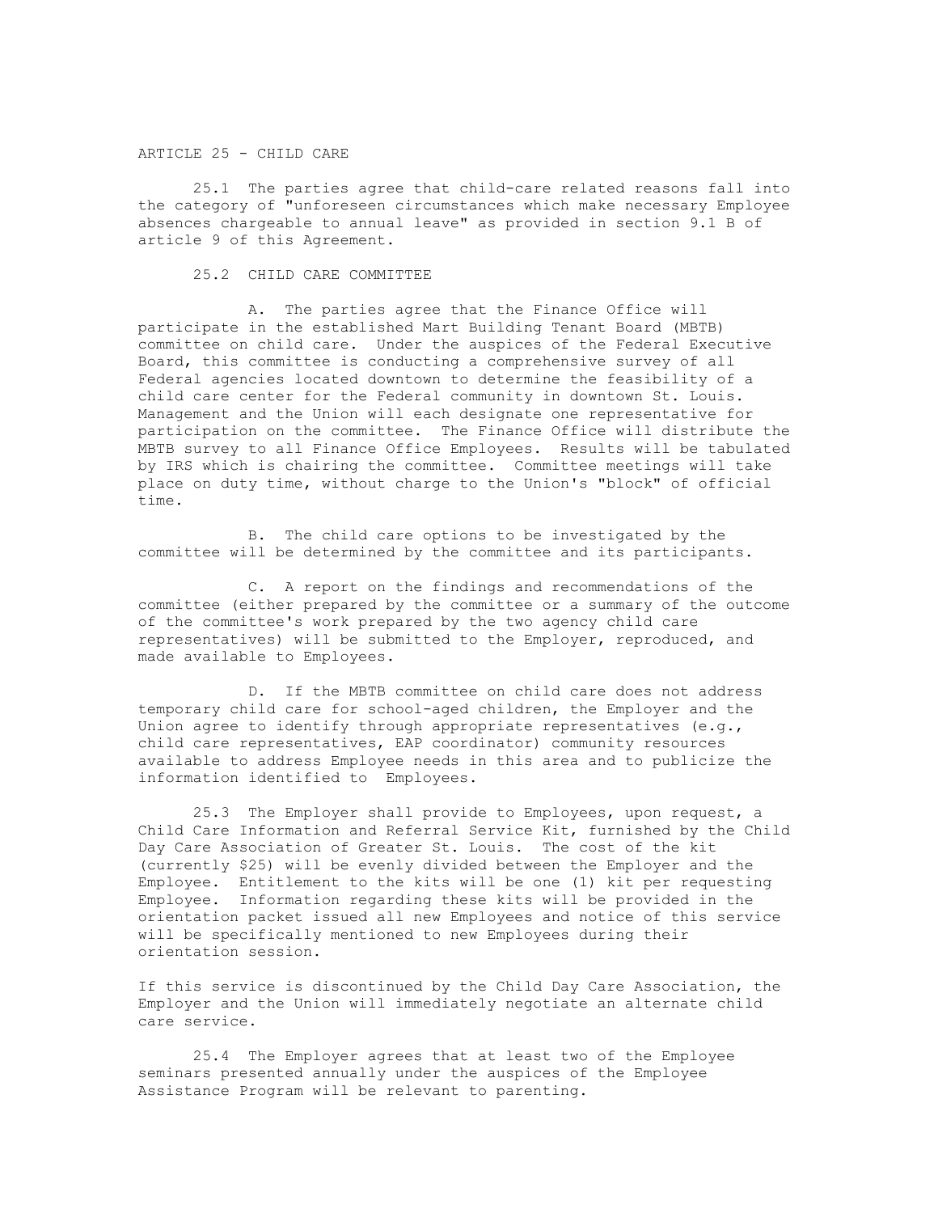## ARTICLE 25 - CHILD CARE

25.1 The parties agree that child-care related reasons fall into the category of "unforeseen circumstances which make necessary Employee absences chargeable to annual leave" as provided in section 9.1 B of article 9 of this Agreement.

25.2 CHILD CARE COMMITTEE

A. The parties agree that the Finance Office will participate in the established Mart Building Tenant Board (MBTB) committee on child care. Under the auspices of the Federal Executive Board, this committee is conducting a comprehensive survey of all Federal agencies located downtown to determine the feasibility of a child care center for the Federal community in downtown St. Louis. Management and the Union will each designate one representative for participation on the committee. The Finance Office will distribute the MBTB survey to all Finance Office Employees. Results will be tabulated by IRS which is chairing the committee. Committee meetings will take place on duty time, without charge to the Union's "block" of official time.

B. The child care options to be investigated by the committee will be determined by the committee and its participants.

C. A report on the findings and recommendations of the committee (either prepared by the committee or a summary of the outcome of the committee's work prepared by the two agency child care representatives) will be submitted to the Employer, reproduced, and made available to Employees.

D. If the MBTB committee on child care does not address temporary child care for school-aged children, the Employer and the Union agree to identify through appropriate representatives (e.g., child care representatives, EAP coordinator) community resources available to address Employee needs in this area and to publicize the information identified to Employees.

25.3 The Employer shall provide to Employees, upon request, a Child Care Information and Referral Service Kit, furnished by the Child Day Care Association of Greater St. Louis. The cost of the kit (currently $25) will be evenly divided between the Employer and the Employee. Entitlement to the kits will be one (1) kit per requesting Employee. Information regarding these kits will be provided in the orientation packet issued all new Employees and notice of this service will be specifically mentioned to new Employees during their orientation session.

If this service is discontinued by the Child Day Care Association, the Employer and the Union will immediately negotiate an alternate child care service.

25.4 The Employer agrees that at least two of the Employee seminars presented annually under the auspices of the Employee Assistance Program will be relevant to parenting.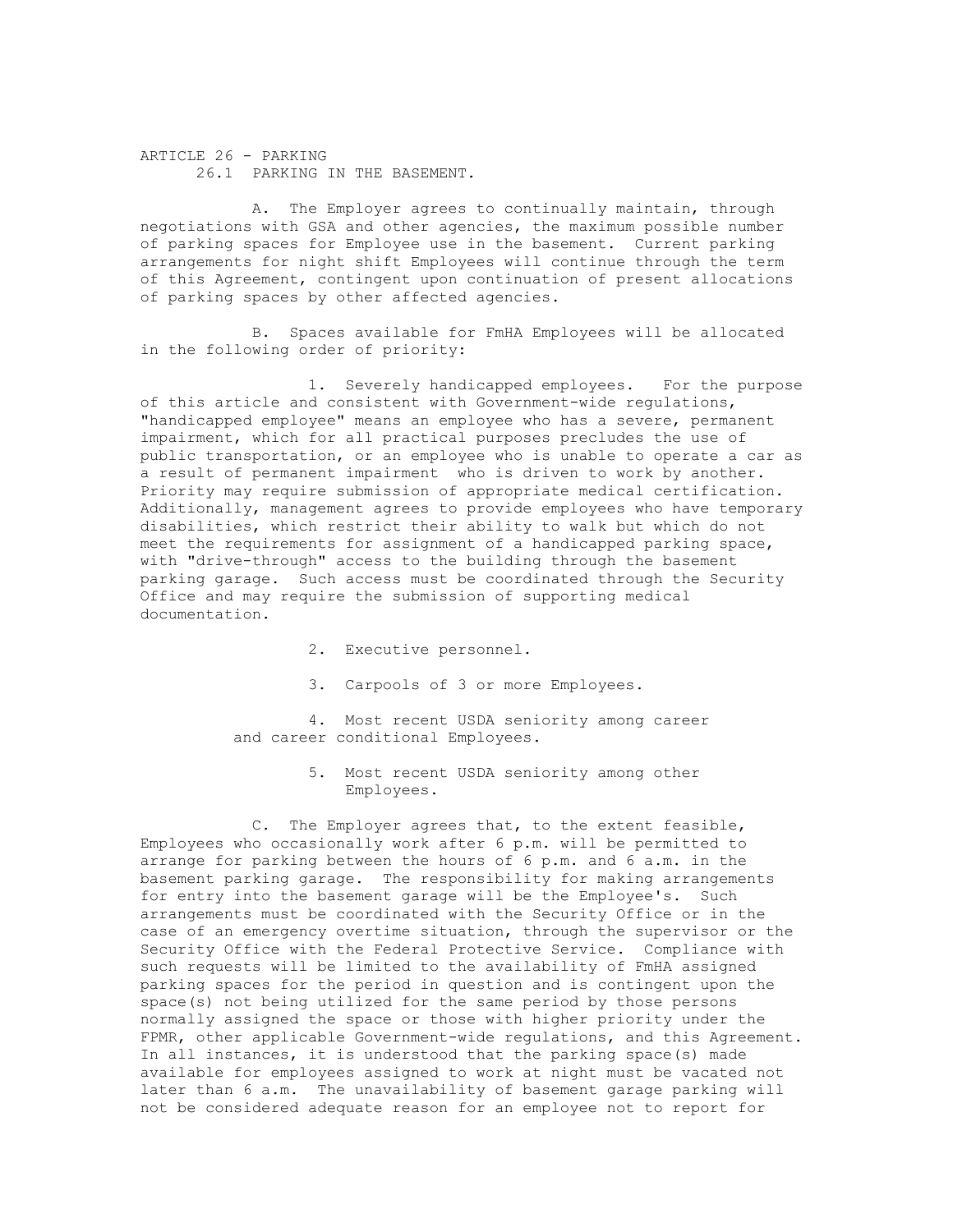# ARTICLE 26 - PARKING

## 26.1 PARKING IN THE BASEMENT.

A. The Employer agrees to continually maintain, through negotiations with GSA and other agencies, the maximum possible number of parking spaces for Employee use in the basement. Current parking arrangements for night shift Employees will continue through the term of this Agreement, contingent upon continuation of present allocations of parking spaces by other affected agencies.

B. Spaces available for FmHA Employees will be allocated in the following order of priority:

1. Severely handicapped employees. For the purpose of this article and consistent with Government-wide regulations, "handicapped employee" means an employee who has a severe, permanent impairment, which for all practical purposes precludes the use of public transportation, or an employee who is unable to operate a car as a result of permanent impairment who is driven to work by another. Priority may require submission of appropriate medical certification. Additionally, management agrees to provide employees who have temporary disabilities, which restrict their ability to walk but which do not meet the requirements for assignment of a handicapped parking space, with "drive-through" access to the building through the basement parking garage. Such access must be coordinated through the Security Office and may require the submission of supporting medical documentation.

2. Executive personnel.

3. Carpools of 3 or more Employees.

4. Most recent USDA seniority among career and career conditional Employees.

5. Most recent USDA seniority among other Employees.

C. The Employer agrees that, to the extent feasible, Employees who occasionally work after 6 p.m. will be permitted to arrange for parking between the hours of 6 p.m. and 6 a.m. in the basement parking garage. The responsibility for making arrangements for entry into the basement garage will be the Employee's. Such arrangements must be coordinated with the Security Office or in the case of an emergency overtime situation, through the supervisor or the Security Office with the Federal Protective Service. Compliance with such requests will be limited to the availability of FmHA assigned parking spaces for the period in question and is contingent upon the space(s) not being utilized for the same period by those persons normally assigned the space or those with higher priority under the FPMR, other applicable Government-wide regulations, and this Agreement. In all instances, it is understood that the parking space(s) made available for employees assigned to work at night must be vacated not later than 6 a.m. The unavailability of basement garage parking will not be considered adequate reason for an employee not to report for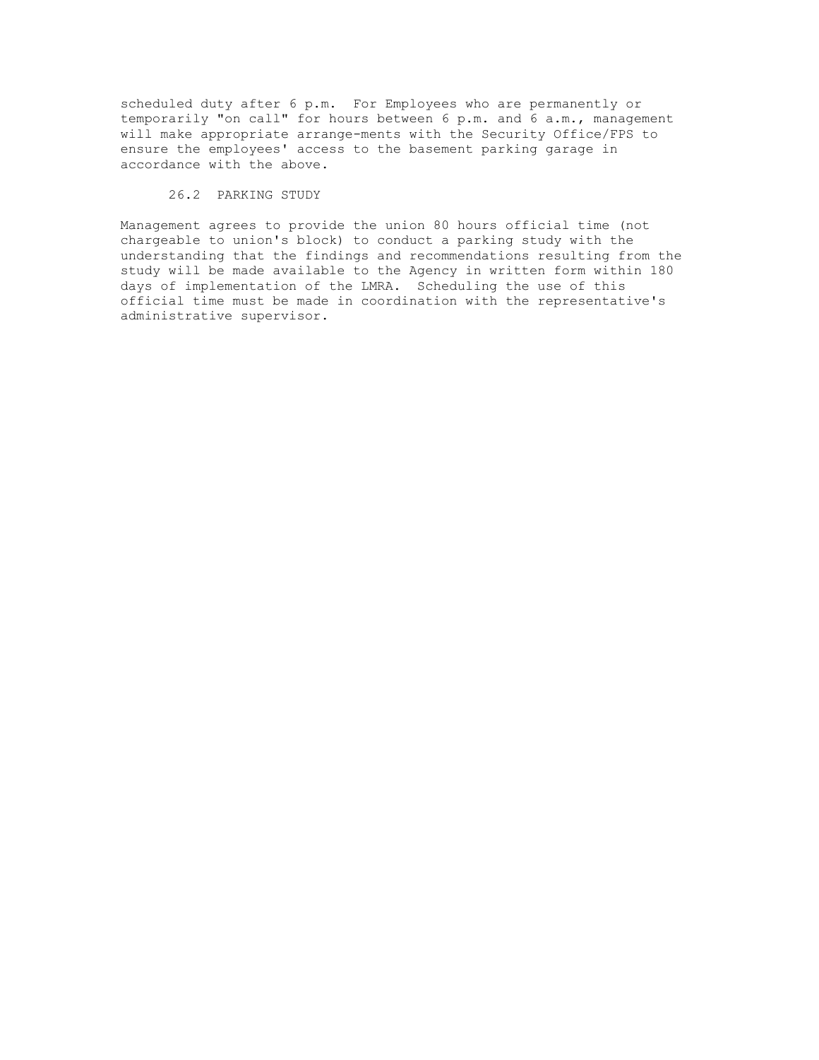scheduled duty after 6 p.m. For Employees who are permanently or temporarily "on call" for hours between 6 p.m. and 6 a.m., management will make appropriate arrange-ments with the Security Office/FPS to ensure the employees' access to the basement parking garage in accordance with the above.

### 26.2 PARKING STUDY

Management agrees to provide the union 80 hours official time (not chargeable to union's block) to conduct a parking study with the understanding that the findings and recommendations resulting from the study will be made available to the Agency in written form within 180 days of implementation of the LMRA. Scheduling the use of this official time must be made in coordination with the representative's administrative supervisor.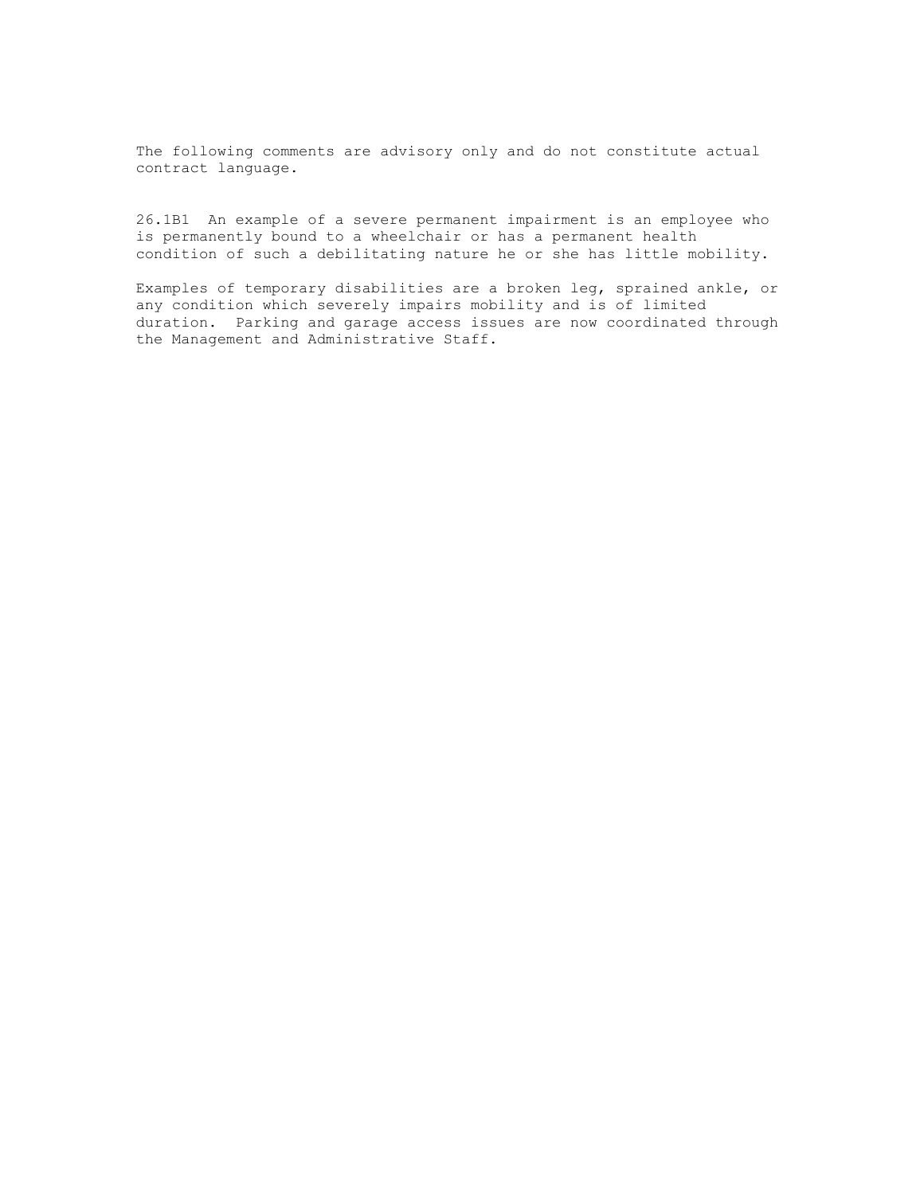The following comments are advisory only and do not constitute actual contract language.

26.1B1 An example of a severe permanent impairment is an employee who is permanently bound to a wheelchair or has a permanent health condition of such a debilitating nature he or she has little mobility.

Examples of temporary disabilities are a broken leg, sprained ankle, or any condition which severely impairs mobility and is of limited duration. Parking and garage access issues are now coordinated through the Management and Administrative Staff.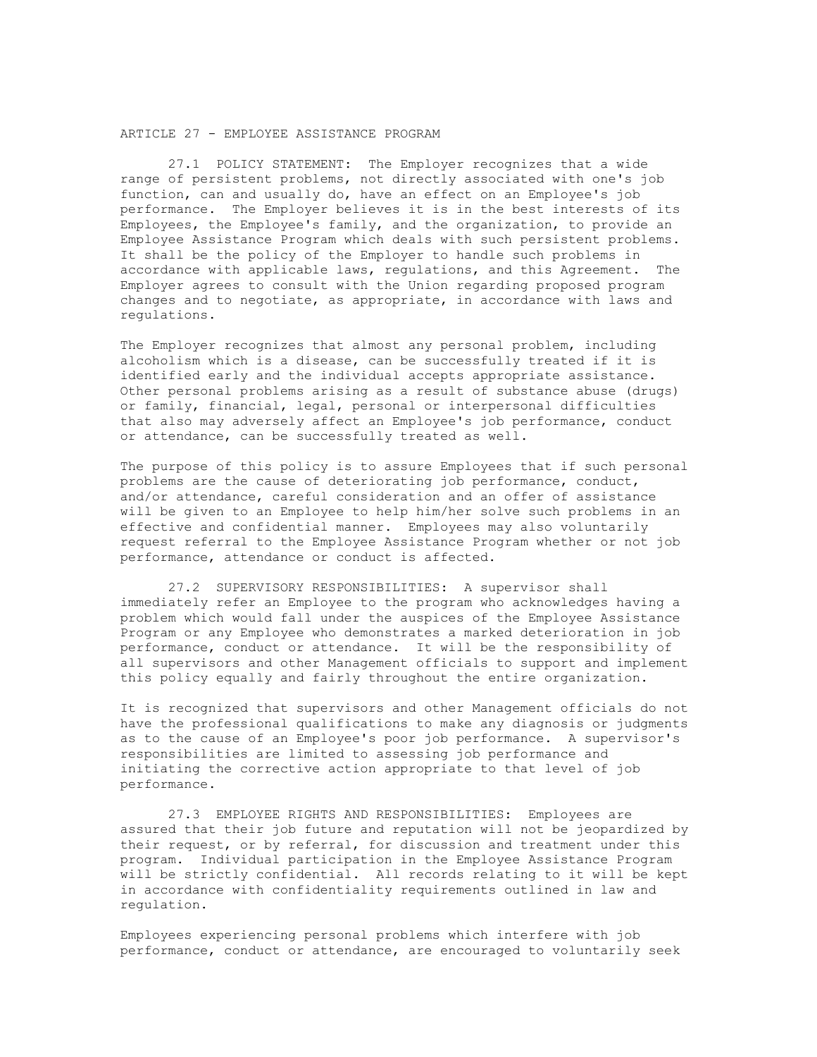## ARTICLE 27 - EMPLOYEE ASSISTANCE PROGRAM

27.1 POLICY STATEMENT: The Employer recognizes that a wide range of persistent problems, not directly associated with one's job function, can and usually do, have an effect on an Employee's job performance. The Employer believes it is in the best interests of its Employees, the Employee's family, and the organization, to provide an Employee Assistance Program which deals with such persistent problems. It shall be the policy of the Employer to handle such problems in accordance with applicable laws, regulations, and this Agreement. The Employer agrees to consult with the Union regarding proposed program changes and to negotiate, as appropriate, in accordance with laws and regulations.

The Employer recognizes that almost any personal problem, including alcoholism which is a disease, can be successfully treated if it is identified early and the individual accepts appropriate assistance. Other personal problems arising as a result of substance abuse (drugs) or family, financial, legal, personal or interpersonal difficulties that also may adversely affect an Employee's job performance, conduct or attendance, can be successfully treated as well.

The purpose of this policy is to assure Employees that if such personal problems are the cause of deteriorating job performance, conduct, and/or attendance, careful consideration and an offer of assistance will be given to an Employee to help him/her solve such problems in an effective and confidential manner. Employees may also voluntarily request referral to the Employee Assistance Program whether or not job performance, attendance or conduct is affected.

27.2 SUPERVISORY RESPONSIBILITIES: A supervisor shall immediately refer an Employee to the program who acknowledges having a problem which would fall under the auspices of the Employee Assistance Program or any Employee who demonstrates a marked deterioration in job performance, conduct or attendance. It will be the responsibility of all supervisors and other Management officials to support and implement this policy equally and fairly throughout the entire organization.

It is recognized that supervisors and other Management officials do not have the professional qualifications to make any diagnosis or judgments as to the cause of an Employee's poor job performance. A supervisor's responsibilities are limited to assessing job performance and initiating the corrective action appropriate to that level of job performance.

27.3 EMPLOYEE RIGHTS AND RESPONSIBILITIES: Employees are assured that their job future and reputation will not be jeopardized by their request, or by referral, for discussion and treatment under this program. Individual participation in the Employee Assistance Program will be strictly confidential. All records relating to it will be kept in accordance with confidentiality requirements outlined in law and regulation.

Employees experiencing personal problems which interfere with job performance, conduct or attendance, are encouraged to voluntarily seek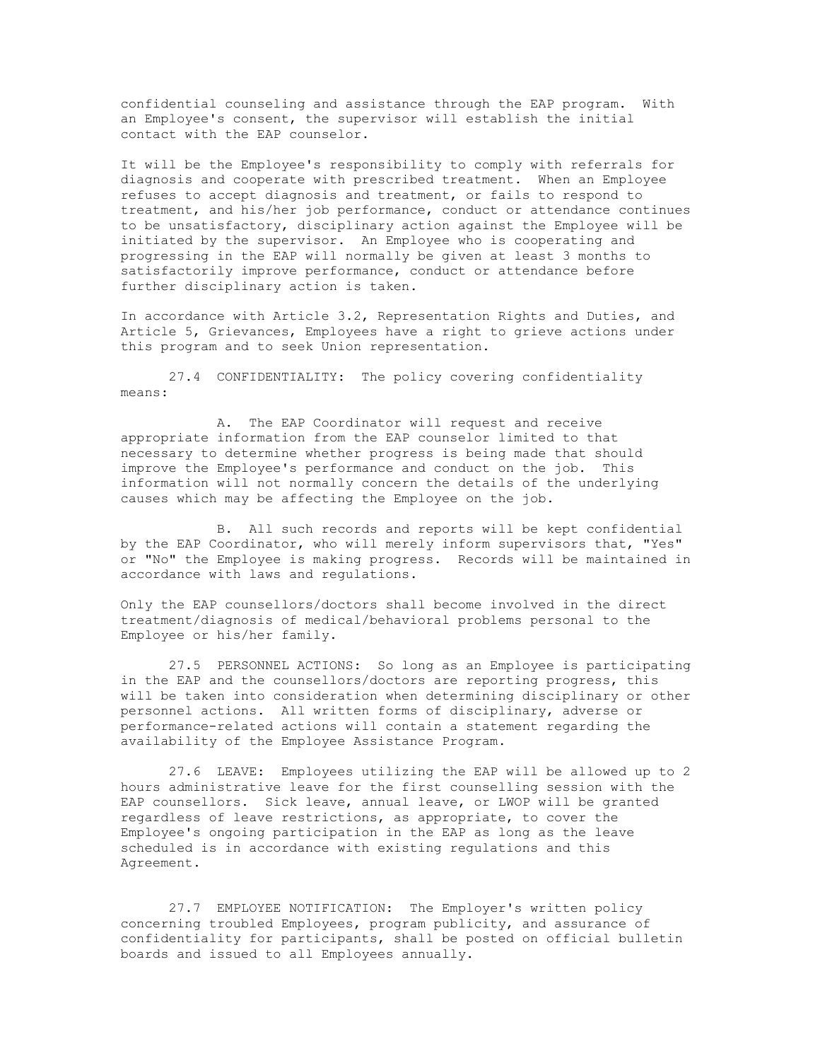confidential counseling and assistance through the EAP program. With an Employee's consent, the supervisor will establish the initial contact with the EAP counselor.

It will be the Employee's responsibility to comply with referrals for diagnosis and cooperate with prescribed treatment. When an Employee refuses to accept diagnosis and treatment, or fails to respond to treatment, and his/her job performance, conduct or attendance continues to be unsatisfactory, disciplinary action against the Employee will be initiated by the supervisor. An Employee who is cooperating and progressing in the EAP will normally be given at least 3 months to satisfactorily improve performance, conduct or attendance before further disciplinary action is taken.

In accordance with Article 3.2, Representation Rights and Duties, and Article 5, Grievances, Employees have a right to grieve actions under this program and to seek Union representation.

27.4 CONFIDENTIALITY: The policy covering confidentiality means:

A. The EAP Coordinator will request and receive appropriate information from the EAP counselor limited to that necessary to determine whether progress is being made that should improve the Employee's performance and conduct on the job. This information will not normally concern the details of the underlying causes which may be affecting the Employee on the job.

B. All such records and reports will be kept confidential by the EAP Coordinator, who will merely inform supervisors that, "Yes" or "No" the Employee is making progress. Records will be maintained in accordance with laws and regulations.

Only the EAP counsellors/doctors shall become involved in the direct treatment/diagnosis of medical/behavioral problems personal to the Employee or his/her family.

27.5 PERSONNEL ACTIONS: So long as an Employee is participating in the EAP and the counsellors/doctors are reporting progress, this will be taken into consideration when determining disciplinary or other personnel actions. All written forms of disciplinary, adverse or performance-related actions will contain a statement regarding the availability of the Employee Assistance Program.

27.6 LEAVE: Employees utilizing the EAP will be allowed up to 2 hours administrative leave for the first counselling session with the EAP counsellors. Sick leave, annual leave, or LWOP will be granted regardless of leave restrictions, as appropriate, to cover the Employee's ongoing participation in the EAP as long as the leave scheduled is in accordance with existing regulations and this Agreement.

27.7 EMPLOYEE NOTIFICATION: The Employer's written policy concerning troubled Employees, program publicity, and assurance of confidentiality for participants, shall be posted on official bulletin boards and issued to all Employees annually.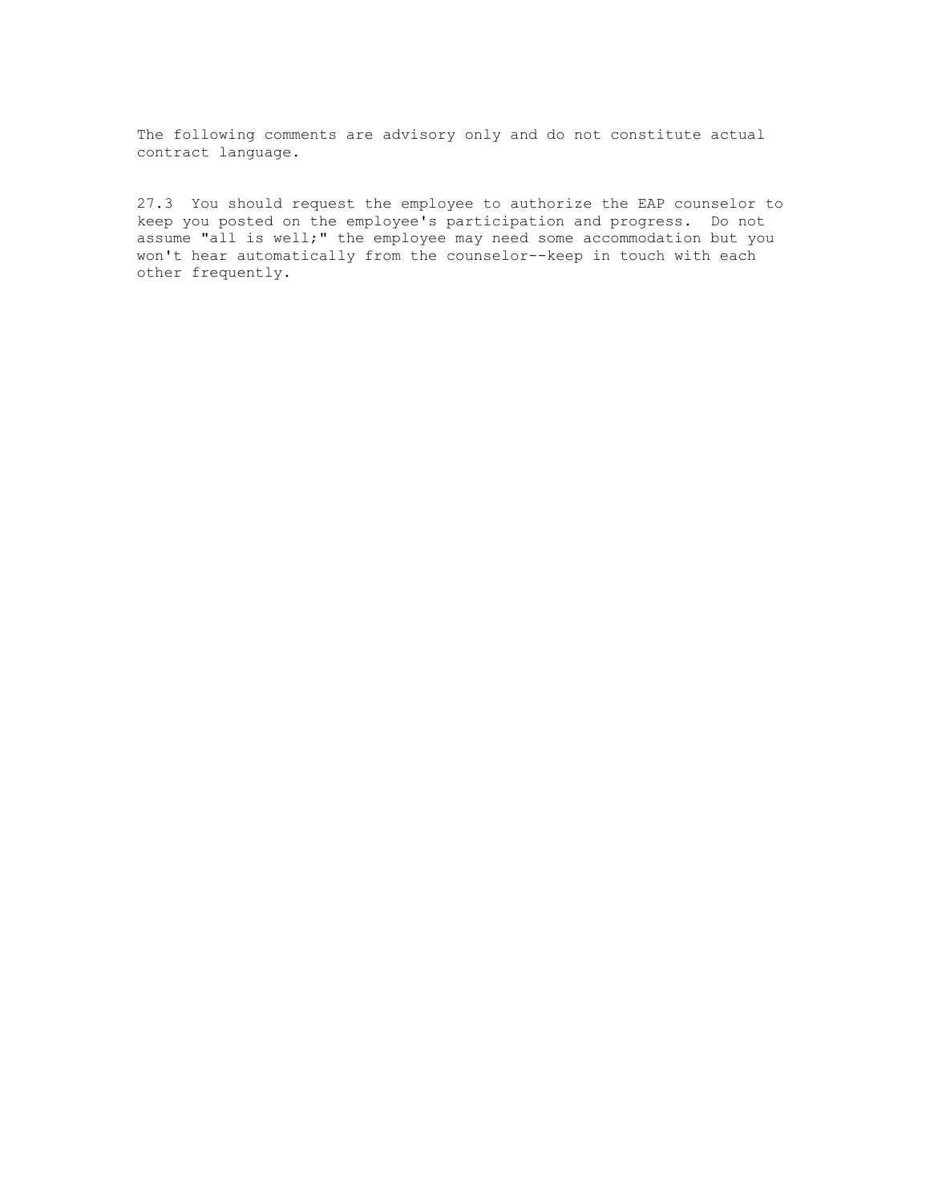The following comments are advisory only and do not constitute actual contract language.

27.3 You should request the employee to authorize the EAP counselor to keep you posted on the employee's participation and progress. Do not assume "all is well;" the employee may need some accommodation but you won't hear automatically from the counselor--keep in touch with each other frequently.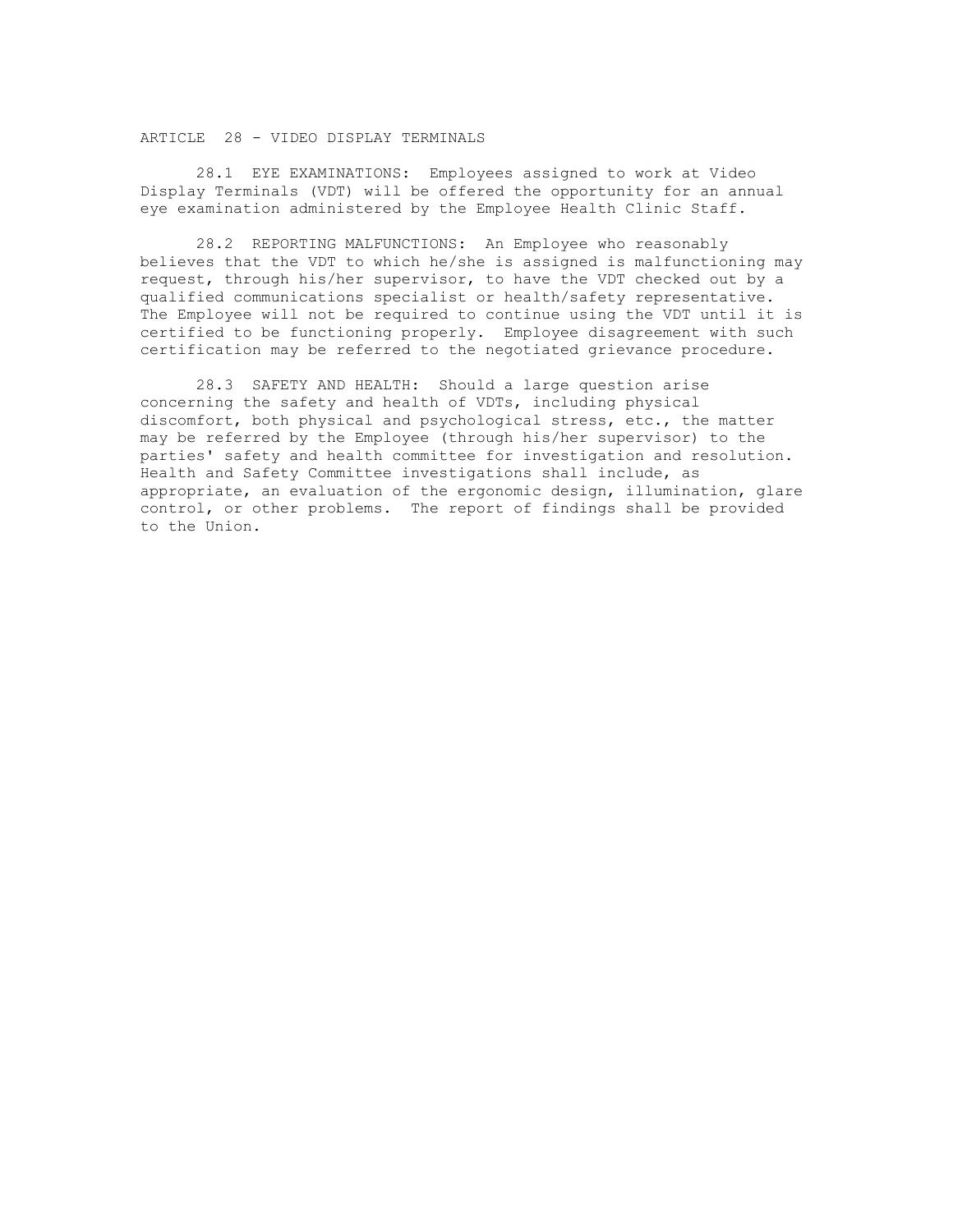## ARTICLE 28 - VIDEO DISPLAY TERMINALS

28.1 EYE EXAMINATIONS: Employees assigned to work at Video Display Terminals (VDT) will be offered the opportunity for an annual eye examination administered by the Employee Health Clinic Staff.

28.2 REPORTING MALFUNCTIONS: An Employee who reasonably believes that the VDT to which he/she is assigned is malfunctioning may request, through his/her supervisor, to have the VDT checked out by a qualified communications specialist or health/safety representative. The Employee will not be required to continue using the VDT until it is certified to be functioning properly. Employee disagreement with such certification may be referred to the negotiated grievance procedure.

28.3 SAFETY AND HEALTH: Should a large question arise concerning the safety and health of VDTs, including physical discomfort, both physical and psychological stress, etc., the matter may be referred by the Employee (through his/her supervisor) to the parties' safety and health committee for investigation and resolution. Health and Safety Committee investigations shall include, as appropriate, an evaluation of the ergonomic design, illumination, glare control, or other problems. The report of findings shall be provided to the Union.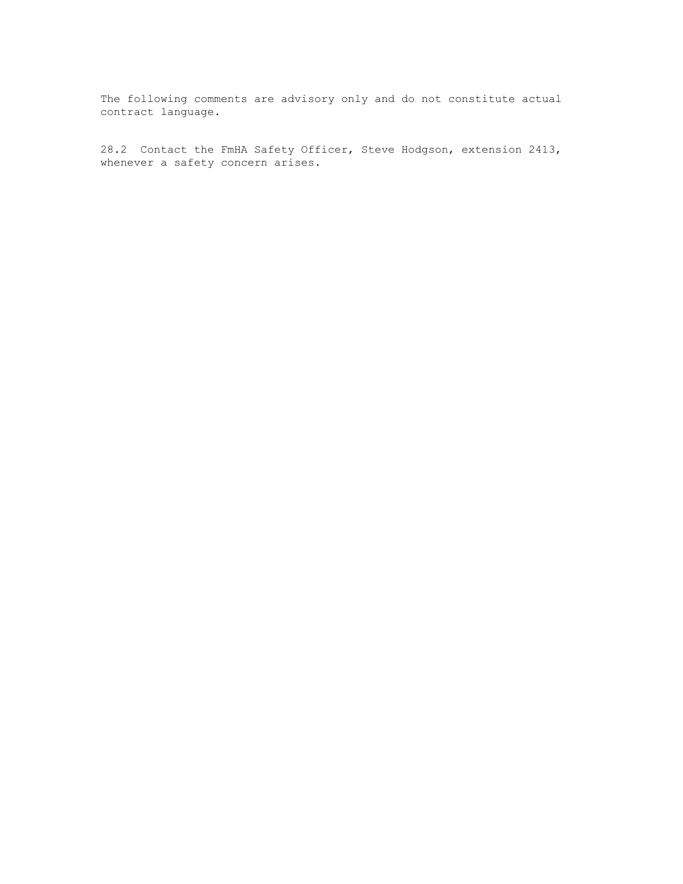The following comments are advisory only and do not constitute actual contract language.

28.2 Contact the FmHA Safety Officer, Steve Hodgson, extension 2413, whenever a safety concern arises.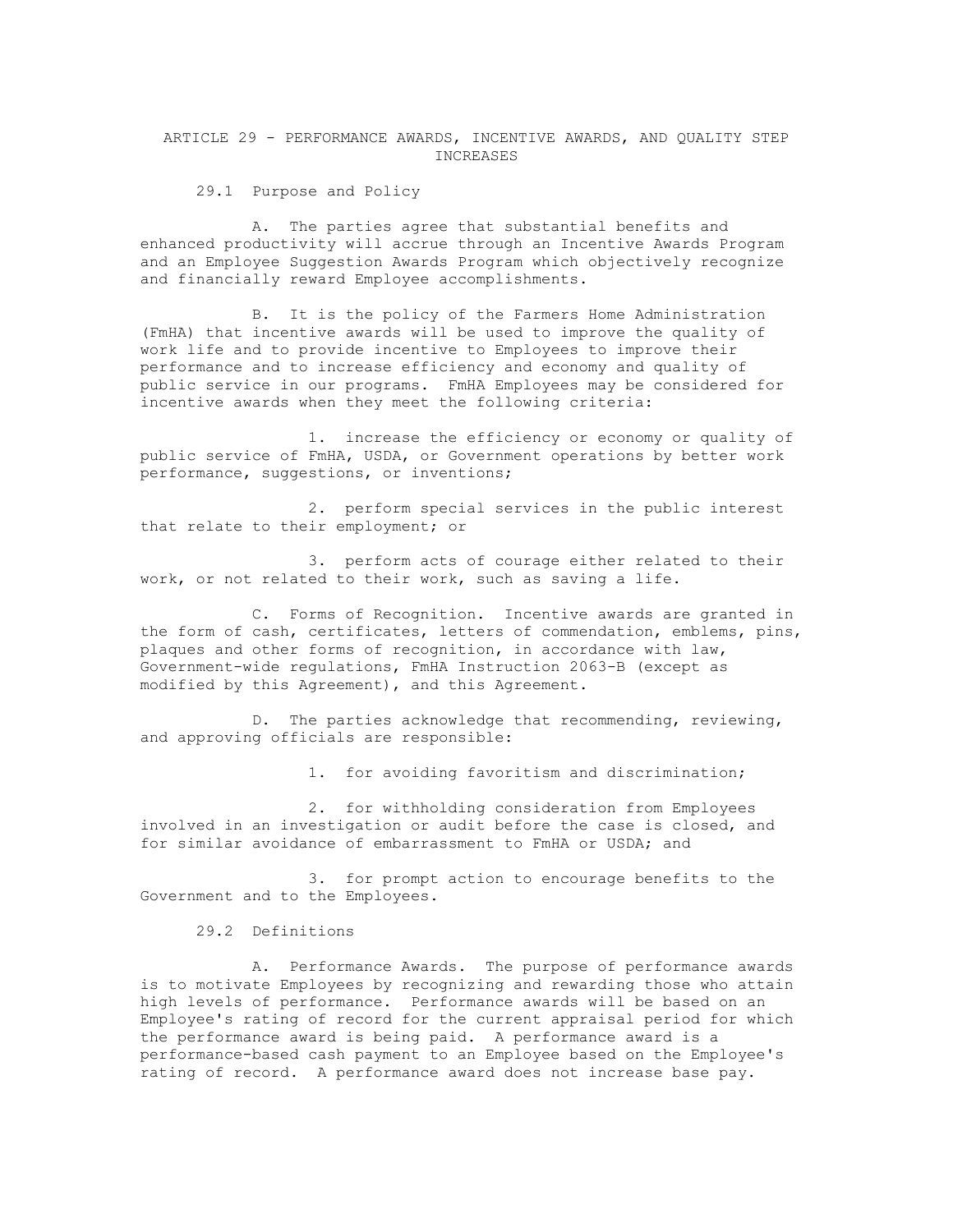# ARTICLE 29 - PERFORMANCE AWARDS, INCENTIVE AWARDS, AND QUALITY STEP INCREASES

## 29.1 Purpose and Policy

A. The parties agree that substantial benefits and enhanced productivity will accrue through an Incentive Awards Program and an Employee Suggestion Awards Program which objectively recognize and financially reward Employee accomplishments.

B. It is the policy of the Farmers Home Administration (FmHA) that incentive awards will be used to improve the quality of work life and to provide incentive to Employees to improve their performance and to increase efficiency and economy and quality of public service in our programs. FmHA Employees may be considered for incentive awards when they meet the following criteria:

1. increase the efficiency or economy or quality of public service of FmHA, USDA, or Government operations by better work performance, suggestions, or inventions;

2. perform special services in the public interest that relate to their employment; or

3. perform acts of courage either related to their work, or not related to their work, such as saving a life.

C. Forms of Recognition. Incentive awards are granted in the form of cash, certificates, letters of commendation, emblems, pins, plaques and other forms of recognition, in accordance with law, Government-wide regulations, FmHA Instruction 2063-B (except as modified by this Agreement), and this Agreement.

D. The parties acknowledge that recommending, reviewing, and approving officials are responsible:

1. for avoiding favoritism and discrimination;

2. for withholding consideration from Employees involved in an investigation or audit before the case is closed, and for similar avoidance of embarrassment to FmHA or USDA; and

3. for prompt action to encourage benefits to the Government and to the Employees.

## 29.2 Definitions

A. Performance Awards. The purpose of performance awards is to motivate Employees by recognizing and rewarding those who attain high levels of performance. Performance awards will be based on an Employee's rating of record for the current appraisal period for which the performance award is being paid. A performance award is a performance-based cash payment to an Employee based on the Employee's rating of record. A performance award does not increase base pay.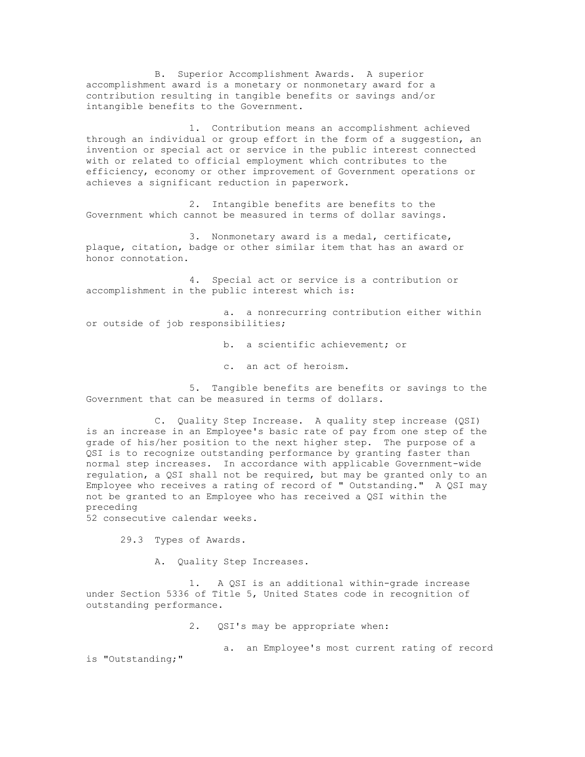B. Superior Accomplishment Awards. A superior accomplishment award is a monetary or nonmonetary award for a contribution resulting in tangible benefits or savings and/or intangible benefits to the Government.

1. Contribution means an accomplishment achieved through an individual or group effort in the form of a suggestion, an invention or special act or service in the public interest connected with or related to official employment which contributes to the efficiency, economy or other improvement of Government operations or achieves a significant reduction in paperwork.

2. Intangible benefits are benefits to the Government which cannot be measured in terms of dollar savings.

3. Nonmonetary award is a medal, certificate, plaque, citation, badge or other similar item that has an award or honor connotation.

4. Special act or service is a contribution or accomplishment in the public interest which is:

a. a nonrecurring contribution either within or outside of job responsibilities;

b. a scientific achievement; or

c. an act of heroism.

5. Tangible benefits are benefits or savings to the Government that can be measured in terms of dollars.

C. Quality Step Increase. A quality step increase (QSI) is an increase in an Employee's basic rate of pay from one step of the grade of his/her position to the next higher step. The purpose of a QSI is to recognize outstanding performance by granting faster than normal step increases. In accordance with applicable Government-wide regulation, a QSI shall not be required, but may be granted only to an Employee who receives a rating of record of " Outstanding." A QSI may not be granted to an Employee who has received a QSI within the preceding 52 consecutive calendar weeks.

29.3 Types of Awards.

A. Quality Step Increases.

1. A QSI is an additional within-grade increase under Section 5336 of Title 5, United States code in recognition of outstanding performance.

2. QSI's may be appropriate when:

a. an Employee's most current rating of record is "Outstanding;"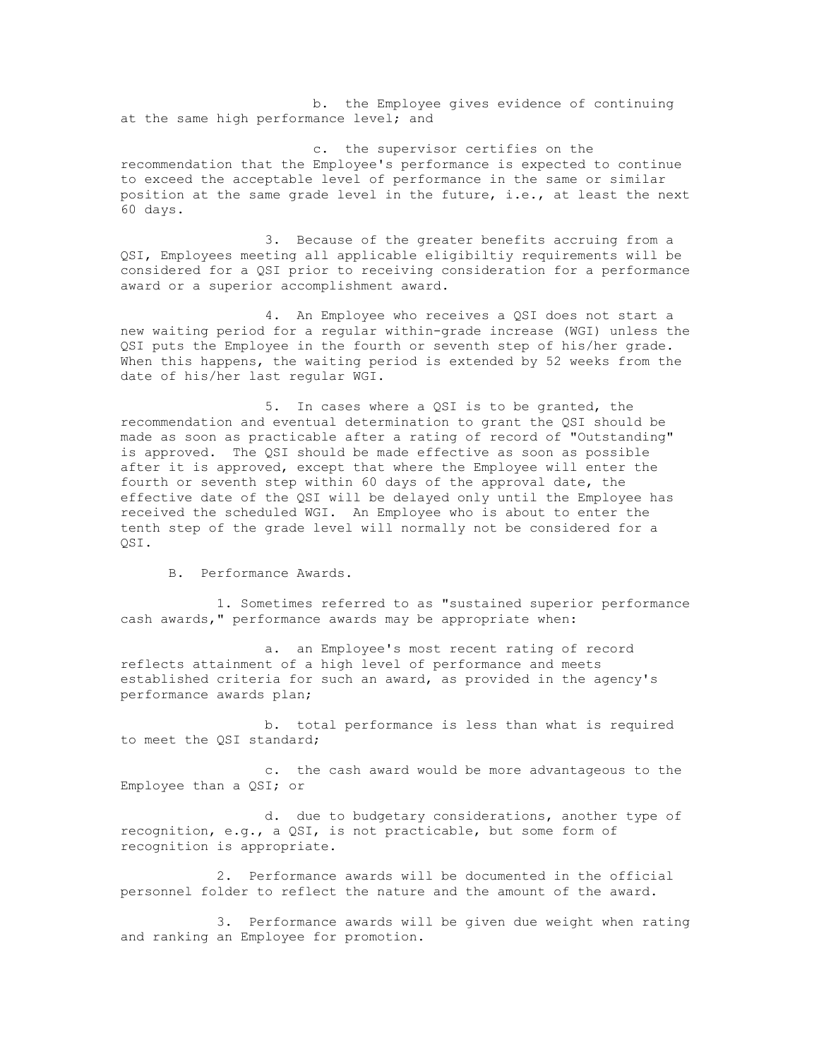b. the Employee gives evidence of continuing at the same high performance level; and

c. the supervisor certifies on the recommendation that the Employee's performance is expected to continue to exceed the acceptable level of performance in the same or similar position at the same grade level in the future, i.e., at least the next 60 days.

3. Because of the greater benefits accruing from a QSI, Employees meeting all applicable eligibiltiy requirements will be considered for a QSI prior to receiving consideration for a performance award or a superior accomplishment award.

4. An Employee who receives a QSI does not start a new waiting period for a regular within-grade increase (WGI) unless the QSI puts the Employee in the fourth or seventh step of his/her grade. When this happens, the waiting period is extended by 52 weeks from the date of his/her last regular WGI.

5. In cases where a QSI is to be granted, the recommendation and eventual determination to grant the QSI should be made as soon as practicable after a rating of record of "Outstanding" is approved. The QSI should be made effective as soon as possible after it is approved, except that where the Employee will enter the fourth or seventh step within 60 days of the approval date, the effective date of the QSI will be delayed only until the Employee has received the scheduled WGI. An Employee who is about to enter the tenth step of the grade level will normally not be considered for a QSI.

B. Performance Awards.

1. Sometimes referred to as "sustained superior performance cash awards," performance awards may be appropriate when:

a. an Employee's most recent rating of record reflects attainment of a high level of performance and meets established criteria for such an award, as provided in the agency's performance awards plan;

b. total performance is less than what is required to meet the QSI standard;

c. the cash award would be more advantageous to the Employee than a QSI; or

d. due to budgetary considerations, another type of recognition, e.g., a QSI, is not practicable, but some form of recognition is appropriate.

2. Performance awards will be documented in the official personnel folder to reflect the nature and the amount of the award.

3. Performance awards will be given due weight when rating and ranking an Employee for promotion.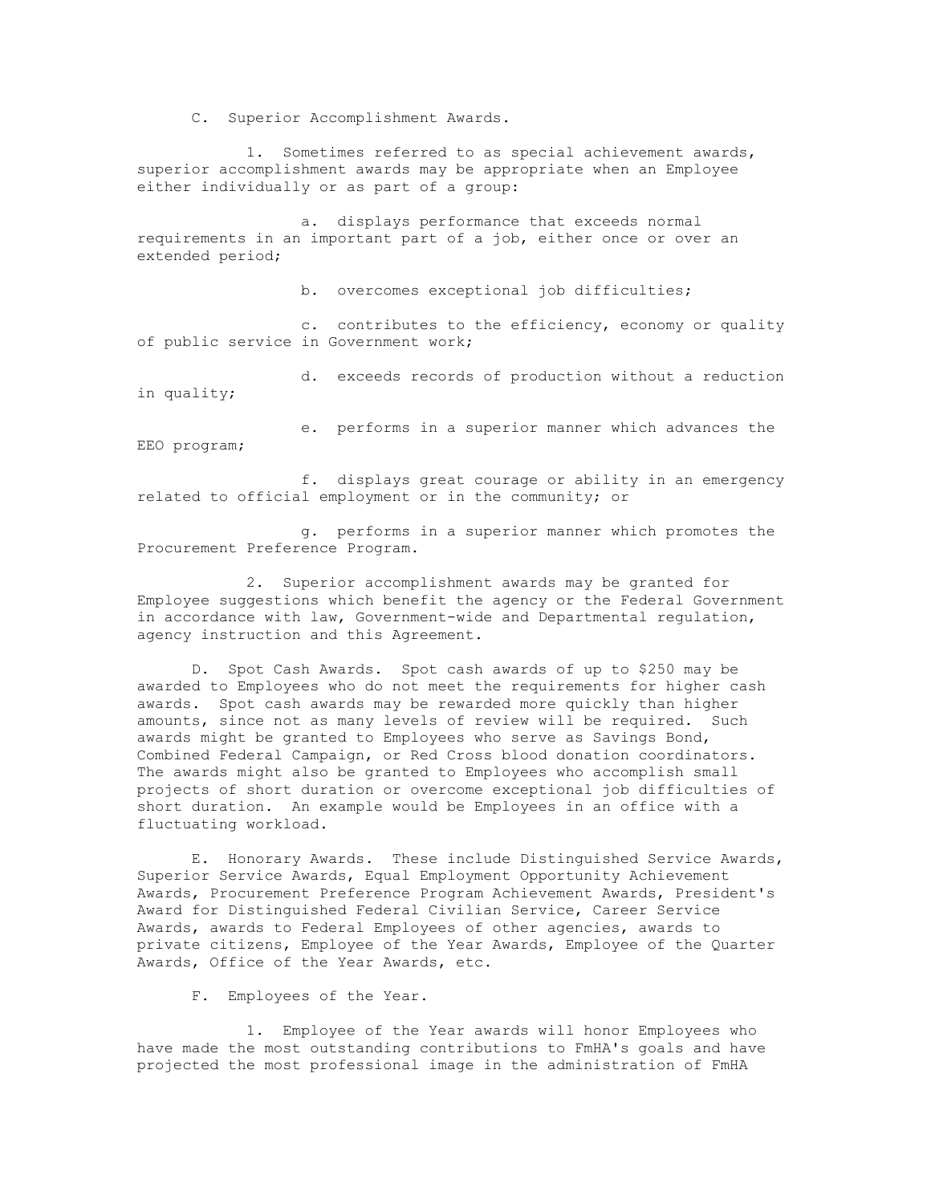C. Superior Accomplishment Awards.

1. Sometimes referred to as special achievement awards, superior accomplishment awards may be appropriate when an Employee either individually or as part of a group:

a. displays performance that exceeds normal requirements in an important part of a job, either once or over an extended period;

b. overcomes exceptional job difficulties;

c. contributes to the efficiency, economy or quality of public service in Government work;

d. exceeds records of production without a reduction in quality;

e. performs in a superior manner which advances the EEO program;

f. displays great courage or ability in an emergency related to official employment or in the community; or

g. performs in a superior manner which promotes the Procurement Preference Program.

2. Superior accomplishment awards may be granted for Employee suggestions which benefit the agency or the Federal Government in accordance with law, Government-wide and Departmental regulation, agency instruction and this Agreement.

D. Spot Cash Awards. Spot cash awards of up to $250 may be awarded to Employees who do not meet the requirements for higher cash awards. Spot cash awards may be rewarded more quickly than higher amounts, since not as many levels of review will be required. Such awards might be granted to Employees who serve as Savings Bond, Combined Federal Campaign, or Red Cross blood donation coordinators. The awards might also be granted to Employees who accomplish small projects of short duration or overcome exceptional job difficulties of short duration. An example would be Employees in an office with a fluctuating workload.

E. Honorary Awards. These include Distinguished Service Awards, Superior Service Awards, Equal Employment Opportunity Achievement Awards, Procurement Preference Program Achievement Awards, President's Award for Distinguished Federal Civilian Service, Career Service Awards, awards to Federal Employees of other agencies, awards to private citizens, Employee of the Year Awards, Employee of the Quarter Awards, Office of the Year Awards, etc.

F. Employees of the Year.

1. Employee of the Year awards will honor Employees who have made the most outstanding contributions to FmHA's goals and have projected the most professional image in the administration of FmHA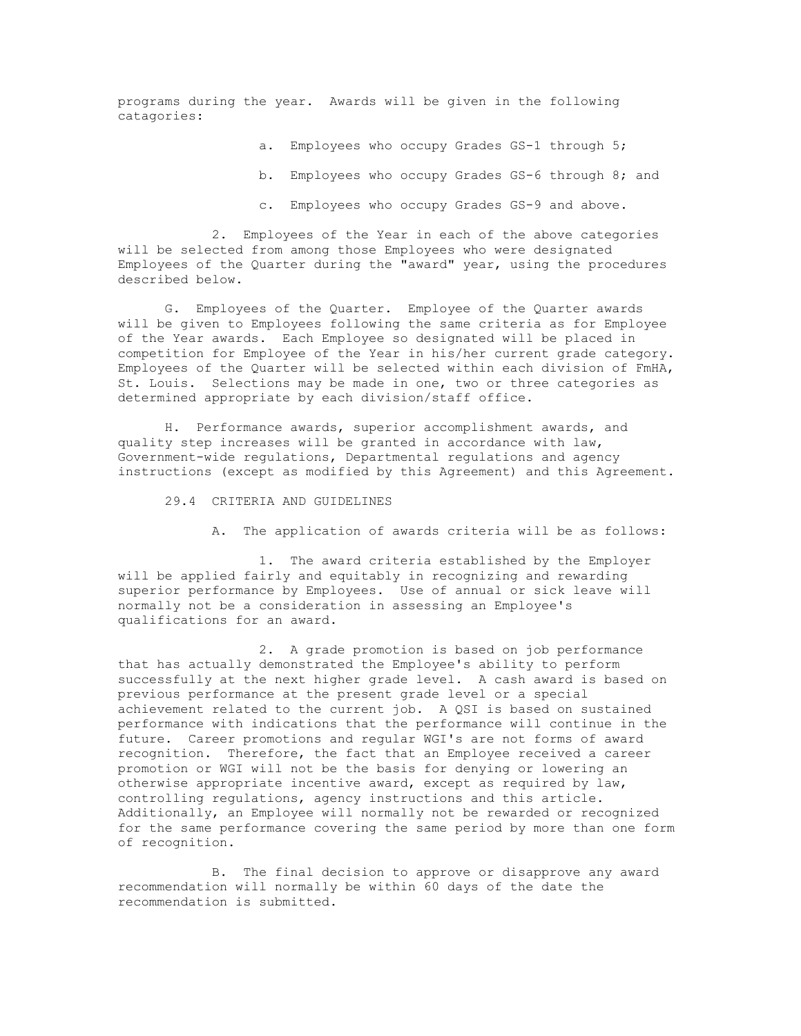programs during the year. Awards will be given in the following catagories:

a. Employees who occupy Grades GS-1 through 5;

b. Employees who occupy Grades GS-6 through 8; and

c. Employees who occupy Grades GS-9 and above.

2. Employees of the Year in each of the above categories will be selected from among those Employees who were designated Employees of the Quarter during the "award" year, using the procedures described below.

G. Employees of the Quarter. Employee of the Quarter awards will be given to Employees following the same criteria as for Employee of the Year awards. Each Employee so designated will be placed in competition for Employee of the Year in his/her current grade category. Employees of the Quarter will be selected within each division of FmHA, St. Louis. Selections may be made in one, two or three categories as determined appropriate by each division/staff office.

H. Performance awards, superior accomplishment awards, and quality step increases will be granted in accordance with law, Government-wide regulations, Departmental regulations and agency instructions (except as modified by this Agreement) and this Agreement.

29.4 CRITERIA AND GUIDELINES

A. The application of awards criteria will be as follows:

1. The award criteria established by the Employer will be applied fairly and equitably in recognizing and rewarding superior performance by Employees. Use of annual or sick leave will normally not be a consideration in assessing an Employee's qualifications for an award.

2. A grade promotion is based on job performance that has actually demonstrated the Employee's ability to perform successfully at the next higher grade level. A cash award is based on previous performance at the present grade level or a special achievement related to the current job. A QSI is based on sustained performance with indications that the performance will continue in the future. Career promotions and regular WGI's are not forms of award recognition. Therefore, the fact that an Employee received a career promotion or WGI will not be the basis for denying or lowering an otherwise appropriate incentive award, except as required by law, controlling regulations, agency instructions and this article. Additionally, an Employee will normally not be rewarded or recognized for the same performance covering the same period by more than one form of recognition.

B. The final decision to approve or disapprove any award recommendation will normally be within 60 days of the date the recommendation is submitted.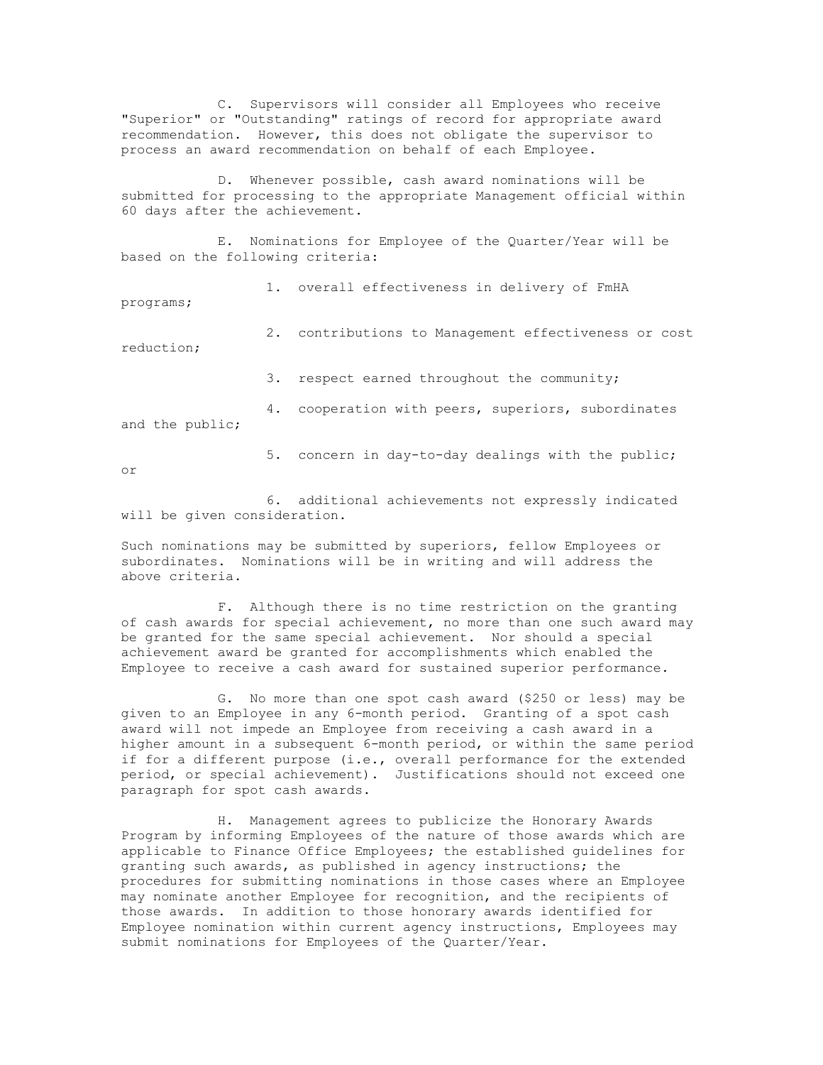C. Supervisors will consider all Employees who receive "Superior" or "Outstanding" ratings of record for appropriate award recommendation. However, this does not obligate the supervisor to process an award recommendation on behalf of each Employee.

D. Whenever possible, cash award nominations will be submitted for processing to the appropriate Management official within 60 days after the achievement.

E. Nominations for Employee of the Quarter/Year will be based on the following criteria:

1. overall effectiveness in delivery of FmHA programs;

2. contributions to Management effectiveness or cost reduction;

3. respect earned throughout the community;

4. cooperation with peers, superiors, subordinates and the public;

5. concern in day-to-day dealings with the public; or

6. additional achievements not expressly indicated will be given consideration.

Such nominations may be submitted by superiors, fellow Employees or subordinates. Nominations will be in writing and will address the above criteria.

F. Although there is no time restriction on the granting of cash awards for special achievement, no more than one such award may be granted for the same special achievement. Nor should a special achievement award be granted for accomplishments which enabled the Employee to receive a cash award for sustained superior performance.

G. No more than one spot cash award ($250 or less) may be given to an Employee in any 6-month period. Granting of a spot cash award will not impede an Employee from receiving a cash award in a higher amount in a subsequent 6-month period, or within the same period if for a different purpose (i.e., overall performance for the extended period, or special achievement). Justifications should not exceed one paragraph for spot cash awards.

H. Management agrees to publicize the Honorary Awards Program by informing Employees of the nature of those awards which are applicable to Finance Office Employees; the established guidelines for granting such awards, as published in agency instructions; the procedures for submitting nominations in those cases where an Employee may nominate another Employee for recognition, and the recipients of those awards. In addition to those honorary awards identified for Employee nomination within current agency instructions, Employees may submit nominations for Employees of the Quarter/Year.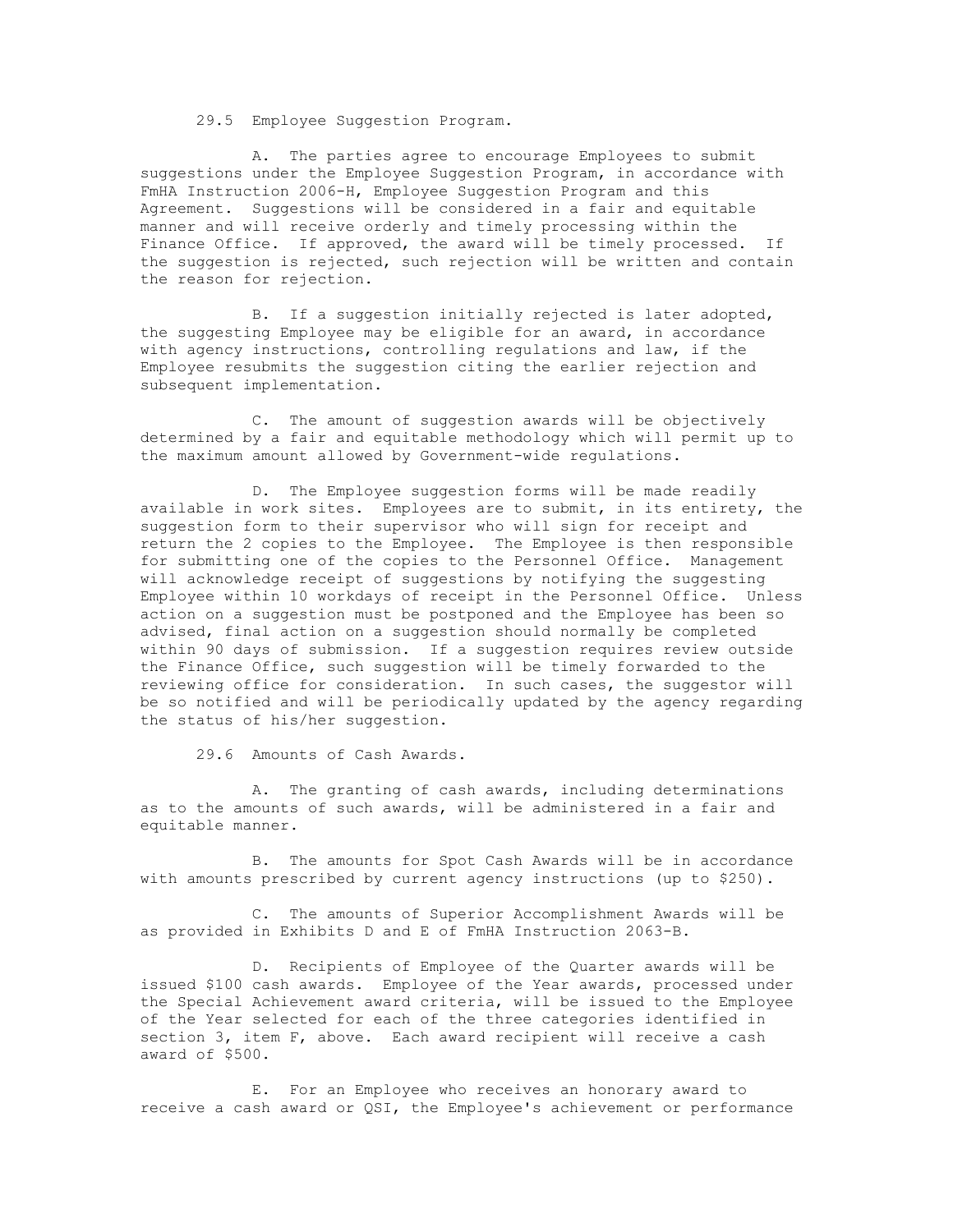29.5 Employee Suggestion Program.

A. The parties agree to encourage Employees to submit suggestions under the Employee Suggestion Program, in accordance with FmHA Instruction 2006-H, Employee Suggestion Program and this Agreement. Suggestions will be considered in a fair and equitable manner and will receive orderly and timely processing within the Finance Office. If approved, the award will be timely processed. If the suggestion is rejected, such rejection will be written and contain the reason for rejection.

B. If a suggestion initially rejected is later adopted, the suggesting Employee may be eligible for an award, in accordance with agency instructions, controlling regulations and law, if the Employee resubmits the suggestion citing the earlier rejection and subsequent implementation.

C. The amount of suggestion awards will be objectively determined by a fair and equitable methodology which will permit up to the maximum amount allowed by Government-wide regulations.

D. The Employee suggestion forms will be made readily available in work sites. Employees are to submit, in its entirety, the suggestion form to their supervisor who will sign for receipt and return the 2 copies to the Employee. The Employee is then responsible for submitting one of the copies to the Personnel Office. Management will acknowledge receipt of suggestions by notifying the suggesting Employee within 10 workdays of receipt in the Personnel Office. Unless action on a suggestion must be postponed and the Employee has been so advised, final action on a suggestion should normally be completed within 90 days of submission. If a suggestion requires review outside the Finance Office, such suggestion will be timely forwarded to the reviewing office for consideration. In such cases, the suggestor will be so notified and will be periodically updated by the agency regarding the status of his/her suggestion.

29.6 Amounts of Cash Awards.

A. The granting of cash awards, including determinations as to the amounts of such awards, will be administered in a fair and equitable manner.

B. The amounts for Spot Cash Awards will be in accordance with amounts prescribed by current agency instructions (up to $250).

C. The amounts of Superior Accomplishment Awards will be as provided in Exhibits D and E of FmHA Instruction 2063-B.

D. Recipients of Employee of the Quarter awards will be issued $100 cash awards. Employee of the Year awards, processed under the Special Achievement award criteria, will be issued to the Employee of the Year selected for each of the three categories identified in section 3, item F, above. Each award recipient will receive a cash award of $500.

E. For an Employee who receives an honorary award to receive a cash award or QSI, the Employee's achievement or performance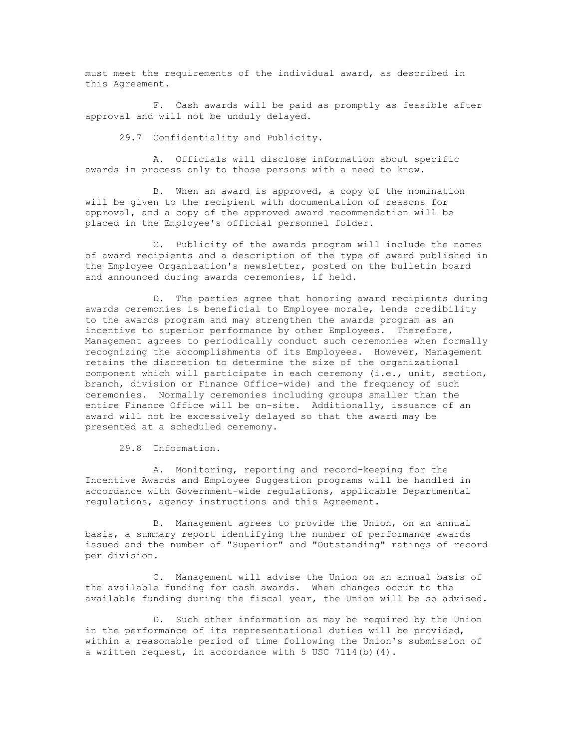must meet the requirements of the individual award, as described in this Agreement.

F. Cash awards will be paid as promptly as feasible after approval and will not be unduly delayed.

29.7 Confidentiality and Publicity.

A. Officials will disclose information about specific awards in process only to those persons with a need to know.

B. When an award is approved, a copy of the nomination will be given to the recipient with documentation of reasons for approval, and a copy of the approved award recommendation will be placed in the Employee's official personnel folder.

C. Publicity of the awards program will include the names of award recipients and a description of the type of award published in the Employee Organization's newsletter, posted on the bulletin board and announced during awards ceremonies, if held.

D. The parties agree that honoring award recipients during awards ceremonies is beneficial to Employee morale, lends credibility to the awards program and may strengthen the awards program as an incentive to superior performance by other Employees. Therefore, Management agrees to periodically conduct such ceremonies when formally recognizing the accomplishments of its Employees. However, Management retains the discretion to determine the size of the organizational component which will participate in each ceremony (i.e., unit, section, branch, division or Finance Office-wide) and the frequency of such ceremonies. Normally ceremonies including groups smaller than the entire Finance Office will be on-site. Additionally, issuance of an award will not be excessively delayed so that the award may be presented at a scheduled ceremony.

29.8 Information.

A. Monitoring, reporting and record-keeping for the Incentive Awards and Employee Suggestion programs will be handled in accordance with Government-wide regulations, applicable Departmental regulations, agency instructions and this Agreement.

B. Management agrees to provide the Union, on an annual basis, a summary report identifying the number of performance awards issued and the number of "Superior" and "Outstanding" ratings of record per division.

C. Management will advise the Union on an annual basis of the available funding for cash awards. When changes occur to the available funding during the fiscal year, the Union will be so advised.

D. Such other information as may be required by the Union in the performance of its representational duties will be provided, within a reasonable period of time following the Union's submission of a written request, in accordance with 5 USC 7114(b)(4).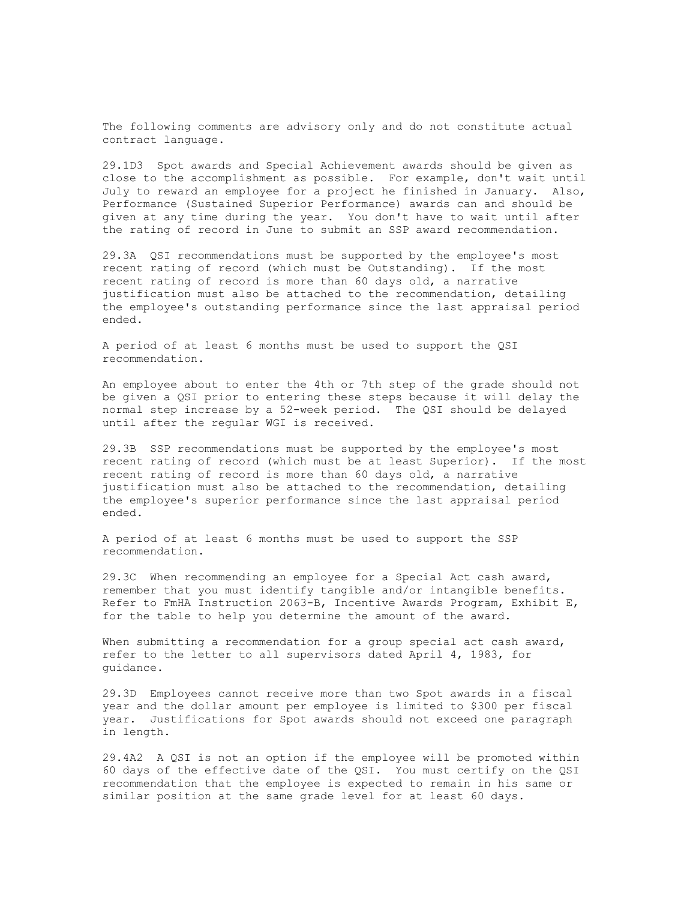The following comments are advisory only and do not constitute actual contract language.

29.1D3 Spot awards and Special Achievement awards should be given as close to the accomplishment as possible. For example, don't wait until July to reward an employee for a project he finished in January. Also, Performance (Sustained Superior Performance) awards can and should be given at any time during the year. You don't have to wait until after the rating of record in June to submit an SSP award recommendation.

29.3A QSI recommendations must be supported by the employee's most recent rating of record (which must be Outstanding). If the most recent rating of record is more than 60 days old, a narrative justification must also be attached to the recommendation, detailing the employee's outstanding performance since the last appraisal period ended.

A period of at least 6 months must be used to support the QSI recommendation.

An employee about to enter the 4th or 7th step of the grade should not be given a QSI prior to entering these steps because it will delay the normal step increase by a 52-week period. The QSI should be delayed until after the regular WGI is received.

29.3B SSP recommendations must be supported by the employee's most recent rating of record (which must be at least Superior). If the most recent rating of record is more than 60 days old, a narrative justification must also be attached to the recommendation, detailing the employee's superior performance since the last appraisal period ended.

A period of at least 6 months must be used to support the SSP recommendation.

29.3C When recommending an employee for a Special Act cash award, remember that you must identify tangible and/or intangible benefits. Refer to FmHA Instruction 2063-B, Incentive Awards Program, Exhibit E, for the table to help you determine the amount of the award.

When submitting a recommendation for a group special act cash award, refer to the letter to all supervisors dated April 4, 1983, for guidance.

29.3D Employees cannot receive more than two Spot awards in a fiscal year and the dollar amount per employee is limited to $300 per fiscal year. Justifications for Spot awards should not exceed one paragraph in length.

29.4A2 A QSI is not an option if the employee will be promoted within 60 days of the effective date of the QSI. You must certify on the QSI recommendation that the employee is expected to remain in his same or similar position at the same grade level for at least 60 days.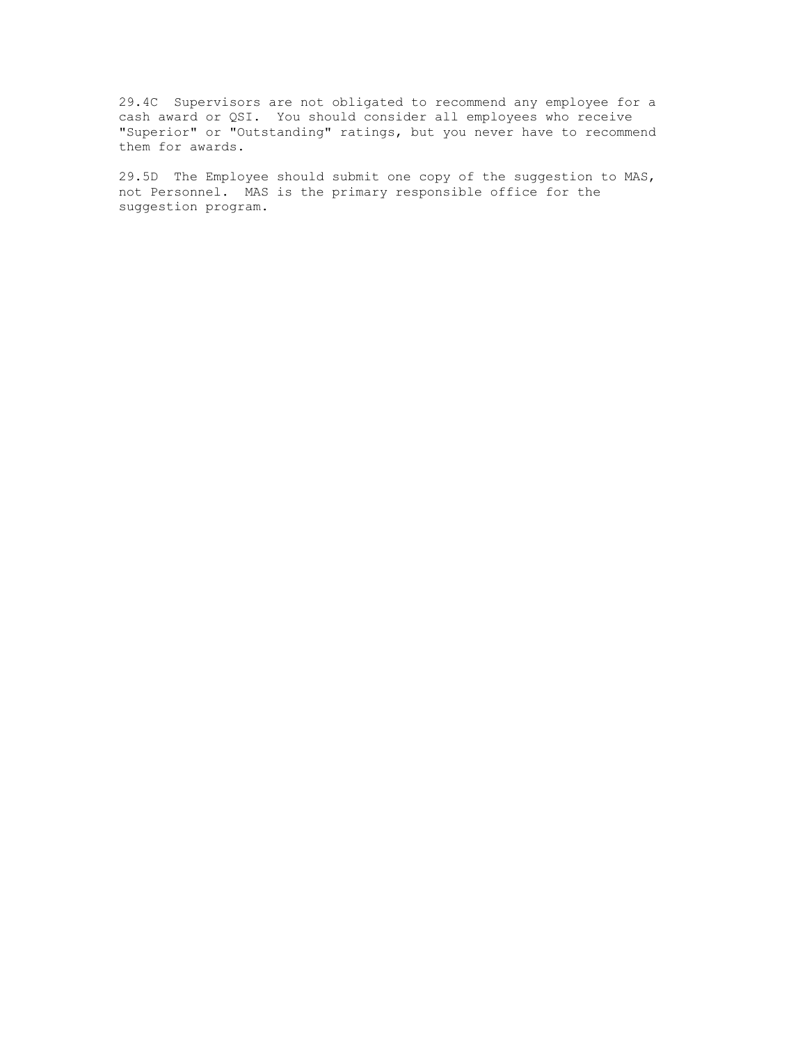29.4C  Supervisors are not obligated to recommend any employee for a cash award or QSI.  You should consider all employees who receive "Superior" or "Outstanding" ratings, but you never have to recommend them for awards.

29.5D  The Employee should submit one copy of the suggestion to MAS, not Personnel.  MAS is the primary responsible office for the suggestion program.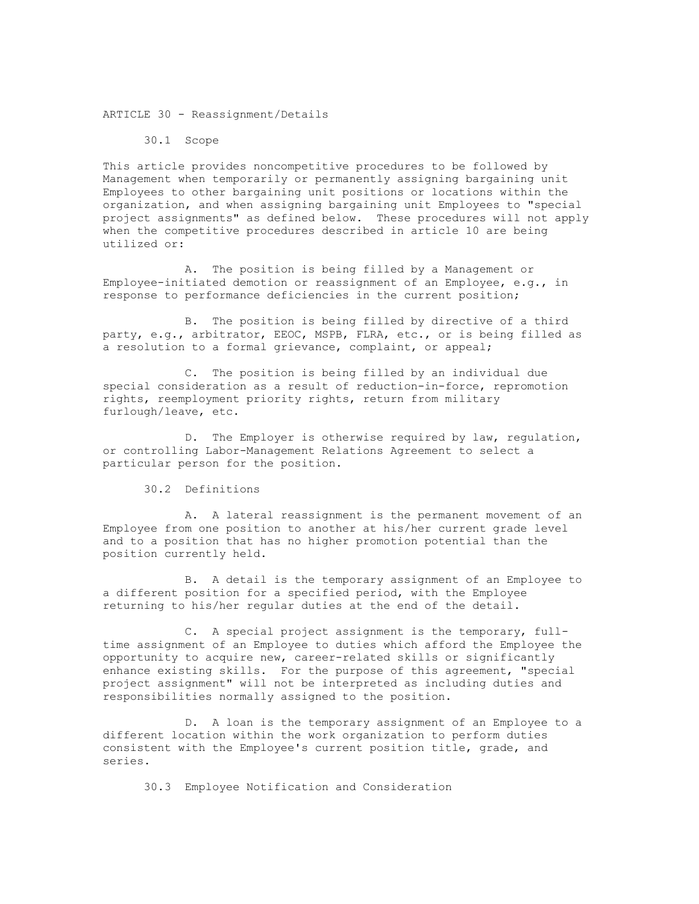# ARTICLE 30 - Reassignment/Details

## 30.1 Scope

This article provides noncompetitive procedures to be followed by Management when temporarily or permanently assigning bargaining unit Employees to other bargaining unit positions or locations within the organization, and when assigning bargaining unit Employees to "special project assignments" as defined below. These procedures will not apply when the competitive procedures described in article 10 are being utilized or:

A. The position is being filled by a Management or Employee-initiated demotion or reassignment of an Employee, e.g., in response to performance deficiencies in the current position;

B. The position is being filled by directive of a third party, e.g., arbitrator, EEOC, MSPB, FLRA, etc., or is being filled as a resolution to a formal grievance, complaint, or appeal;

C. The position is being filled by an individual due special consideration as a result of reduction-in-force, repromotion rights, reemployment priority rights, return from military furlough/leave, etc.

D. The Employer is otherwise required by law, regulation, or controlling Labor-Management Relations Agreement to select a particular person for the position.

## 30.2 Definitions

A. A lateral reassignment is the permanent movement of an Employee from one position to another at his/her current grade level and to a position that has no higher promotion potential than the position currently held.

B. A detail is the temporary assignment of an Employee to a different position for a specified period, with the Employee returning to his/her regular duties at the end of the detail.

C. A special project assignment is the temporary, full-time assignment of an Employee to duties which afford the Employee the opportunity to acquire new, career-related skills or significantly enhance existing skills. For the purpose of this agreement, "special project assignment" will not be interpreted as including duties and responsibilities normally assigned to the position.

D. A loan is the temporary assignment of an Employee to a different location within the work organization to perform duties consistent with the Employee's current position title, grade, and series.

## 30.3 Employee Notification and Consideration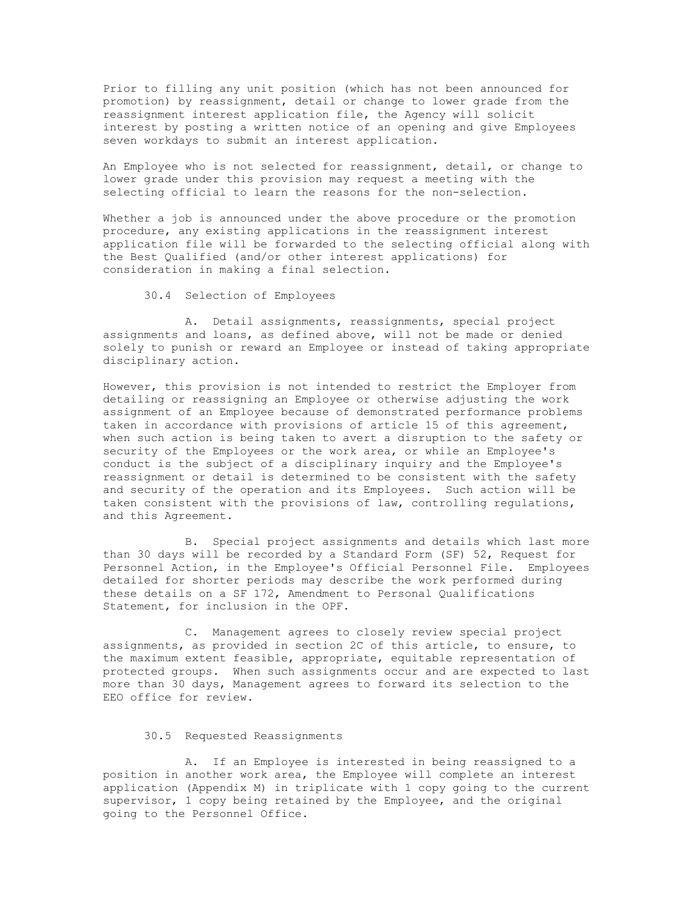Prior to filling any unit position (which has not been announced for promotion) by reassignment, detail or change to lower grade from the reassignment interest application file, the Agency will solicit interest by posting a written notice of an opening and give Employees seven workdays to submit an interest application.

An Employee who is not selected for reassignment, detail, or change to lower grade under this provision may request a meeting with the selecting official to learn the reasons for the non-selection.

Whether a job is announced under the above procedure or the promotion procedure, any existing applications in the reassignment interest application file will be forwarded to the selecting official along with the Best Qualified (and/or other interest applications) for consideration in making a final selection.

### 30.4 Selection of Employees

A. Detail assignments, reassignments, special project assignments and loans, as defined above, will not be made or denied solely to punish or reward an Employee or instead of taking appropriate disciplinary action.

However, this provision is not intended to restrict the Employer from detailing or reassigning an Employee or otherwise adjusting the work assignment of an Employee because of demonstrated performance problems taken in accordance with provisions of article 15 of this agreement, when such action is being taken to avert a disruption to the safety or security of the Employees or the work area, or while an Employee's conduct is the subject of a disciplinary inquiry and the Employee's reassignment or detail is determined to be consistent with the safety and security of the operation and its Employees. Such action will be taken consistent with the provisions of law, controlling regulations, and this Agreement.

B. Special project assignments and details which last more than 30 days will be recorded by a Standard Form (SF) 52, Request for Personnel Action, in the Employee's Official Personnel File. Employees detailed for shorter periods may describe the work performed during these details on a SF 172, Amendment to Personal Qualifications Statement, for inclusion in the OPF.

C. Management agrees to closely review special project assignments, as provided in section 2C of this article, to ensure, to the maximum extent feasible, appropriate, equitable representation of protected groups. When such assignments occur and are expected to last more than 30 days, Management agrees to forward its selection to the EEO office for review.

### 30.5 Requested Reassignments

A. If an Employee is interested in being reassigned to a position in another work area, the Employee will complete an interest application (Appendix M) in triplicate with 1 copy going to the current supervisor, 1 copy being retained by the Employee, and the original going to the Personnel Office.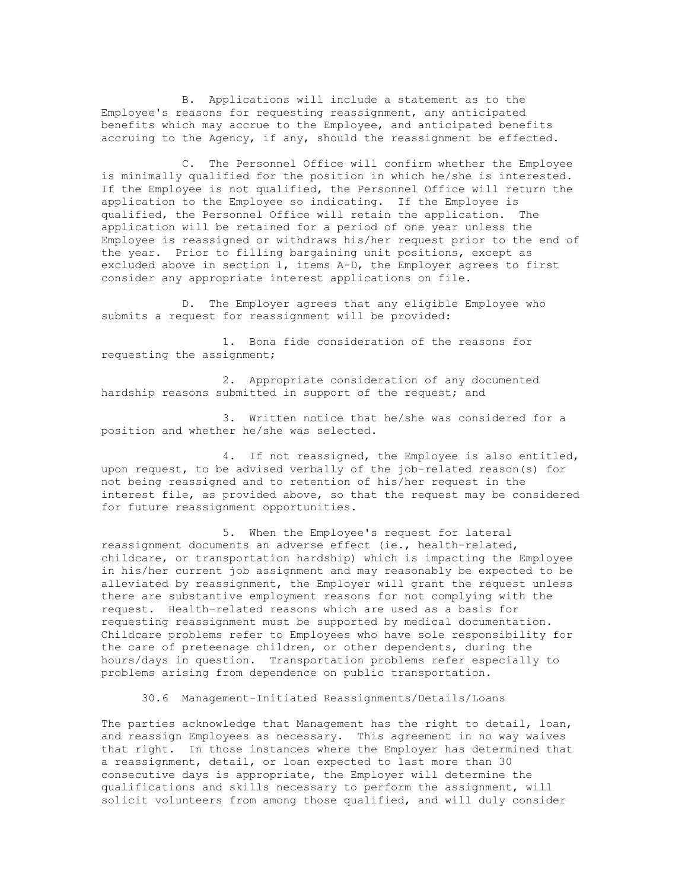B. Applications will include a statement as to the Employee's reasons for requesting reassignment, any anticipated benefits which may accrue to the Employee, and anticipated benefits accruing to the Agency, if any, should the reassignment be effected.

C. The Personnel Office will confirm whether the Employee is minimally qualified for the position in which he/she is interested. If the Employee is not qualified, the Personnel Office will return the application to the Employee so indicating. If the Employee is qualified, the Personnel Office will retain the application. The application will be retained for a period of one year unless the Employee is reassigned or withdraws his/her request prior to the end of the year. Prior to filling bargaining unit positions, except as excluded above in section 1, items A-D, the Employer agrees to first consider any appropriate interest applications on file.

D. The Employer agrees that any eligible Employee who submits a request for reassignment will be provided:

1. Bona fide consideration of the reasons for requesting the assignment;

2. Appropriate consideration of any documented hardship reasons submitted in support of the request; and

3. Written notice that he/she was considered for a position and whether he/she was selected.

4. If not reassigned, the Employee is also entitled, upon request, to be advised verbally of the job-related reason(s) for not being reassigned and to retention of his/her request in the interest file, as provided above, so that the request may be considered for future reassignment opportunities.

5. When the Employee's request for lateral reassignment documents an adverse effect (ie., health-related, childcare, or transportation hardship) which is impacting the Employee in his/her current job assignment and may reasonably be expected to be alleviated by reassignment, the Employer will grant the request unless there are substantive employment reasons for not complying with the request. Health-related reasons which are used as a basis for requesting reassignment must be supported by medical documentation. Childcare problems refer to Employees who have sole responsibility for the care of preteenage children, or other dependents, during the hours/days in question. Transportation problems refer especially to problems arising from dependence on public transportation.

30.6 Management-Initiated Reassignments/Details/Loans

The parties acknowledge that Management has the right to detail, loan, and reassign Employees as necessary. This agreement in no way waives that right. In those instances where the Employer has determined that a reassignment, detail, or loan expected to last more than 30 consecutive days is appropriate, the Employer will determine the qualifications and skills necessary to perform the assignment, will solicit volunteers from among those qualified, and will duly consider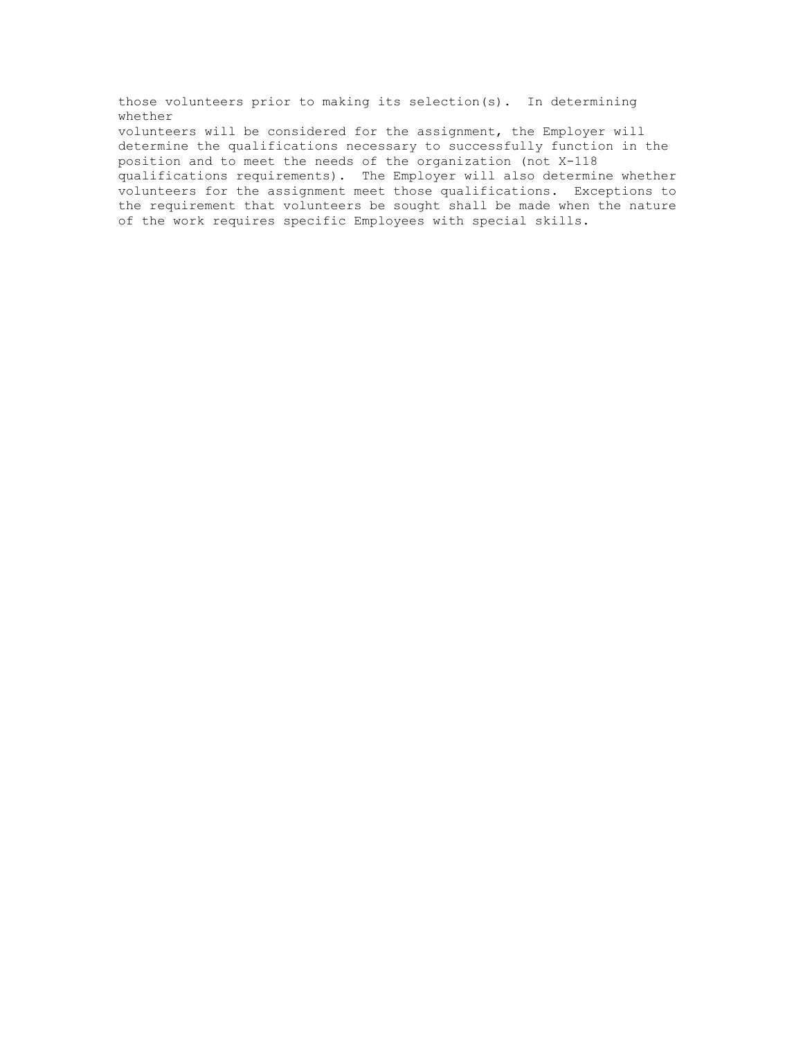those volunteers prior to making its selection(s). In determining whether volunteers will be considered for the assignment, the Employer will determine the qualifications necessary to successfully function in the position and to meet the needs of the organization (not X-118 qualifications requirements). The Employer will also determine whether volunteers for the assignment meet those qualifications. Exceptions to the requirement that volunteers be sought shall be made when the nature of the work requires specific Employees with special skills.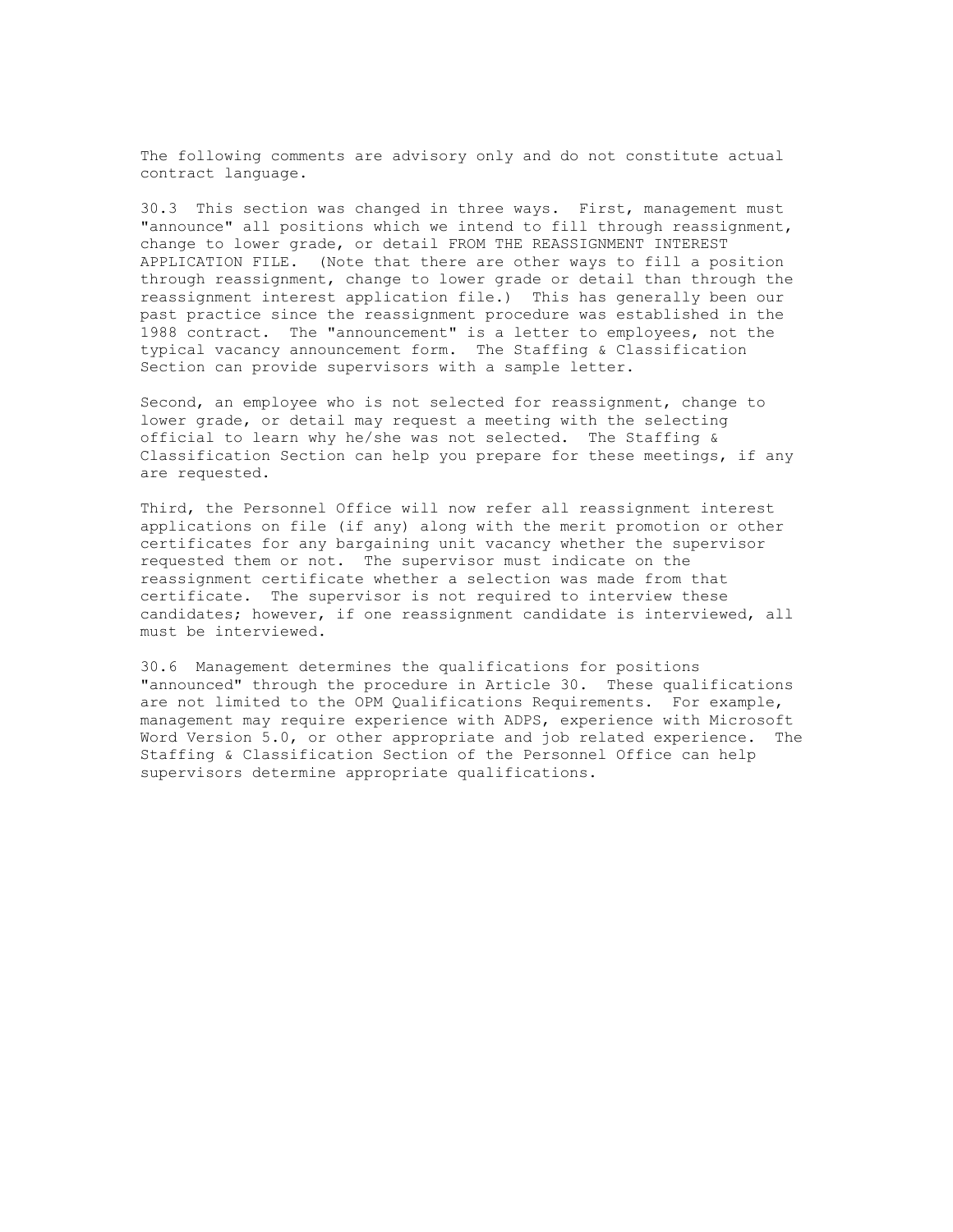The following comments are advisory only and do not constitute actual contract language.

30.3 This section was changed in three ways. First, management must "announce" all positions which we intend to fill through reassignment, change to lower grade, or detail FROM THE REASSIGNMENT INTEREST APPLICATION FILE. (Note that there are other ways to fill a position through reassignment, change to lower grade or detail than through the reassignment interest application file.) This has generally been our past practice since the reassignment procedure was established in the 1988 contract. The "announcement" is a letter to employees, not the typical vacancy announcement form. The Staffing & Classification Section can provide supervisors with a sample letter.

Second, an employee who is not selected for reassignment, change to lower grade, or detail may request a meeting with the selecting official to learn why he/she was not selected. The Staffing & Classification Section can help you prepare for these meetings, if any are requested.

Third, the Personnel Office will now refer all reassignment interest applications on file (if any) along with the merit promotion or other certificates for any bargaining unit vacancy whether the supervisor requested them or not. The supervisor must indicate on the reassignment certificate whether a selection was made from that certificate. The supervisor is not required to interview these candidates; however, if one reassignment candidate is interviewed, all must be interviewed.

30.6 Management determines the qualifications for positions "announced" through the procedure in Article 30. These qualifications are not limited to the OPM Qualifications Requirements. For example, management may require experience with ADPS, experience with Microsoft Word Version 5.0, or other appropriate and job related experience. The Staffing & Classification Section of the Personnel Office can help supervisors determine appropriate qualifications.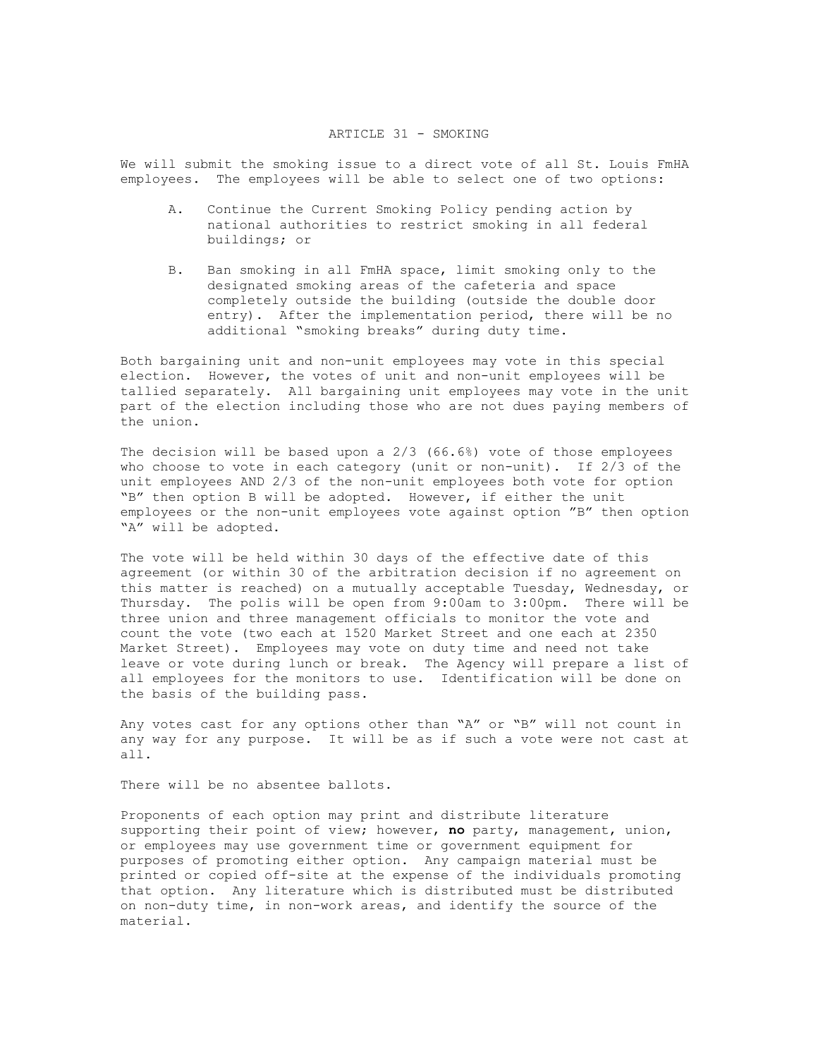# ARTICLE 31 - SMOKING

We will submit the smoking issue to a direct vote of all St. Louis FmHA employees. The employees will be able to select one of two options:

A. Continue the Current Smoking Policy pending action by national authorities to restrict smoking in all federal buildings; or

B. Ban smoking in all FmHA space, limit smoking only to the designated smoking areas of the cafeteria and space completely outside the building (outside the double door entry). After the implementation period, there will be no additional "smoking breaks" during duty time.

Both bargaining unit and non-unit employees may vote in this special election. However, the votes of unit and non-unit employees will be tallied separately. All bargaining unit employees may vote in the unit part of the election including those who are not dues paying members of the union.

The decision will be based upon a 2/3 (66.6%) vote of those employees who choose to vote in each category (unit or non-unit). If 2/3 of the unit employees AND 2/3 of the non-unit employees both vote for option "B" then option B will be adopted. However, if either the unit employees or the non-unit employees vote against option "B" then option "A" will be adopted.

The vote will be held within 30 days of the effective date of this agreement (or within 30 of the arbitration decision if no agreement on this matter is reached) on a mutually acceptable Tuesday, Wednesday, or Thursday. The polis will be open from 9:00am to 3:00pm. There will be three union and three management officials to monitor the vote and count the vote (two each at 1520 Market Street and one each at 2350 Market Street). Employees may vote on duty time and need not take leave or vote during lunch or break. The Agency will prepare a list of all employees for the monitors to use. Identification will be done on the basis of the building pass.

Any votes cast for any options other than "A" or "B" will not count in any way for any purpose. It will be as if such a vote were not cast at all.

There will be no absentee ballots.

Proponents of each option may print and distribute literature supporting their point of view; however, **no** party, management, union, or employees may use government time or government equipment for purposes of promoting either option. Any campaign material must be printed or copied off-site at the expense of the individuals promoting that option. Any literature which is distributed must be distributed on non-duty time, in non-work areas, and identify the source of the material.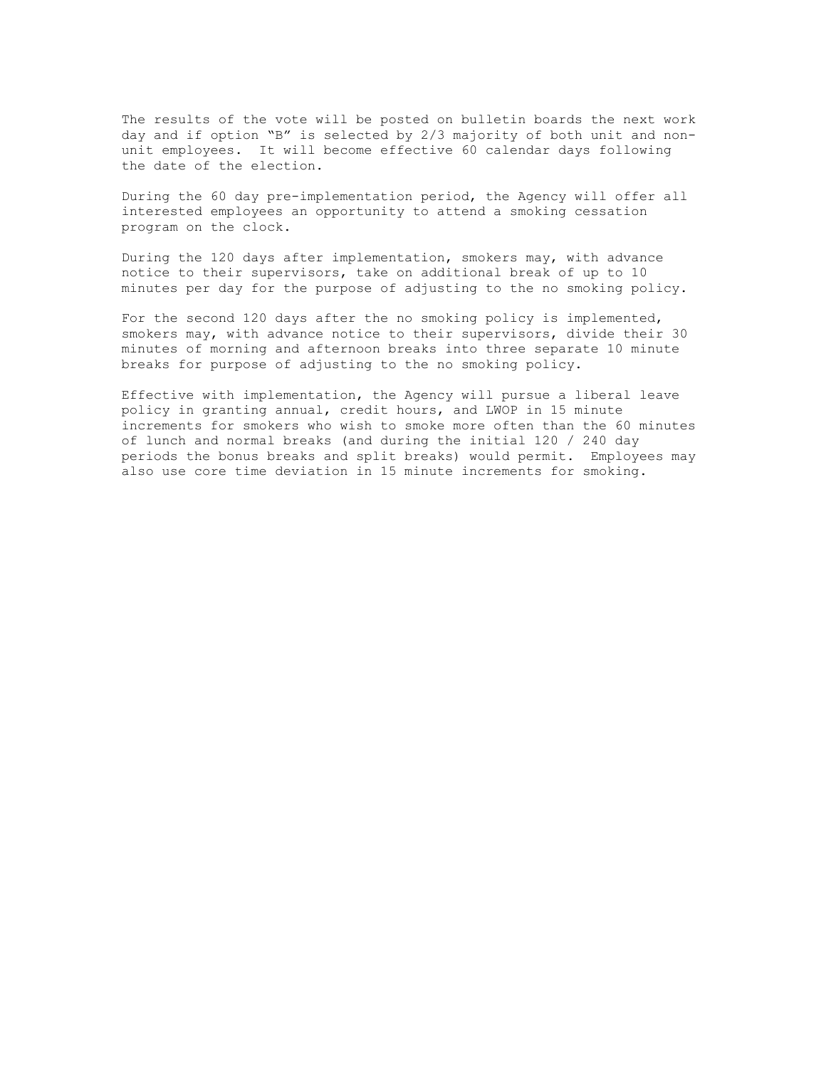The results of the vote will be posted on bulletin boards the next work day and if option "B" is selected by 2/3 majority of both unit and non-unit employees. It will become effective 60 calendar days following the date of the election.

During the 60 day pre-implementation period, the Agency will offer all interested employees an opportunity to attend a smoking cessation program on the clock.

During the 120 days after implementation, smokers may, with advance notice to their supervisors, take on additional break of up to 10 minutes per day for the purpose of adjusting to the no smoking policy.

For the second 120 days after the no smoking policy is implemented, smokers may, with advance notice to their supervisors, divide their 30 minutes of morning and afternoon breaks into three separate 10 minute breaks for purpose of adjusting to the no smoking policy.

Effective with implementation, the Agency will pursue a liberal leave policy in granting annual, credit hours, and LWOP in 15 minute increments for smokers who wish to smoke more often than the 60 minutes of lunch and normal breaks (and during the initial 120 / 240 day periods the bonus breaks and split breaks) would permit. Employees may also use core time deviation in 15 minute increments for smoking.